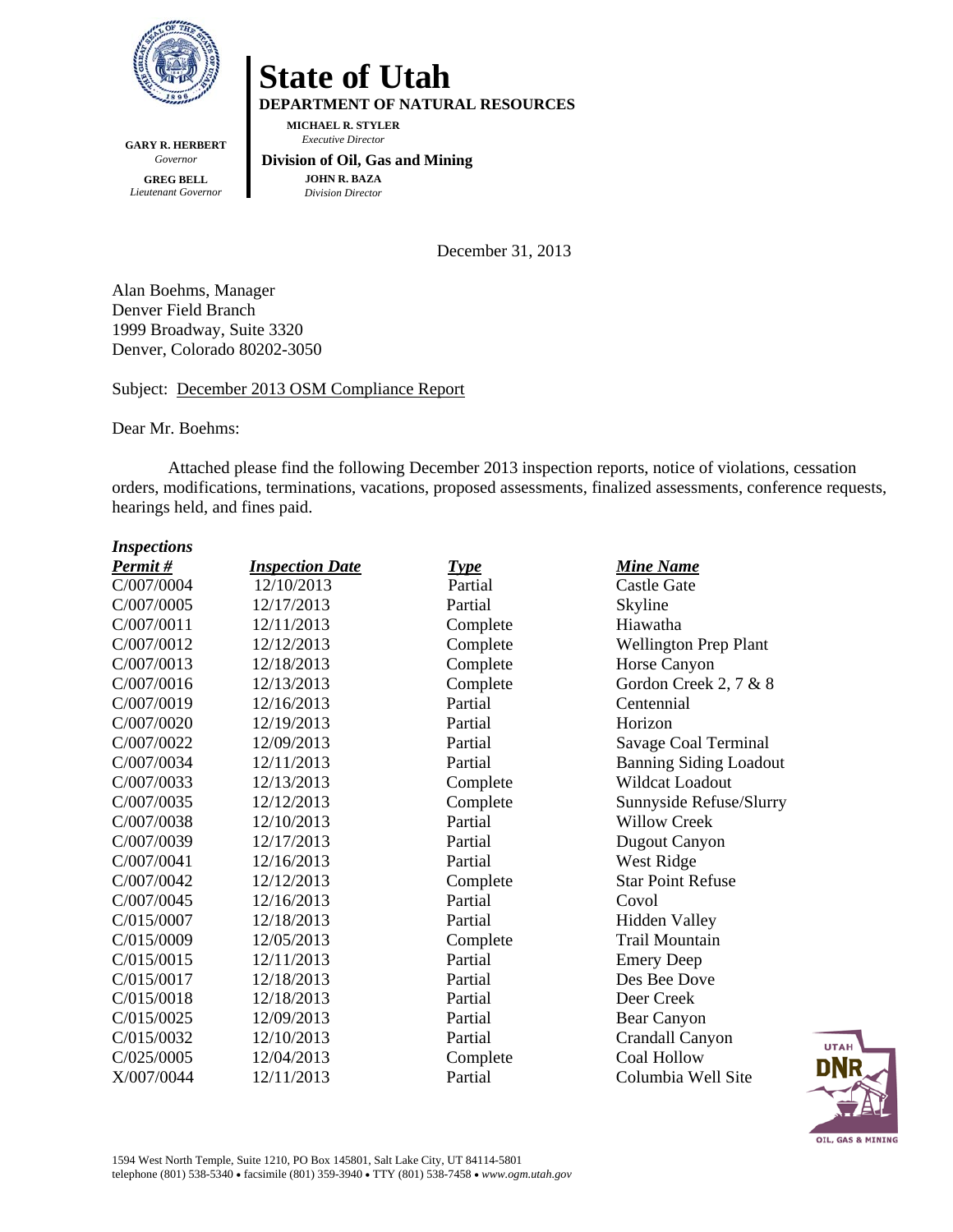# State of Utah

**DEPARTMENT OF NATURAL RESOURCES**

**MICHAEL R. STYLER**
*Executive Director*

**Division of Oil, Gas and Mining**

**JOHN R. BAZA**
*Division Director*

**GARY R. HERBERT**
*Governor*

**GREG BELL**
*Lieutenant Governor*

December 31, 2013

Alan Boehms, Manager
Denver Field Branch
1999 Broadway, Suite 3320
Denver, Colorado 80202-3050

Subject: December 2013 OSM Compliance Report

Dear Mr. Boehms:

Attached please find the following December 2013 inspection reports, notice of violations, cessation orders, modifications, terminations, vacations, proposed assessments, finalized assessments, conference requests, hearings held, and fines paid.

***Inspections***

| Permit # | Inspection Date | Type | Mine Name |
|---|---|---|---|
| C/007/0004 | 12/10/2013 | Partial | Castle Gate |
| C/007/0005 | 12/17/2013 | Partial | Skyline |
| C/007/0011 | 12/11/2013 | Complete | Hiawatha |
| C/007/0012 | 12/12/2013 | Complete | Wellington Prep Plant |
| C/007/0013 | 12/18/2013 | Complete | Horse Canyon |
| C/007/0016 | 12/13/2013 | Complete | Gordon Creek 2, 7 & 8 |
| C/007/0019 | 12/16/2013 | Partial | Centennial |
| C/007/0020 | 12/19/2013 | Partial | Horizon |
| C/007/0022 | 12/09/2013 | Partial | Savage Coal Terminal |
| C/007/0034 | 12/11/2013 | Partial | Banning Siding Loadout |
| C/007/0033 | 12/13/2013 | Complete | Wildcat Loadout |
| C/007/0035 | 12/12/2013 | Complete | Sunnyside Refuse/Slurry |
| C/007/0038 | 12/10/2013 | Partial | Willow Creek |
| C/007/0039 | 12/17/2013 | Partial | Dugout Canyon |
| C/007/0041 | 12/16/2013 | Partial | West Ridge |
| C/007/0042 | 12/12/2013 | Complete | Star Point Refuse |
| C/007/0045 | 12/16/2013 | Partial | Covol |
| C/015/0007 | 12/18/2013 | Partial | Hidden Valley |
| C/015/0009 | 12/05/2013 | Complete | Trail Mountain |
| C/015/0015 | 12/11/2013 | Partial | Emery Deep |
| C/015/0017 | 12/18/2013 | Partial | Des Bee Dove |
| C/015/0018 | 12/18/2013 | Partial | Deer Creek |
| C/015/0025 | 12/09/2013 | Partial | Bear Canyon |
| C/015/0032 | 12/10/2013 | Partial | Crandall Canyon |
| C/025/0005 | 12/04/2013 | Complete | Coal Hollow |
| X/007/0044 | 12/11/2013 | Partial | Columbia Well Site |

1594 West North Temple, Suite 1210, PO Box 145801, Salt Lake City, UT 84114-5801
telephone (801) 538-5340 • facsimile (801) 359-3940 • TTY (801) 538-7458 • *www.ogm.utah.gov*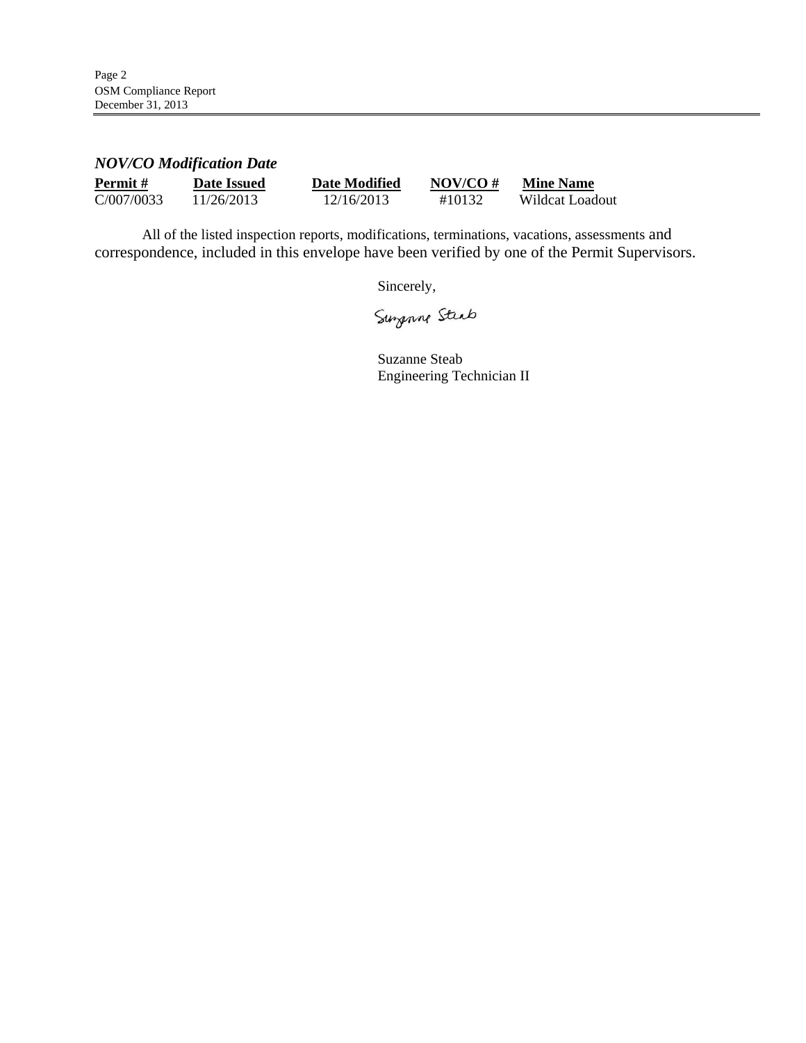***NOV/CO Modification Date***

| Permit # | Date Issued | Date Modified | NOV/CO # | Mine Name |
|---|---|---|---|---|
| C/007/0033 | 11/26/2013 | 12/16/2013 | #10132 | Wildcat Loadout |

All of the listed inspection reports, modifications, terminations, vacations, assessments and correspondence, included in this envelope have been verified by one of the Permit Supervisors.

Sincerely,

Suzanne Steab

Suzanne Steab
Engineering Technician II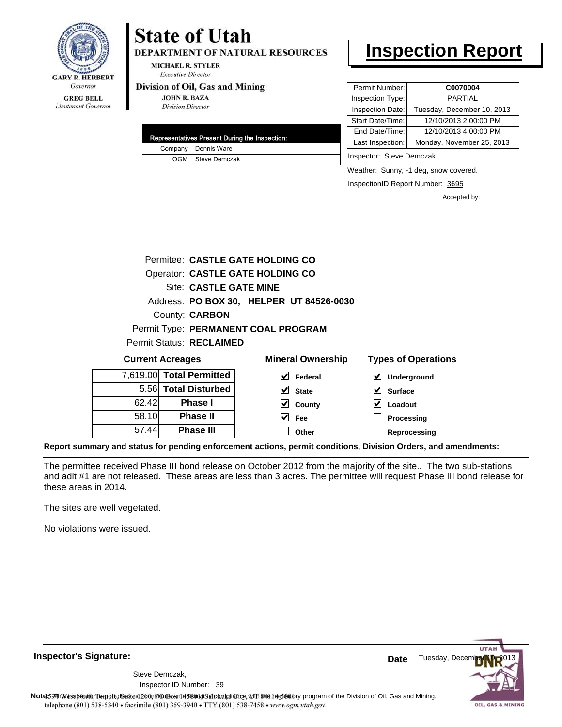**State of Utah**

**DEPARTMENT OF NATURAL RESOURCES**

MICHAEL R. STYLER
*Executive Director*

**Division of Oil, Gas and Mining**

JOHN R. BAZA
*Division Director*

GARY R. HERBERT
*Governor*

GREG BELL
*Lieutenant Governor*

# Inspection Report

| | |
|---|---|
| Permit Number: | **C0070004** |
| Inspection Type: | PARTIAL |
| Inspection Date: | Tuesday, December 10, 2013 |
| Start Date/Time: | 12/10/2013 2:00:00 PM |
| End Date/Time: | 12/10/2013 4:00:00 PM |
| Last Inspection: | Monday, November 25, 2013 |

| Representatives Present During the Inspection: | |
|---|---|
| Company | Dennis Ware |
| OGM | Steve Demczak |

Inspector: Steve Demczak,

Weather: Sunny, -1 deg, snow covered.

InspectionID Report Number: 3695

Accepted by:

Permitee: **CASTLE GATE HOLDING CO**
Operator: **CASTLE GATE HOLDING CO**
Site: **CASTLE GATE MINE**
Address: **PO BOX 30, HELPER UT 84526-0030**
County: **CARBON**
Permit Type: **PERMANENT COAL PROGRAM**
Permit Status: **RECLAIMED**

**Current Acreages**

| | |
|---|---|
| 7,619.00 | **Total Permitted** |
| 5.56 | **Total Disturbed** |
| 62.42 | **Phase I** |
| 58.10 | **Phase II** |
| 57.44 | **Phase III** |

**Mineral Ownership**

- [x] **Federal**
- [x] **State**
- [x] **County**
- [x] **Fee**
- [ ] **Other**

**Types of Operations**

- [x] **Underground**
- [x] **Surface**
- [x] **Loadout**
- [ ] **Processing**
- [ ] **Reprocessing**

**Report summary and status for pending enforcement actions, permit conditions, Division Orders, and amendments:**

The permittee received Phase III bond release on October 2012 from the majority of the site.. The two sub-stations and adit #1 are not released. These areas are less than 3 acres. The permittee will request Phase III bond release for these areas in 2014.

The sites are well vegetated.

No violations were issued.

**Inspector's Signature:**

Steve Demczak,
Inspector ID Number: 39

**Date** Tuesday, December 10, 2013

**Note:** This inspection report does not constitute an affidavit of compliance with the regulatory program of the Division of Oil, Gas and Mining.

telephone (801) 538-5340 • facsimile (801) 359-3940 • TTY (801) 538-7458 • www.ogm.utah.gov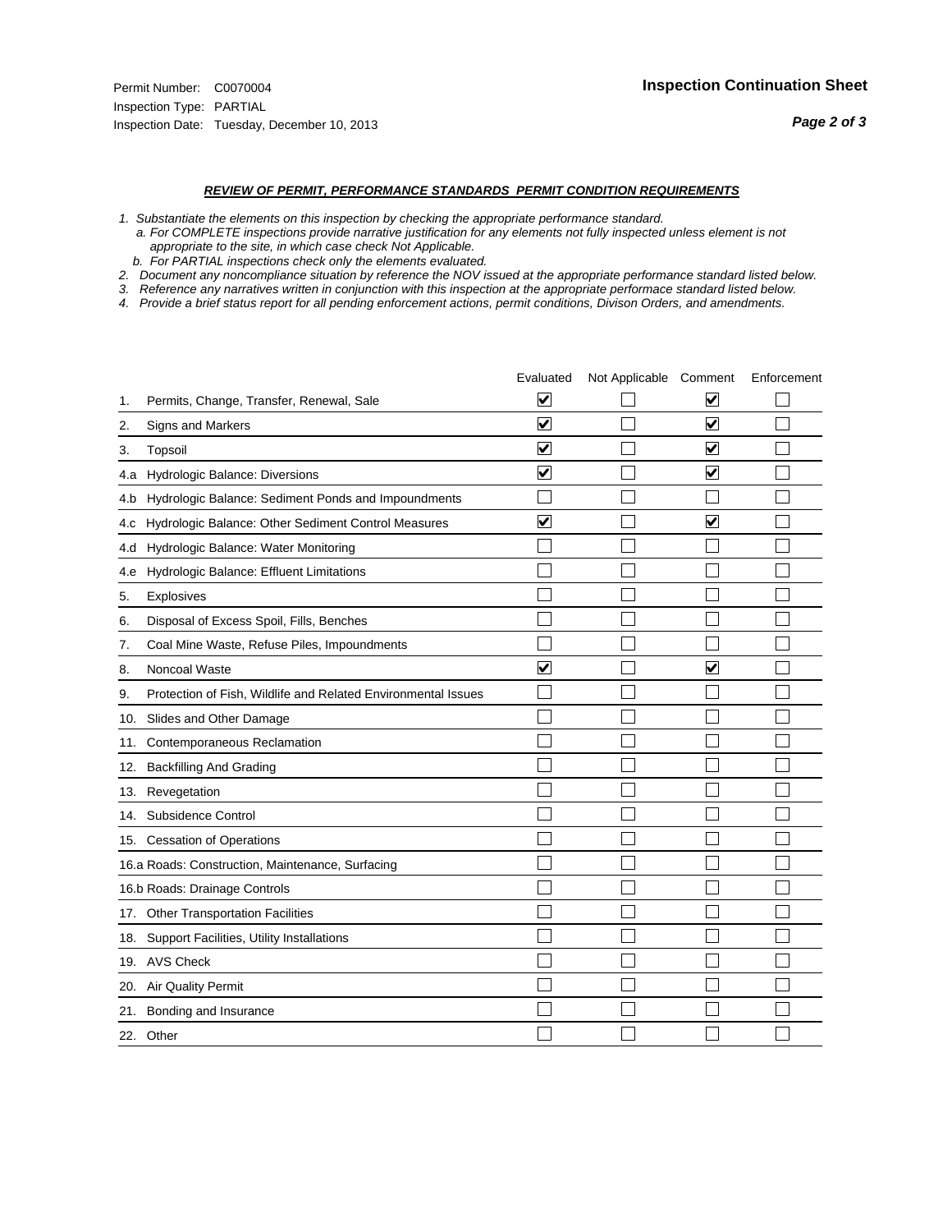Permit Number: C0070004
Inspection Type: PARTIAL
Inspection Date: Tuesday, December 10, 2013

**Inspection Continuation Sheet**

***REVIEW OF PERMIT, PERFORMANCE STANDARDS PERMIT CONDITION REQUIREMENTS***

*1. Substantiate the elements on this inspection by checking the appropriate performance standard.*
*a. For COMPLETE inspections provide narrative justification for any elements not fully inspected unless element is not appropriate to the site, in which case check Not Applicable.*
*b. For PARTIAL inspections check only the elements evaluated.*
*2. Document any noncompliance situation by reference the NOV issued at the appropriate performance standard listed below.*
*3. Reference any narratives written in conjunction with this inspection at the appropriate performace standard listed below.*
*4. Provide a brief status report for all pending enforcement actions, permit conditions, Divison Orders, and amendments.*

| | | Evaluated | Not Applicable | Comment | Enforcement |
|---|---|---|---|---|---|
| 1. | Permits, Change, Transfer, Renewal, Sale | ☑ | ☐ | ☑ | ☐ |
| 2. | Signs and Markers | ☑ | ☐ | ☑ | ☐ |
| 3. | Topsoil | ☑ | ☐ | ☑ | ☐ |
| 4.a | Hydrologic Balance: Diversions | ☑ | ☐ | ☑ | ☐ |
| 4.b | Hydrologic Balance: Sediment Ponds and Impoundments | ☐ | ☐ | ☐ | ☐ |
| 4.c | Hydrologic Balance: Other Sediment Control Measures | ☑ | ☐ | ☑ | ☐ |
| 4.d | Hydrologic Balance: Water Monitoring | ☐ | ☐ | ☐ | ☐ |
| 4.e | Hydrologic Balance: Effluent Limitations | ☐ | ☐ | ☐ | ☐ |
| 5. | Explosives | ☐ | ☐ | ☐ | ☐ |
| 6. | Disposal of Excess Spoil, Fills, Benches | ☐ | ☐ | ☐ | ☐ |
| 7. | Coal Mine Waste, Refuse Piles, Impoundments | ☐ | ☐ | ☐ | ☐ |
| 8. | Noncoal Waste | ☑ | ☐ | ☑ | ☐ |
| 9. | Protection of Fish, Wildlife and Related Environmental Issues | ☐ | ☐ | ☐ | ☐ |
| 10. | Slides and Other Damage | ☐ | ☐ | ☐ | ☐ |
| 11. | Contemporaneous Reclamation | ☐ | ☐ | ☐ | ☐ |
| 12. | Backfilling And Grading | ☐ | ☐ | ☐ | ☐ |
| 13. | Revegetation | ☐ | ☐ | ☐ | ☐ |
| 14. | Subsidence Control | ☐ | ☐ | ☐ | ☐ |
| 15. | Cessation of Operations | ☐ | ☐ | ☐ | ☐ |
| 16.a | Roads: Construction, Maintenance, Surfacing | ☐ | ☐ | ☐ | ☐ |
| 16.b | Roads: Drainage Controls | ☐ | ☐ | ☐ | ☐ |
| 17. | Other Transportation Facilities | ☐ | ☐ | ☐ | ☐ |
| 18. | Support Facilities, Utility Installations | ☐ | ☐ | ☐ | ☐ |
| 19. | AVS Check | ☐ | ☐ | ☐ | ☐ |
| 20. | Air Quality Permit | ☐ | ☐ | ☐ | ☐ |
| 21. | Bonding and Insurance | ☐ | ☐ | ☐ | ☐ |
| 22. | Other | ☐ | ☐ | ☐ | ☐ |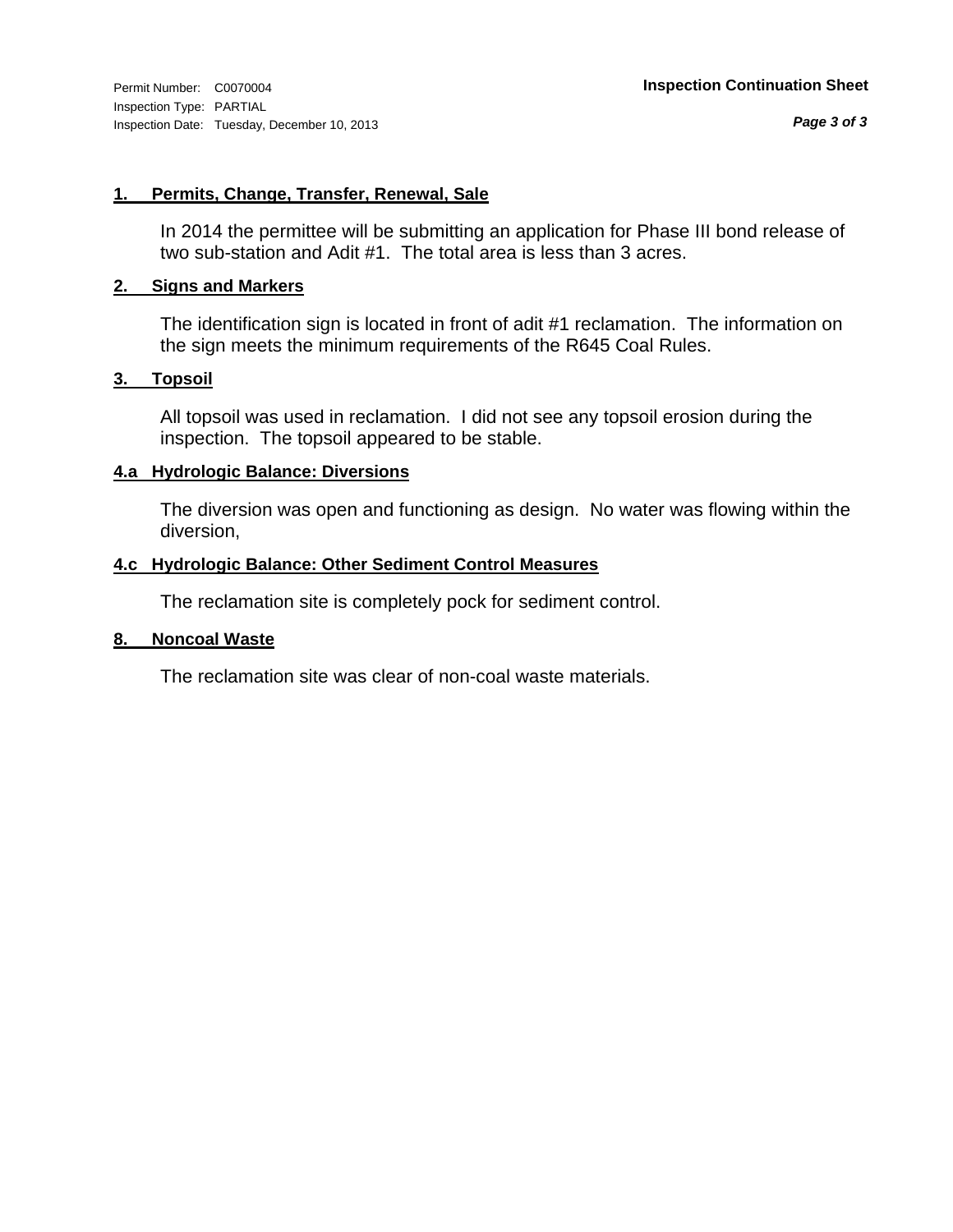**1. Permits, Change, Transfer, Renewal, Sale**

In 2014 the permittee will be submitting an application for Phase III bond release of two sub-station and Adit #1. The total area is less than 3 acres.

**2. Signs and Markers**

The identification sign is located in front of adit #1 reclamation. The information on the sign meets the minimum requirements of the R645 Coal Rules.

**3. Topsoil**

All topsoil was used in reclamation. I did not see any topsoil erosion during the inspection. The topsoil appeared to be stable.

**4.a Hydrologic Balance: Diversions**

The diversion was open and functioning as design. No water was flowing within the diversion,

**4.c Hydrologic Balance: Other Sediment Control Measures**

The reclamation site is completely pock for sediment control.

**8. Noncoal Waste**

The reclamation site was clear of non-coal waste materials.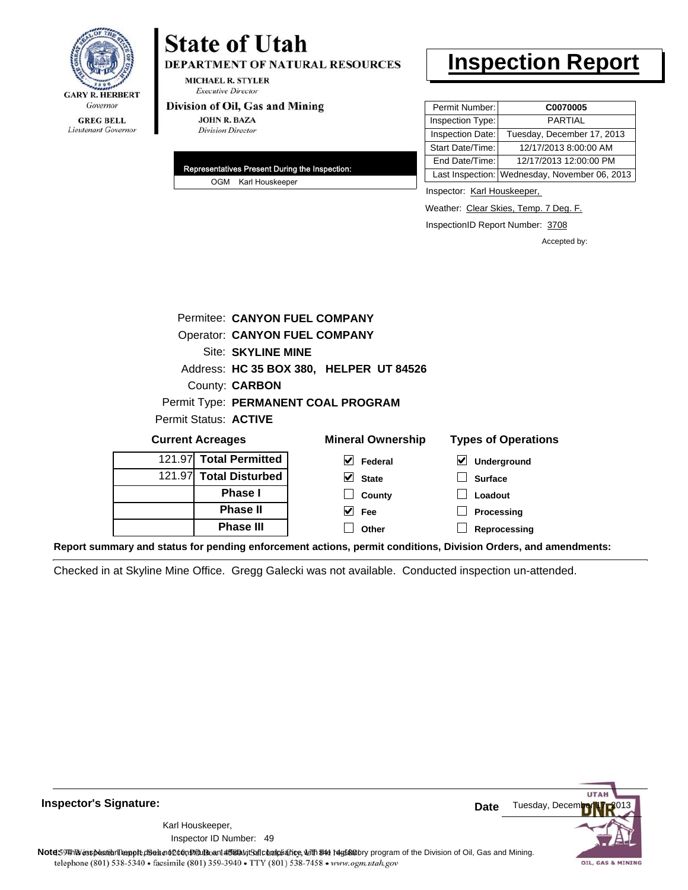GARY R. HERBERT
*Governor*

GREG BELL
*Lieutenant Governor*

# State of Utah

**DEPARTMENT OF NATURAL RESOURCES**

MICHAEL R. STYLER
*Executive Director*

**Division of Oil, Gas and Mining**

JOHN R. BAZA
*Division Director*

# Inspection Report

| | |
|---|---|
| Permit Number: | **C0070005** |
| Inspection Type: | PARTIAL |
| Inspection Date: | Tuesday, December 17, 2013 |
| Start Date/Time: | 12/17/2013 8:00:00 AM |
| End Date/Time: | 12/17/2013 12:00:00 PM |
| Last Inspection: | Wednesday, November 06, 2013 |

| Representatives Present During the Inspection: | |
|---|---|
| OGM | Karl Houskeeper |

Inspector: Karl Houskeeper,

Weather: Clear Skies, Temp. 7 Deg. F.

InspectionID Report Number: 3708

Accepted by:

Permitee: **CANYON FUEL COMPANY**
Operator: **CANYON FUEL COMPANY**
Site: **SKYLINE MINE**
Address: **HC 35 BOX 380, HELPER UT 84526**
County: **CARBON**
Permit Type: **PERMANENT COAL PROGRAM**
Permit Status: **ACTIVE**

**Current Acreages**

| | |
|---|---|
| 121.97 | **Total Permitted** |
| 121.97 | **Total Disturbed** |
| | **Phase I** |
| | **Phase II** |
| | **Phase III** |

**Mineral Ownership**

- [x] Federal
- [x] State
- [ ] County
- [x] Fee
- [ ] Other

**Types of Operations**

- [x] Underground
- [ ] Surface
- [ ] Loadout
- [ ] Processing
- [ ] Reprocessing

**Report summary and status for pending enforcement actions, permit conditions, Division Orders, and amendments:**

Checked in at Skyline Mine Office. Gregg Galecki was not available. Conducted inspection un-attended.

**Inspector's Signature:**

Karl Houskeeper,
Inspector ID Number: 49

**Date** Tuesday, December 17, 2013

**Note:** This inspection report does not constitute an affidavit of compliance with the regulatory program of the Division of Oil, Gas and Mining.

telephone (801) 538-5340 • facsimile (801) 359-3940 • TTY (801) 538-7458 • www.ogm.utah.gov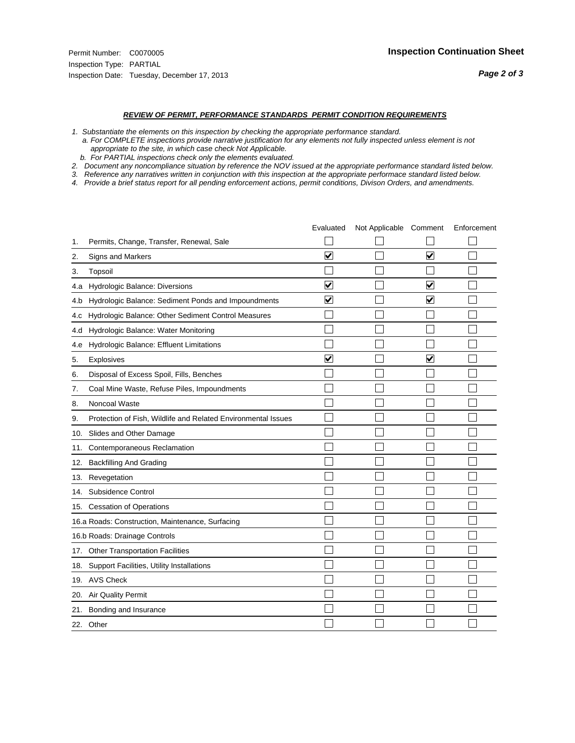Permit Number: C0070005
Inspection Type: PARTIAL
Inspection Date: Tuesday, December 17, 2013

## Inspection Continuation Sheet

### *REVIEW OF PERMIT, PERFORMANCE STANDARDS PERMIT CONDITION REQUIREMENTS*

1. *Substantiate the elements on this inspection by checking the appropriate performance standard.*
   a. *For COMPLETE inspections provide narrative justification for any elements not fully inspected unless element is not appropriate to the site, in which case check Not Applicable.*
   b. *For PARTIAL inspections check only the elements evaluated.*
2. *Document any noncompliance situation by reference the NOV issued at the appropriate performance standard listed below.*
3. *Reference any narratives written in conjunction with this inspection at the appropriate performace standard listed below.*
4. *Provide a brief status report for all pending enforcement actions, permit conditions, Divison Orders, and amendments.*

| | | Evaluated | Not Applicable | Comment | Enforcement |
|---|---|---|---|---|---|
| 1. | Permits, Change, Transfer, Renewal, Sale | ☐ | ☐ | ☐ | ☐ |
| 2. | Signs and Markers | ☑ | ☐ | ☑ | ☐ |
| 3. | Topsoil | ☐ | ☐ | ☐ | ☐ |
| 4.a | Hydrologic Balance: Diversions | ☑ | ☐ | ☑ | ☐ |
| 4.b | Hydrologic Balance: Sediment Ponds and Impoundments | ☑ | ☐ | ☑ | ☐ |
| 4.c | Hydrologic Balance: Other Sediment Control Measures | ☐ | ☐ | ☐ | ☐ |
| 4.d | Hydrologic Balance: Water Monitoring | ☐ | ☐ | ☐ | ☐ |
| 4.e | Hydrologic Balance: Effluent Limitations | ☐ | ☐ | ☐ | ☐ |
| 5. | Explosives | ☑ | ☐ | ☑ | ☐ |
| 6. | Disposal of Excess Spoil, Fills, Benches | ☐ | ☐ | ☐ | ☐ |
| 7. | Coal Mine Waste, Refuse Piles, Impoundments | ☐ | ☐ | ☐ | ☐ |
| 8. | Noncoal Waste | ☐ | ☐ | ☐ | ☐ |
| 9. | Protection of Fish, Wildlife and Related Environmental Issues | ☐ | ☐ | ☐ | ☐ |
| 10. | Slides and Other Damage | ☐ | ☐ | ☐ | ☐ |
| 11. | Contemporaneous Reclamation | ☐ | ☐ | ☐ | ☐ |
| 12. | Backfilling And Grading | ☐ | ☐ | ☐ | ☐ |
| 13. | Revegetation | ☐ | ☐ | ☐ | ☐ |
| 14. | Subsidence Control | ☐ | ☐ | ☐ | ☐ |
| 15. | Cessation of Operations | ☐ | ☐ | ☐ | ☐ |
| 16.a | Roads: Construction, Maintenance, Surfacing | ☐ | ☐ | ☐ | ☐ |
| 16.b | Roads: Drainage Controls | ☐ | ☐ | ☐ | ☐ |
| 17. | Other Transportation Facilities | ☐ | ☐ | ☐ | ☐ |
| 18. | Support Facilities, Utility Installations | ☐ | ☐ | ☐ | ☐ |
| 19. | AVS Check | ☐ | ☐ | ☐ | ☐ |
| 20. | Air Quality Permit | ☐ | ☐ | ☐ | ☐ |
| 21. | Bonding and Insurance | ☐ | ☐ | ☐ | ☐ |
| 22. | Other | ☐ | ☐ | ☐ | ☐ |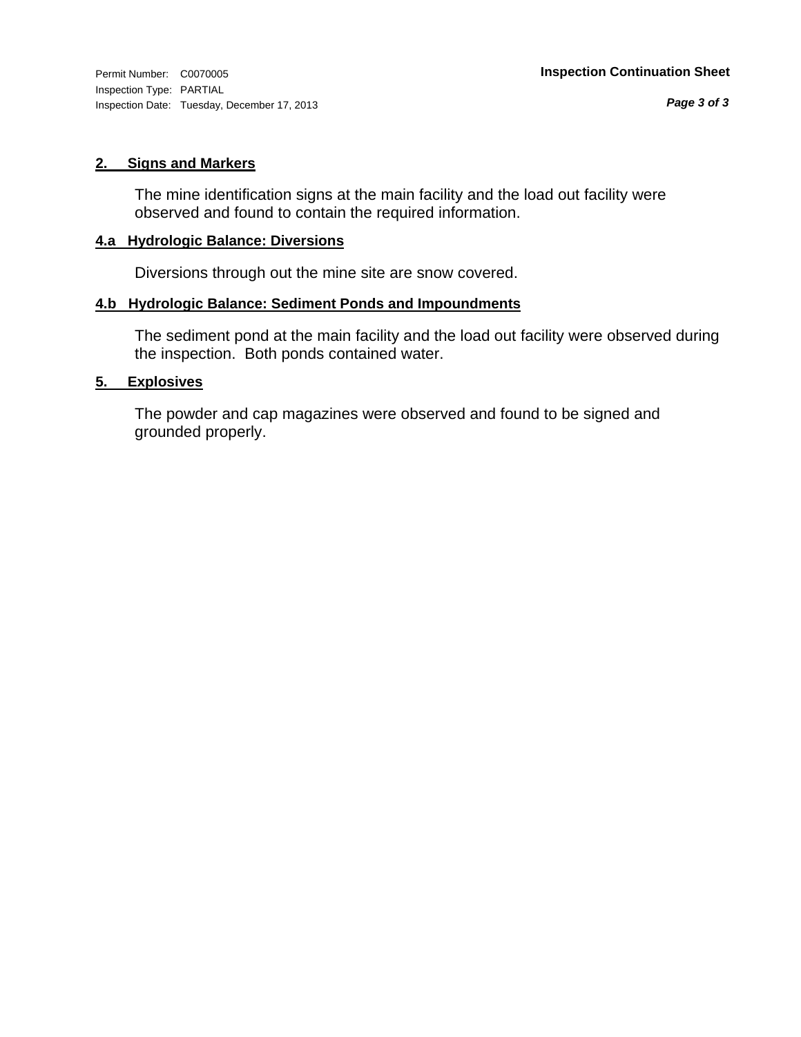## 2. Signs and Markers

The mine identification signs at the main facility and the load out facility were observed and found to contain the required information.

## 4.a Hydrologic Balance: Diversions

Diversions through out the mine site are snow covered.

## 4.b Hydrologic Balance: Sediment Ponds and Impoundments

The sediment pond at the main facility and the load out facility were observed during the inspection. Both ponds contained water.

## 5. Explosives

The powder and cap magazines were observed and found to be signed and grounded properly.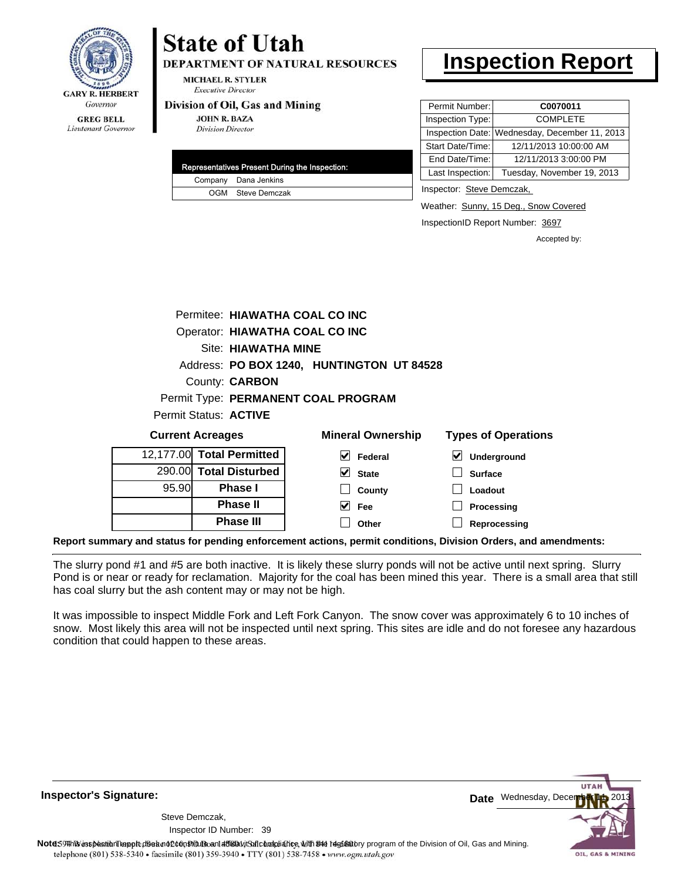**State of Utah**

**DEPARTMENT OF NATURAL RESOURCES**

MICHAEL R. STYLER
*Executive Director*

**Division of Oil, Gas and Mining**

JOHN R. BAZA
*Division Director*

GARY R. HERBERT
*Governor*

GREG BELL
*Lieutenant Governor*

# Inspection Report

| Permit Number: | **C0070011** |
|---|---|
| Inspection Type: | COMPLETE |
| Inspection Date: | Wednesday, December 11, 2013 |
| Start Date/Time: | 12/11/2013 10:00:00 AM |
| End Date/Time: | 12/11/2013 3:00:00 PM |
| Last Inspection: | Tuesday, November 19, 2013 |

| Representatives Present During the Inspection: | |
|---|---|
| Company | Dana Jenkins |
| OGM | Steve Demczak |

Inspector: Steve Demczak,

Weather: Sunny, 15 Deg., Snow Covered

InspectionID Report Number: 3697

Accepted by:

Permitee: **HIAWATHA COAL CO INC**
Operator: **HIAWATHA COAL CO INC**
Site: **HIAWATHA MINE**
Address: **PO BOX 1240, HUNTINGTON UT 84528**
County: **CARBON**
Permit Type: **PERMANENT COAL PROGRAM**
Permit Status: **ACTIVE**

**Current Acreages**

| | |
|---|---|
| 12,177.00 | **Total Permitted** |
| 290.00 | **Total Disturbed** |
| 95.90 | **Phase I** |
| | **Phase II** |
| | **Phase III** |

**Mineral Ownership**

- [x] Federal
- [x] State
- [ ] County
- [x] Fee
- [ ] Other

**Types of Operations**

- [x] Underground
- [ ] Surface
- [ ] Loadout
- [ ] Processing
- [ ] Reprocessing

**Report summary and status for pending enforcement actions, permit conditions, Division Orders, and amendments:**

The slurry pond #1 and #5 are both inactive. It is likely these slurry ponds will not be active until next spring. Slurry Pond is or near or ready for reclamation. Majority for the coal has been mined this year. There is a small area that still has coal slurry but the ash content may or may not be high.

It was impossible to inspect Middle Fork and Left Fork Canyon. The snow cover was approximately 6 to 10 inches of snow. Most likely this area will not be inspected until next spring. This sites are idle and do not foresee any hazardous condition that could happen to these areas.

**Inspector's Signature:**

Steve Demczak,
Inspector ID Number: 39

**Date** Wednesday, December 11, 2013

**Note:** This inspection report does not constitute an affidavit of compliance with the regulatory program of the Division of Oil, Gas and Mining.

telephone (801) 538-5340 • facsimile (801) 359-3940 • TTY (801) 538-7458 • www.ogm.utah.gov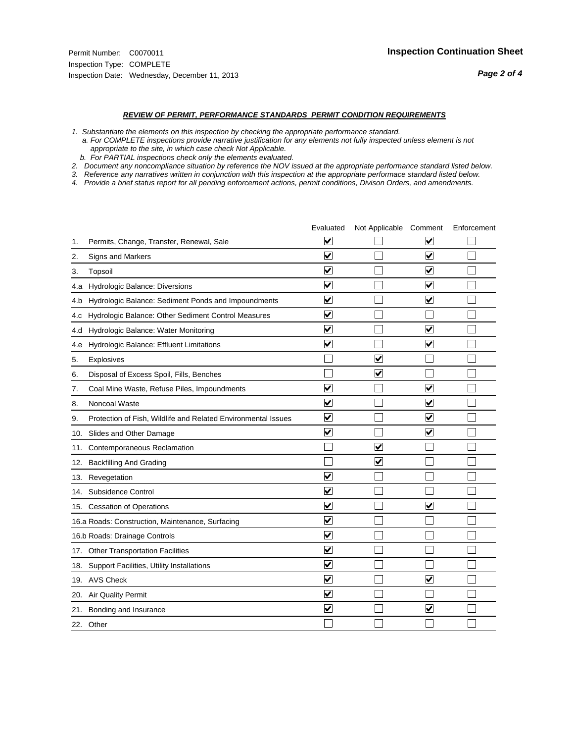Permit Number: C0070011
Inspection Type: COMPLETE
Inspection Date: Wednesday, December 11, 2013

**Inspection Continuation Sheet**

***REVIEW OF PERMIT, PERFORMANCE STANDARDS PERMIT CONDITION REQUIREMENTS***

*1. Substantiate the elements on this inspection by checking the appropriate performance standard.*
*a. For COMPLETE inspections provide narrative justification for any elements not fully inspected unless element is not appropriate to the site, in which case check Not Applicable.*
*b. For PARTIAL inspections check only the elements evaluated.*
*2. Document any noncompliance situation by reference the NOV issued at the appropriate performance standard listed below.*
*3. Reference any narratives written in conjunction with this inspection at the appropriate performace standard listed below.*
*4. Provide a brief status report for all pending enforcement actions, permit conditions, Divison Orders, and amendments.*

| | | Evaluated | Not Applicable | Comment | Enforcement |
|---|---|---|---|---|---|
| 1. | Permits, Change, Transfer, Renewal, Sale | ☑ | ☐ | ☑ | ☐ |
| 2. | Signs and Markers | ☑ | ☐ | ☑ | ☐ |
| 3. | Topsoil | ☑ | ☐ | ☑ | ☐ |
| 4.a | Hydrologic Balance: Diversions | ☑ | ☐ | ☑ | ☐ |
| 4.b | Hydrologic Balance: Sediment Ponds and Impoundments | ☑ | ☐ | ☑ | ☐ |
| 4.c | Hydrologic Balance: Other Sediment Control Measures | ☑ | ☐ | ☐ | ☐ |
| 4.d | Hydrologic Balance: Water Monitoring | ☑ | ☐ | ☑ | ☐ |
| 4.e | Hydrologic Balance: Effluent Limitations | ☑ | ☐ | ☑ | ☐ |
| 5. | Explosives | ☐ | ☑ | ☐ | ☐ |
| 6. | Disposal of Excess Spoil, Fills, Benches | ☐ | ☑ | ☐ | ☐ |
| 7. | Coal Mine Waste, Refuse Piles, Impoundments | ☑ | ☐ | ☑ | ☐ |
| 8. | Noncoal Waste | ☑ | ☐ | ☑ | ☐ |
| 9. | Protection of Fish, Wildlife and Related Environmental Issues | ☑ | ☐ | ☑ | ☐ |
| 10. | Slides and Other Damage | ☑ | ☐ | ☑ | ☐ |
| 11. | Contemporaneous Reclamation | ☐ | ☑ | ☐ | ☐ |
| 12. | Backfilling And Grading | ☐ | ☑ | ☐ | ☐ |
| 13. | Revegetation | ☑ | ☐ | ☐ | ☐ |
| 14. | Subsidence Control | ☑ | ☐ | ☐ | ☐ |
| 15. | Cessation of Operations | ☑ | ☐ | ☑ | ☐ |
| 16.a | Roads: Construction, Maintenance, Surfacing | ☑ | ☐ | ☐ | ☐ |
| 16.b | Roads: Drainage Controls | ☑ | ☐ | ☐ | ☐ |
| 17. | Other Transportation Facilities | ☑ | ☐ | ☐ | ☐ |
| 18. | Support Facilities, Utility Installations | ☑ | ☐ | ☐ | ☐ |
| 19. | AVS Check | ☑ | ☐ | ☑ | ☐ |
| 20. | Air Quality Permit | ☑ | ☐ | ☐ | ☐ |
| 21. | Bonding and Insurance | ☑ | ☐ | ☑ | ☐ |
| 22. | Other | ☐ | ☐ | ☐ | ☐ |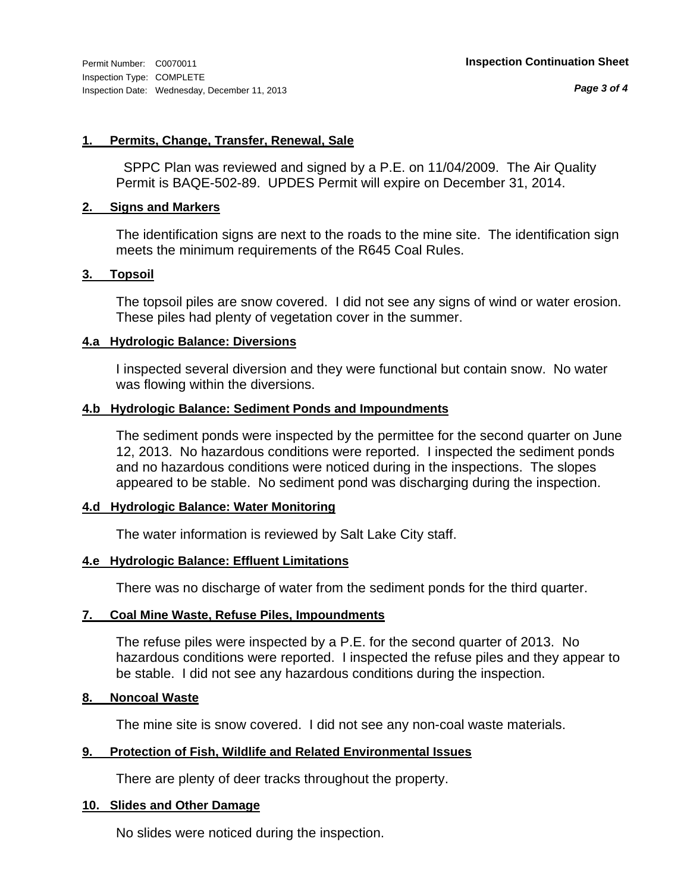**1. Permits, Change, Transfer, Renewal, Sale**

SPPC Plan was reviewed and signed by a P.E. on 11/04/2009. The Air Quality Permit is BAQE-502-89. UPDES Permit will expire on December 31, 2014.

**2. Signs and Markers**

The identification signs are next to the roads to the mine site. The identification sign meets the minimum requirements of the R645 Coal Rules.

**3. Topsoil**

The topsoil piles are snow covered. I did not see any signs of wind or water erosion. These piles had plenty of vegetation cover in the summer.

**4.a Hydrologic Balance: Diversions**

I inspected several diversion and they were functional but contain snow. No water was flowing within the diversions.

**4.b Hydrologic Balance: Sediment Ponds and Impoundments**

The sediment ponds were inspected by the permittee for the second quarter on June 12, 2013. No hazardous conditions were reported. I inspected the sediment ponds and no hazardous conditions were noticed during in the inspections. The slopes appeared to be stable. No sediment pond was discharging during the inspection.

**4.d Hydrologic Balance: Water Monitoring**

The water information is reviewed by Salt Lake City staff.

**4.e Hydrologic Balance: Effluent Limitations**

There was no discharge of water from the sediment ponds for the third quarter.

**7. Coal Mine Waste, Refuse Piles, Impoundments**

The refuse piles were inspected by a P.E. for the second quarter of 2013. No hazardous conditions were reported. I inspected the refuse piles and they appear to be stable. I did not see any hazardous conditions during the inspection.

**8. Noncoal Waste**

The mine site is snow covered. I did not see any non-coal waste materials.

**9. Protection of Fish, Wildlife and Related Environmental Issues**

There are plenty of deer tracks throughout the property.

**10. Slides and Other Damage**

No slides were noticed during the inspection.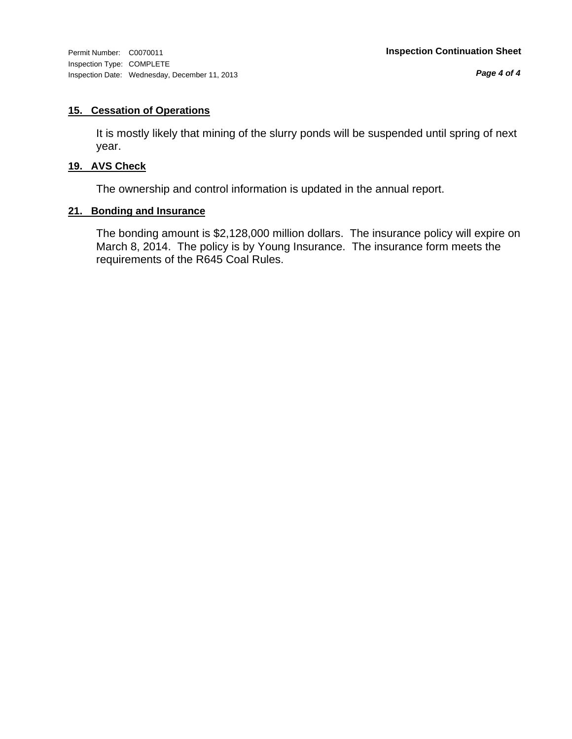### 15. Cessation of Operations

It is mostly likely that mining of the slurry ponds will be suspended until spring of next year.

### 19. AVS Check

The ownership and control information is updated in the annual report.

### 21. Bonding and Insurance

The bonding amount is $2,128,000 million dollars. The insurance policy will expire on March 8, 2014. The policy is by Young Insurance. The insurance form meets the requirements of the R645 Coal Rules.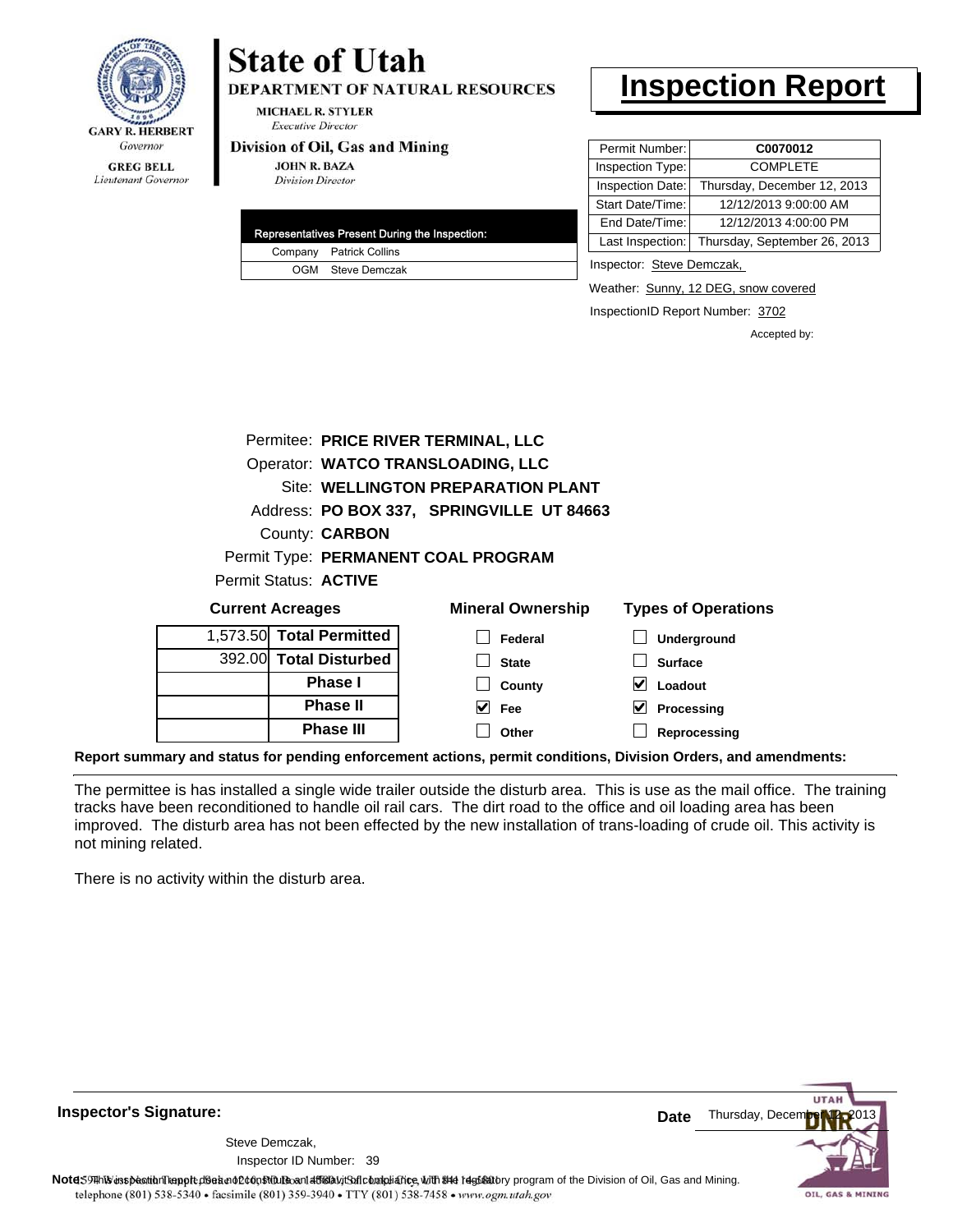# State of Utah

**DEPARTMENT OF NATURAL RESOURCES**

MICHAEL R. STYLER
*Executive Director*

**Division of Oil, Gas and Mining**

JOHN R. BAZA
*Division Director*

GARY R. HERBERT
*Governor*

GREG BELL
*Lieutenant Governor*

# Inspection Report

| Permit Number: | **C0070012** |
|---|---|
| Inspection Type: | COMPLETE |
| Inspection Date: | Thursday, December 12, 2013 |
| Start Date/Time: | 12/12/2013 9:00:00 AM |
| End Date/Time: | 12/12/2013 4:00:00 PM |
| Last Inspection: | Thursday, September 26, 2013 |

Inspector: Steve Demczak,

Weather: Sunny, 12 DEG, snow covered

InspectionID Report Number: 3702

Accepted by:

| Representatives Present During the Inspection: | |
|---|---|
| Company | Patrick Collins |
| OGM | Steve Demczak |

Permitee: **PRICE RIVER TERMINAL, LLC**

Operator: **WATCO TRANSLOADING, LLC**

Site: **WELLINGTON PREPARATION PLANT**

Address: **PO BOX 337, SPRINGVILLE UT 84663**

County: **CARBON**

Permit Type: **PERMANENT COAL PROGRAM**

Permit Status: **ACTIVE**

**Current Acreages**

| | |
|---|---|
| 1,573.50 | **Total Permitted** |
| 392.00 | **Total Disturbed** |
| | **Phase I** |
| | **Phase II** |
| | **Phase III** |

**Mineral Ownership**

- [ ] Federal
- [ ] State
- [ ] County
- [x] Fee
- [ ] Other

**Types of Operations**

- [ ] Underground
- [ ] Surface
- [x] Loadout
- [x] Processing
- [ ] Reprocessing

**Report summary and status for pending enforcement actions, permit conditions, Division Orders, and amendments:**

The permittee is has installed a single wide trailer outside the disturb area. This is use as the mail office. The training tracks have been reconditioned to handle oil rail cars. The dirt road to the office and oil loading area has been improved. The disturb area has not been effected by the new installation of trans-loading of crude oil. This activity is not mining related.

There is no activity within the disturb area.

**Inspector's Signature:**

Steve Demczak,
Inspector ID Number: 39

**Date** Thursday, December 12, 2013

**Note:** This inspection report does not constitute an affidavit of compliance with the regulatory program of the Division of Oil, Gas and Mining.

telephone (801) 538-5340 • facsimile (801) 359-3940 • TTY (801) 538-7458 • www.ogm.utah.gov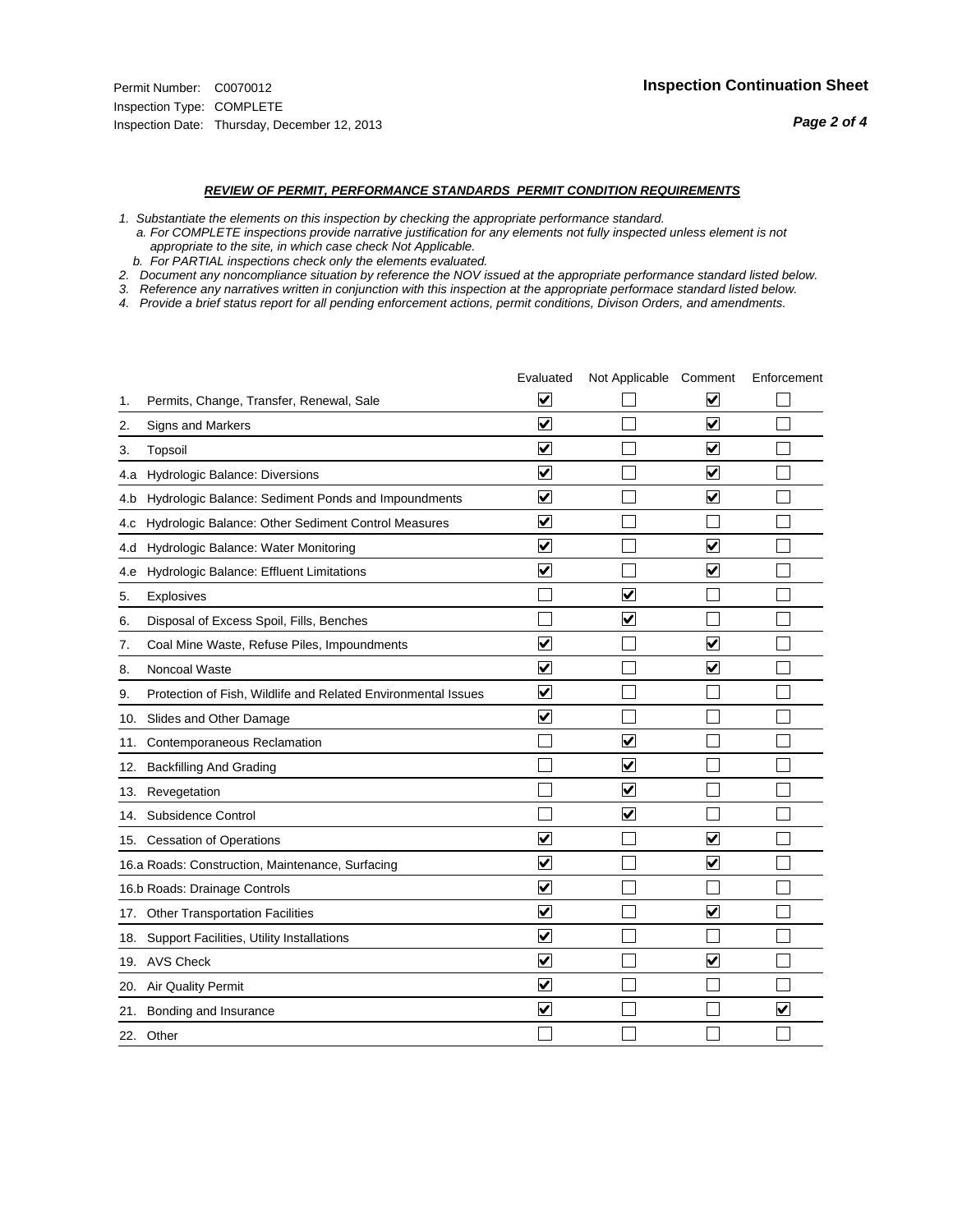Permit Number: C0070012
Inspection Type: COMPLETE
Inspection Date: Thursday, December 12, 2013

**Inspection Continuation Sheet**

***REVIEW OF PERMIT, PERFORMANCE STANDARDS PERMIT CONDITION REQUIREMENTS***

*1. Substantiate the elements on this inspection by checking the appropriate performance standard.*
*a. For COMPLETE inspections provide narrative justification for any elements not fully inspected unless element is not appropriate to the site, in which case check Not Applicable.*
*b. For PARTIAL inspections check only the elements evaluated.*
*2. Document any noncompliance situation by reference the NOV issued at the appropriate performance standard listed below.*
*3. Reference any narratives written in conjunction with this inspection at the appropriate performace standard listed below.*
*4. Provide a brief status report for all pending enforcement actions, permit conditions, Divison Orders, and amendments.*

| | Evaluated | Not Applicable | Comment | Enforcement |
|---|---|---|---|---|
| 1. Permits, Change, Transfer, Renewal, Sale | ☑ | ☐ | ☑ | ☐ |
| 2. Signs and Markers | ☑ | ☐ | ☑ | ☐ |
| 3. Topsoil | ☑ | ☐ | ☑ | ☐ |
| 4.a Hydrologic Balance: Diversions | ☑ | ☐ | ☑ | ☐ |
| 4.b Hydrologic Balance: Sediment Ponds and Impoundments | ☑ | ☐ | ☑ | ☐ |
| 4.c Hydrologic Balance: Other Sediment Control Measures | ☑ | ☐ | ☐ | ☐ |
| 4.d Hydrologic Balance: Water Monitoring | ☑ | ☐ | ☑ | ☐ |
| 4.e Hydrologic Balance: Effluent Limitations | ☑ | ☐ | ☑ | ☐ |
| 5. Explosives | ☐ | ☑ | ☐ | ☐ |
| 6. Disposal of Excess Spoil, Fills, Benches | ☐ | ☑ | ☐ | ☐ |
| 7. Coal Mine Waste, Refuse Piles, Impoundments | ☑ | ☐ | ☑ | ☐ |
| 8. Noncoal Waste | ☑ | ☐ | ☑ | ☐ |
| 9. Protection of Fish, Wildlife and Related Environmental Issues | ☑ | ☐ | ☐ | ☐ |
| 10. Slides and Other Damage | ☑ | ☐ | ☐ | ☐ |
| 11. Contemporaneous Reclamation | ☐ | ☑ | ☐ | ☐ |
| 12. Backfilling And Grading | ☐ | ☑ | ☐ | ☐ |
| 13. Revegetation | ☐ | ☑ | ☐ | ☐ |
| 14. Subsidence Control | ☐ | ☑ | ☐ | ☐ |
| 15. Cessation of Operations | ☑ | ☐ | ☑ | ☐ |
| 16.a Roads: Construction, Maintenance, Surfacing | ☑ | ☐ | ☑ | ☐ |
| 16.b Roads: Drainage Controls | ☑ | ☐ | ☐ | ☐ |
| 17. Other Transportation Facilities | ☑ | ☐ | ☑ | ☐ |
| 18. Support Facilities, Utility Installations | ☑ | ☐ | ☐ | ☐ |
| 19. AVS Check | ☑ | ☐ | ☑ | ☐ |
| 20. Air Quality Permit | ☑ | ☐ | ☐ | ☐ |
| 21. Bonding and Insurance | ☑ | ☐ | ☐ | ☑ |
| 22. Other | ☐ | ☐ | ☐ | ☐ |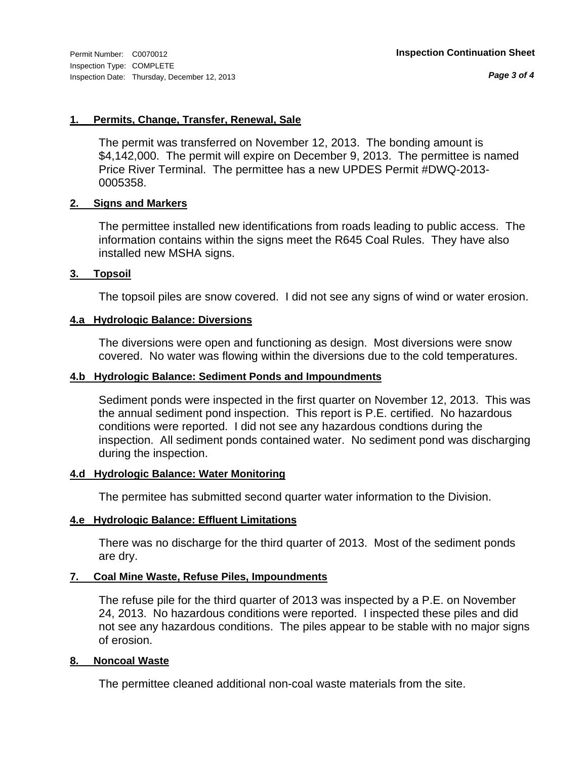Permit Number: C0070012
Inspection Type: COMPLETE
Inspection Date: Thursday, December 12, 2013

**Inspection Continuation Sheet**

### 1. Permits, Change, Transfer, Renewal, Sale

The permit was transferred on November 12, 2013. The bonding amount is $4,142,000. The permit will expire on December 9, 2013. The permittee is named Price River Terminal. The permittee has a new UPDES Permit #DWQ-2013-0005358.

### 2. Signs and Markers

The permittee installed new identifications from roads leading to public access. The information contains within the signs meet the R645 Coal Rules. They have also installed new MSHA signs.

### 3. Topsoil

The topsoil piles are snow covered. I did not see any signs of wind or water erosion.

### 4.a Hydrologic Balance: Diversions

The diversions were open and functioning as design. Most diversions were snow covered. No water was flowing within the diversions due to the cold temperatures.

### 4.b Hydrologic Balance: Sediment Ponds and Impoundments

Sediment ponds were inspected in the first quarter on November 12, 2013. This was the annual sediment pond inspection. This report is P.E. certified. No hazardous conditions were reported. I did not see any hazardous condtions during the inspection. All sediment ponds contained water. No sediment pond was discharging during the inspection.

### 4.d Hydrologic Balance: Water Monitoring

The permitee has submitted second quarter water information to the Division.

### 4.e Hydrologic Balance: Effluent Limitations

There was no discharge for the third quarter of 2013. Most of the sediment ponds are dry.

### 7. Coal Mine Waste, Refuse Piles, Impoundments

The refuse pile for the third quarter of 2013 was inspected by a P.E. on November 24, 2013. No hazardous conditions were reported. I inspected these piles and did not see any hazardous conditions. The piles appear to be stable with no major signs of erosion.

### 8. Noncoal Waste

The permittee cleaned additional non-coal waste materials from the site.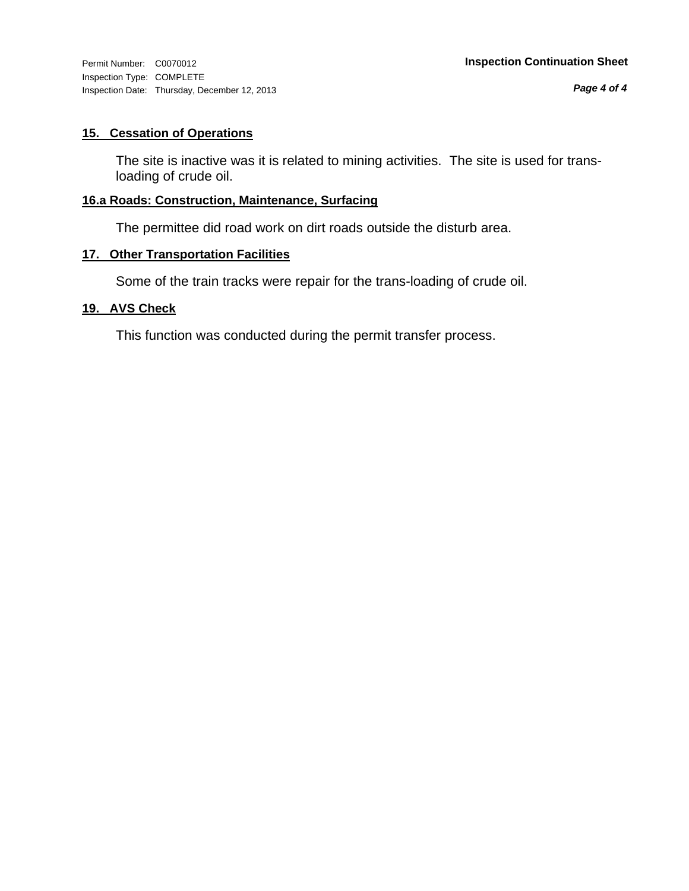## 15. Cessation of Operations

The site is inactive was it is related to mining activities. The site is used for trans-loading of crude oil.

## 16.a Roads: Construction, Maintenance, Surfacing

The permittee did road work on dirt roads outside the disturb area.

## 17. Other Transportation Facilities

Some of the train tracks were repair for the trans-loading of crude oil.

## 19. AVS Check

This function was conducted during the permit transfer process.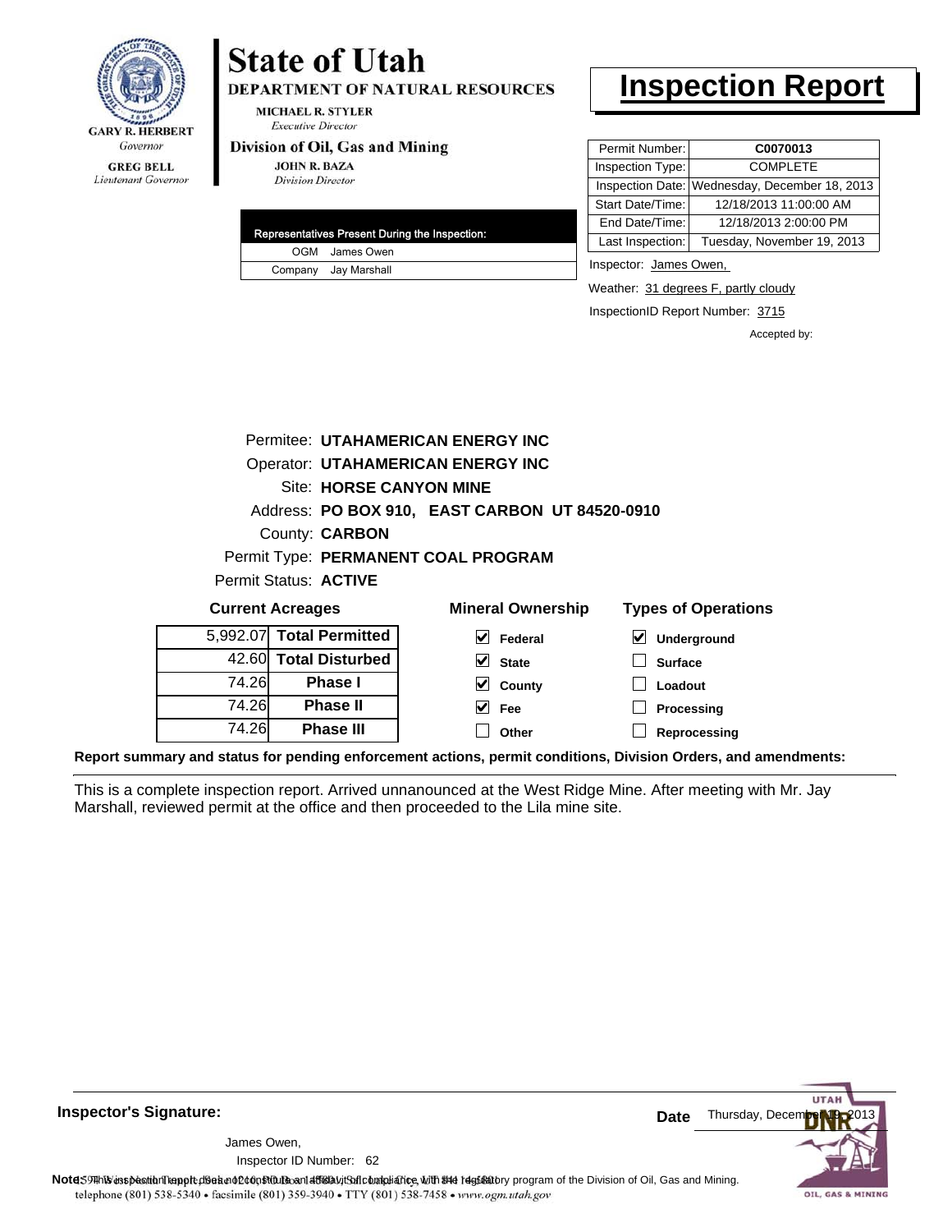GARY R. HERBERT
*Governor*

GREG BELL
*Lieutenant Governor*

# State of Utah

**DEPARTMENT OF NATURAL RESOURCES**

MICHAEL R. STYLER
*Executive Director*

**Division of Oil, Gas and Mining**

JOHN R. BAZA
*Division Director*

# Inspection Report

| Permit Number: | **C0070013** |
|---|---|
| Inspection Type: | COMPLETE |
| Inspection Date: | Wednesday, December 18, 2013 |
| Start Date/Time: | 12/18/2013 11:00:00 AM |
| End Date/Time: | 12/18/2013 2:00:00 PM |
| Last Inspection: | Tuesday, November 19, 2013 |

| Representatives Present During the Inspection: | |
|---|---|
| OGM | James Owen |
| Company | Jay Marshall |

Inspector: James Owen,

Weather: 31 degrees F, partly cloudy

InspectionID Report Number: 3715

Accepted by:

Permitee: **UTAHAMERICAN ENERGY INC**
Operator: **UTAHAMERICAN ENERGY INC**
Site: **HORSE CANYON MINE**
Address: **PO BOX 910, EAST CARBON UT 84520-0910**
County: **CARBON**
Permit Type: **PERMANENT COAL PROGRAM**
Permit Status: **ACTIVE**

**Current Acreages**

| | |
|---|---|
| 5,992.07 | **Total Permitted** |
| 42.60 | **Total Disturbed** |
| 74.26 | **Phase I** |
| 74.26 | **Phase II** |
| 74.26 | **Phase III** |

**Mineral Ownership**

- [x] Federal
- [x] State
- [x] County
- [x] Fee
- [ ] Other

**Types of Operations**

- [x] Underground
- [ ] Surface
- [ ] Loadout
- [ ] Processing
- [ ] Reprocessing

**Report summary and status for pending enforcement actions, permit conditions, Division Orders, and amendments:**

This is a complete inspection report. Arrived unnanounced at the West Ridge Mine. After meeting with Mr. Jay Marshall, reviewed permit at the office and then proceeded to the Lila mine site.

**Inspector's Signature:**

James Owen,
Inspector ID Number: 62

**Date** Thursday, December 19, 2013

**Note:** This inspection report does not constitute an affidavit of compliance with the regulatory program of the Division of Oil, Gas and Mining.
1594 West North Temple, Suite 1210, PO Box 145801, Salt Lake City, UT 84114-5801
telephone (801) 538-5340 • facsimile (801) 359-3940 • TTY (801) 538-7458 • www.ogm.utah.gov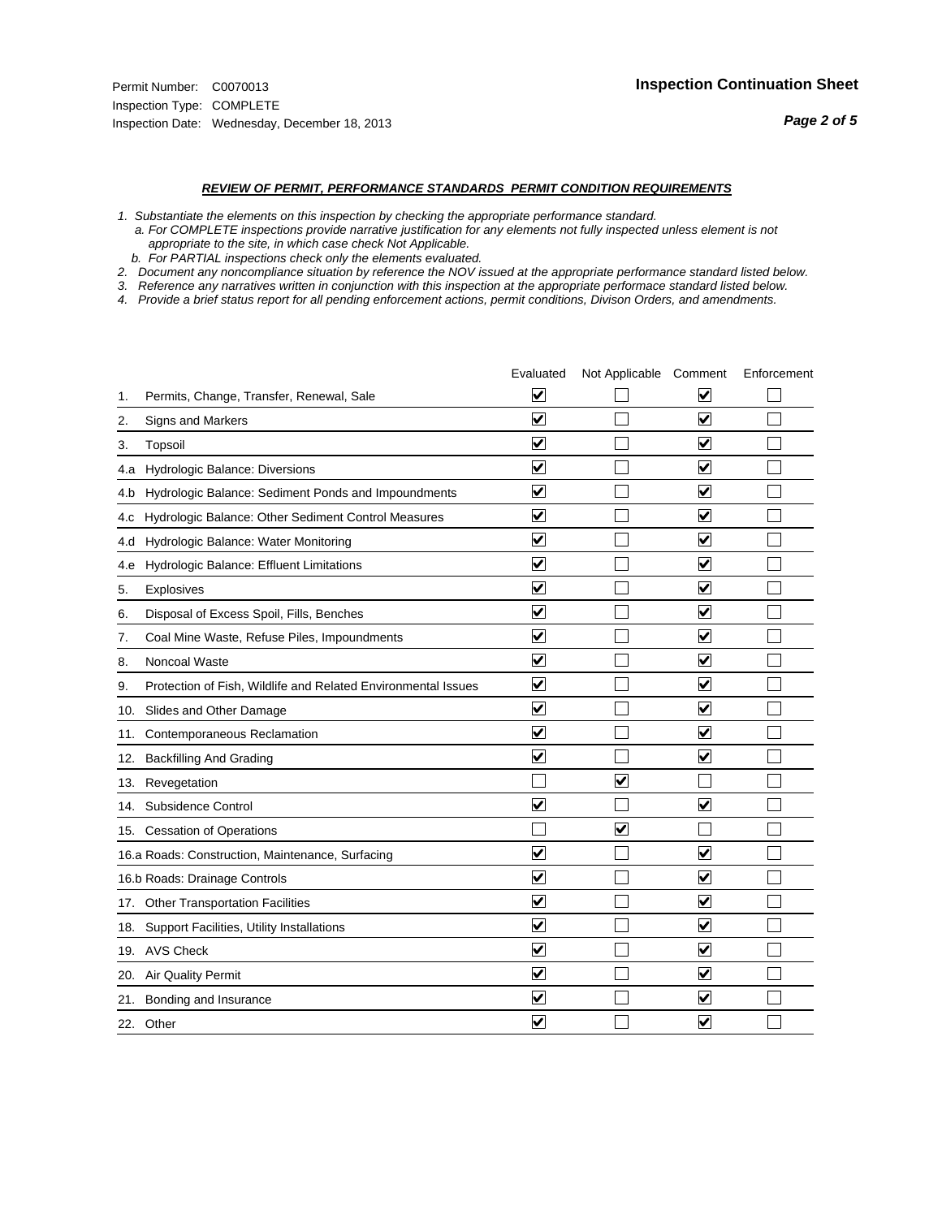Permit Number: C0070013
Inspection Type: COMPLETE
Inspection Date: Wednesday, December 18, 2013

**Inspection Continuation Sheet**

***REVIEW OF PERMIT, PERFORMANCE STANDARDS PERMIT CONDITION REQUIREMENTS***

*1. Substantiate the elements on this inspection by checking the appropriate performance standard.*
*a. For COMPLETE inspections provide narrative justification for any elements not fully inspected unless element is not appropriate to the site, in which case check Not Applicable.*
*b. For PARTIAL inspections check only the elements evaluated.*
*2. Document any noncompliance situation by reference the NOV issued at the appropriate performance standard listed below.*
*3. Reference any narratives written in conjunction with this inspection at the appropriate performace standard listed below.*
*4. Provide a brief status report for all pending enforcement actions, permit conditions, Divison Orders, and amendments.*

| | Evaluated | Not Applicable | Comment | Enforcement |
|---|---|---|---|---|
| 1. Permits, Change, Transfer, Renewal, Sale | ☑ | ☐ | ☑ | ☐ |
| 2. Signs and Markers | ☑ | ☐ | ☑ | ☐ |
| 3. Topsoil | ☑ | ☐ | ☑ | ☐ |
| 4.a Hydrologic Balance: Diversions | ☑ | ☐ | ☑ | ☐ |
| 4.b Hydrologic Balance: Sediment Ponds and Impoundments | ☑ | ☐ | ☑ | ☐ |
| 4.c Hydrologic Balance: Other Sediment Control Measures | ☑ | ☐ | ☑ | ☐ |
| 4.d Hydrologic Balance: Water Monitoring | ☑ | ☐ | ☑ | ☐ |
| 4.e Hydrologic Balance: Effluent Limitations | ☑ | ☐ | ☑ | ☐ |
| 5. Explosives | ☑ | ☐ | ☑ | ☐ |
| 6. Disposal of Excess Spoil, Fills, Benches | ☑ | ☐ | ☑ | ☐ |
| 7. Coal Mine Waste, Refuse Piles, Impoundments | ☑ | ☐ | ☑ | ☐ |
| 8. Noncoal Waste | ☑ | ☐ | ☑ | ☐ |
| 9. Protection of Fish, Wildlife and Related Environmental Issues | ☑ | ☐ | ☑ | ☐ |
| 10. Slides and Other Damage | ☑ | ☐ | ☑ | ☐ |
| 11. Contemporaneous Reclamation | ☑ | ☐ | ☑ | ☐ |
| 12. Backfilling And Grading | ☑ | ☐ | ☑ | ☐ |
| 13. Revegetation | ☐ | ☑ | ☐ | ☐ |
| 14. Subsidence Control | ☑ | ☐ | ☑ | ☐ |
| 15. Cessation of Operations | ☐ | ☑ | ☐ | ☐ |
| 16.a Roads: Construction, Maintenance, Surfacing | ☑ | ☐ | ☑ | ☐ |
| 16.b Roads: Drainage Controls | ☑ | ☐ | ☑ | ☐ |
| 17. Other Transportation Facilities | ☑ | ☐ | ☑ | ☐ |
| 18. Support Facilities, Utility Installations | ☑ | ☐ | ☑ | ☐ |
| 19. AVS Check | ☑ | ☐ | ☑ | ☐ |
| 20. Air Quality Permit | ☑ | ☐ | ☑ | ☐ |
| 21. Bonding and Insurance | ☑ | ☐ | ☑ | ☐ |
| 22. Other | ☑ | ☐ | ☑ | ☐ |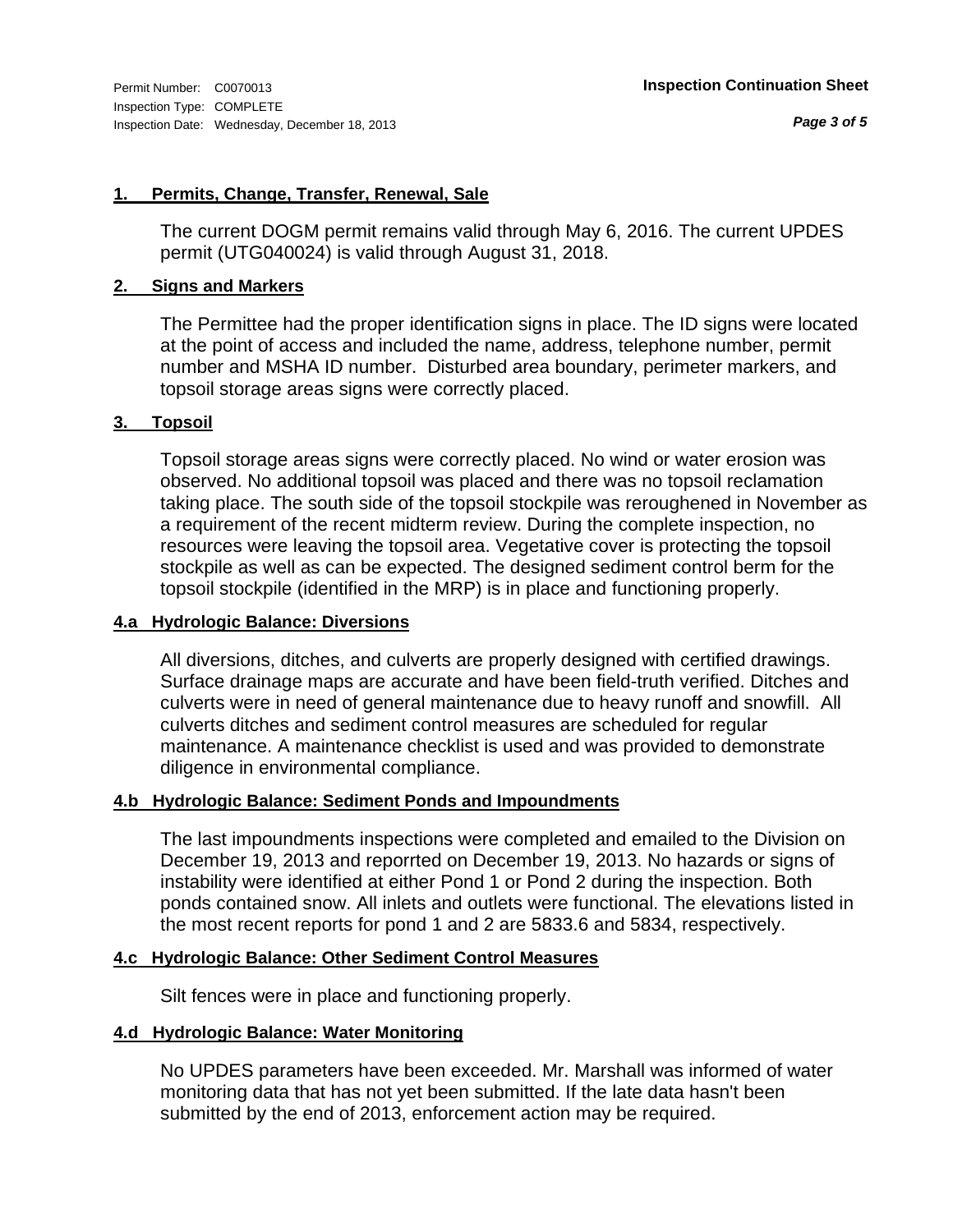Permit Number: C0070013
Inspection Type: COMPLETE
Inspection Date: Wednesday, December 18, 2013

**Inspection Continuation Sheet**

## 1. Permits, Change, Transfer, Renewal, Sale

The current DOGM permit remains valid through May 6, 2016. The current UPDES permit (UTG040024) is valid through August 31, 2018.

## 2. Signs and Markers

The Permittee had the proper identification signs in place. The ID signs were located at the point of access and included the name, address, telephone number, permit number and MSHA ID number. Disturbed area boundary, perimeter markers, and topsoil storage areas signs were correctly placed.

## 3. Topsoil

Topsoil storage areas signs were correctly placed. No wind or water erosion was observed. No additional topsoil was placed and there was no topsoil reclamation taking place. The south side of the topsoil stockpile was reroughened in November as a requirement of the recent midterm review. During the complete inspection, no resources were leaving the topsoil area. Vegetative cover is protecting the topsoil stockpile as well as can be expected. The designed sediment control berm for the topsoil stockpile (identified in the MRP) is in place and functioning properly.

## 4.a Hydrologic Balance: Diversions

All diversions, ditches, and culverts are properly designed with certified drawings. Surface drainage maps are accurate and have been field-truth verified. Ditches and culverts were in need of general maintenance due to heavy runoff and snowfill. All culverts ditches and sediment control measures are scheduled for regular maintenance. A maintenance checklist is used and was provided to demonstrate diligence in environmental compliance.

## 4.b Hydrologic Balance: Sediment Ponds and Impoundments

The last impoundments inspections were completed and emailed to the Division on December 19, 2013 and reporrted on December 19, 2013. No hazards or signs of instability were identified at either Pond 1 or Pond 2 during the inspection. Both ponds contained snow. All inlets and outlets were functional. The elevations listed in the most recent reports for pond 1 and 2 are 5833.6 and 5834, respectively.

## 4.c Hydrologic Balance: Other Sediment Control Measures

Silt fences were in place and functioning properly.

## 4.d Hydrologic Balance: Water Monitoring

No UPDES parameters have been exceeded. Mr. Marshall was informed of water monitoring data that has not yet been submitted. If the late data hasn't been submitted by the end of 2013, enforcement action may be required.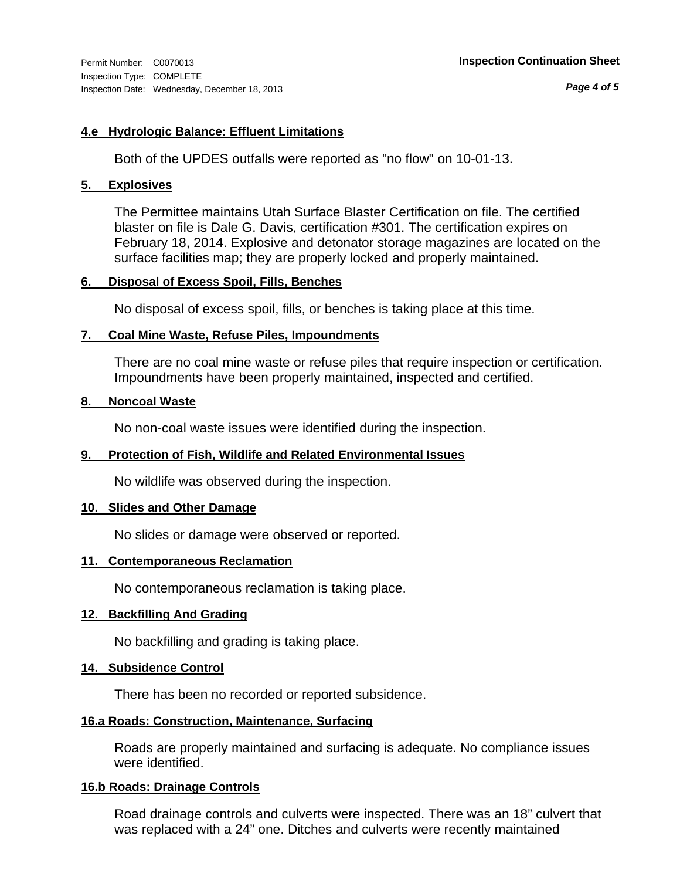### 4.e Hydrologic Balance: Effluent Limitations

Both of the UPDES outfalls were reported as "no flow" on 10-01-13.

### 5. Explosives

The Permittee maintains Utah Surface Blaster Certification on file. The certified blaster on file is Dale G. Davis, certification #301. The certification expires on February 18, 2014. Explosive and detonator storage magazines are located on the surface facilities map; they are properly locked and properly maintained.

### 6. Disposal of Excess Spoil, Fills, Benches

No disposal of excess spoil, fills, or benches is taking place at this time.

### 7. Coal Mine Waste, Refuse Piles, Impoundments

There are no coal mine waste or refuse piles that require inspection or certification. Impoundments have been properly maintained, inspected and certified.

### 8. Noncoal Waste

No non-coal waste issues were identified during the inspection.

### 9. Protection of Fish, Wildlife and Related Environmental Issues

No wildlife was observed during the inspection.

### 10. Slides and Other Damage

No slides or damage were observed or reported.

### 11. Contemporaneous Reclamation

No contemporaneous reclamation is taking place.

### 12. Backfilling And Grading

No backfilling and grading is taking place.

### 14. Subsidence Control

There has been no recorded or reported subsidence.

### 16.a Roads: Construction, Maintenance, Surfacing

Roads are properly maintained and surfacing is adequate. No compliance issues were identified.

### 16.b Roads: Drainage Controls

Road drainage controls and culverts were inspected. There was an 18” culvert that was replaced with a 24” one. Ditches and culverts were recently maintained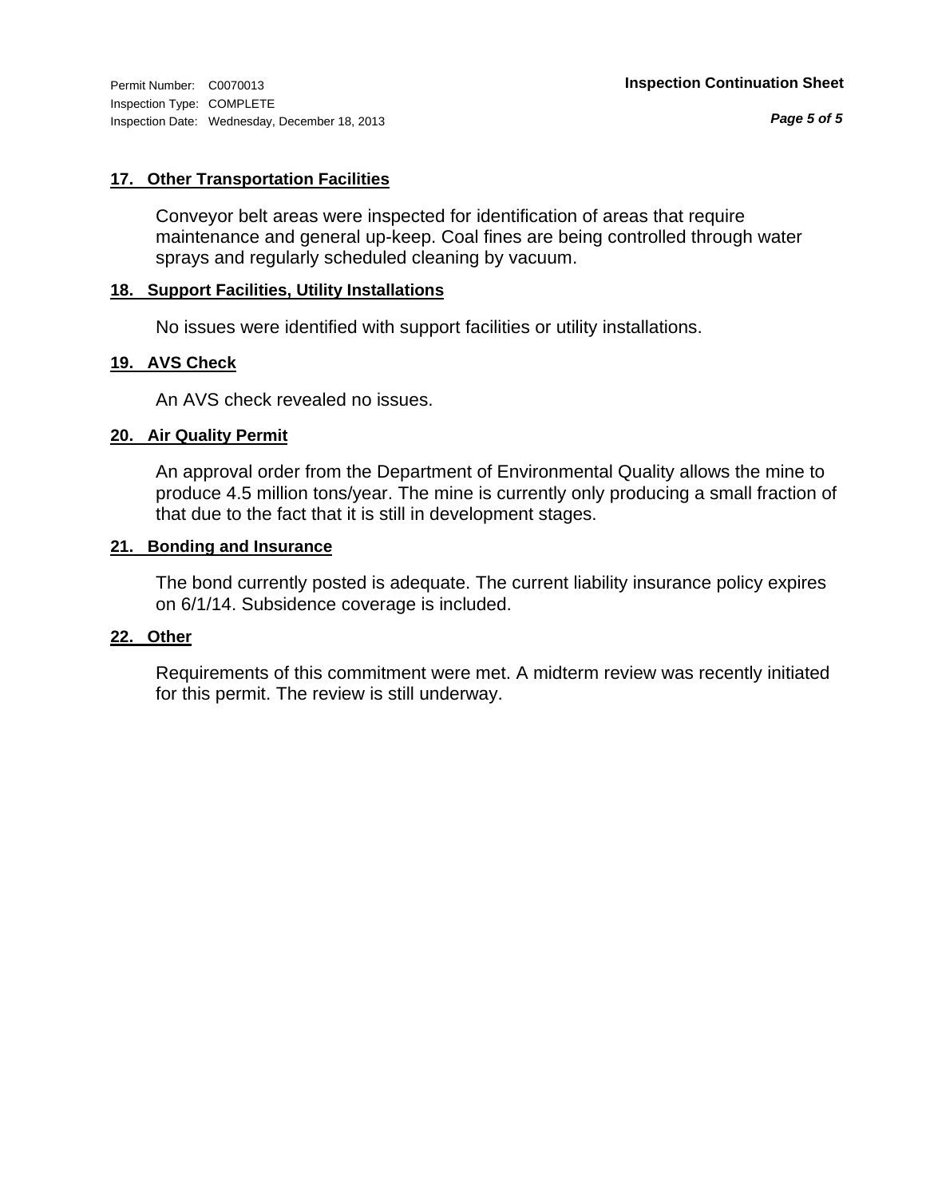### 17. Other Transportation Facilities

Conveyor belt areas were inspected for identification of areas that require maintenance and general up-keep. Coal fines are being controlled through water sprays and regularly scheduled cleaning by vacuum.

### 18. Support Facilities, Utility Installations

No issues were identified with support facilities or utility installations.

### 19. AVS Check

An AVS check revealed no issues.

### 20. Air Quality Permit

An approval order from the Department of Environmental Quality allows the mine to produce 4.5 million tons/year. The mine is currently only producing a small fraction of that due to the fact that it is still in development stages.

### 21. Bonding and Insurance

The bond currently posted is adequate. The current liability insurance policy expires on 6/1/14. Subsidence coverage is included.

### 22. Other

Requirements of this commitment were met. A midterm review was recently initiated for this permit. The review is still underway.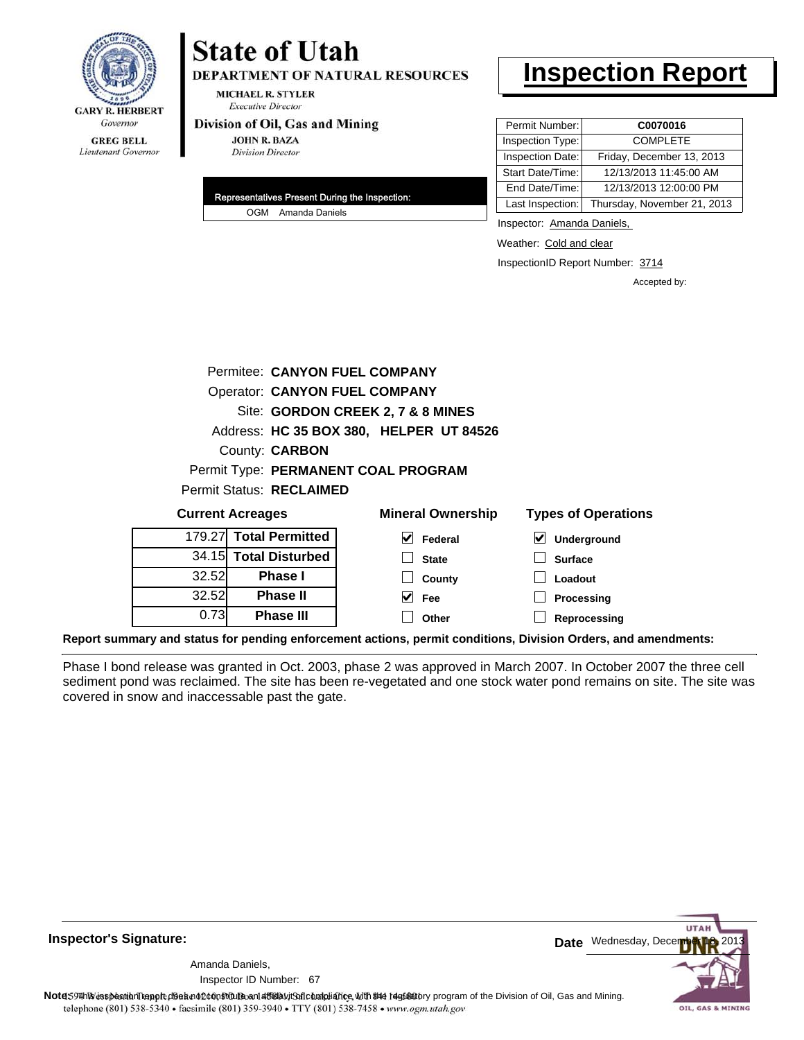**GARY R. HERBERT**
*Governor*

**GREG BELL**
*Lieutenant Governor*

# State of Utah

**DEPARTMENT OF NATURAL RESOURCES**

**MICHAEL R. STYLER**
*Executive Director*

**Division of Oil, Gas and Mining**

**JOHN R. BAZA**
*Division Director*

# Inspection Report

| Permit Number: | C0070016 |
|---|---|
| Inspection Type: | COMPLETE |
| Inspection Date: | Friday, December 13, 2013 |
| Start Date/Time: | 12/13/2013 11:45:00 AM |
| End Date/Time: | 12/13/2013 12:00:00 PM |
| Last Inspection: | Thursday, November 21, 2013 |

**Representatives Present During the Inspection:**

OGM Amanda Daniels

Inspector: Amanda Daniels,

Weather: Cold and clear

InspectionID Report Number: 3714

Accepted by:

Permitee: **CANYON FUEL COMPANY**
Operator: **CANYON FUEL COMPANY**
Site: **GORDON CREEK 2, 7 & 8 MINES**
Address: **HC 35 BOX 380, HELPER UT 84526**
County: **CARBON**
Permit Type: **PERMANENT COAL PROGRAM**
Permit Status: **RECLAIMED**

**Current Acreages**

| Acres | |
|---|---|
| 179.27 | **Total Permitted** |
| 34.15 | **Total Disturbed** |
| 32.52 | **Phase I** |
| 32.52 | **Phase II** |
| 0.73 | **Phase III** |

**Mineral Ownership**

- [x] Federal
- [ ] State
- [ ] County
- [x] Fee
- [ ] Other

**Types of Operations**

- [x] Underground
- [ ] Surface
- [ ] Loadout
- [ ] Processing
- [ ] Reprocessing

**Report summary and status for pending enforcement actions, permit conditions, Division Orders, and amendments:**

Phase I bond release was granted in Oct. 2003, phase 2 was approved in March 2007. In October 2007 the three cell sediment pond was reclaimed. The site has been re-vegetated and one stock water pond remains on site. The site was covered in snow and inaccessable past the gate.

**Inspector's Signature:**

Amanda Daniels,

Inspector ID Number: 67

**Date** Wednesday, December 18, 2013

**Note:** This inspection report does not constitute an affidavit of compliance with the regulatory program of the Division of Oil, Gas and Mining.

telephone (801) 538-5340 • facsimile (801) 359-3940 • TTY (801) 538-7458 • www.ogm.utah.gov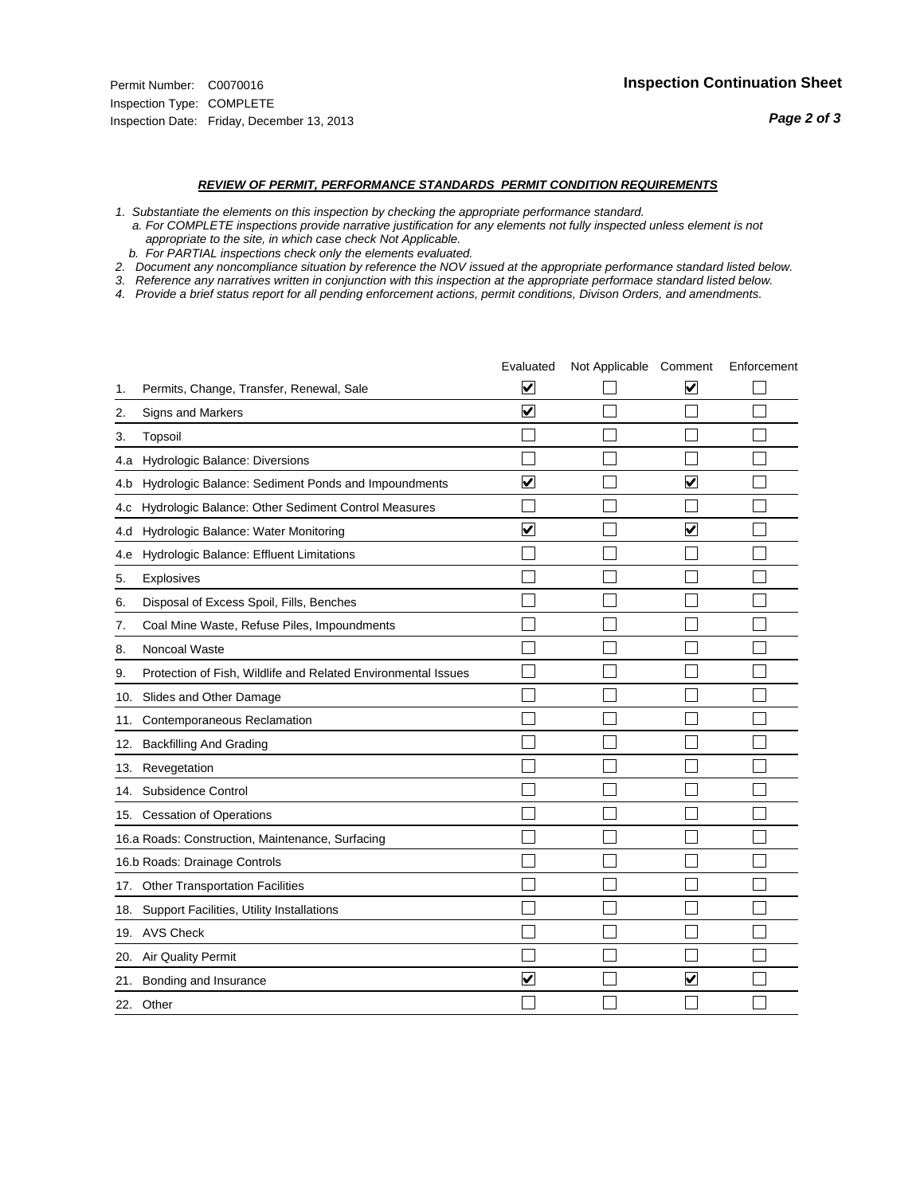Permit Number: C0070016
Inspection Type: COMPLETE
Inspection Date: Friday, December 13, 2013

**Inspection Continuation Sheet**

### *REVIEW OF PERMIT, PERFORMANCE STANDARDS PERMIT CONDITION REQUIREMENTS*

*1. Substantiate the elements on this inspection by checking the appropriate performance standard.*
*a. For COMPLETE inspections provide narrative justification for any elements not fully inspected unless element is not appropriate to the site, in which case check Not Applicable.*
*b. For PARTIAL inspections check only the elements evaluated.*
*2. Document any noncompliance situation by reference the NOV issued at the appropriate performance standard listed below.*
*3. Reference any narratives written in conjunction with this inspection at the appropriate performace standard listed below.*
*4. Provide a brief status report for all pending enforcement actions, permit conditions, Divison Orders, and amendments.*

| | | Evaluated | Not Applicable | Comment | Enforcement |
|---|---|---|---|---|---|
| 1. | Permits, Change, Transfer, Renewal, Sale | ☑ | ☐ | ☑ | ☐ |
| 2. | Signs and Markers | ☑ | ☐ | ☐ | ☐ |
| 3. | Topsoil | ☐ | ☐ | ☐ | ☐ |
| 4.a | Hydrologic Balance: Diversions | ☐ | ☐ | ☐ | ☐ |
| 4.b | Hydrologic Balance: Sediment Ponds and Impoundments | ☑ | ☐ | ☑ | ☐ |
| 4.c | Hydrologic Balance: Other Sediment Control Measures | ☐ | ☐ | ☐ | ☐ |
| 4.d | Hydrologic Balance: Water Monitoring | ☑ | ☐ | ☑ | ☐ |
| 4.e | Hydrologic Balance: Effluent Limitations | ☐ | ☐ | ☐ | ☐ |
| 5. | Explosives | ☐ | ☐ | ☐ | ☐ |
| 6. | Disposal of Excess Spoil, Fills, Benches | ☐ | ☐ | ☐ | ☐ |
| 7. | Coal Mine Waste, Refuse Piles, Impoundments | ☐ | ☐ | ☐ | ☐ |
| 8. | Noncoal Waste | ☐ | ☐ | ☐ | ☐ |
| 9. | Protection of Fish, Wildlife and Related Environmental Issues | ☐ | ☐ | ☐ | ☐ |
| 10. | Slides and Other Damage | ☐ | ☐ | ☐ | ☐ |
| 11. | Contemporaneous Reclamation | ☐ | ☐ | ☐ | ☐ |
| 12. | Backfilling And Grading | ☐ | ☐ | ☐ | ☐ |
| 13. | Revegetation | ☐ | ☐ | ☐ | ☐ |
| 14. | Subsidence Control | ☐ | ☐ | ☐ | ☐ |
| 15. | Cessation of Operations | ☐ | ☐ | ☐ | ☐ |
| 16.a | Roads: Construction, Maintenance, Surfacing | ☐ | ☐ | ☐ | ☐ |
| 16.b | Roads: Drainage Controls | ☐ | ☐ | ☐ | ☐ |
| 17. | Other Transportation Facilities | ☐ | ☐ | ☐ | ☐ |
| 18. | Support Facilities, Utility Installations | ☐ | ☐ | ☐ | ☐ |
| 19. | AVS Check | ☐ | ☐ | ☐ | ☐ |
| 20. | Air Quality Permit | ☐ | ☐ | ☐ | ☐ |
| 21. | Bonding and Insurance | ☑ | ☐ | ☑ | ☐ |
| 22. | Other | ☐ | ☐ | ☐ | ☐ |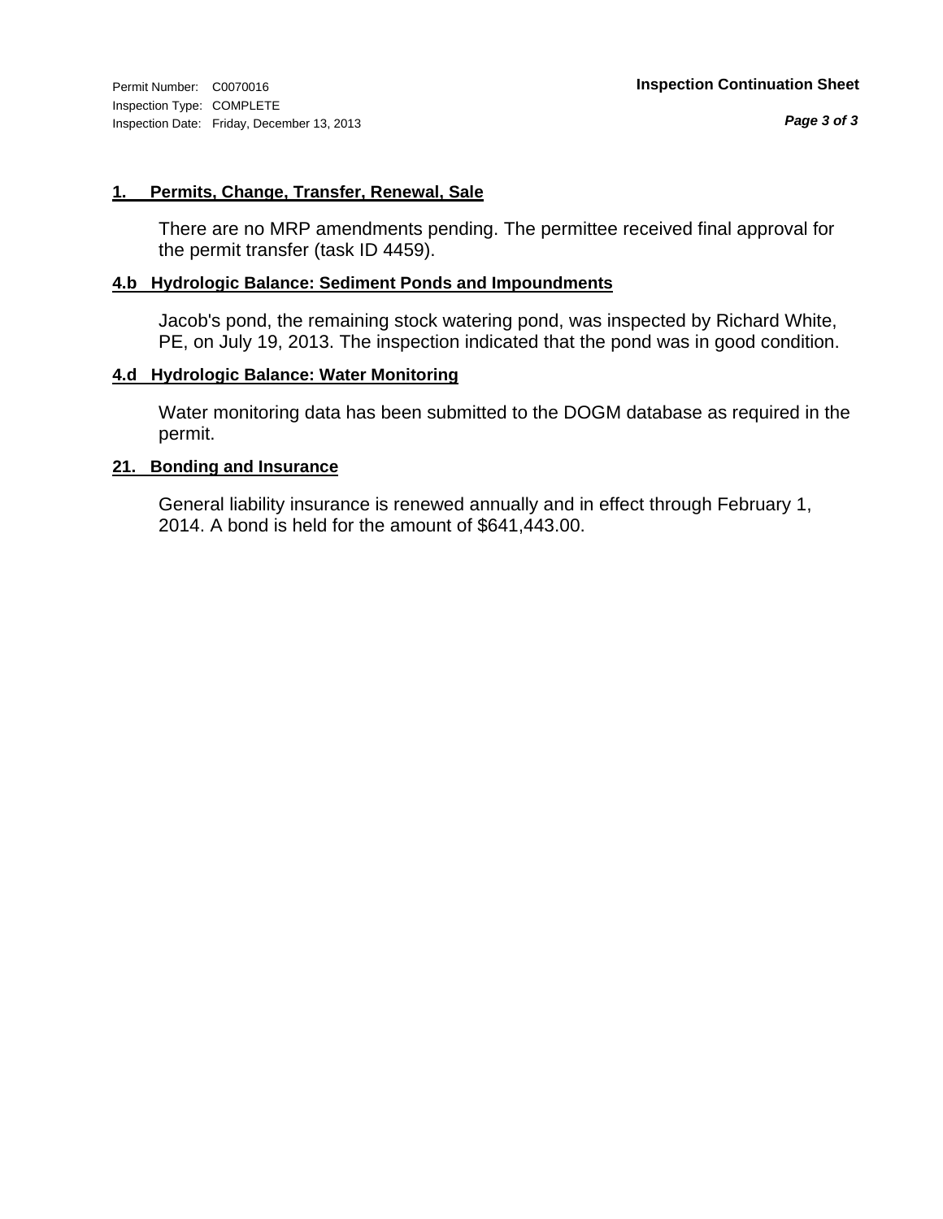## 1. Permits, Change, Transfer, Renewal, Sale

There are no MRP amendments pending. The permittee received final approval for the permit transfer (task ID 4459).

## 4.b Hydrologic Balance: Sediment Ponds and Impoundments

Jacob's pond, the remaining stock watering pond, was inspected by Richard White, PE, on July 19, 2013. The inspection indicated that the pond was in good condition.

## 4.d Hydrologic Balance: Water Monitoring

Water monitoring data has been submitted to the DOGM database as required in the permit.

## 21. Bonding and Insurance

General liability insurance is renewed annually and in effect through February 1, 2014. A bond is held for the amount of $641,443.00.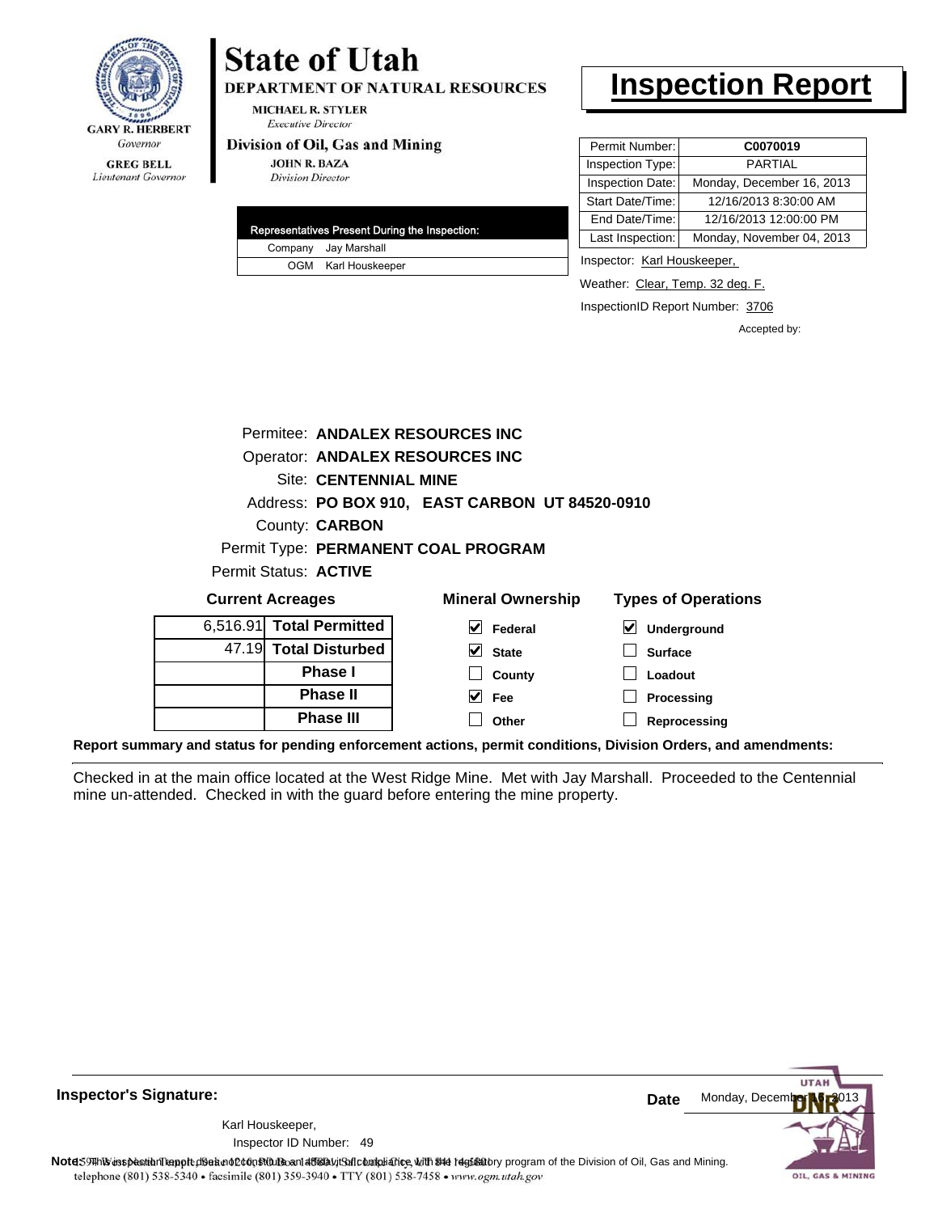GARY R. HERBERT
*Governor*

GREG BELL
*Lieutenant Governor*

# State of Utah

**DEPARTMENT OF NATURAL RESOURCES**

MICHAEL R. STYLER
*Executive Director*

**Division of Oil, Gas and Mining**

JOHN R. BAZA
*Division Director*

# Inspection Report

| Representatives Present During the Inspection: | |
|---|---|
| Company | Jay Marshall |
| OGM | Karl Houskeeper |

| | |
|---|---|
| Permit Number: | **C0070019** |
| Inspection Type: | PARTIAL |
| Inspection Date: | Monday, December 16, 2013 |
| Start Date/Time: | 12/16/2013 8:30:00 AM |
| End Date/Time: | 12/16/2013 12:00:00 PM |
| Last Inspection: | Monday, November 04, 2013 |

Inspector: Karl Houskeeper,

Weather: Clear, Temp. 32 deg. F.

InspectionID Report Number: 3706

Accepted by:

Permitee: **ANDALEX RESOURCES INC**
Operator: **ANDALEX RESOURCES INC**
Site: **CENTENNIAL MINE**
Address: **PO BOX 910, EAST CARBON UT 84520-0910**
County: **CARBON**
Permit Type: **PERMANENT COAL PROGRAM**
Permit Status: **ACTIVE**

**Current Acreages**

| | |
|---|---|
| 6,516.91 | **Total Permitted** |
| 47.19 | **Total Disturbed** |
| | **Phase I** |
| | **Phase II** |
| | **Phase III** |

**Mineral Ownership**

- [x] Federal
- [x] State
- [ ] County
- [x] Fee
- [ ] Other

**Types of Operations**

- [x] Underground
- [ ] Surface
- [ ] Loadout
- [ ] Processing
- [ ] Reprocessing

**Report summary and status for pending enforcement actions, permit conditions, Division Orders, and amendments:**

Checked in at the main office located at the West Ridge Mine. Met with Jay Marshall. Proceeded to the Centennial mine un-attended. Checked in with the guard before entering the mine property.

**Inspector's Signature:**

Karl Houskeeper,
Inspector ID Number: 49

**Date** Monday, December 16, 2013

**Note:** This inspection report does not constitute an affidavit of compliance with the regulatory program of the Division of Oil, Gas and Mining.
1594 West North Temple, Suite 1210, PO Box 145801, Salt Lake City, UT 84114-5801
telephone (801) 538-5340 • facsimile (801) 359-3940 • TTY (801) 538-7458 • www.ogm.utah.gov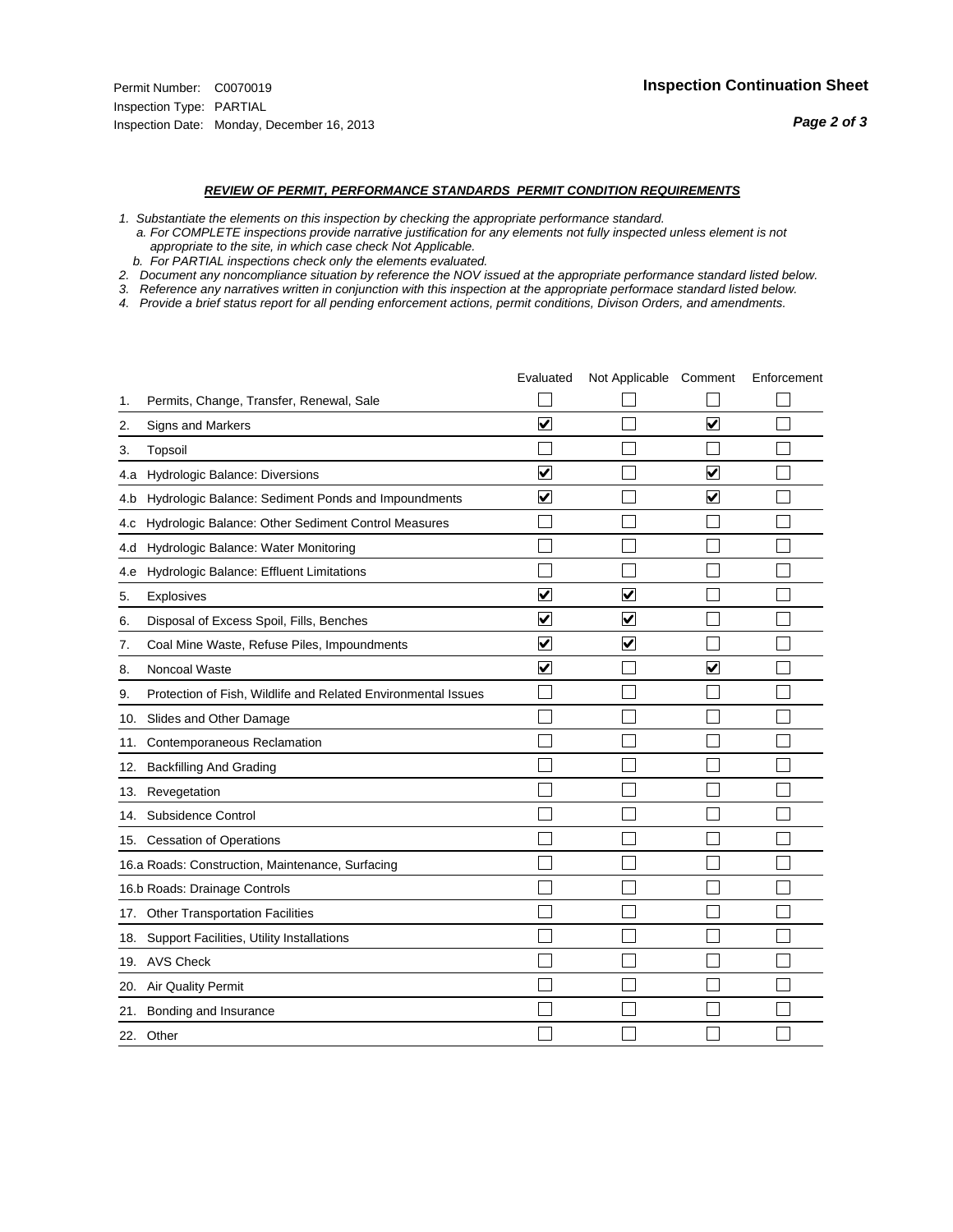Permit Number: C0070019
Inspection Type: PARTIAL
Inspection Date: Monday, December 16, 2013

**Inspection Continuation Sheet**

***Page 2 of 3***

### ***REVIEW OF PERMIT, PERFORMANCE STANDARDS PERMIT CONDITION REQUIREMENTS***

*1. Substantiate the elements on this inspection by checking the appropriate performance standard.*
*a. For COMPLETE inspections provide narrative justification for any elements not fully inspected unless element is not appropriate to the site, in which case check Not Applicable.*
*b. For PARTIAL inspections check only the elements evaluated.*
*2. Document any noncompliance situation by reference the NOV issued at the appropriate performance standard listed below.*
*3. Reference any narratives written in conjunction with this inspection at the appropriate performace standard listed below.*
*4. Provide a brief status report for all pending enforcement actions, permit conditions, Divison Orders, and amendments.*

| | | Evaluated | Not Applicable | Comment | Enforcement |
|---|---|---|---|---|---|
| 1. | Permits, Change, Transfer, Renewal, Sale | ☐ | ☐ | ☐ | ☐ |
| 2. | Signs and Markers | ☑ | ☐ | ☑ | ☐ |
| 3. | Topsoil | ☐ | ☐ | ☐ | ☐ |
| 4.a | Hydrologic Balance: Diversions | ☑ | ☐ | ☑ | ☐ |
| 4.b | Hydrologic Balance: Sediment Ponds and Impoundments | ☑ | ☐ | ☑ | ☐ |
| 4.c | Hydrologic Balance: Other Sediment Control Measures | ☐ | ☐ | ☐ | ☐ |
| 4.d | Hydrologic Balance: Water Monitoring | ☐ | ☐ | ☐ | ☐ |
| 4.e | Hydrologic Balance: Effluent Limitations | ☐ | ☐ | ☐ | ☐ |
| 5. | Explosives | ☑ | ☑ | ☐ | ☐ |
| 6. | Disposal of Excess Spoil, Fills, Benches | ☑ | ☑ | ☐ | ☐ |
| 7. | Coal Mine Waste, Refuse Piles, Impoundments | ☑ | ☑ | ☐ | ☐ |
| 8. | Noncoal Waste | ☑ | ☐ | ☑ | ☐ |
| 9. | Protection of Fish, Wildlife and Related Environmental Issues | ☐ | ☐ | ☐ | ☐ |
| 10. | Slides and Other Damage | ☐ | ☐ | ☐ | ☐ |
| 11. | Contemporaneous Reclamation | ☐ | ☐ | ☐ | ☐ |
| 12. | Backfilling And Grading | ☐ | ☐ | ☐ | ☐ |
| 13. | Revegetation | ☐ | ☐ | ☐ | ☐ |
| 14. | Subsidence Control | ☐ | ☐ | ☐ | ☐ |
| 15. | Cessation of Operations | ☐ | ☐ | ☐ | ☐ |
| 16.a | Roads: Construction, Maintenance, Surfacing | ☐ | ☐ | ☐ | ☐ |
| 16.b | Roads: Drainage Controls | ☐ | ☐ | ☐ | ☐ |
| 17. | Other Transportation Facilities | ☐ | ☐ | ☐ | ☐ |
| 18. | Support Facilities, Utility Installations | ☐ | ☐ | ☐ | ☐ |
| 19. | AVS Check | ☐ | ☐ | ☐ | ☐ |
| 20. | Air Quality Permit | ☐ | ☐ | ☐ | ☐ |
| 21. | Bonding and Insurance | ☐ | ☐ | ☐ | ☐ |
| 22. | Other | ☐ | ☐ | ☐ | ☐ |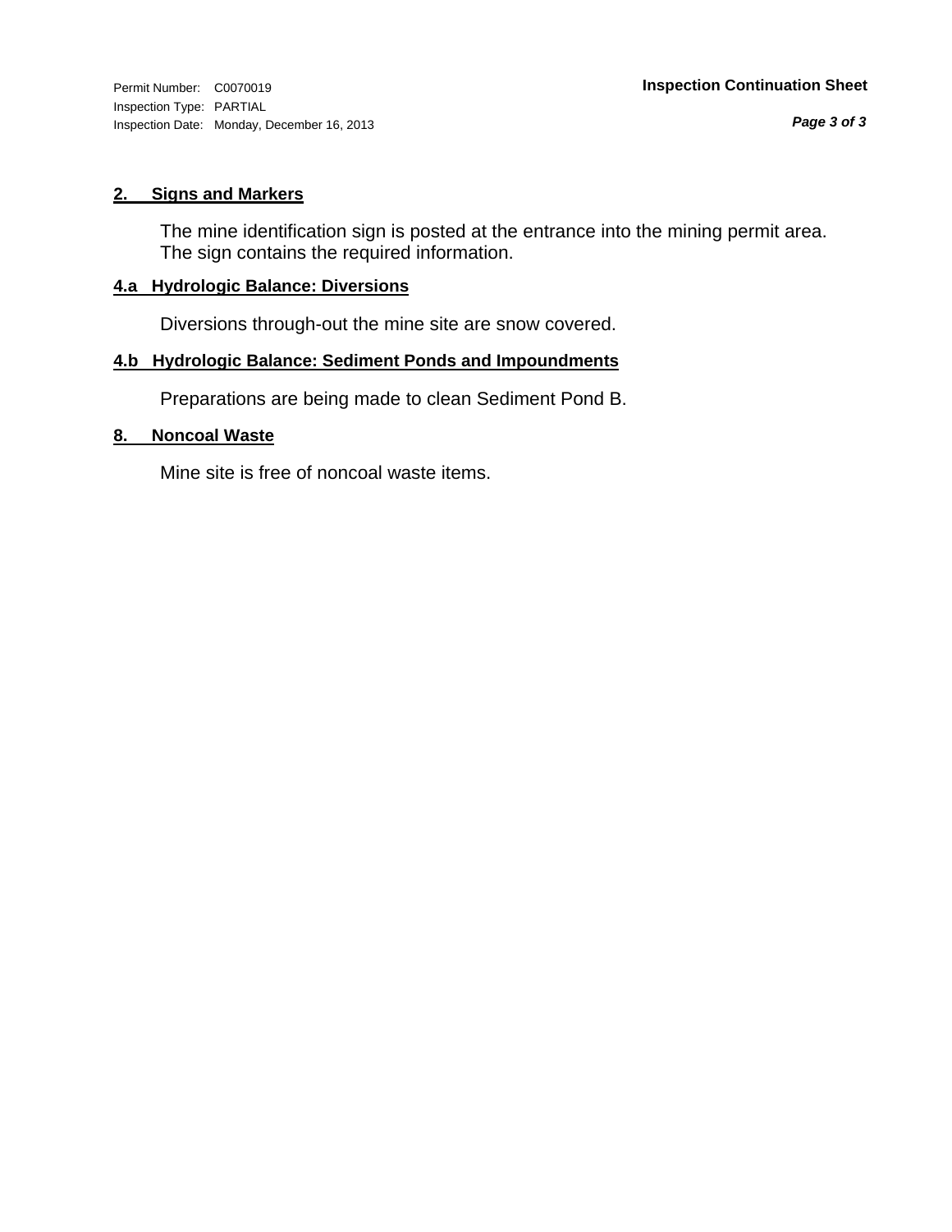Permit Number: C0070019
Inspection Type: PARTIAL
Inspection Date: Monday, December 16, 2013

**Inspection Continuation Sheet**

## 2. Signs and Markers

The mine identification sign is posted at the entrance into the mining permit area. The sign contains the required information.

## 4.a Hydrologic Balance: Diversions

Diversions through-out the mine site are snow covered.

## 4.b Hydrologic Balance: Sediment Ponds and Impoundments

Preparations are being made to clean Sediment Pond B.

## 8. Noncoal Waste

Mine site is free of noncoal waste items.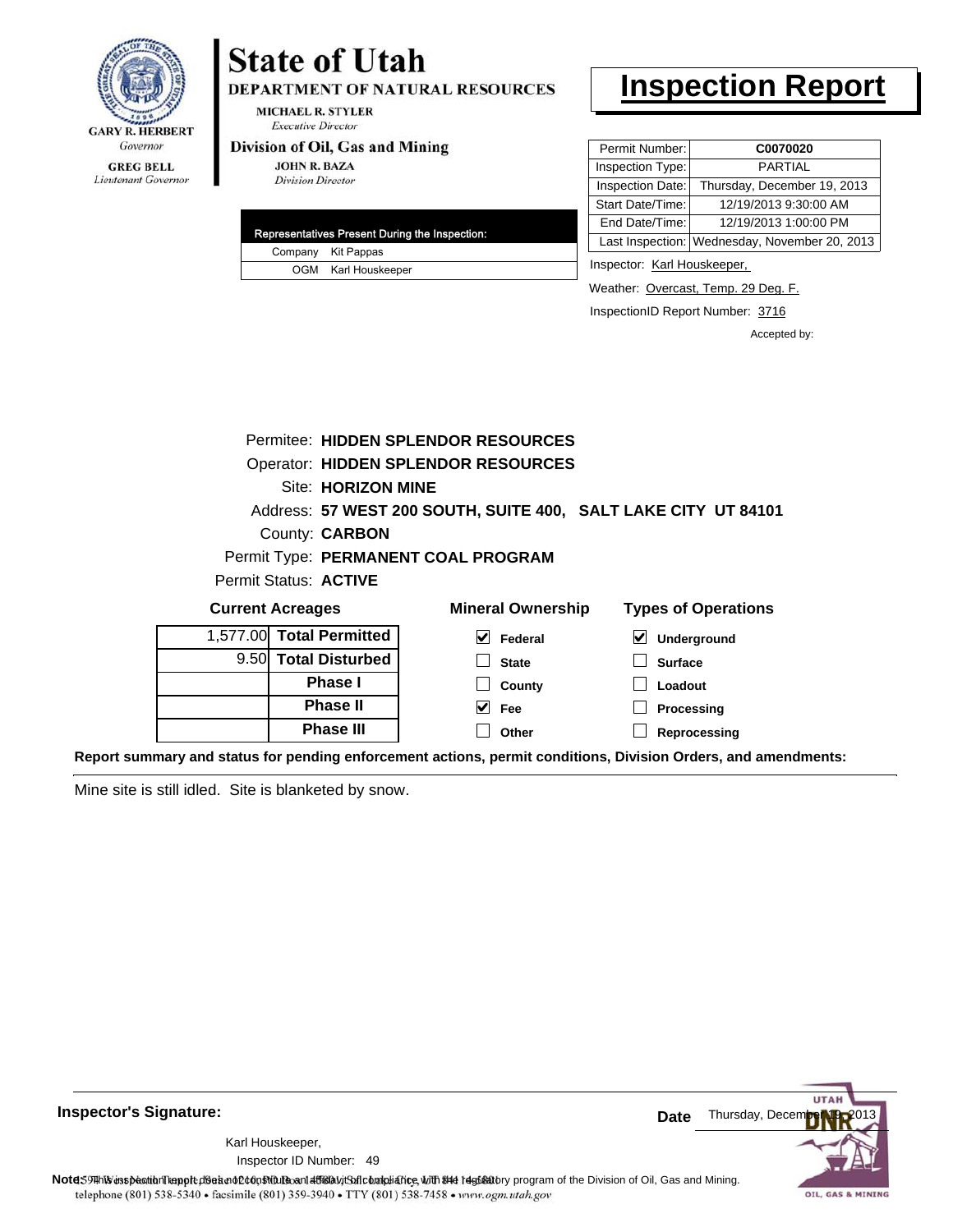GARY R. HERBERT
*Governor*

GREG BELL
*Lieutenant Governor*

# State of Utah

**DEPARTMENT OF NATURAL RESOURCES**

MICHAEL R. STYLER
*Executive Director*

**Division of Oil, Gas and Mining**

JOHN R. BAZA
*Division Director*

# Inspection Report

| Permit Number: | **C0070020** |
|---|---|
| Inspection Type: | PARTIAL |
| Inspection Date: | Thursday, December 19, 2013 |
| Start Date/Time: | 12/19/2013 9:30:00 AM |
| End Date/Time: | 12/19/2013 1:00:00 PM |
| Last Inspection: | Wednesday, November 20, 2013 |

| Representatives Present During the Inspection: | |
|---|---|
| Company | Kit Pappas |
| OGM | Karl Houskeeper |

Inspector: Karl Houskeeper,

Weather: Overcast, Temp. 29 Deg. F.

InspectionID Report Number: 3716

Accepted by:

Permitee: **HIDDEN SPLENDOR RESOURCES**
Operator: **HIDDEN SPLENDOR RESOURCES**
Site: **HORIZON MINE**
Address: **57 WEST 200 SOUTH, SUITE 400, SALT LAKE CITY UT 84101**
County: **CARBON**
Permit Type: **PERMANENT COAL PROGRAM**
Permit Status: **ACTIVE**

**Current Acreages**

| | |
|---|---|
| 1,577.00 | **Total Permitted** |
| 9.50 | **Total Disturbed** |
| | **Phase I** |
| | **Phase II** |
| | **Phase III** |

**Mineral Ownership**

- [x] Federal
- [ ] State
- [ ] County
- [x] Fee
- [ ] Other

**Types of Operations**

- [x] Underground
- [ ] Surface
- [ ] Loadout
- [ ] Processing
- [ ] Reprocessing

**Report summary and status for pending enforcement actions, permit conditions, Division Orders, and amendments:**

Mine site is still idled. Site is blanketed by snow.

**Inspector's Signature:**

Karl Houskeeper,
Inspector ID Number: 49

**Date** Thursday, December 19, 2013

**Note:** This inspection report does not constitute an affidavit of compliance with the regulatory program of the Division of Oil, Gas and Mining.
telephone (801) 538-5340 • facsimile (801) 359-3940 • TTY (801) 538-7458 • www.ogm.utah.gov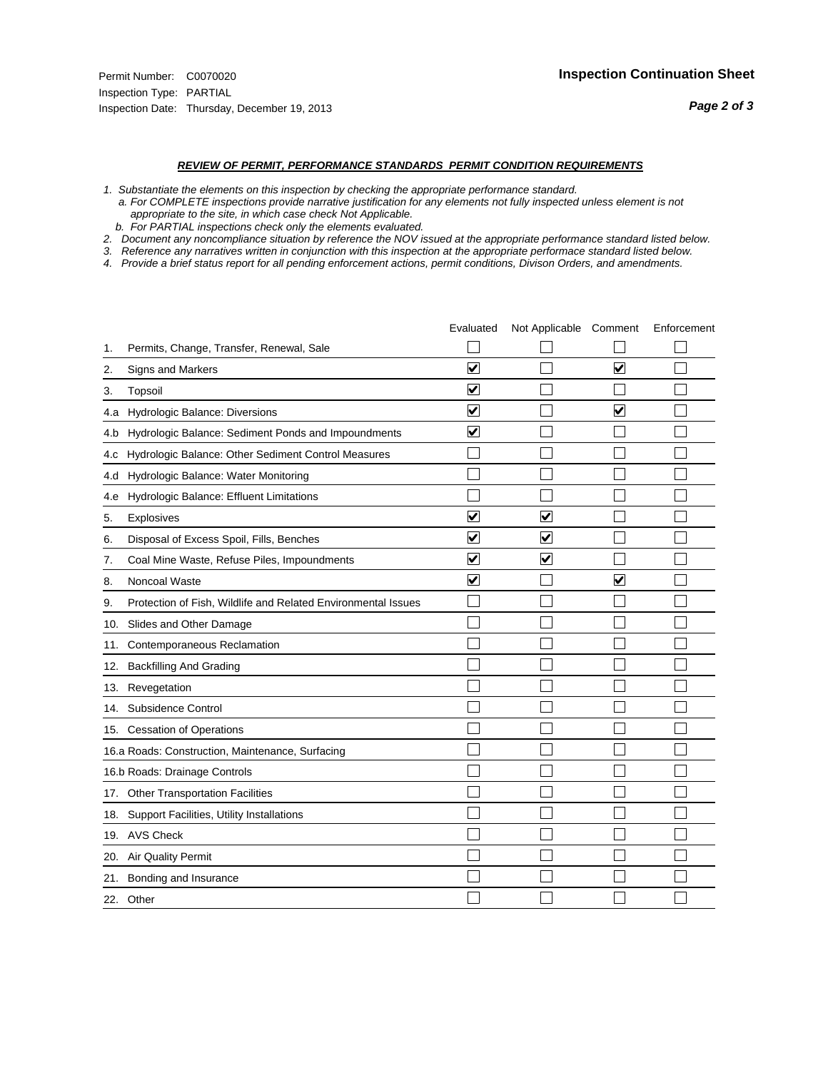Permit Number: C0070020
Inspection Type: PARTIAL
Inspection Date: Thursday, December 19, 2013

**Inspection Continuation Sheet**

***REVIEW OF PERMIT, PERFORMANCE STANDARDS PERMIT CONDITION REQUIREMENTS***

*1. Substantiate the elements on this inspection by checking the appropriate performance standard.*
*a. For COMPLETE inspections provide narrative justification for any elements not fully inspected unless element is not appropriate to the site, in which case check Not Applicable.*
*b. For PARTIAL inspections check only the elements evaluated.*
*2. Document any noncompliance situation by reference the NOV issued at the appropriate performance standard listed below.*
*3. Reference any narratives written in conjunction with this inspection at the appropriate performace standard listed below.*
*4. Provide a brief status report for all pending enforcement actions, permit conditions, Divison Orders, and amendments.*

| | Evaluated | Not Applicable | Comment | Enforcement |
|---|---|---|---|---|
| 1. Permits, Change, Transfer, Renewal, Sale | ☐ | ☐ | ☐ | ☐ |
| 2. Signs and Markers | ☑ | ☐ | ☑ | ☐ |
| 3. Topsoil | ☑ | ☐ | ☐ | ☐ |
| 4.a Hydrologic Balance: Diversions | ☑ | ☐ | ☑ | ☐ |
| 4.b Hydrologic Balance: Sediment Ponds and Impoundments | ☑ | ☐ | ☐ | ☐ |
| 4.c Hydrologic Balance: Other Sediment Control Measures | ☐ | ☐ | ☐ | ☐ |
| 4.d Hydrologic Balance: Water Monitoring | ☐ | ☐ | ☐ | ☐ |
| 4.e Hydrologic Balance: Effluent Limitations | ☐ | ☐ | ☐ | ☐ |
| 5. Explosives | ☑ | ☑ | ☐ | ☐ |
| 6. Disposal of Excess Spoil, Fills, Benches | ☑ | ☑ | ☐ | ☐ |
| 7. Coal Mine Waste, Refuse Piles, Impoundments | ☑ | ☑ | ☐ | ☐ |
| 8. Noncoal Waste | ☑ | ☐ | ☑ | ☐ |
| 9. Protection of Fish, Wildlife and Related Environmental Issues | ☐ | ☐ | ☐ | ☐ |
| 10. Slides and Other Damage | ☐ | ☐ | ☐ | ☐ |
| 11. Contemporaneous Reclamation | ☐ | ☐ | ☐ | ☐ |
| 12. Backfilling And Grading | ☐ | ☐ | ☐ | ☐ |
| 13. Revegetation | ☐ | ☐ | ☐ | ☐ |
| 14. Subsidence Control | ☐ | ☐ | ☐ | ☐ |
| 15. Cessation of Operations | ☐ | ☐ | ☐ | ☐ |
| 16.a Roads: Construction, Maintenance, Surfacing | ☐ | ☐ | ☐ | ☐ |
| 16.b Roads: Drainage Controls | ☐ | ☐ | ☐ | ☐ |
| 17. Other Transportation Facilities | ☐ | ☐ | ☐ | ☐ |
| 18. Support Facilities, Utility Installations | ☐ | ☐ | ☐ | ☐ |
| 19. AVS Check | ☐ | ☐ | ☐ | ☐ |
| 20. Air Quality Permit | ☐ | ☐ | ☐ | ☐ |
| 21. Bonding and Insurance | ☐ | ☐ | ☐ | ☐ |
| 22. Other | ☐ | ☐ | ☐ | ☐ |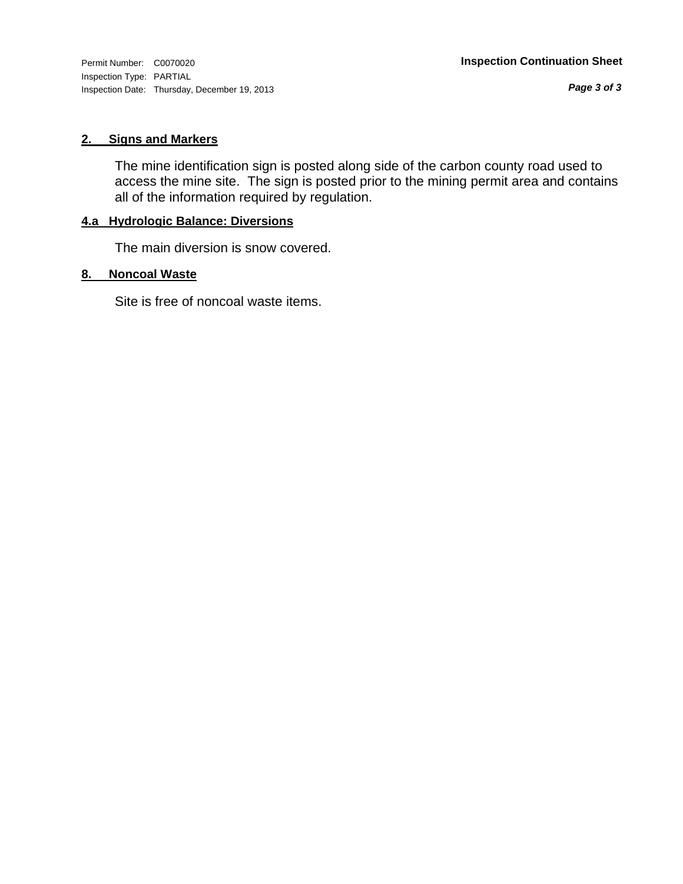Permit Number: C0070020
Inspection Type: PARTIAL
Inspection Date: Thursday, December 19, 2013

**Inspection Continuation Sheet**

## 2. Signs and Markers

The mine identification sign is posted along side of the carbon county road used to access the mine site. The sign is posted prior to the mining permit area and contains all of the information required by regulation.

## 4.a Hydrologic Balance: Diversions

The main diversion is snow covered.

## 8. Noncoal Waste

Site is free of noncoal waste items.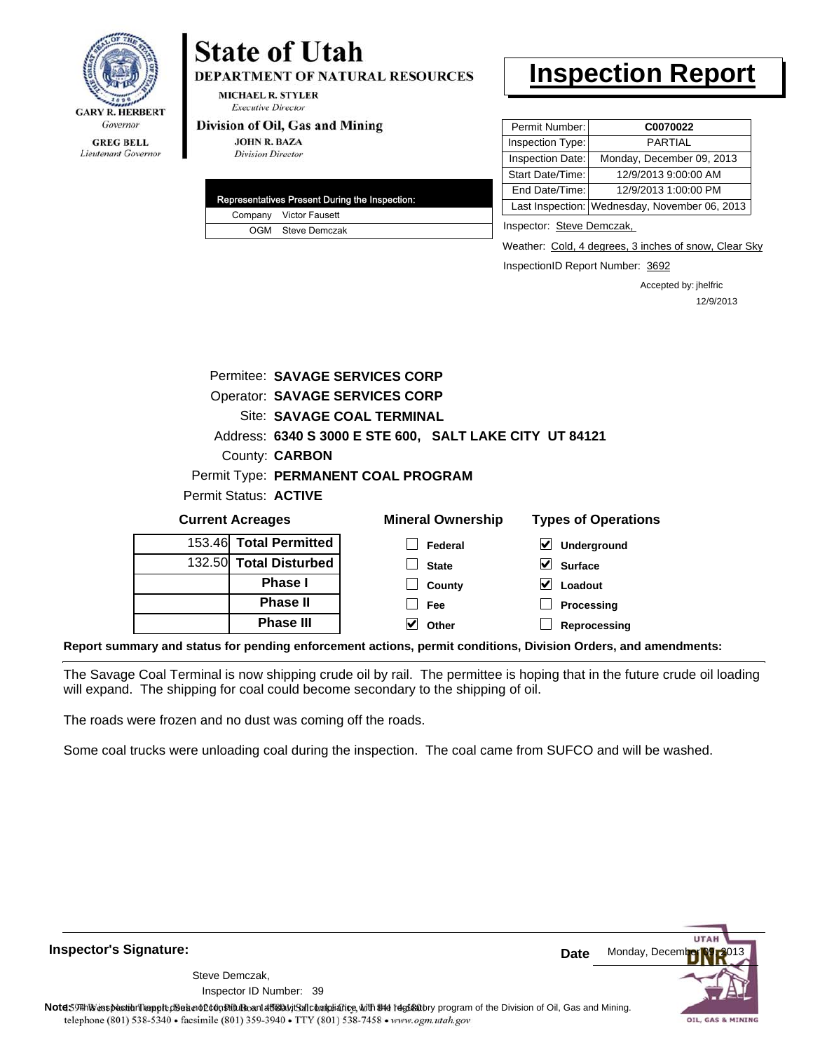**GARY R. HERBERT**
*Governor*

**GREG BELL**
*Lieutenant Governor*

# State of Utah

**DEPARTMENT OF NATURAL RESOURCES**

**MICHAEL R. STYLER**
*Executive Director*

**Division of Oil, Gas and Mining**

**JOHN R. BAZA**
*Division Director*

# Inspection Report

| Permit Number: | **C0070022** |
|---|---|
| Inspection Type: | PARTIAL |
| Inspection Date: | Monday, December 09, 2013 |
| Start Date/Time: | 12/9/2013 9:00:00 AM |
| End Date/Time: | 12/9/2013 1:00:00 PM |
| Last Inspection: | Wednesday, November 06, 2013 |

| Representatives Present During the Inspection: | |
|---|---|
| Company | Victor Fausett |
| OGM | Steve Demczak |

Inspector: Steve Demczak,

Weather: Cold, 4 degrees, 3 inches of snow, Clear Sky

InspectionID Report Number: 3692

Accepted by: jhelfric
12/9/2013

Permitee: **SAVAGE SERVICES CORP**
Operator: **SAVAGE SERVICES CORP**
Site: **SAVAGE COAL TERMINAL**
Address: **6340 S 3000 E STE 600, SALT LAKE CITY UT 84121**
County: **CARBON**
Permit Type: **PERMANENT COAL PROGRAM**
Permit Status: **ACTIVE**

**Current Acreages**

| | |
|---|---|
| 153.46 | **Total Permitted** |
| 132.50 | **Total Disturbed** |
| | **Phase I** |
| | **Phase II** |
| | **Phase III** |

**Mineral Ownership**

- [ ] Federal
- [ ] State
- [ ] County
- [ ] Fee
- [x] Other

**Types of Operations**

- [x] Underground
- [x] Surface
- [x] Loadout
- [ ] Processing
- [ ] Reprocessing

**Report summary and status for pending enforcement actions, permit conditions, Division Orders, and amendments:**

The Savage Coal Terminal is now shipping crude oil by rail. The permittee is hoping that in the future crude oil loading will expand. The shipping for coal could become secondary to the shipping of oil.

The roads were frozen and no dust was coming off the roads.

Some coal trucks were unloading coal during the inspection. The coal came from SUFCO and will be washed.

**Inspector's Signature:**

Steve Demczak,
Inspector ID Number: 39

**Date** Monday, December 09, 2013

**Note:** This inspection report does not constitute an affidavit of compliance with the regulatory program of the Division of Oil, Gas and Mining.

telephone (801) 538-5340 • facsimile (801) 359-3940 • TTY (801) 538-7458 • www.ogm.utah.gov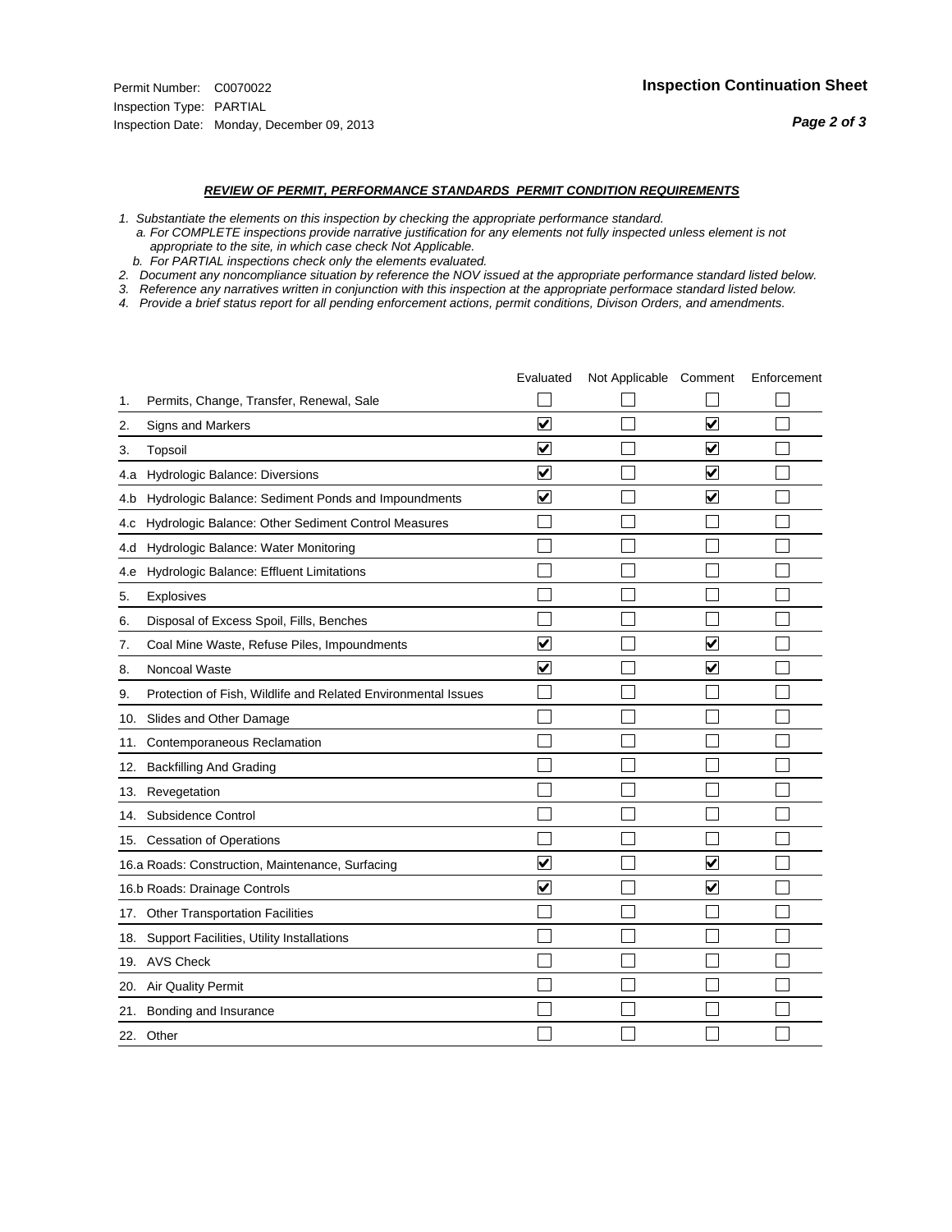Permit Number: C0070022
Inspection Type: PARTIAL
Inspection Date: Monday, December 09, 2013

## Inspection Continuation Sheet

### *REVIEW OF PERMIT, PERFORMANCE STANDARDS PERMIT CONDITION REQUIREMENTS*

*1. Substantiate the elements on this inspection by checking the appropriate performance standard.*
*a. For COMPLETE inspections provide narrative justification for any elements not fully inspected unless element is not appropriate to the site, in which case check Not Applicable.*
*b. For PARTIAL inspections check only the elements evaluated.*
*2. Document any noncompliance situation by reference the NOV issued at the appropriate performance standard listed below.*
*3. Reference any narratives written in conjunction with this inspection at the appropriate performace standard listed below.*
*4. Provide a brief status report for all pending enforcement actions, permit conditions, Divison Orders, and amendments.*

| | | Evaluated | Not Applicable | Comment | Enforcement |
|---|---|---|---|---|---|
| 1. | Permits, Change, Transfer, Renewal, Sale | ☐ | ☐ | ☐ | ☐ |
| 2. | Signs and Markers | ☑ | ☐ | ☑ | ☐ |
| 3. | Topsoil | ☑ | ☐ | ☑ | ☐ |
| 4.a | Hydrologic Balance: Diversions | ☑ | ☐ | ☑ | ☐ |
| 4.b | Hydrologic Balance: Sediment Ponds and Impoundments | ☑ | ☐ | ☑ | ☐ |
| 4.c | Hydrologic Balance: Other Sediment Control Measures | ☐ | ☐ | ☐ | ☐ |
| 4.d | Hydrologic Balance: Water Monitoring | ☐ | ☐ | ☐ | ☐ |
| 4.e | Hydrologic Balance: Effluent Limitations | ☐ | ☐ | ☐ | ☐ |
| 5. | Explosives | ☐ | ☐ | ☐ | ☐ |
| 6. | Disposal of Excess Spoil, Fills, Benches | ☐ | ☐ | ☐ | ☐ |
| 7. | Coal Mine Waste, Refuse Piles, Impoundments | ☑ | ☐ | ☑ | ☐ |
| 8. | Noncoal Waste | ☑ | ☐ | ☑ | ☐ |
| 9. | Protection of Fish, Wildlife and Related Environmental Issues | ☐ | ☐ | ☐ | ☐ |
| 10. | Slides and Other Damage | ☐ | ☐ | ☐ | ☐ |
| 11. | Contemporaneous Reclamation | ☐ | ☐ | ☐ | ☐ |
| 12. | Backfilling And Grading | ☐ | ☐ | ☐ | ☐ |
| 13. | Revegetation | ☐ | ☐ | ☐ | ☐ |
| 14. | Subsidence Control | ☐ | ☐ | ☐ | ☐ |
| 15. | Cessation of Operations | ☐ | ☐ | ☐ | ☐ |
| 16.a | Roads: Construction, Maintenance, Surfacing | ☑ | ☐ | ☑ | ☐ |
| 16.b | Roads: Drainage Controls | ☑ | ☐ | ☑ | ☐ |
| 17. | Other Transportation Facilities | ☐ | ☐ | ☐ | ☐ |
| 18. | Support Facilities, Utility Installations | ☐ | ☐ | ☐ | ☐ |
| 19. | AVS Check | ☐ | ☐ | ☐ | ☐ |
| 20. | Air Quality Permit | ☐ | ☐ | ☐ | ☐ |
| 21. | Bonding and Insurance | ☐ | ☐ | ☐ | ☐ |
| 22. | Other | ☐ | ☐ | ☐ | ☐ |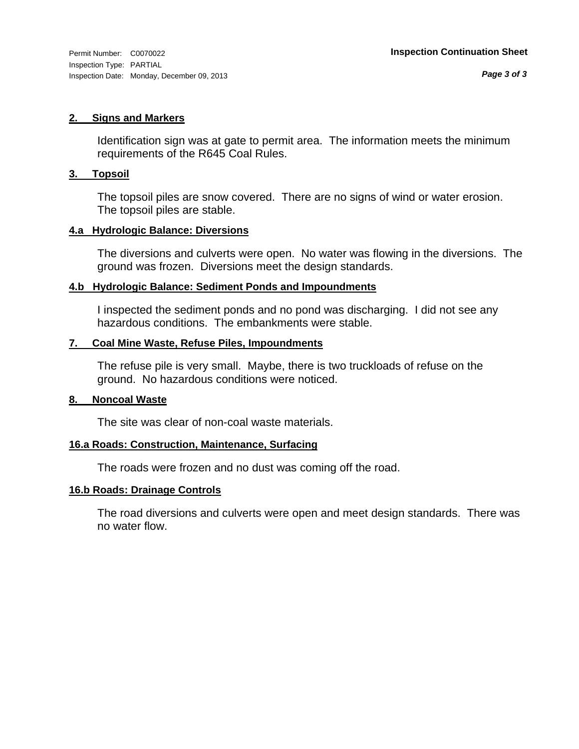Permit Number: C0070022
Inspection Type: PARTIAL
Inspection Date: Monday, December 09, 2013

**Inspection Continuation Sheet**

**2. Signs and Markers**

Identification sign was at gate to permit area. The information meets the minimum requirements of the R645 Coal Rules.

**3. Topsoil**

The topsoil piles are snow covered. There are no signs of wind or water erosion. The topsoil piles are stable.

**4.a Hydrologic Balance: Diversions**

The diversions and culverts were open. No water was flowing in the diversions. The ground was frozen. Diversions meet the design standards.

**4.b Hydrologic Balance: Sediment Ponds and Impoundments**

I inspected the sediment ponds and no pond was discharging. I did not see any hazardous conditions. The embankments were stable.

**7. Coal Mine Waste, Refuse Piles, Impoundments**

The refuse pile is very small. Maybe, there is two truckloads of refuse on the ground. No hazardous conditions were noticed.

**8. Noncoal Waste**

The site was clear of non-coal waste materials.

**16.a Roads: Construction, Maintenance, Surfacing**

The roads were frozen and no dust was coming off the road.

**16.b Roads: Drainage Controls**

The road diversions and culverts were open and meet design standards. There was no water flow.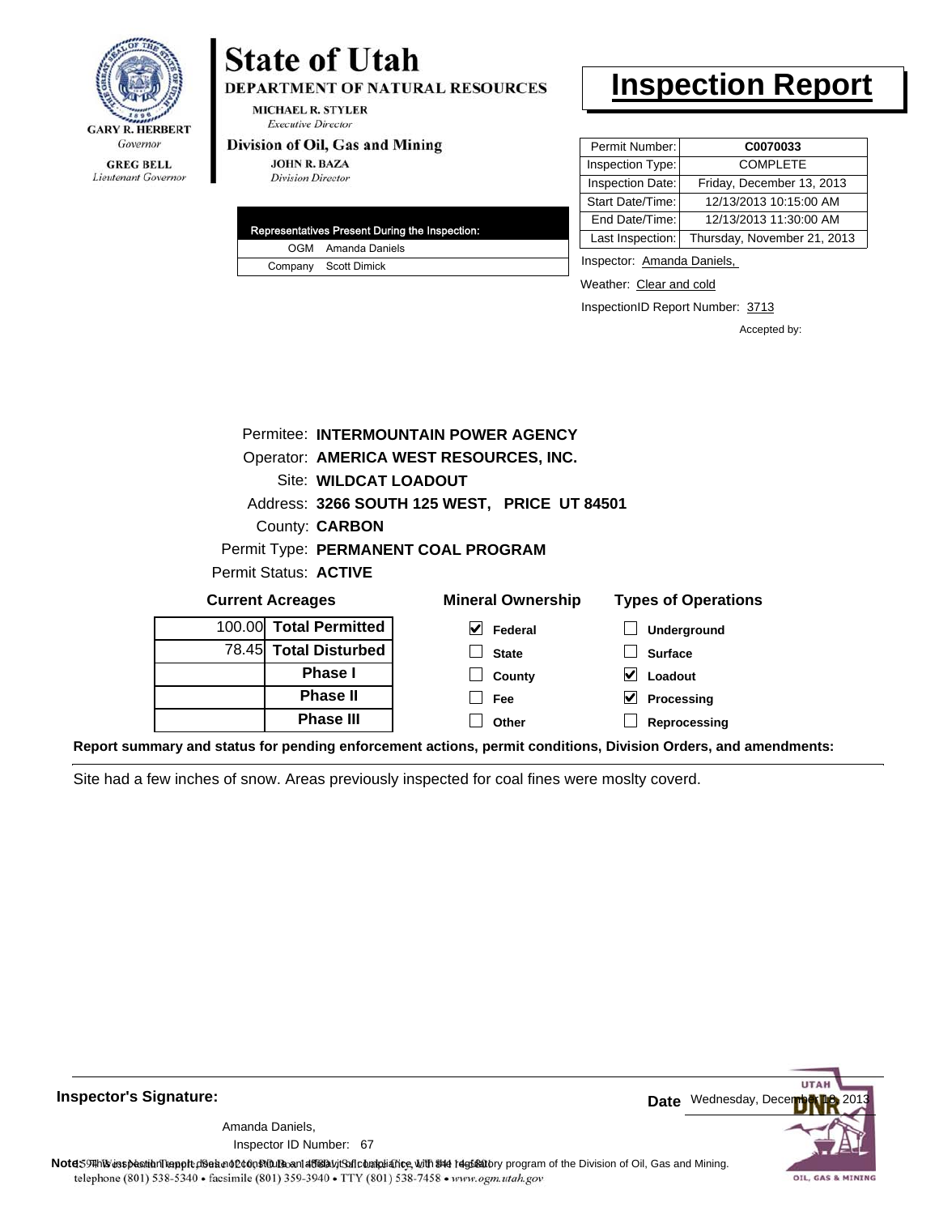**GARY R. HERBERT**
*Governor*

**GREG BELL**
*Lieutenant Governor*

# State of Utah

**DEPARTMENT OF NATURAL RESOURCES**

**MICHAEL R. STYLER**
*Executive Director*

**Division of Oil, Gas and Mining**

**JOHN R. BAZA**
*Division Director*

# Inspection Report

| | |
|---|---|
| Permit Number: | **C0070033** |
| Inspection Type: | COMPLETE |
| Inspection Date: | Friday, December 13, 2013 |
| Start Date/Time: | 12/13/2013 10:15:00 AM |
| End Date/Time: | 12/13/2013 11:30:00 AM |
| Last Inspection: | Thursday, November 21, 2013 |

| Representatives Present During the Inspection: | |
|---|---|
| OGM | Amanda Daniels |
| Company | Scott Dimick |

Inspector: Amanda Daniels,

Weather: Clear and cold

InspectionID Report Number: 3713

Accepted by:

Permitee: **INTERMOUNTAIN POWER AGENCY**
Operator: **AMERICA WEST RESOURCES, INC.**
Site: **WILDCAT LOADOUT**
Address: **3266 SOUTH 125 WEST, PRICE UT 84501**
County: **CARBON**
Permit Type: **PERMANENT COAL PROGRAM**
Permit Status: **ACTIVE**

**Current Acreages**

| | |
|---|---|
| 100.00 | **Total Permitted** |
| 78.45 | **Total Disturbed** |
| | **Phase I** |
| | **Phase II** |
| | **Phase III** |

**Mineral Ownership**

- [x] Federal
- [ ] State
- [ ] County
- [ ] Fee
- [ ] Other

**Types of Operations**

- [ ] Underground
- [ ] Surface
- [x] Loadout
- [x] Processing
- [ ] Reprocessing

**Report summary and status for pending enforcement actions, permit conditions, Division Orders, and amendments:**

Site had a few inches of snow. Areas previously inspected for coal fines were moslty coverd.

**Inspector's Signature:**

Amanda Daniels,
Inspector ID Number: 67

**Date** Wednesday, December 18, 2013

**Note:** This inspection report does not constitute an affidavit of compliance with the regulatory program of the Division of Oil, Gas and Mining.
1594 West North Temple, Suite 1210, PO Box 145801, Salt Lake City, UT 84114-5801
telephone (801) 538-5340 • facsimile (801) 359-3940 • TTY (801) 538-7458 • www.ogm.utah.gov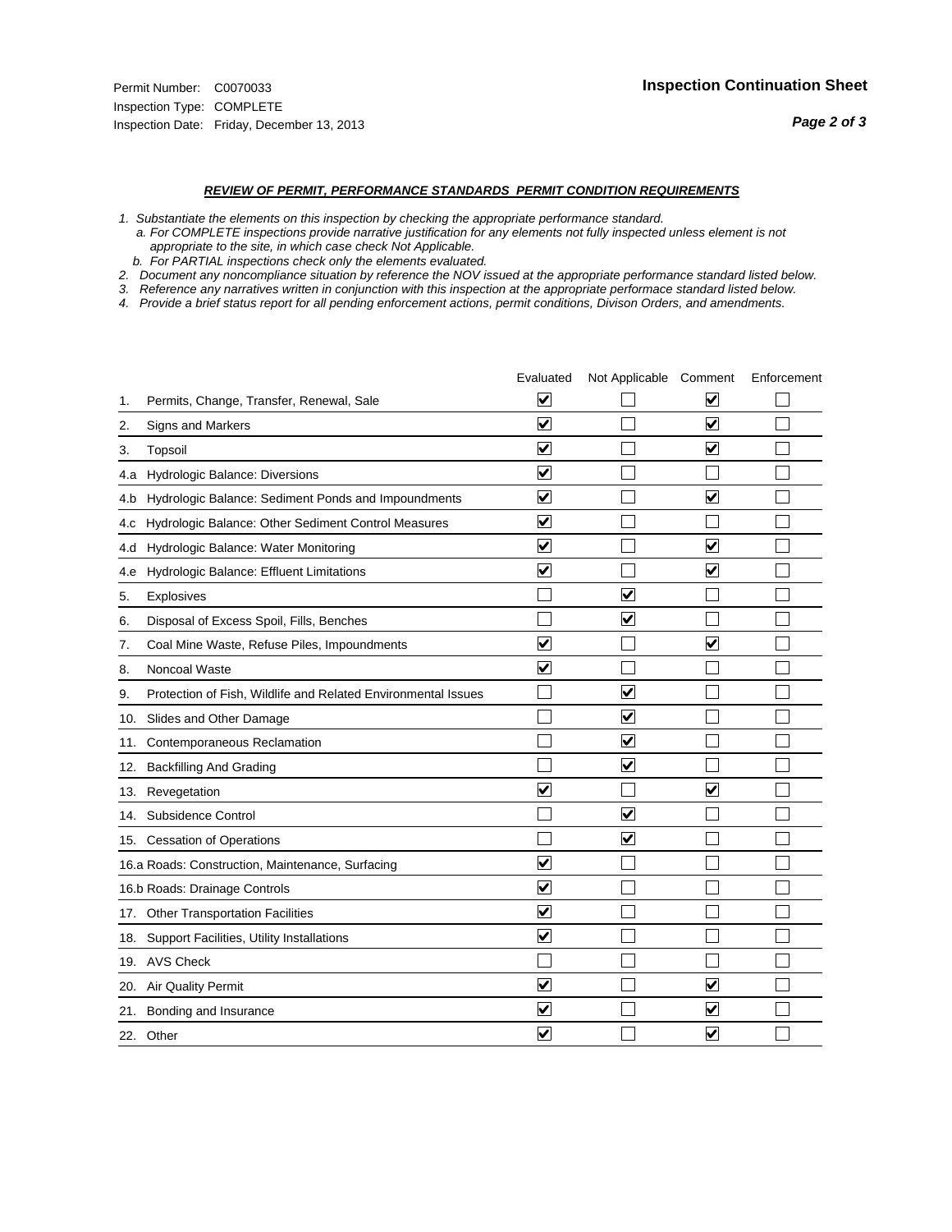Permit Number: C0070033
Inspection Type: COMPLETE
Inspection Date: Friday, December 13, 2013

## Inspection Continuation Sheet

### *REVIEW OF PERMIT, PERFORMANCE STANDARDS PERMIT CONDITION REQUIREMENTS*

*1. Substantiate the elements on this inspection by checking the appropriate performance standard.*
*a. For COMPLETE inspections provide narrative justification for any elements not fully inspected unless element is not appropriate to the site, in which case check Not Applicable.*
*b. For PARTIAL inspections check only the elements evaluated.*
*2. Document any noncompliance situation by reference the NOV issued at the appropriate performance standard listed below.*
*3. Reference any narratives written in conjunction with this inspection at the appropriate performace standard listed below.*
*4. Provide a brief status report for all pending enforcement actions, permit conditions, Divison Orders, and amendments.*

| | | Evaluated | Not Applicable | Comment | Enforcement |
|---|---|---|---|---|---|
| 1. | Permits, Change, Transfer, Renewal, Sale | ☑ | ☐ | ☑ | ☐ |
| 2. | Signs and Markers | ☑ | ☐ | ☑ | ☐ |
| 3. | Topsoil | ☑ | ☐ | ☑ | ☐ |
| 4.a | Hydrologic Balance: Diversions | ☑ | ☐ | ☐ | ☐ |
| 4.b | Hydrologic Balance: Sediment Ponds and Impoundments | ☑ | ☐ | ☑ | ☐ |
| 4.c | Hydrologic Balance: Other Sediment Control Measures | ☑ | ☐ | ☐ | ☐ |
| 4.d | Hydrologic Balance: Water Monitoring | ☑ | ☐ | ☑ | ☐ |
| 4.e | Hydrologic Balance: Effluent Limitations | ☑ | ☐ | ☑ | ☐ |
| 5. | Explosives | ☐ | ☑ | ☐ | ☐ |
| 6. | Disposal of Excess Spoil, Fills, Benches | ☐ | ☑ | ☐ | ☐ |
| 7. | Coal Mine Waste, Refuse Piles, Impoundments | ☑ | ☐ | ☑ | ☐ |
| 8. | Noncoal Waste | ☑ | ☐ | ☐ | ☐ |
| 9. | Protection of Fish, Wildlife and Related Environmental Issues | ☐ | ☑ | ☐ | ☐ |
| 10. | Slides and Other Damage | ☐ | ☑ | ☐ | ☐ |
| 11. | Contemporaneous Reclamation | ☐ | ☑ | ☐ | ☐ |
| 12. | Backfilling And Grading | ☐ | ☑ | ☐ | ☐ |
| 13. | Revegetation | ☑ | ☐ | ☑ | ☐ |
| 14. | Subsidence Control | ☐ | ☑ | ☐ | ☐ |
| 15. | Cessation of Operations | ☐ | ☑ | ☐ | ☐ |
| 16.a | Roads: Construction, Maintenance, Surfacing | ☑ | ☐ | ☐ | ☐ |
| 16.b | Roads: Drainage Controls | ☑ | ☐ | ☐ | ☐ |
| 17. | Other Transportation Facilities | ☑ | ☐ | ☐ | ☐ |
| 18. | Support Facilities, Utility Installations | ☑ | ☐ | ☐ | ☐ |
| 19. | AVS Check | ☐ | ☐ | ☐ | ☐ |
| 20. | Air Quality Permit | ☑ | ☐ | ☑ | ☐ |
| 21. | Bonding and Insurance | ☑ | ☐ | ☑ | ☐ |
| 22. | Other | ☑ | ☐ | ☑ | ☐ |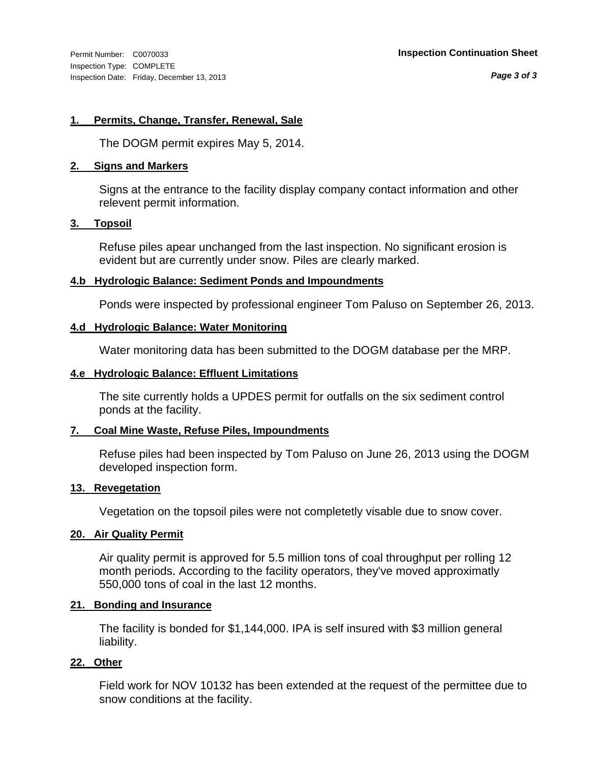Permit Number: C0070033
Inspection Type: COMPLETE
Inspection Date: Friday, December 13, 2013

**Inspection Continuation Sheet**

### 1. Permits, Change, Transfer, Renewal, Sale

The DOGM permit expires May 5, 2014.

### 2. Signs and Markers

Signs at the entrance to the facility display company contact information and other relevent permit information.

### 3. Topsoil

Refuse piles apear unchanged from the last inspection. No significant erosion is evident but are currently under snow. Piles are clearly marked.

### 4.b Hydrologic Balance: Sediment Ponds and Impoundments

Ponds were inspected by professional engineer Tom Paluso on September 26, 2013.

### 4.d Hydrologic Balance: Water Monitoring

Water monitoring data has been submitted to the DOGM database per the MRP.

### 4.e Hydrologic Balance: Effluent Limitations

The site currently holds a UPDES permit for outfalls on the six sediment control ponds at the facility.

### 7. Coal Mine Waste, Refuse Piles, Impoundments

Refuse piles had been inspected by Tom Paluso on June 26, 2013 using the DOGM developed inspection form.

### 13. Revegetation

Vegetation on the topsoil piles were not completetly visable due to snow cover.

### 20. Air Quality Permit

Air quality permit is approved for 5.5 million tons of coal throughput per rolling 12 month periods. According to the facility operators, they've moved approximatly 550,000 tons of coal in the last 12 months.

### 21. Bonding and Insurance

The facility is bonded for $1,144,000. IPA is self insured with $3 million general liability.

### 22. Other

Field work for NOV 10132 has been extended at the request of the permittee due to snow conditions at the facility.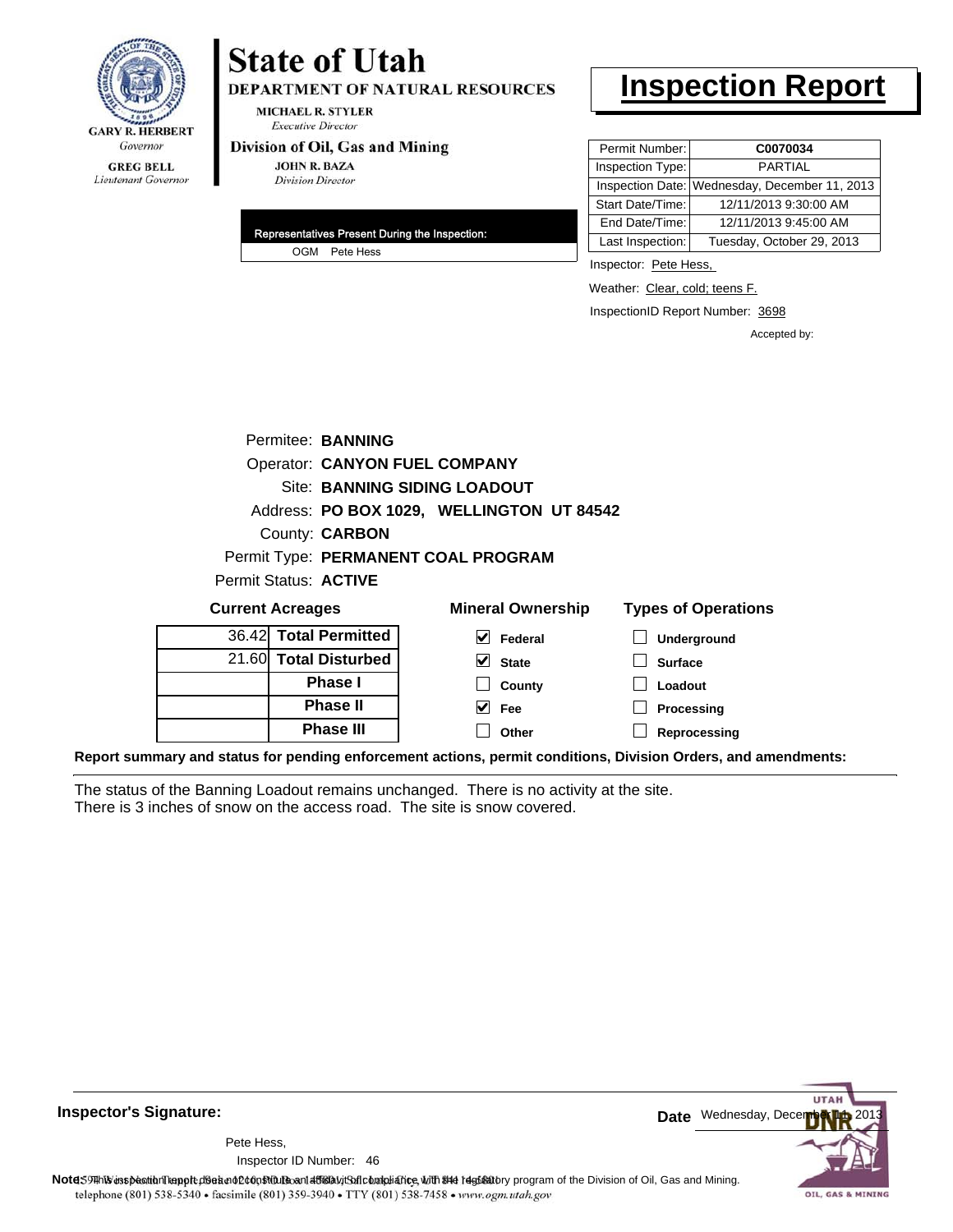GARY R. HERBERT
*Governor*

GREG BELL
*Lieutenant Governor*

# State of Utah

**DEPARTMENT OF NATURAL RESOURCES**

MICHAEL R. STYLER
*Executive Director*

**Division of Oil, Gas and Mining**

JOHN R. BAZA
*Division Director*

# Inspection Report

| | |
|---|---|
| Permit Number: | **C0070034** |
| Inspection Type: | PARTIAL |
| Inspection Date: | Wednesday, December 11, 2013 |
| Start Date/Time: | 12/11/2013 9:30:00 AM |
| End Date/Time: | 12/11/2013 9:45:00 AM |
| Last Inspection: | Tuesday, October 29, 2013 |

**Representatives Present During the Inspection:**

OGM Pete Hess

Inspector: Pete Hess,

Weather: Clear, cold; teens F.

InspectionID Report Number: 3698

Accepted by:

Permitee: **BANNING**
Operator: **CANYON FUEL COMPANY**
Site: **BANNING SIDING LOADOUT**
Address: **PO BOX 1029, WELLINGTON UT 84542**
County: **CARBON**
Permit Type: **PERMANENT COAL PROGRAM**
Permit Status: **ACTIVE**

**Current Acreages**

| | |
|---|---|
| 36.42 | **Total Permitted** |
| 21.60 | **Total Disturbed** |
| | **Phase I** |
| | **Phase II** |
| | **Phase III** |

**Mineral Ownership**

- [x] Federal
- [x] State
- [ ] County
- [x] Fee
- [ ] Other

**Types of Operations**

- [ ] Underground
- [ ] Surface
- [ ] Loadout
- [ ] Processing
- [ ] Reprocessing

**Report summary and status for pending enforcement actions, permit conditions, Division Orders, and amendments:**

The status of the Banning Loadout remains unchanged. There is no activity at the site.
There is 3 inches of snow on the access road. The site is snow covered.

**Inspector's Signature:**

Pete Hess,
Inspector ID Number: 46

**Date** Wednesday, December 11, 2013

**Note:** This inspection report does not constitute an affidavit of compliance with the regulatory program of the Division of Oil, Gas and Mining.
1594 West North Temple, Suite 1210, PO Box 145801, Salt Lake City, UT 84114-5801
telephone (801) 538-5340 • facsimile (801) 359-3940 • TTY (801) 538-7458 • www.ogm.utah.gov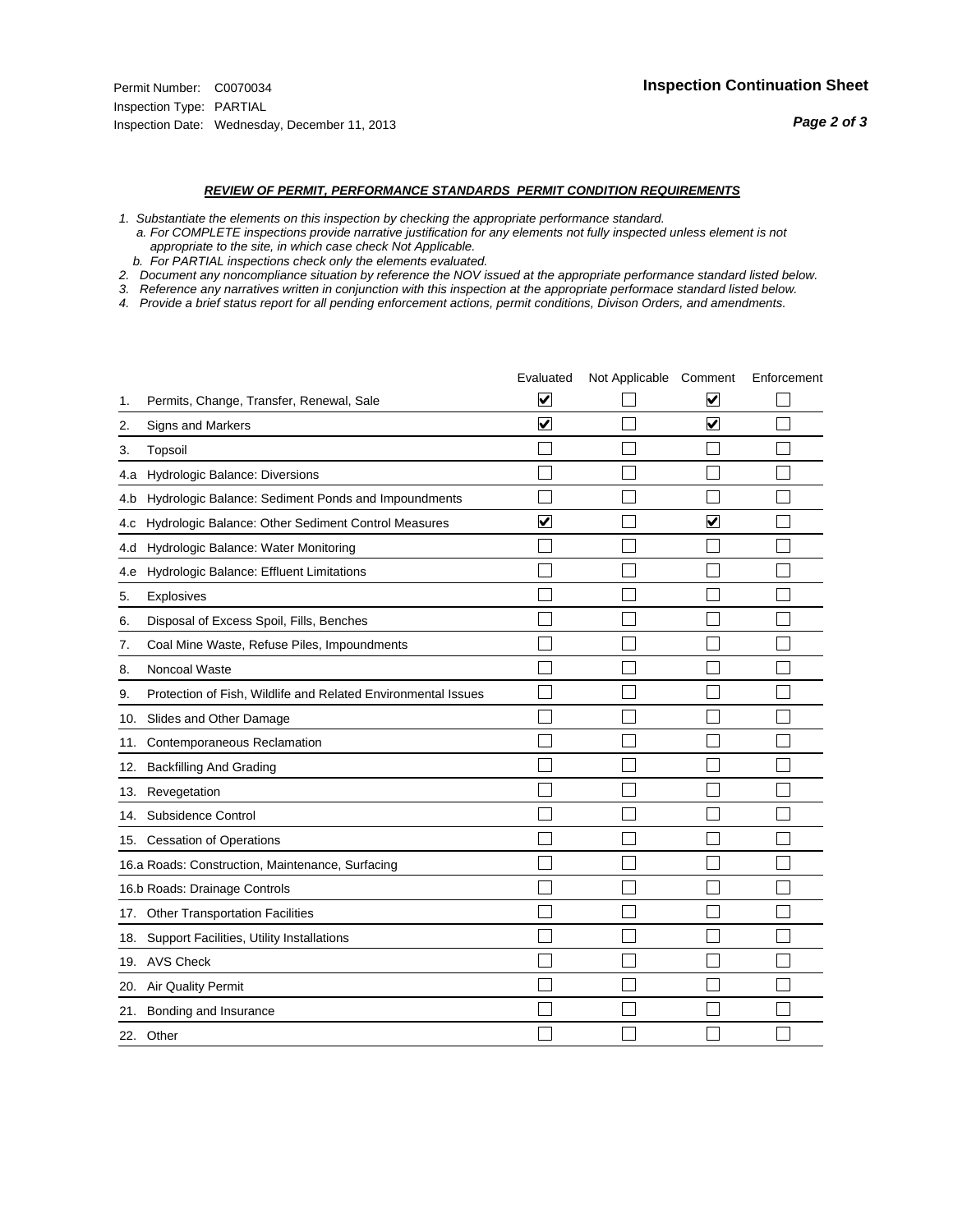Permit Number: C0070034
Inspection Type: PARTIAL
Inspection Date: Wednesday, December 11, 2013

**Inspection Continuation Sheet**

***REVIEW OF PERMIT, PERFORMANCE STANDARDS PERMIT CONDITION REQUIREMENTS***

*1. Substantiate the elements on this inspection by checking the appropriate performance standard.*
*a. For COMPLETE inspections provide narrative justification for any elements not fully inspected unless element is not appropriate to the site, in which case check Not Applicable.*
*b. For PARTIAL inspections check only the elements evaluated.*
*2. Document any noncompliance situation by reference the NOV issued at the appropriate performance standard listed below.*
*3. Reference any narratives written in conjunction with this inspection at the appropriate performace standard listed below.*
*4. Provide a brief status report for all pending enforcement actions, permit conditions, Divison Orders, and amendments.*

| | | Evaluated | Not Applicable | Comment | Enforcement |
|---|---|---|---|---|---|
| 1. | Permits, Change, Transfer, Renewal, Sale | ☑ | ☐ | ☑ | ☐ |
| 2. | Signs and Markers | ☑ | ☐ | ☑ | ☐ |
| 3. | Topsoil | ☐ | ☐ | ☐ | ☐ |
| 4.a | Hydrologic Balance: Diversions | ☐ | ☐ | ☐ | ☐ |
| 4.b | Hydrologic Balance: Sediment Ponds and Impoundments | ☐ | ☐ | ☐ | ☐ |
| 4.c | Hydrologic Balance: Other Sediment Control Measures | ☑ | ☐ | ☑ | ☐ |
| 4.d | Hydrologic Balance: Water Monitoring | ☐ | ☐ | ☐ | ☐ |
| 4.e | Hydrologic Balance: Effluent Limitations | ☐ | ☐ | ☐ | ☐ |
| 5. | Explosives | ☐ | ☐ | ☐ | ☐ |
| 6. | Disposal of Excess Spoil, Fills, Benches | ☐ | ☐ | ☐ | ☐ |
| 7. | Coal Mine Waste, Refuse Piles, Impoundments | ☐ | ☐ | ☐ | ☐ |
| 8. | Noncoal Waste | ☐ | ☐ | ☐ | ☐ |
| 9. | Protection of Fish, Wildlife and Related Environmental Issues | ☐ | ☐ | ☐ | ☐ |
| 10. | Slides and Other Damage | ☐ | ☐ | ☐ | ☐ |
| 11. | Contemporaneous Reclamation | ☐ | ☐ | ☐ | ☐ |
| 12. | Backfilling And Grading | ☐ | ☐ | ☐ | ☐ |
| 13. | Revegetation | ☐ | ☐ | ☐ | ☐ |
| 14. | Subsidence Control | ☐ | ☐ | ☐ | ☐ |
| 15. | Cessation of Operations | ☐ | ☐ | ☐ | ☐ |
| 16.a | Roads: Construction, Maintenance, Surfacing | ☐ | ☐ | ☐ | ☐ |
| 16.b | Roads: Drainage Controls | ☐ | ☐ | ☐ | ☐ |
| 17. | Other Transportation Facilities | ☐ | ☐ | ☐ | ☐ |
| 18. | Support Facilities, Utility Installations | ☐ | ☐ | ☐ | ☐ |
| 19. | AVS Check | ☐ | ☐ | ☐ | ☐ |
| 20. | Air Quality Permit | ☐ | ☐ | ☐ | ☐ |
| 21. | Bonding and Insurance | ☐ | ☐ | ☐ | ☐ |
| 22. | Other | ☐ | ☐ | ☐ | ☐ |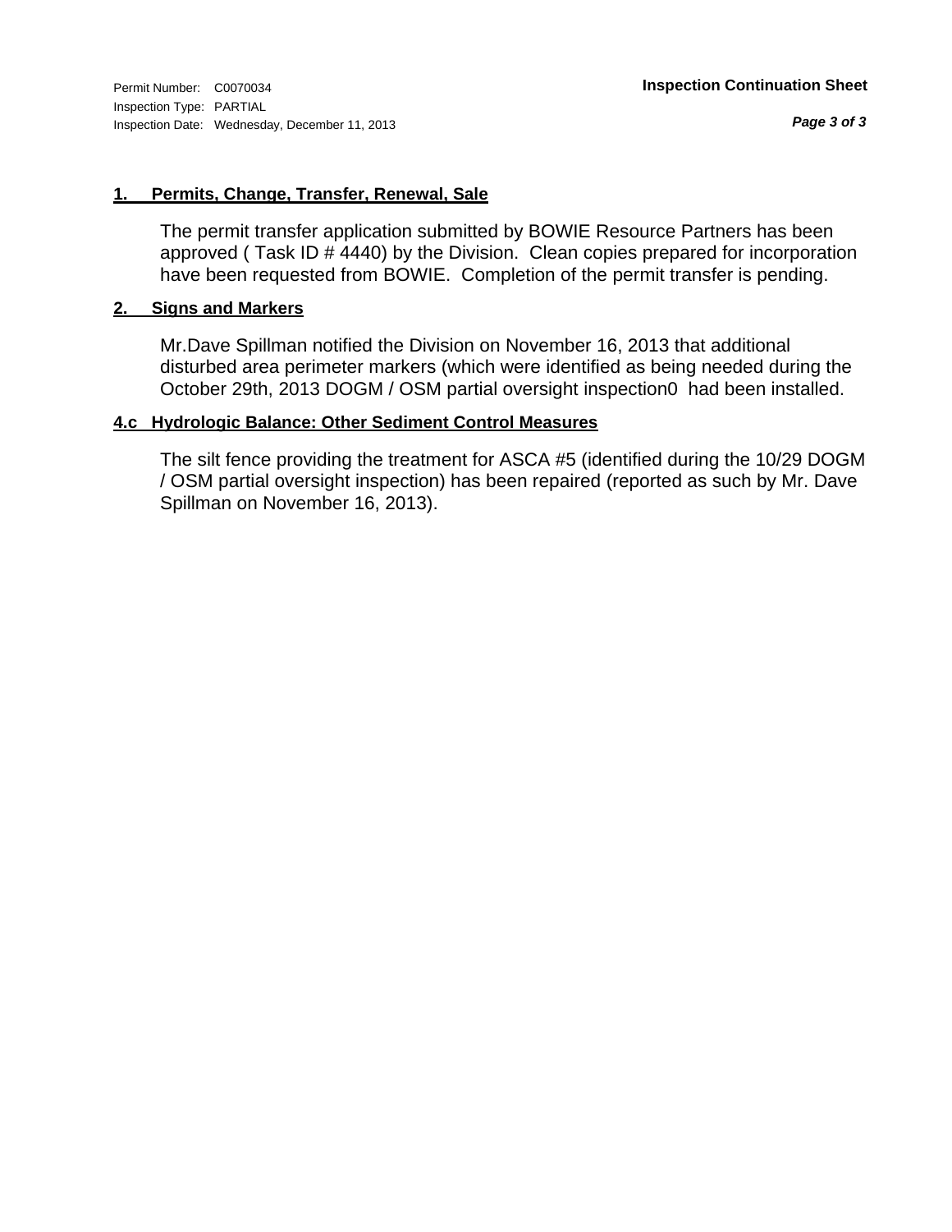Permit Number: C0070034
Inspection Type: PARTIAL
Inspection Date: Wednesday, December 11, 2013

**Inspection Continuation Sheet**

**1. Permits, Change, Transfer, Renewal, Sale**

The permit transfer application submitted by BOWIE Resource Partners has been approved ( Task ID # 4440) by the Division. Clean copies prepared for incorporation have been requested from BOWIE. Completion of the permit transfer is pending.

**2. Signs and Markers**

Mr.Dave Spillman notified the Division on November 16, 2013 that additional disturbed area perimeter markers (which were identified as being needed during the October 29th, 2013 DOGM / OSM partial oversight inspection0 had been installed.

**4.c Hydrologic Balance: Other Sediment Control Measures**

The silt fence providing the treatment for ASCA #5 (identified during the 10/29 DOGM / OSM partial oversight inspection) has been repaired (reported as such by Mr. Dave Spillman on November 16, 2013).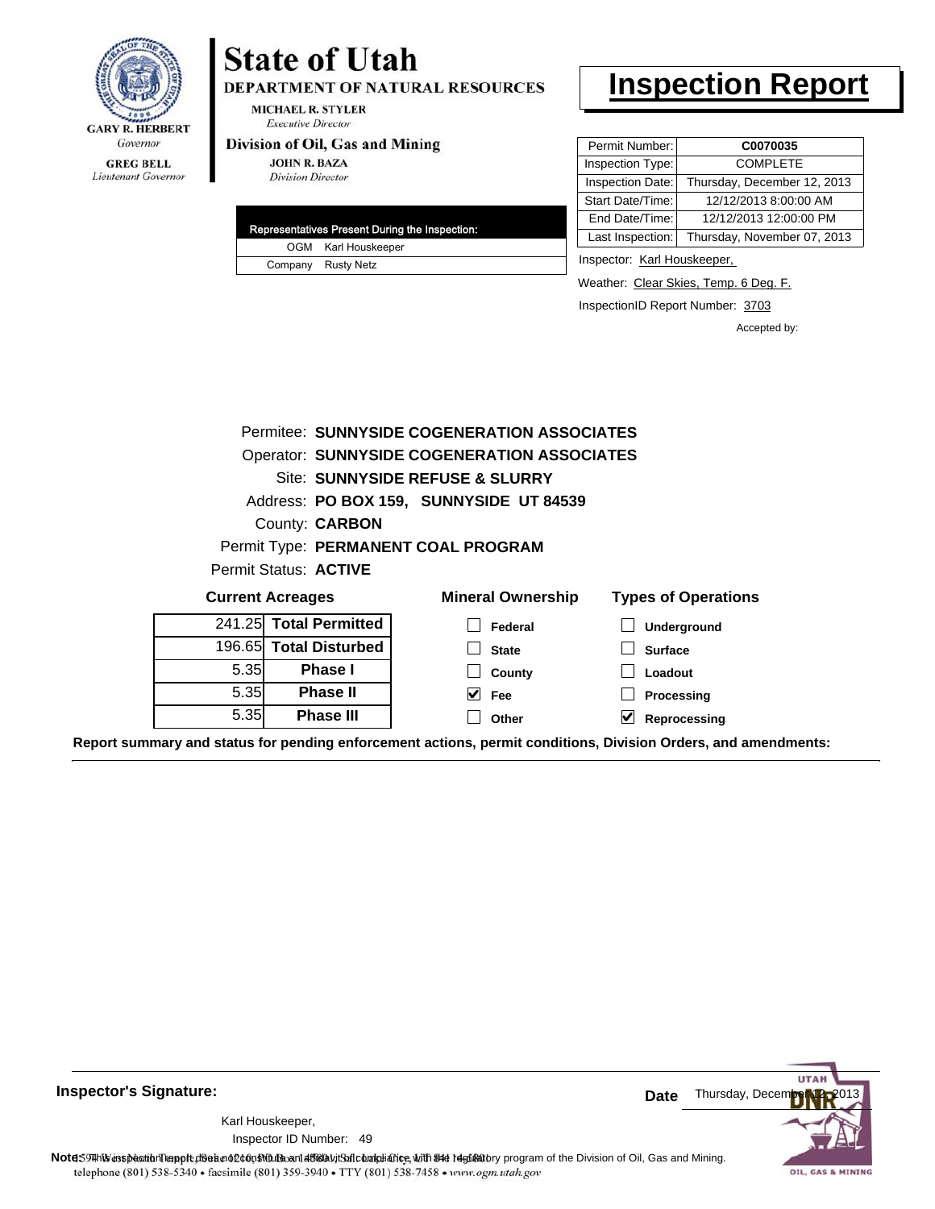GARY R. HERBERT
*Governor*

GREG BELL
*Lieutenant Governor*

# State of Utah

**DEPARTMENT OF NATURAL RESOURCES**

MICHAEL R. STYLER
*Executive Director*

**Division of Oil, Gas and Mining**

JOHN R. BAZA
*Division Director*

# Inspection Report

| Permit Number: | **C0070035** |
|---|---|
| Inspection Type: | COMPLETE |
| Inspection Date: | Thursday, December 12, 2013 |
| Start Date/Time: | 12/12/2013 8:00:00 AM |
| End Date/Time: | 12/12/2013 12:00:00 PM |
| Last Inspection: | Thursday, November 07, 2013 |

| Representatives Present During the Inspection: | |
|---|---|
| OGM | Karl Houskeeper |
| Company | Rusty Netz |

Inspector: Karl Houskeeper,

Weather: Clear Skies, Temp. 6 Deg. F.

InspectionID Report Number: 3703

Accepted by:

Permitee: **SUNNYSIDE COGENERATION ASSOCIATES**
Operator: **SUNNYSIDE COGENERATION ASSOCIATES**
Site: **SUNNYSIDE REFUSE & SLURRY**
Address: **PO BOX 159, SUNNYSIDE UT 84539**
County: **CARBON**
Permit Type: **PERMANENT COAL PROGRAM**
Permit Status: **ACTIVE**

**Current Acreages**

| | |
|---|---|
| 241.25 | **Total Permitted** |
| 196.65 | **Total Disturbed** |
| 5.35 | **Phase I** |
| 5.35 | **Phase II** |
| 5.35 | **Phase III** |

**Mineral Ownership**

- [ ] Federal
- [ ] State
- [ ] County
- [x] Fee
- [ ] Other

**Types of Operations**

- [ ] Underground
- [ ] Surface
- [ ] Loadout
- [ ] Processing
- [x] Reprocessing

**Report summary and status for pending enforcement actions, permit conditions, Division Orders, and amendments:**

**Inspector's Signature:**

Karl Houskeeper,
Inspector ID Number: 49

**Date** Thursday, December 12, 2013

**Note:** This inspection report does not constitute an affidavit of compliance with the regulatory program of the Division of Oil, Gas and Mining.
telephone (801) 538-5340 • facsimile (801) 359-3940 • TTY (801) 538-7458 • www.ogm.utah.gov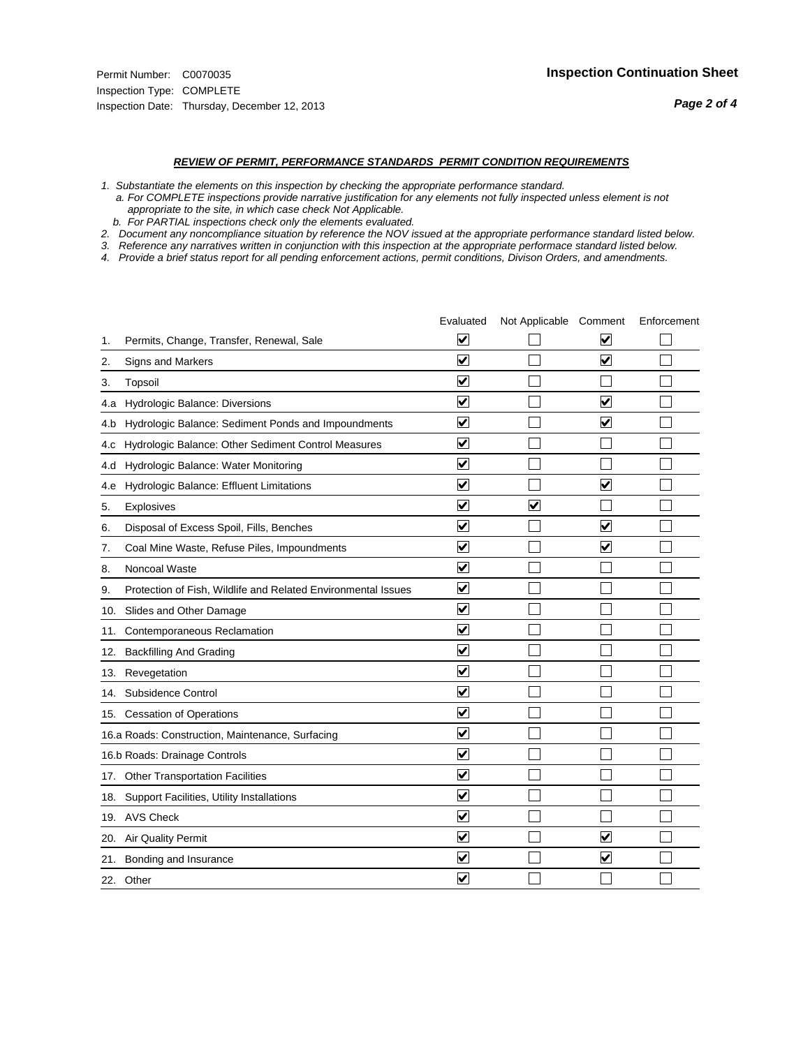Permit Number: C0070035
Inspection Type: COMPLETE
Inspection Date: Thursday, December 12, 2013

## Inspection Continuation Sheet

### *REVIEW OF PERMIT, PERFORMANCE STANDARDS PERMIT CONDITION REQUIREMENTS*

*1. Substantiate the elements on this inspection by checking the appropriate performance standard.*
*a. For COMPLETE inspections provide narrative justification for any elements not fully inspected unless element is not appropriate to the site, in which case check Not Applicable.*
*b. For PARTIAL inspections check only the elements evaluated.*
*2. Document any noncompliance situation by reference the NOV issued at the appropriate performance standard listed below.*
*3. Reference any narratives written in conjunction with this inspection at the appropriate performace standard listed below.*
*4. Provide a brief status report for all pending enforcement actions, permit conditions, Divison Orders, and amendments.*

| | | Evaluated | Not Applicable | Comment | Enforcement |
|---|---|---|---|---|---|
| 1. | Permits, Change, Transfer, Renewal, Sale | ☑ | ☐ | ☑ | ☐ |
| 2. | Signs and Markers | ☑ | ☐ | ☑ | ☐ |
| 3. | Topsoil | ☑ | ☐ | ☐ | ☐ |
| 4.a | Hydrologic Balance: Diversions | ☑ | ☐ | ☑ | ☐ |
| 4.b | Hydrologic Balance: Sediment Ponds and Impoundments | ☑ | ☐ | ☑ | ☐ |
| 4.c | Hydrologic Balance: Other Sediment Control Measures | ☑ | ☐ | ☐ | ☐ |
| 4.d | Hydrologic Balance: Water Monitoring | ☑ | ☐ | ☐ | ☐ |
| 4.e | Hydrologic Balance: Effluent Limitations | ☑ | ☐ | ☑ | ☐ |
| 5. | Explosives | ☑ | ☑ | ☐ | ☐ |
| 6. | Disposal of Excess Spoil, Fills, Benches | ☑ | ☐ | ☑ | ☐ |
| 7. | Coal Mine Waste, Refuse Piles, Impoundments | ☑ | ☐ | ☑ | ☐ |
| 8. | Noncoal Waste | ☑ | ☐ | ☐ | ☐ |
| 9. | Protection of Fish, Wildlife and Related Environmental Issues | ☑ | ☐ | ☐ | ☐ |
| 10. | Slides and Other Damage | ☑ | ☐ | ☐ | ☐ |
| 11. | Contemporaneous Reclamation | ☑ | ☐ | ☐ | ☐ |
| 12. | Backfilling And Grading | ☑ | ☐ | ☐ | ☐ |
| 13. | Revegetation | ☑ | ☐ | ☐ | ☐ |
| 14. | Subsidence Control | ☑ | ☐ | ☐ | ☐ |
| 15. | Cessation of Operations | ☑ | ☐ | ☐ | ☐ |
| 16.a | Roads: Construction, Maintenance, Surfacing | ☑ | ☐ | ☐ | ☐ |
| 16.b | Roads: Drainage Controls | ☑ | ☐ | ☐ | ☐ |
| 17. | Other Transportation Facilities | ☑ | ☐ | ☐ | ☐ |
| 18. | Support Facilities, Utility Installations | ☑ | ☐ | ☐ | ☐ |
| 19. | AVS Check | ☑ | ☐ | ☐ | ☐ |
| 20. | Air Quality Permit | ☑ | ☐ | ☑ | ☐ |
| 21. | Bonding and Insurance | ☑ | ☐ | ☑ | ☐ |
| 22. | Other | ☑ | ☐ | ☐ | ☐ |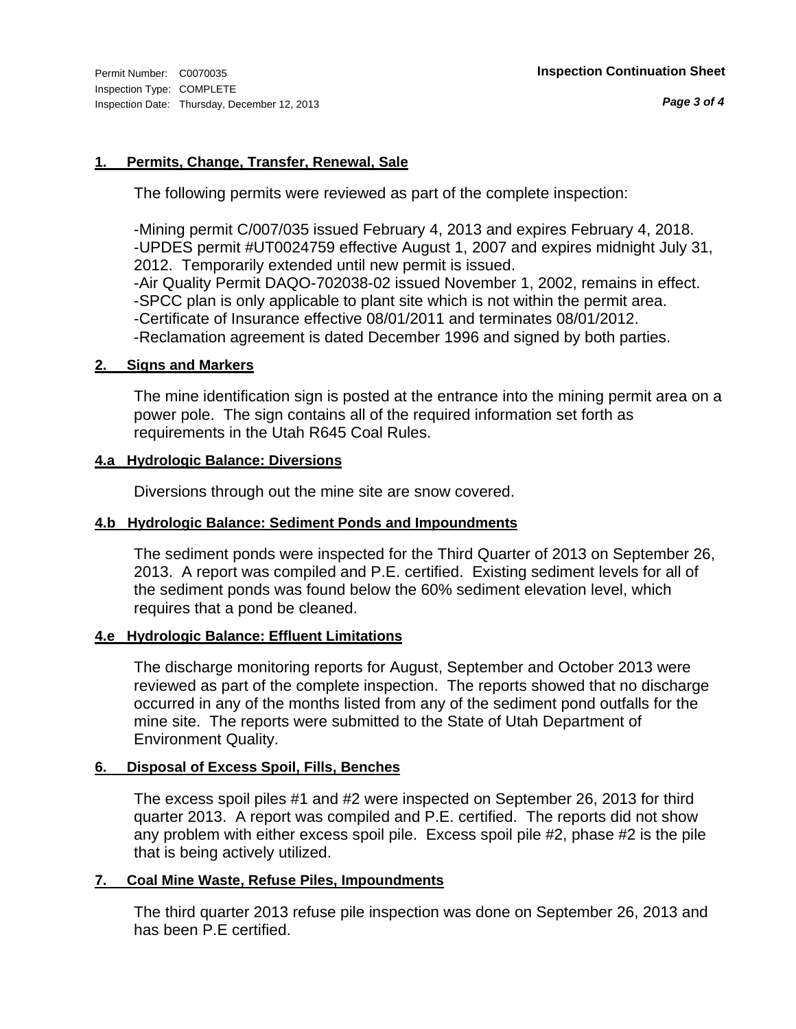Permit Number: C0070035
Inspection Type: COMPLETE
Inspection Date: Thursday, December 12, 2013

**Inspection Continuation Sheet**

### 1. Permits, Change, Transfer, Renewal, Sale

The following permits were reviewed as part of the complete inspection:

-Mining permit C/007/035 issued February 4, 2013 and expires February 4, 2018.
-UPDES permit #UT0024759 effective August 1, 2007 and expires midnight July 31, 2012. Temporarily extended until new permit is issued.
-Air Quality Permit DAQO-702038-02 issued November 1, 2002, remains in effect.
-SPCC plan is only applicable to plant site which is not within the permit area.
-Certificate of Insurance effective 08/01/2011 and terminates 08/01/2012.
-Reclamation agreement is dated December 1996 and signed by both parties.

### 2. Signs and Markers

The mine identification sign is posted at the entrance into the mining permit area on a power pole. The sign contains all of the required information set forth as requirements in the Utah R645 Coal Rules.

### 4.a Hydrologic Balance: Diversions

Diversions through out the mine site are snow covered.

### 4.b Hydrologic Balance: Sediment Ponds and Impoundments

The sediment ponds were inspected for the Third Quarter of 2013 on September 26, 2013. A report was compiled and P.E. certified. Existing sediment levels for all of the sediment ponds was found below the 60% sediment elevation level, which requires that a pond be cleaned.

### 4.e Hydrologic Balance: Effluent Limitations

The discharge monitoring reports for August, September and October 2013 were reviewed as part of the complete inspection. The reports showed that no discharge occurred in any of the months listed from any of the sediment pond outfalls for the mine site. The reports were submitted to the State of Utah Department of Environment Quality.

### 6. Disposal of Excess Spoil, Fills, Benches

The excess spoil piles #1 and #2 were inspected on September 26, 2013 for third quarter 2013. A report was compiled and P.E. certified. The reports did not show any problem with either excess spoil pile. Excess spoil pile #2, phase #2 is the pile that is being actively utilized.

### 7. Coal Mine Waste, Refuse Piles, Impoundments

The third quarter 2013 refuse pile inspection was done on September 26, 2013 and has been P.E certified.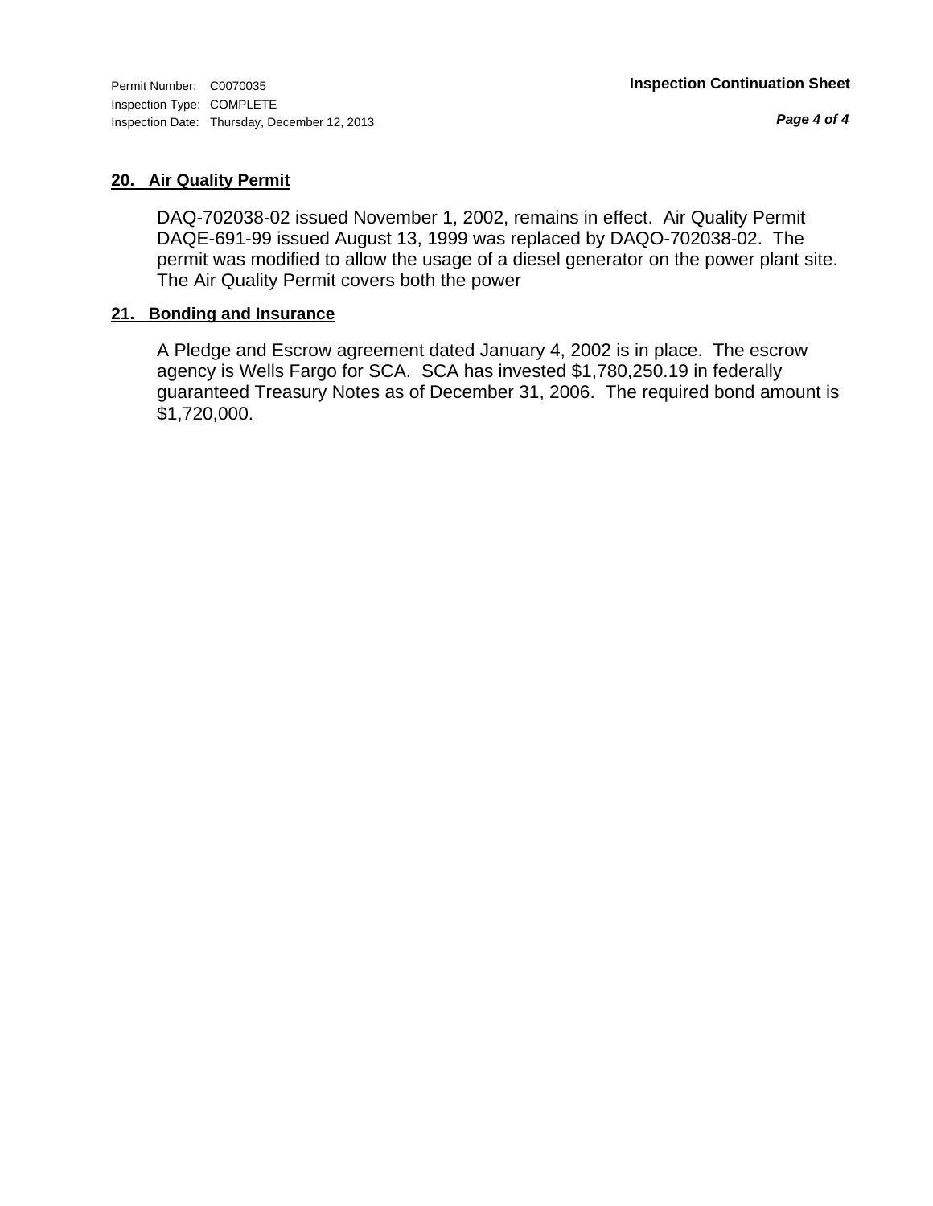Permit Number: C0070035
Inspection Type: COMPLETE
Inspection Date: Thursday, December 12, 2013

**Inspection Continuation Sheet**

## 20. Air Quality Permit

DAQ-702038-02 issued November 1, 2002, remains in effect. Air Quality Permit DAQE-691-99 issued August 13, 1999 was replaced by DAQO-702038-02. The permit was modified to allow the usage of a diesel generator on the power plant site. The Air Quality Permit covers both the power

## 21. Bonding and Insurance

A Pledge and Escrow agreement dated January 4, 2002 is in place. The escrow agency is Wells Fargo for SCA. SCA has invested $1,780,250.19 in federally guaranteed Treasury Notes as of December 31, 2006. The required bond amount is $1,720,000.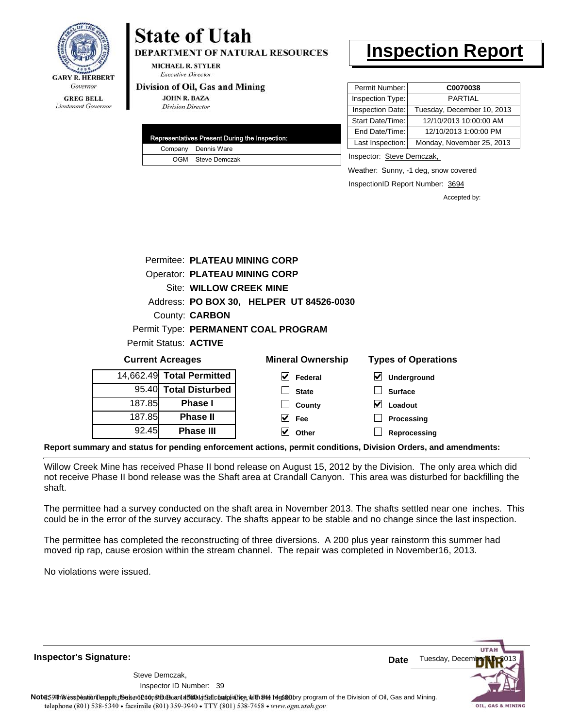GARY R. HERBERT
*Governor*

GREG BELL
*Lieutenant Governor*

# State of Utah

**DEPARTMENT OF NATURAL RESOURCES**

MICHAEL R. STYLER
*Executive Director*

**Division of Oil, Gas and Mining**

JOHN R. BAZA
*Division Director*

# Inspection Report

| Representatives Present During the Inspection: | |
|---|---|
| Company | Dennis Ware |
| OGM | Steve Demczak |

| | |
|---|---|
| Permit Number: | **C0070038** |
| Inspection Type: | PARTIAL |
| Inspection Date: | Tuesday, December 10, 2013 |
| Start Date/Time: | 12/10/2013 10:00:00 AM |
| End Date/Time: | 12/10/2013 1:00:00 PM |
| Last Inspection: | Monday, November 25, 2013 |

Inspector: Steve Demczak,

Weather: Sunny, -1 deg, snow covered

InspectionID Report Number: 3694

Accepted by:

Permitee: **PLATEAU MINING CORP**
Operator: **PLATEAU MINING CORP**
Site: **WILLOW CREEK MINE**
Address: **PO BOX 30, HELPER UT 84526-0030**
County: **CARBON**
Permit Type: **PERMANENT COAL PROGRAM**
Permit Status: **ACTIVE**

**Current Acreages**

| | |
|---|---|
| 14,662.49 | **Total Permitted** |
| 95.40 | **Total Disturbed** |
| 187.85 | **Phase I** |
| 187.85 | **Phase II** |
| 92.45 | **Phase III** |

**Mineral Ownership**

- [x] Federal
- [ ] State
- [ ] County
- [x] Fee
- [x] Other

**Types of Operations**

- [x] Underground
- [ ] Surface
- [x] Loadout
- [ ] Processing
- [ ] Reprocessing

**Report summary and status for pending enforcement actions, permit conditions, Division Orders, and amendments:**

Willow Creek Mine has received Phase II bond release on August 15, 2012 by the Division. The only area which did not receive Phase II bond release was the Shaft area at Crandall Canyon. This area was disturbed for backfilling the shaft.

The permittee had a survey conducted on the shaft area in November 2013. The shafts settled near one inches. This could be in the error of the survey accuracy. The shafts appear to be stable and no change since the last inspection.

The permittee has completed the reconstructing of three diversions. A 200 plus year rainstorm this summer had moved rip rap, cause erosion within the stream channel. The repair was completed in November16, 2013.

No violations were issued.

**Inspector's Signature:**

Steve Demczak,
Inspector ID Number: 39

**Date** Tuesday, December 10, 2013

**Note:** This inspection report does not constitute an affidavit of compliance with the regulatory program of the Division of Oil, Gas and Mining.

telephone (801) 538-5340 • facsimile (801) 359-3940 • TTY (801) 538-7458 • www.ogm.utah.gov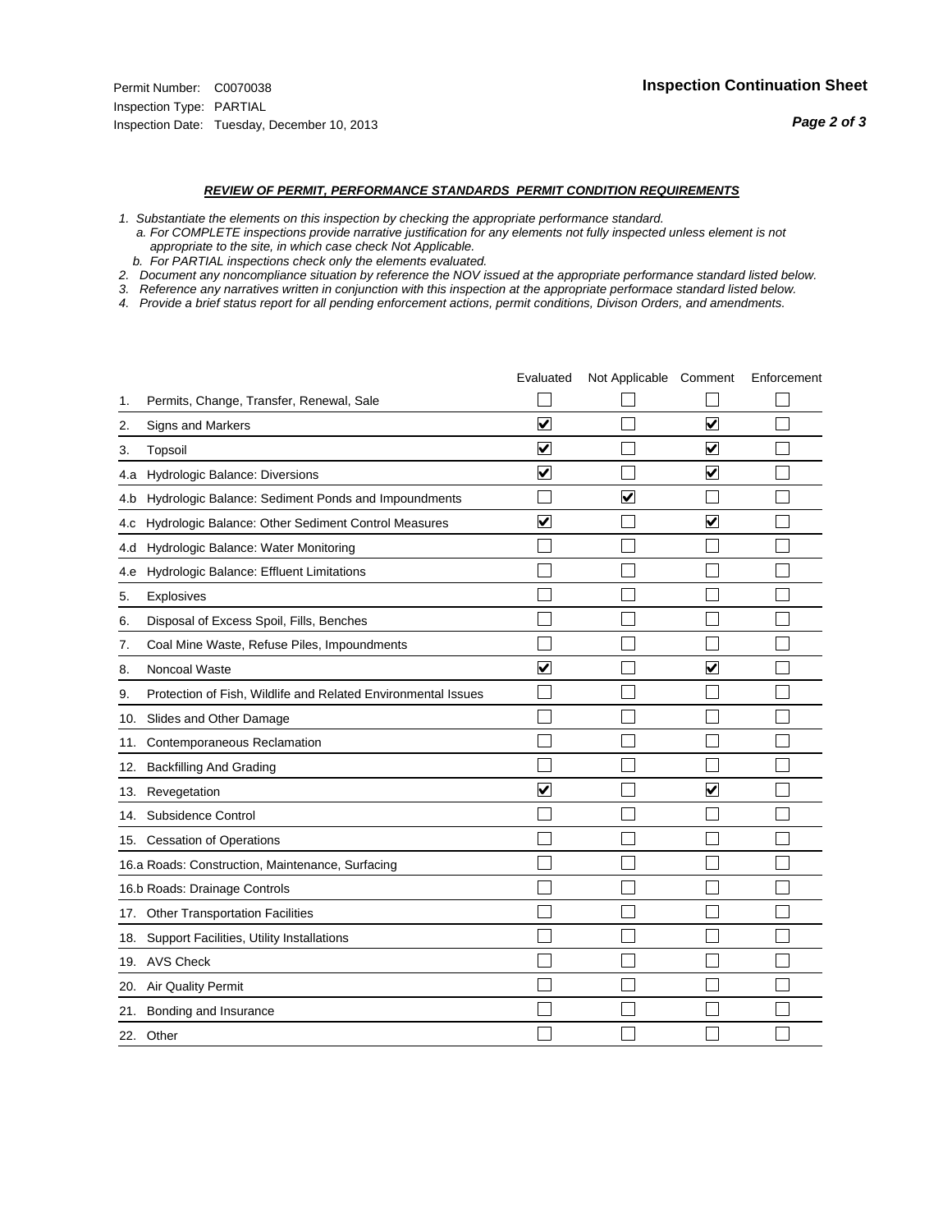Permit Number: C0070038
Inspection Type: PARTIAL
Inspection Date: Tuesday, December 10, 2013

## Inspection Continuation Sheet

### *REVIEW OF PERMIT, PERFORMANCE STANDARDS PERMIT CONDITION REQUIREMENTS*

*1. Substantiate the elements on this inspection by checking the appropriate performance standard.*
*a. For COMPLETE inspections provide narrative justification for any elements not fully inspected unless element is not appropriate to the site, in which case check Not Applicable.*
*b. For PARTIAL inspections check only the elements evaluated.*
*2. Document any noncompliance situation by reference the NOV issued at the appropriate performance standard listed below.*
*3. Reference any narratives written in conjunction with this inspection at the appropriate performace standard listed below.*
*4. Provide a brief status report for all pending enforcement actions, permit conditions, Divison Orders, and amendments.*

| | | Evaluated | Not Applicable | Comment | Enforcement |
|---|---|---|---|---|---|
| 1. | Permits, Change, Transfer, Renewal, Sale | ☐ | ☐ | ☐ | ☐ |
| 2. | Signs and Markers | ☑ | ☐ | ☑ | ☐ |
| 3. | Topsoil | ☑ | ☐ | ☑ | ☐ |
| 4.a | Hydrologic Balance: Diversions | ☑ | ☐ | ☑ | ☐ |
| 4.b | Hydrologic Balance: Sediment Ponds and Impoundments | ☐ | ☑ | ☐ | ☐ |
| 4.c | Hydrologic Balance: Other Sediment Control Measures | ☑ | ☐ | ☑ | ☐ |
| 4.d | Hydrologic Balance: Water Monitoring | ☐ | ☐ | ☐ | ☐ |
| 4.e | Hydrologic Balance: Effluent Limitations | ☐ | ☐ | ☐ | ☐ |
| 5. | Explosives | ☐ | ☐ | ☐ | ☐ |
| 6. | Disposal of Excess Spoil, Fills, Benches | ☐ | ☐ | ☐ | ☐ |
| 7. | Coal Mine Waste, Refuse Piles, Impoundments | ☐ | ☐ | ☐ | ☐ |
| 8. | Noncoal Waste | ☑ | ☐ | ☑ | ☐ |
| 9. | Protection of Fish, Wildlife and Related Environmental Issues | ☐ | ☐ | ☐ | ☐ |
| 10. | Slides and Other Damage | ☐ | ☐ | ☐ | ☐ |
| 11. | Contemporaneous Reclamation | ☐ | ☐ | ☐ | ☐ |
| 12. | Backfilling And Grading | ☐ | ☐ | ☐ | ☐ |
| 13. | Revegetation | ☑ | ☐ | ☑ | ☐ |
| 14. | Subsidence Control | ☐ | ☐ | ☐ | ☐ |
| 15. | Cessation of Operations | ☐ | ☐ | ☐ | ☐ |
| 16.a | Roads: Construction, Maintenance, Surfacing | ☐ | ☐ | ☐ | ☐ |
| 16.b | Roads: Drainage Controls | ☐ | ☐ | ☐ | ☐ |
| 17. | Other Transportation Facilities | ☐ | ☐ | ☐ | ☐ |
| 18. | Support Facilities, Utility Installations | ☐ | ☐ | ☐ | ☐ |
| 19. | AVS Check | ☐ | ☐ | ☐ | ☐ |
| 20. | Air Quality Permit | ☐ | ☐ | ☐ | ☐ |
| 21. | Bonding and Insurance | ☐ | ☐ | ☐ | ☐ |
| 22. | Other | ☐ | ☐ | ☐ | ☐ |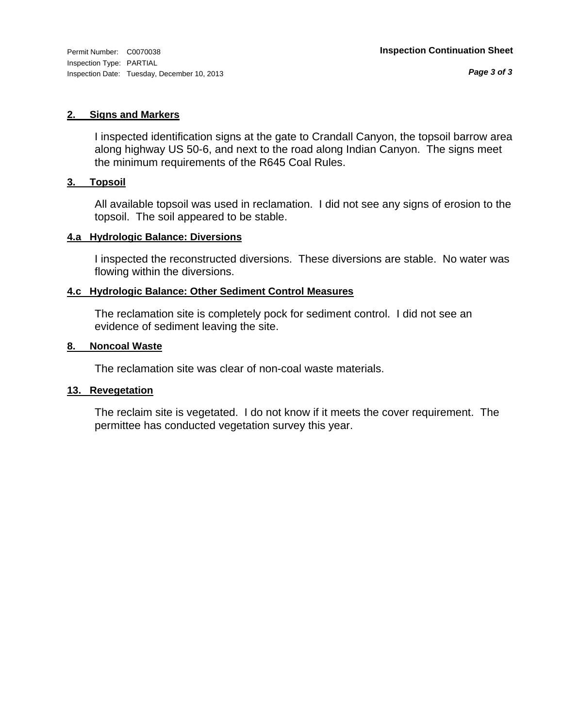Permit Number: C0070038
Inspection Type: PARTIAL
Inspection Date: Tuesday, December 10, 2013

**Inspection Continuation Sheet**

**2. Signs and Markers**

I inspected identification signs at the gate to Crandall Canyon, the topsoil barrow area along highway US 50-6, and next to the road along Indian Canyon. The signs meet the minimum requirements of the R645 Coal Rules.

**3. Topsoil**

All available topsoil was used in reclamation. I did not see any signs of erosion to the topsoil. The soil appeared to be stable.

**4.a Hydrologic Balance: Diversions**

I inspected the reconstructed diversions. These diversions are stable. No water was flowing within the diversions.

**4.c Hydrologic Balance: Other Sediment Control Measures**

The reclamation site is completely pock for sediment control. I did not see an evidence of sediment leaving the site.

**8. Noncoal Waste**

The reclamation site was clear of non-coal waste materials.

**13. Revegetation**

The reclaim site is vegetated. I do not know if it meets the cover requirement. The permittee has conducted vegetation survey this year.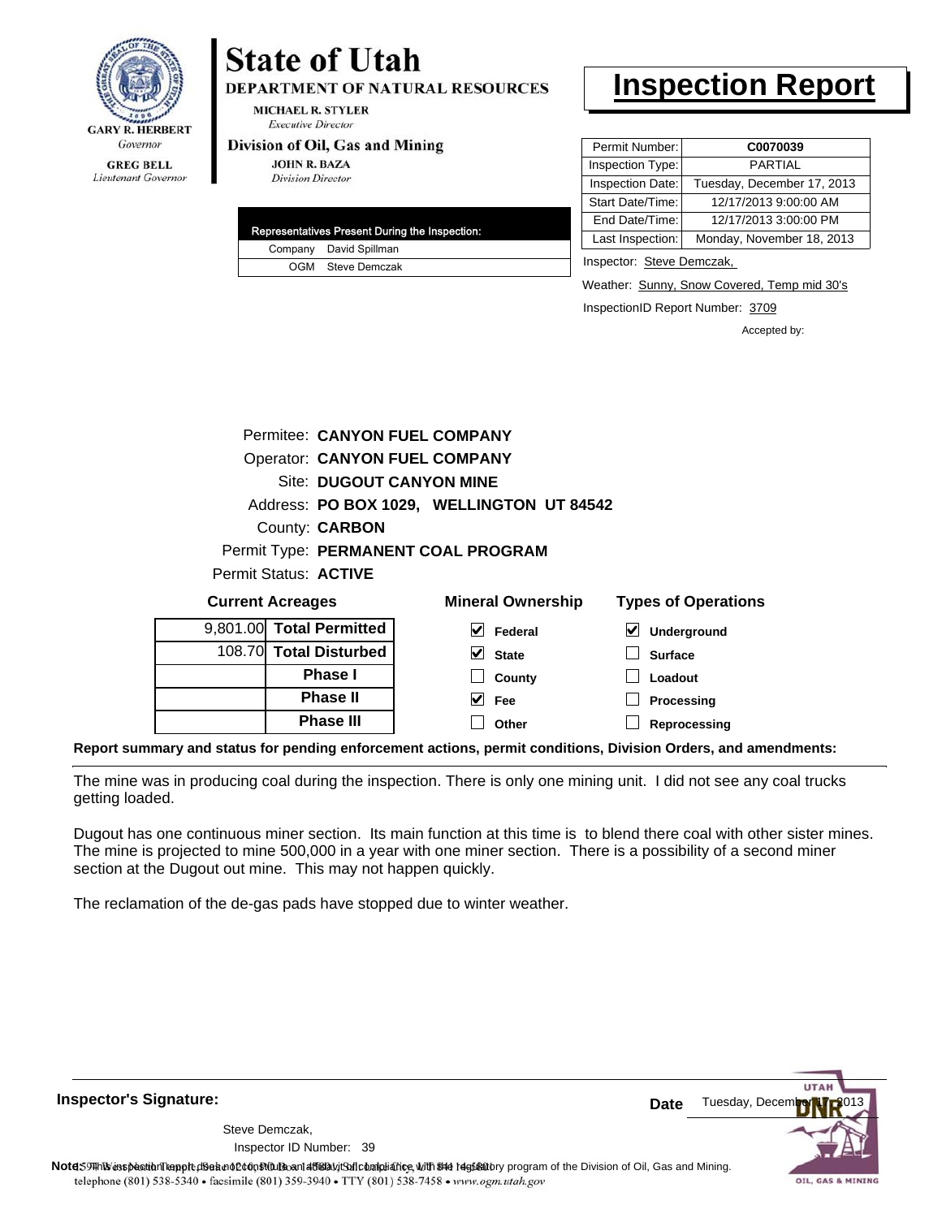GARY R. HERBERT
*Governor*

GREG BELL
*Lieutenant Governor*

# State of Utah

**DEPARTMENT OF NATURAL RESOURCES**

MICHAEL R. STYLER
*Executive Director*

**Division of Oil, Gas and Mining**

JOHN R. BAZA
*Division Director*

# Inspection Report

| Permit Number: | **C0070039** |
|---|---|
| Inspection Type: | PARTIAL |
| Inspection Date: | Tuesday, December 17, 2013 |
| Start Date/Time: | 12/17/2013 9:00:00 AM |
| End Date/Time: | 12/17/2013 3:00:00 PM |
| Last Inspection: | Monday, November 18, 2013 |

| Representatives Present During the Inspection: | |
|---|---|
| Company | David Spillman |
| OGM | Steve Demczak |

Inspector: Steve Demczak,

Weather: Sunny, Snow Covered, Temp mid 30's

InspectionID Report Number: 3709

Accepted by:

Permitee: **CANYON FUEL COMPANY**
Operator: **CANYON FUEL COMPANY**
Site: **DUGOUT CANYON MINE**
Address: **PO BOX 1029, WELLINGTON UT 84542**
County: **CARBON**
Permit Type: **PERMANENT COAL PROGRAM**
Permit Status: **ACTIVE**

**Current Acreages**

| | |
|---|---|
| 9,801.00 | **Total Permitted** |
| 108.70 | **Total Disturbed** |
| | **Phase I** |
| | **Phase II** |
| | **Phase III** |

**Mineral Ownership**

- [x] Federal
- [x] State
- [ ] County
- [x] Fee
- [ ] Other

**Types of Operations**

- [x] Underground
- [ ] Surface
- [ ] Loadout
- [ ] Processing
- [ ] Reprocessing

**Report summary and status for pending enforcement actions, permit conditions, Division Orders, and amendments:**

The mine was in producing coal during the inspection. There is only one mining unit. I did not see any coal trucks getting loaded.

Dugout has one continuous miner section. Its main function at this time is to blend there coal with other sister mines. The mine is projected to mine 500,000 in a year with one miner section. There is a possibility of a second miner section at the Dugout out mine. This may not happen quickly.

The reclamation of the de-gas pads have stopped due to winter weather.

**Inspector's Signature:**

Steve Demczak,
Inspector ID Number: 39

**Date** Tuesday, December 17, 2013

**Note:** This inspection report does not constitute an affidavit of compliance with the regulatory program of the Division of Oil, Gas and Mining.

1594 West North Temple, Suite 1210, PO Box 145801, Salt Lake City, UT 84114-5801
telephone (801) 538-5340 • facsimile (801) 359-3940 • TTY (801) 538-7458 • www.ogm.utah.gov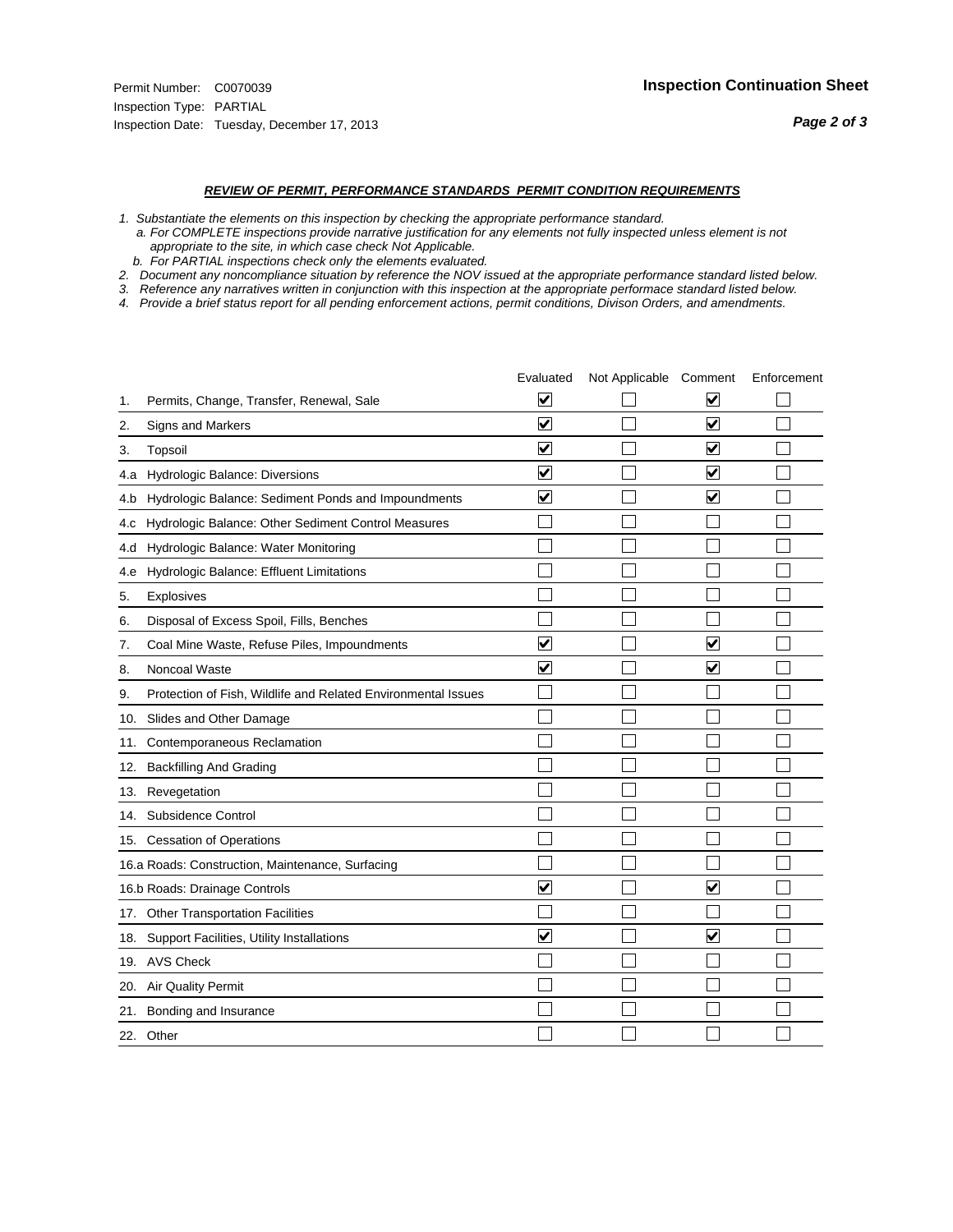Permit Number: C0070039
Inspection Type: PARTIAL
Inspection Date: Tuesday, December 17, 2013

## Inspection Continuation Sheet

### *REVIEW OF PERMIT, PERFORMANCE STANDARDS PERMIT CONDITION REQUIREMENTS*

*1. Substantiate the elements on this inspection by checking the appropriate performance standard.*
*a. For COMPLETE inspections provide narrative justification for any elements not fully inspected unless element is not appropriate to the site, in which case check Not Applicable.*
*b. For PARTIAL inspections check only the elements evaluated.*
*2. Document any noncompliance situation by reference the NOV issued at the appropriate performance standard listed below.*
*3. Reference any narratives written in conjunction with this inspection at the appropriate performace standard listed below.*
*4. Provide a brief status report for all pending enforcement actions, permit conditions, Divison Orders, and amendments.*

| | Evaluated | Not Applicable | Comment | Enforcement |
|---|---|---|---|---|
| 1. Permits, Change, Transfer, Renewal, Sale | ☑ | ☐ | ☑ | ☐ |
| 2. Signs and Markers | ☑ | ☐ | ☑ | ☐ |
| 3. Topsoil | ☑ | ☐ | ☑ | ☐ |
| 4.a Hydrologic Balance: Diversions | ☑ | ☐ | ☑ | ☐ |
| 4.b Hydrologic Balance: Sediment Ponds and Impoundments | ☑ | ☐ | ☑ | ☐ |
| 4.c Hydrologic Balance: Other Sediment Control Measures | ☐ | ☐ | ☐ | ☐ |
| 4.d Hydrologic Balance: Water Monitoring | ☐ | ☐ | ☐ | ☐ |
| 4.e Hydrologic Balance: Effluent Limitations | ☐ | ☐ | ☐ | ☐ |
| 5. Explosives | ☐ | ☐ | ☐ | ☐ |
| 6. Disposal of Excess Spoil, Fills, Benches | ☐ | ☐ | ☐ | ☐ |
| 7. Coal Mine Waste, Refuse Piles, Impoundments | ☑ | ☐ | ☑ | ☐ |
| 8. Noncoal Waste | ☑ | ☐ | ☑ | ☐ |
| 9. Protection of Fish, Wildlife and Related Environmental Issues | ☐ | ☐ | ☐ | ☐ |
| 10. Slides and Other Damage | ☐ | ☐ | ☐ | ☐ |
| 11. Contemporaneous Reclamation | ☐ | ☐ | ☐ | ☐ |
| 12. Backfilling And Grading | ☐ | ☐ | ☐ | ☐ |
| 13. Revegetation | ☐ | ☐ | ☐ | ☐ |
| 14. Subsidence Control | ☐ | ☐ | ☐ | ☐ |
| 15. Cessation of Operations | ☐ | ☐ | ☐ | ☐ |
| 16.a Roads: Construction, Maintenance, Surfacing | ☐ | ☐ | ☐ | ☐ |
| 16.b Roads: Drainage Controls | ☑ | ☐ | ☑ | ☐ |
| 17. Other Transportation Facilities | ☐ | ☐ | ☐ | ☐ |
| 18. Support Facilities, Utility Installations | ☑ | ☐ | ☑ | ☐ |
| 19. AVS Check | ☐ | ☐ | ☐ | ☐ |
| 20. Air Quality Permit | ☐ | ☐ | ☐ | ☐ |
| 21. Bonding and Insurance | ☐ | ☐ | ☐ | ☐ |
| 22. Other | ☐ | ☐ | ☐ | ☐ |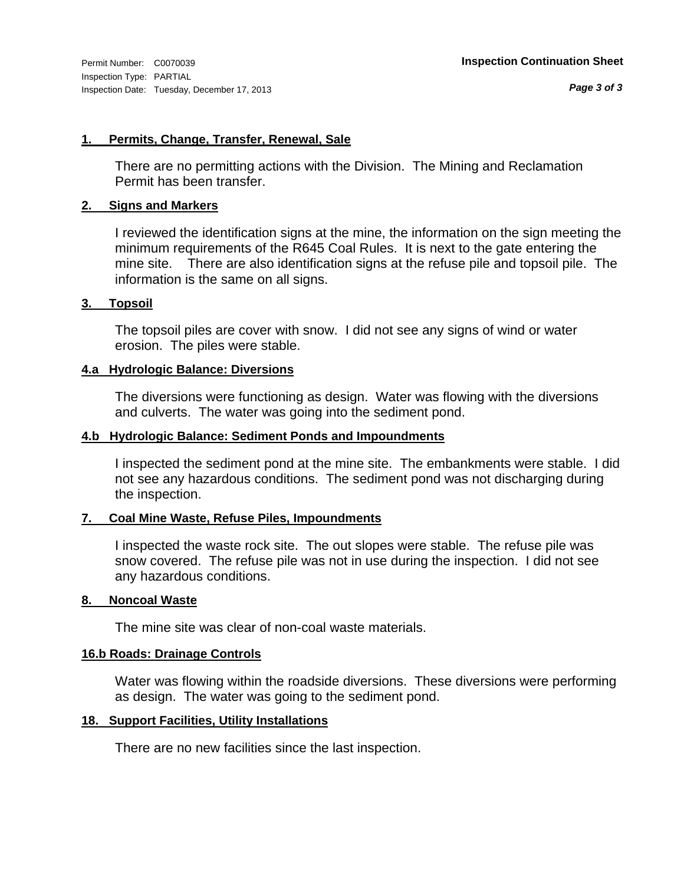Permit Number: C0070039
Inspection Type: PARTIAL
Inspection Date: Tuesday, December 17, 2013

**Inspection Continuation Sheet**

**1. Permits, Change, Transfer, Renewal, Sale**

There are no permitting actions with the Division. The Mining and Reclamation Permit has been transfer.

**2. Signs and Markers**

I reviewed the identification signs at the mine, the information on the sign meeting the minimum requirements of the R645 Coal Rules. It is next to the gate entering the mine site. There are also identification signs at the refuse pile and topsoil pile. The information is the same on all signs.

**3. Topsoil**

The topsoil piles are cover with snow. I did not see any signs of wind or water erosion. The piles were stable.

**4.a Hydrologic Balance: Diversions**

The diversions were functioning as design. Water was flowing with the diversions and culverts. The water was going into the sediment pond.

**4.b Hydrologic Balance: Sediment Ponds and Impoundments**

I inspected the sediment pond at the mine site. The embankments were stable. I did not see any hazardous conditions. The sediment pond was not discharging during the inspection.

**7. Coal Mine Waste, Refuse Piles, Impoundments**

I inspected the waste rock site. The out slopes were stable. The refuse pile was snow covered. The refuse pile was not in use during the inspection. I did not see any hazardous conditions.

**8. Noncoal Waste**

The mine site was clear of non-coal waste materials.

**16.b Roads: Drainage Controls**

Water was flowing within the roadside diversions. These diversions were performing as design. The water was going to the sediment pond.

**18. Support Facilities, Utility Installations**

There are no new facilities since the last inspection.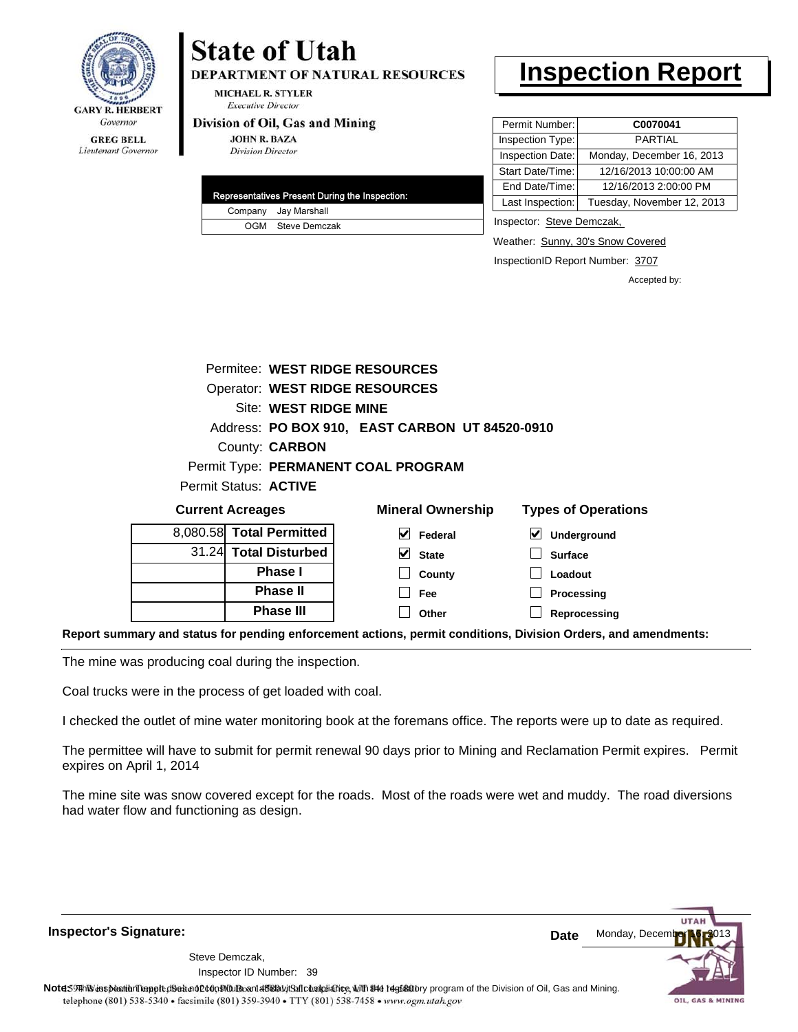**GARY R. HERBERT**
*Governor*

**GREG BELL**
*Lieutenant Governor*

# State of Utah

**DEPARTMENT OF NATURAL RESOURCES**

**MICHAEL R. STYLER**
*Executive Director*

**Division of Oil, Gas and Mining**

**JOHN R. BAZA**
*Division Director*

# Inspection Report

| Permit Number: | **C0070041** |
|---|---|
| Inspection Type: | PARTIAL |
| Inspection Date: | Monday, December 16, 2013 |
| Start Date/Time: | 12/16/2013 10:00:00 AM |
| End Date/Time: | 12/16/2013 2:00:00 PM |
| Last Inspection: | Tuesday, November 12, 2013 |

| Representatives Present During the Inspection: | |
|---|---|
| Company | Jay Marshall |
| OGM | Steve Demczak |

Inspector: Steve Demczak,

Weather: Sunny, 30's Snow Covered

InspectionID Report Number: 3707

Accepted by:

Permitee: **WEST RIDGE RESOURCES**
Operator: **WEST RIDGE RESOURCES**
Site: **WEST RIDGE MINE**
Address: **PO BOX 910, EAST CARBON UT 84520-0910**
County: **CARBON**
Permit Type: **PERMANENT COAL PROGRAM**
Permit Status: **ACTIVE**

**Current Acreages**

| | |
|---|---|
| 8,080.58 | **Total Permitted** |
| 31.24 | **Total Disturbed** |
| | **Phase I** |
| | **Phase II** |
| | **Phase III** |

**Mineral Ownership**

- [x] Federal
- [x] State
- [ ] County
- [ ] Fee
- [ ] Other

**Types of Operations**

- [x] Underground
- [ ] Surface
- [ ] Loadout
- [ ] Processing
- [ ] Reprocessing

**Report summary and status for pending enforcement actions, permit conditions, Division Orders, and amendments:**

The mine was producing coal during the inspection.

Coal trucks were in the process of get loaded with coal.

I checked the outlet of mine water monitoring book at the foremans office. The reports were up to date as required.

The permittee will have to submit for permit renewal 90 days prior to Mining and Reclamation Permit expires. Permit expires on April 1, 2014

The mine site was snow covered except for the roads. Most of the roads were wet and muddy. The road diversions had water flow and functioning as design.

**Inspector's Signature:**

Steve Demczak,
Inspector ID Number: 39

**Date** Monday, December 16, 2013

**Note:** This inspection report does not constitute an affidavit of compliance with the regulatory program of the Division of Oil, Gas and Mining.

1594 West North Temple, Suite 1210, PO Box 145801, Salt Lake City, UT 84114-5801
telephone (801) 538-5340 • facsimile (801) 359-3940 • TTY (801) 538-7458 • www.ogm.utah.gov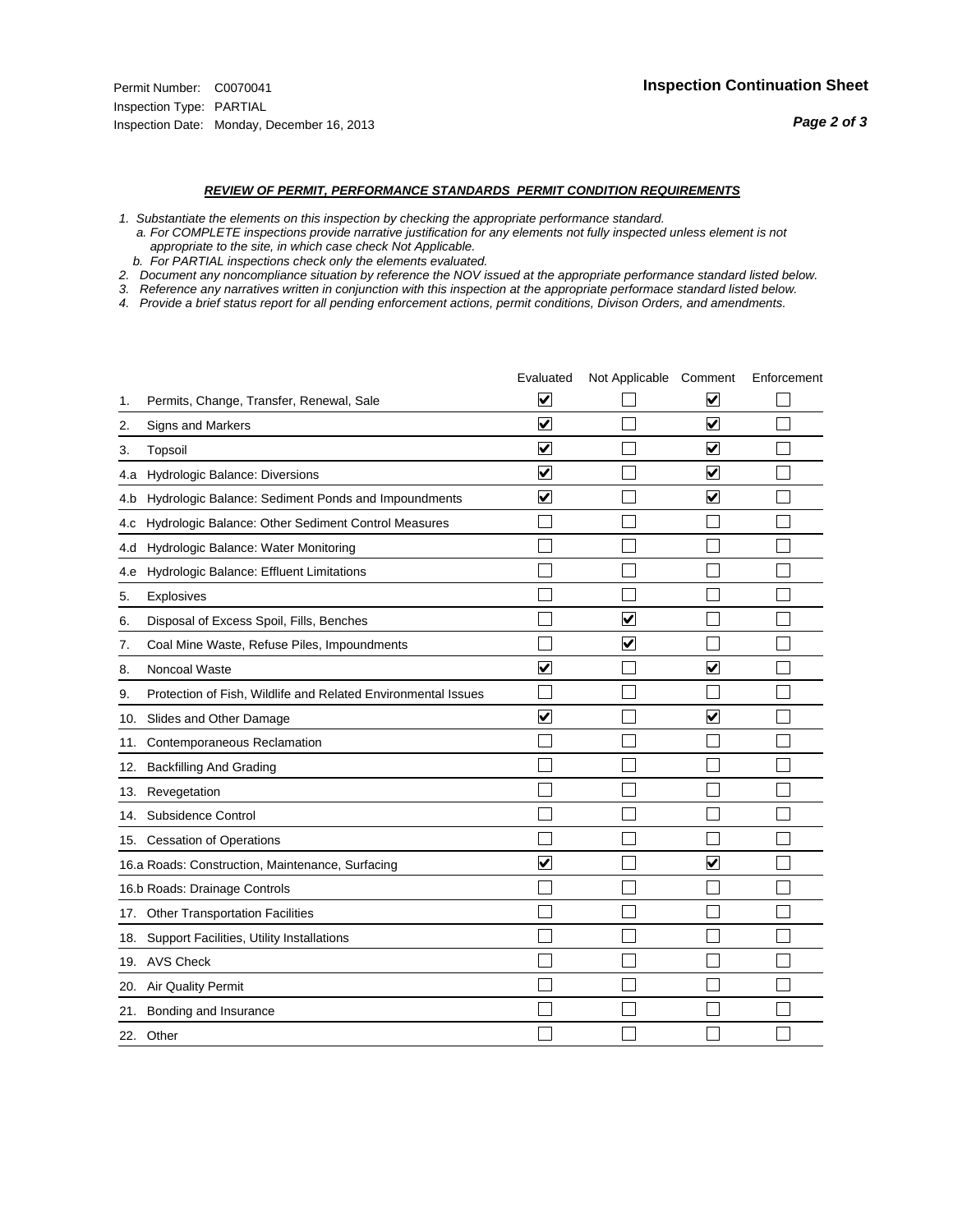Permit Number: C0070041
Inspection Type: PARTIAL
Inspection Date: Monday, December 16, 2013

## Inspection Continuation Sheet

***REVIEW OF PERMIT, PERFORMANCE STANDARDS PERMIT CONDITION REQUIREMENTS***

*1. Substantiate the elements on this inspection by checking the appropriate performance standard.*
*a. For COMPLETE inspections provide narrative justification for any elements not fully inspected unless element is not appropriate to the site, in which case check Not Applicable.*
*b. For PARTIAL inspections check only the elements evaluated.*
*2. Document any noncompliance situation by reference the NOV issued at the appropriate performance standard listed below.*
*3. Reference any narratives written in conjunction with this inspection at the appropriate performace standard listed below.*
*4. Provide a brief status report for all pending enforcement actions, permit conditions, Divison Orders, and amendments.*

| | | Evaluated | Not Applicable | Comment | Enforcement |
|---|---|---|---|---|---|
| 1. | Permits, Change, Transfer, Renewal, Sale | ☑ | ☐ | ☑ | ☐ |
| 2. | Signs and Markers | ☑ | ☐ | ☑ | ☐ |
| 3. | Topsoil | ☑ | ☐ | ☑ | ☐ |
| 4.a | Hydrologic Balance: Diversions | ☑ | ☐ | ☑ | ☐ |
| 4.b | Hydrologic Balance: Sediment Ponds and Impoundments | ☑ | ☐ | ☑ | ☐ |
| 4.c | Hydrologic Balance: Other Sediment Control Measures | ☐ | ☐ | ☐ | ☐ |
| 4.d | Hydrologic Balance: Water Monitoring | ☐ | ☐ | ☐ | ☐ |
| 4.e | Hydrologic Balance: Effluent Limitations | ☐ | ☐ | ☐ | ☐ |
| 5. | Explosives | ☐ | ☐ | ☐ | ☐ |
| 6. | Disposal of Excess Spoil, Fills, Benches | ☐ | ☑ | ☐ | ☐ |
| 7. | Coal Mine Waste, Refuse Piles, Impoundments | ☐ | ☑ | ☐ | ☐ |
| 8. | Noncoal Waste | ☑ | ☐ | ☑ | ☐ |
| 9. | Protection of Fish, Wildlife and Related Environmental Issues | ☐ | ☐ | ☐ | ☐ |
| 10. | Slides and Other Damage | ☑ | ☐ | ☑ | ☐ |
| 11. | Contemporaneous Reclamation | ☐ | ☐ | ☐ | ☐ |
| 12. | Backfilling And Grading | ☐ | ☐ | ☐ | ☐ |
| 13. | Revegetation | ☐ | ☐ | ☐ | ☐ |
| 14. | Subsidence Control | ☐ | ☐ | ☐ | ☐ |
| 15. | Cessation of Operations | ☐ | ☐ | ☐ | ☐ |
| 16.a | Roads: Construction, Maintenance, Surfacing | ☑ | ☐ | ☑ | ☐ |
| 16.b | Roads: Drainage Controls | ☐ | ☐ | ☐ | ☐ |
| 17. | Other Transportation Facilities | ☐ | ☐ | ☐ | ☐ |
| 18. | Support Facilities, Utility Installations | ☐ | ☐ | ☐ | ☐ |
| 19. | AVS Check | ☐ | ☐ | ☐ | ☐ |
| 20. | Air Quality Permit | ☐ | ☐ | ☐ | ☐ |
| 21. | Bonding and Insurance | ☐ | ☐ | ☐ | ☐ |
| 22. | Other | ☐ | ☐ | ☐ | ☐ |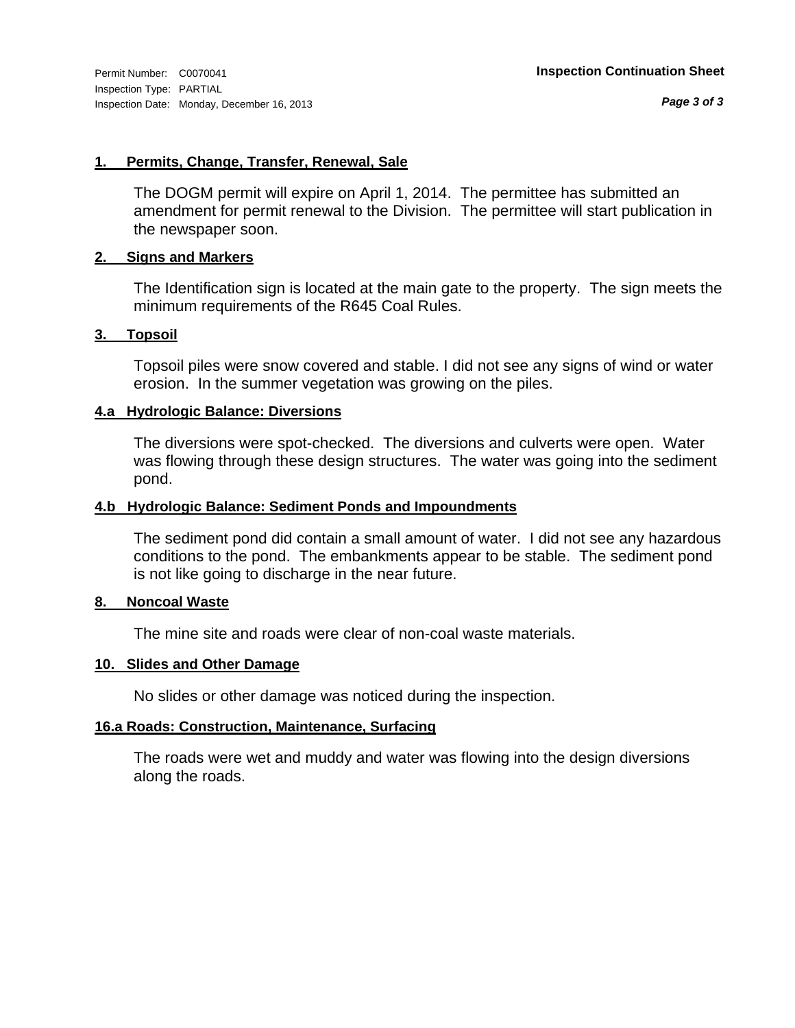Permit Number: C0070041
Inspection Type: PARTIAL
Inspection Date: Monday, December 16, 2013

**Inspection Continuation Sheet**

### 1. Permits, Change, Transfer, Renewal, Sale

The DOGM permit will expire on April 1, 2014. The permittee has submitted an amendment for permit renewal to the Division. The permittee will start publication in the newspaper soon.

### 2. Signs and Markers

The Identification sign is located at the main gate to the property. The sign meets the minimum requirements of the R645 Coal Rules.

### 3. Topsoil

Topsoil piles were snow covered and stable. I did not see any signs of wind or water erosion. In the summer vegetation was growing on the piles.

### 4.a Hydrologic Balance: Diversions

The diversions were spot-checked. The diversions and culverts were open. Water was flowing through these design structures. The water was going into the sediment pond.

### 4.b Hydrologic Balance: Sediment Ponds and Impoundments

The sediment pond did contain a small amount of water. I did not see any hazardous conditions to the pond. The embankments appear to be stable. The sediment pond is not like going to discharge in the near future.

### 8. Noncoal Waste

The mine site and roads were clear of non-coal waste materials.

### 10. Slides and Other Damage

No slides or other damage was noticed during the inspection.

### 16.a Roads: Construction, Maintenance, Surfacing

The roads were wet and muddy and water was flowing into the design diversions along the roads.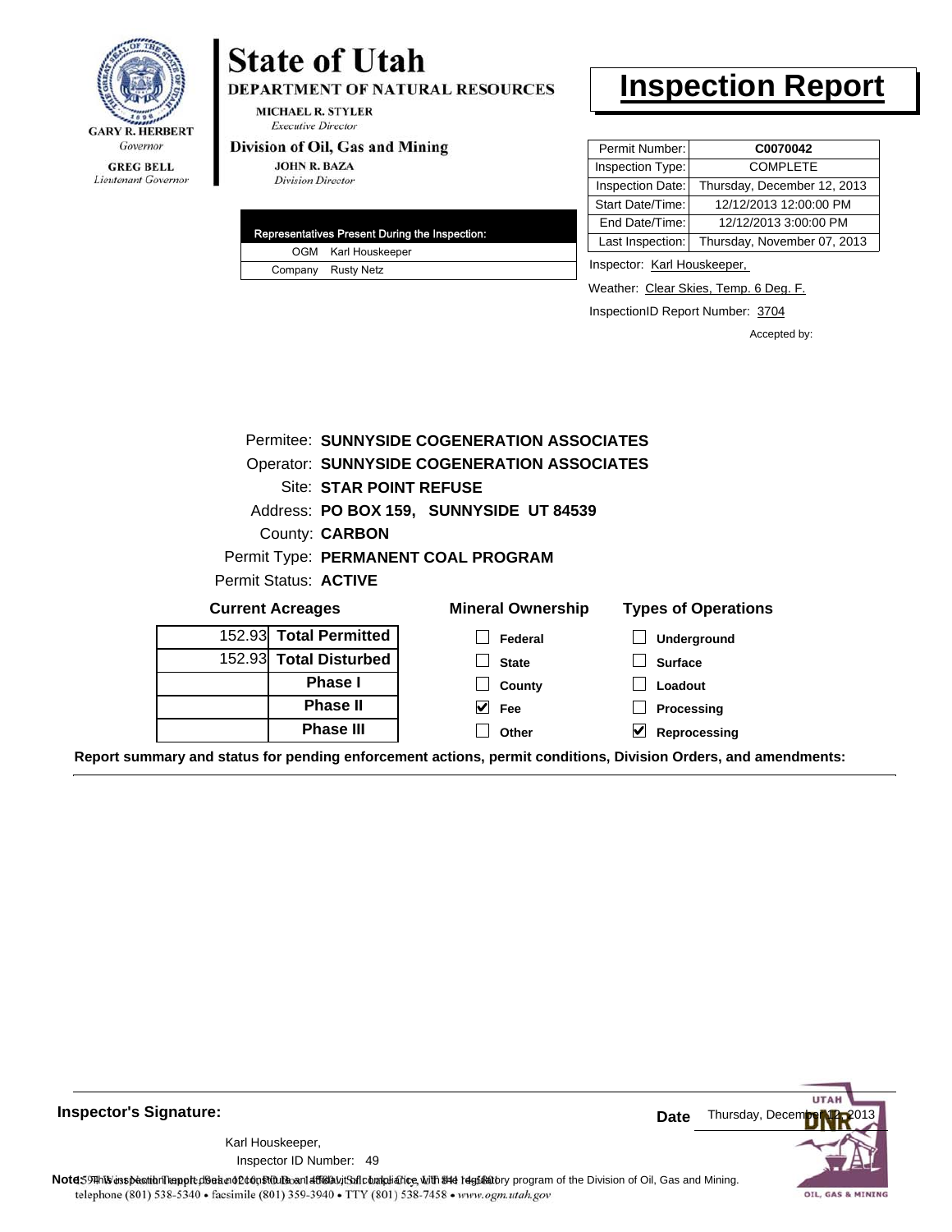GARY R. HERBERT
*Governor*

GREG BELL
*Lieutenant Governor*

# State of Utah

**DEPARTMENT OF NATURAL RESOURCES**

MICHAEL R. STYLER
*Executive Director*

**Division of Oil, Gas and Mining**

JOHN R. BAZA
*Division Director*

# Inspection Report

| Permit Number: | **C0070042** |
|---|---|
| Inspection Type: | COMPLETE |
| Inspection Date: | Thursday, December 12, 2013 |
| Start Date/Time: | 12/12/2013 12:00:00 PM |
| End Date/Time: | 12/12/2013 3:00:00 PM |
| Last Inspection: | Thursday, November 07, 2013 |

| Representatives Present During the Inspection: | |
|---|---|
| OGM | Karl Houskeeper |
| Company | Rusty Netz |

Inspector: Karl Houskeeper,

Weather: Clear Skies, Temp. 6 Deg. F.

InspectionID Report Number: 3704

Accepted by:

Permitee: **SUNNYSIDE COGENERATION ASSOCIATES**
Operator: **SUNNYSIDE COGENERATION ASSOCIATES**
Site: **STAR POINT REFUSE**
Address: **PO BOX 159, SUNNYSIDE UT 84539**
County: **CARBON**
Permit Type: **PERMANENT COAL PROGRAM**
Permit Status: **ACTIVE**

**Current Acreages**

| | |
|---|---|
| 152.93 | **Total Permitted** |
| 152.93 | **Total Disturbed** |
| | **Phase I** |
| | **Phase II** |
| | **Phase III** |

**Mineral Ownership**

- [ ] Federal
- [ ] State
- [ ] County
- [x] Fee
- [ ] Other

**Types of Operations**

- [ ] Underground
- [ ] Surface
- [ ] Loadout
- [ ] Processing
- [x] Reprocessing

**Report summary and status for pending enforcement actions, permit conditions, Division Orders, and amendments:**

**Inspector's Signature:**

Karl Houskeeper,
Inspector ID Number: 49

**Date** Thursday, December 12, 2013

**Note:** This inspection report does not constitute an affidavit of compliance with the regulatory program of the Division of Oil, Gas and Mining.

1594 West North Temple, Suite 1210, PO Box 145801, Salt Lake City, UT 84114-5801
telephone (801) 538-5340 • facsimile (801) 359-3940 • TTY (801) 538-7458 • www.ogm.utah.gov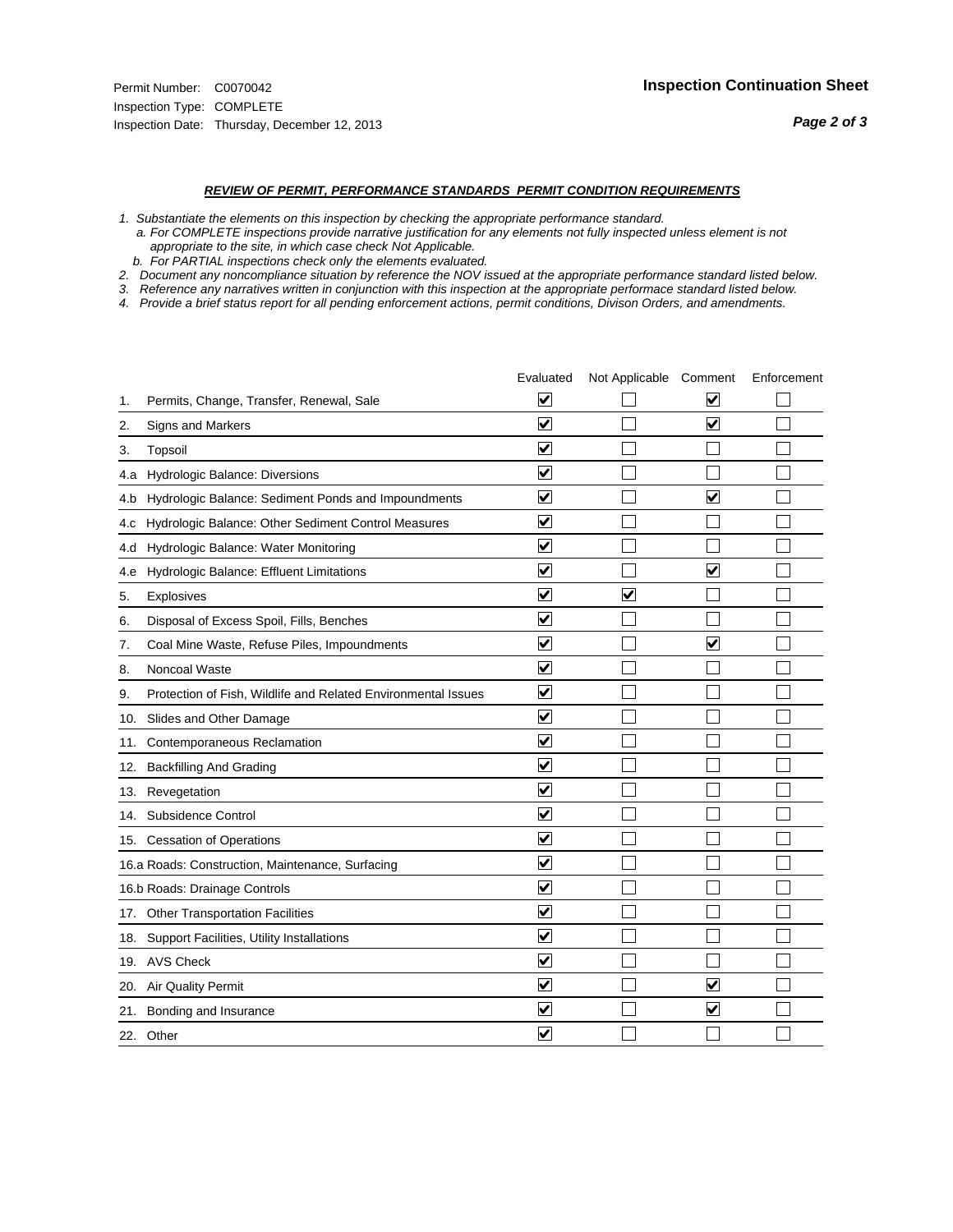Permit Number: C0070042
Inspection Type: COMPLETE
Inspection Date: Thursday, December 12, 2013

**Inspection Continuation Sheet**

***REVIEW OF PERMIT, PERFORMANCE STANDARDS PERMIT CONDITION REQUIREMENTS***

1. *Substantiate the elements on this inspection by checking the appropriate performance standard.*
   a. *For COMPLETE inspections provide narrative justification for any elements not fully inspected unless element is not appropriate to the site, in which case check Not Applicable.*
   b. *For PARTIAL inspections check only the elements evaluated.*
2. *Document any noncompliance situation by reference the NOV issued at the appropriate performance standard listed below.*
3. *Reference any narratives written in conjunction with this inspection at the appropriate performace standard listed below.*
4. *Provide a brief status report for all pending enforcement actions, permit conditions, Divison Orders, and amendments.*

| | | Evaluated | Not Applicable | Comment | Enforcement |
|---|---|---|---|---|---|
| 1. | Permits, Change, Transfer, Renewal, Sale | ☑ | ☐ | ☑ | ☐ |
| 2. | Signs and Markers | ☑ | ☐ | ☑ | ☐ |
| 3. | Topsoil | ☑ | ☐ | ☐ | ☐ |
| 4.a | Hydrologic Balance: Diversions | ☑ | ☐ | ☐ | ☐ |
| 4.b | Hydrologic Balance: Sediment Ponds and Impoundments | ☑ | ☐ | ☑ | ☐ |
| 4.c | Hydrologic Balance: Other Sediment Control Measures | ☑ | ☐ | ☐ | ☐ |
| 4.d | Hydrologic Balance: Water Monitoring | ☑ | ☐ | ☐ | ☐ |
| 4.e | Hydrologic Balance: Effluent Limitations | ☑ | ☐ | ☑ | ☐ |
| 5. | Explosives | ☑ | ☑ | ☐ | ☐ |
| 6. | Disposal of Excess Spoil, Fills, Benches | ☑ | ☐ | ☐ | ☐ |
| 7. | Coal Mine Waste, Refuse Piles, Impoundments | ☑ | ☐ | ☑ | ☐ |
| 8. | Noncoal Waste | ☑ | ☐ | ☐ | ☐ |
| 9. | Protection of Fish, Wildlife and Related Environmental Issues | ☑ | ☐ | ☐ | ☐ |
| 10. | Slides and Other Damage | ☑ | ☐ | ☐ | ☐ |
| 11. | Contemporaneous Reclamation | ☑ | ☐ | ☐ | ☐ |
| 12. | Backfilling And Grading | ☑ | ☐ | ☐ | ☐ |
| 13. | Revegetation | ☑ | ☐ | ☐ | ☐ |
| 14. | Subsidence Control | ☑ | ☐ | ☐ | ☐ |
| 15. | Cessation of Operations | ☑ | ☐ | ☐ | ☐ |
| 16.a | Roads: Construction, Maintenance, Surfacing | ☑ | ☐ | ☐ | ☐ |
| 16.b | Roads: Drainage Controls | ☑ | ☐ | ☐ | ☐ |
| 17. | Other Transportation Facilities | ☑ | ☐ | ☐ | ☐ |
| 18. | Support Facilities, Utility Installations | ☑ | ☐ | ☐ | ☐ |
| 19. | AVS Check | ☑ | ☐ | ☐ | ☐ |
| 20. | Air Quality Permit | ☑ | ☐ | ☑ | ☐ |
| 21. | Bonding and Insurance | ☑ | ☐ | ☑ | ☐ |
| 22. | Other | ☑ | ☐ | ☐ | ☐ |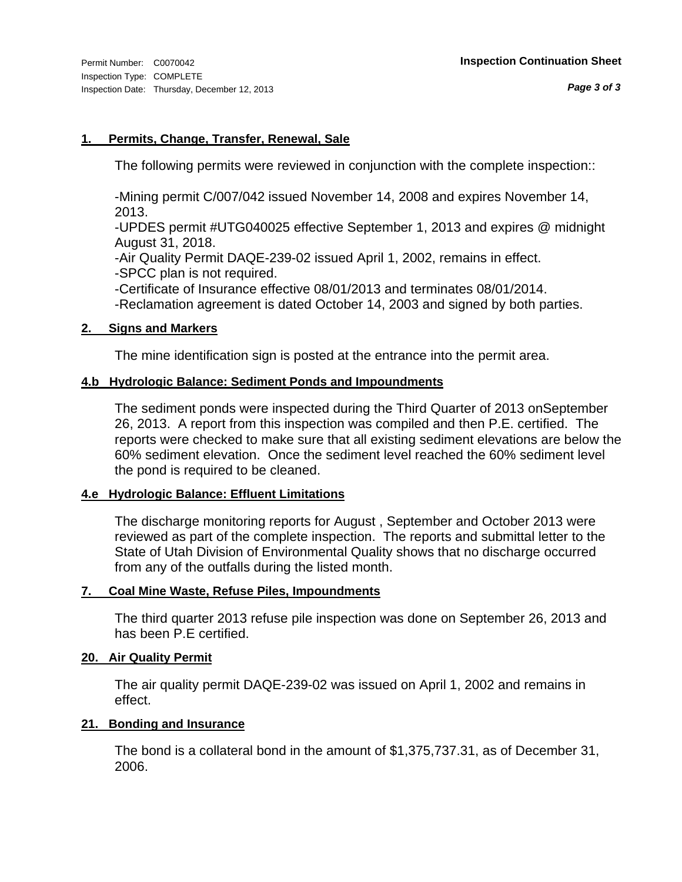Permit Number: C0070042
Inspection Type: COMPLETE
Inspection Date: Thursday, December 12, 2013

**Inspection Continuation Sheet**

### 1. Permits, Change, Transfer, Renewal, Sale

The following permits were reviewed in conjunction with the complete inspection::

-Mining permit C/007/042 issued November 14, 2008 and expires November 14, 2013.
-UPDES permit #UTG040025 effective September 1, 2013 and expires @ midnight August 31, 2018.
-Air Quality Permit DAQE-239-02 issued April 1, 2002, remains in effect.
-SPCC plan is not required.
-Certificate of Insurance effective 08/01/2013 and terminates 08/01/2014.
-Reclamation agreement is dated October 14, 2003 and signed by both parties.

### 2. Signs and Markers

The mine identification sign is posted at the entrance into the permit area.

### 4.b Hydrologic Balance: Sediment Ponds and Impoundments

The sediment ponds were inspected during the Third Quarter of 2013 onSeptember 26, 2013. A report from this inspection was compiled and then P.E. certified. The reports were checked to make sure that all existing sediment elevations are below the 60% sediment elevation. Once the sediment level reached the 60% sediment level the pond is required to be cleaned.

### 4.e Hydrologic Balance: Effluent Limitations

The discharge monitoring reports for August , September and October 2013 were reviewed as part of the complete inspection. The reports and submittal letter to the State of Utah Division of Environmental Quality shows that no discharge occurred from any of the outfalls during the listed month.

### 7. Coal Mine Waste, Refuse Piles, Impoundments

The third quarter 2013 refuse pile inspection was done on September 26, 2013 and has been P.E certified.

### 20. Air Quality Permit

The air quality permit DAQE-239-02 was issued on April 1, 2002 and remains in effect.

### 21. Bonding and Insurance

The bond is a collateral bond in the amount of $1,375,737.31, as of December 31, 2006.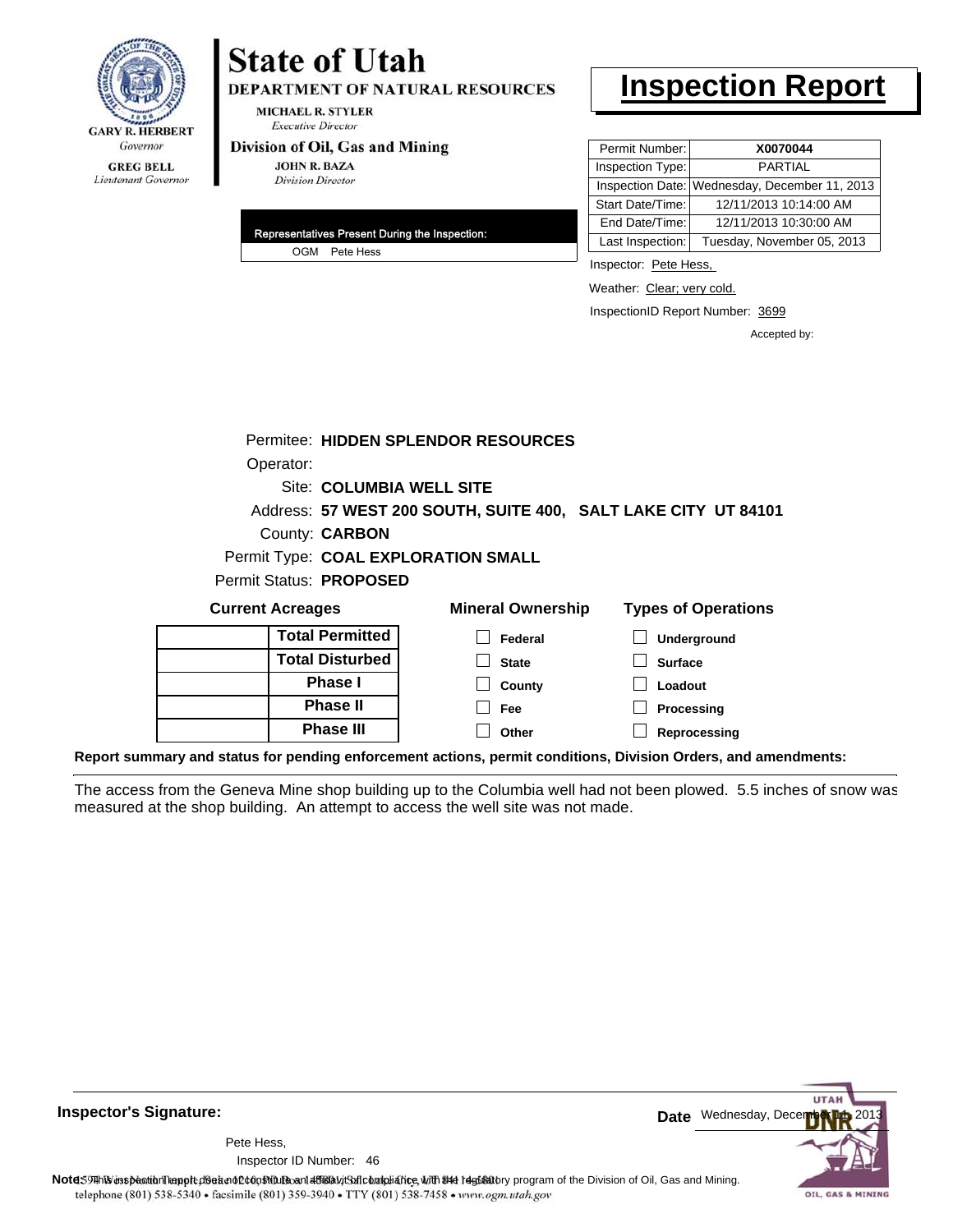**GARY R. HERBERT**
*Governor*

**GREG BELL**
*Lieutenant Governor*

# State of Utah

**DEPARTMENT OF NATURAL RESOURCES**

**MICHAEL R. STYLER**
*Executive Director*

**Division of Oil, Gas and Mining**

**JOHN R. BAZA**
*Division Director*

# Inspection Report

| Permit Number: | **X0070044** |
|---|---|
| Inspection Type: | PARTIAL |
| Inspection Date: | Wednesday, December 11, 2013 |
| Start Date/Time: | 12/11/2013 10:14:00 AM |
| End Date/Time: | 12/11/2013 10:30:00 AM |
| Last Inspection: | Tuesday, November 05, 2013 |

**Representatives Present During the Inspection:**

OGM Pete Hess

Inspector: Pete Hess,

Weather: Clear; very cold.

InspectionID Report Number: 3699

Accepted by:

Permitee: **HIDDEN SPLENDOR RESOURCES**

Operator:

Site: **COLUMBIA WELL SITE**

Address: **57 WEST 200 SOUTH, SUITE 400, SALT LAKE CITY UT 84101**

County: **CARBON**

Permit Type: **COAL EXPLORATION SMALL**

Permit Status: **PROPOSED**

**Current Acreages**

| | |
|---|---|
| | **Total Permitted** |
| | **Total Disturbed** |
| | **Phase I** |
| | **Phase II** |
| | **Phase III** |

**Mineral Ownership**

- ☐ Federal
- ☐ State
- ☐ County
- ☐ Fee
- ☐ Other

**Types of Operations**

- ☐ Underground
- ☐ Surface
- ☐ Loadout
- ☐ Processing
- ☐ Reprocessing

**Report summary and status for pending enforcement actions, permit conditions, Division Orders, and amendments:**

The access from the Geneva Mine shop building up to the Columbia well had not been plowed. 5.5 inches of snow was measured at the shop building. An attempt to access the well site was not made.

**Inspector's Signature:**

Pete Hess,

Inspector ID Number: 46

**Date** Wednesday, December 11, 2013

**Note:** This inspection report does not constitute an affidavit of compliance with the regulatory program of the Division of Oil, Gas and Mining.

1594 West North Temple, Suite 1210, PO Box 145801, Salt Lake City, UT 84114-5801
telephone (801) 538-5340 • facsimile (801) 359-3940 • TTY (801) 538-7458 • www.ogm.utah.gov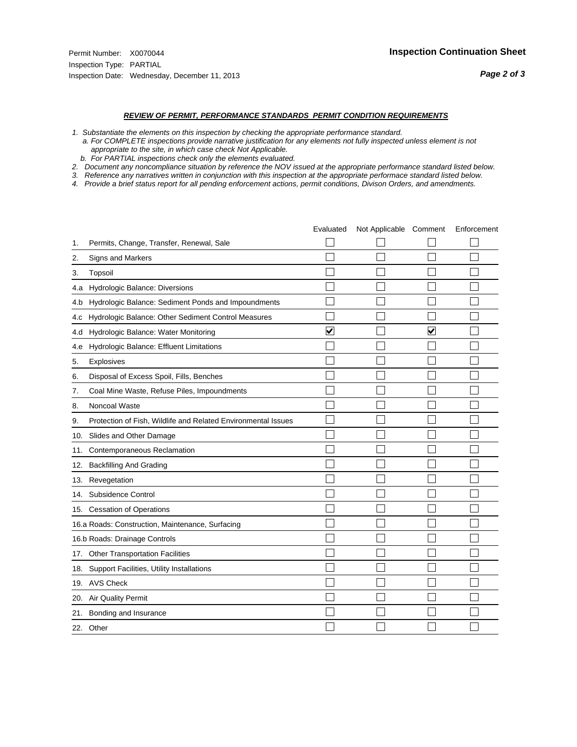Permit Number: X0070044
Inspection Type: PARTIAL
Inspection Date: Wednesday, December 11, 2013

**Inspection Continuation Sheet**

***REVIEW OF PERMIT, PERFORMANCE STANDARDS PERMIT CONDITION REQUIREMENTS***

*1. Substantiate the elements on this inspection by checking the appropriate performance standard.*
*a. For COMPLETE inspections provide narrative justification for any elements not fully inspected unless element is not appropriate to the site, in which case check Not Applicable.*
*b. For PARTIAL inspections check only the elements evaluated.*
*2. Document any noncompliance situation by reference the NOV issued at the appropriate performance standard listed below.*
*3. Reference any narratives written in conjunction with this inspection at the appropriate performace standard listed below.*
*4. Provide a brief status report for all pending enforcement actions, permit conditions, Divison Orders, and amendments.*

| | Evaluated | Not Applicable | Comment | Enforcement |
|---|---|---|---|---|
| 1. Permits, Change, Transfer, Renewal, Sale | ☐ | ☐ | ☐ | ☐ |
| 2. Signs and Markers | ☐ | ☐ | ☐ | ☐ |
| 3. Topsoil | ☐ | ☐ | ☐ | ☐ |
| 4.a Hydrologic Balance: Diversions | ☐ | ☐ | ☐ | ☐ |
| 4.b Hydrologic Balance: Sediment Ponds and Impoundments | ☐ | ☐ | ☐ | ☐ |
| 4.c Hydrologic Balance: Other Sediment Control Measures | ☐ | ☐ | ☐ | ☐ |
| 4.d Hydrologic Balance: Water Monitoring | ☑ | ☐ | ☑ | ☐ |
| 4.e Hydrologic Balance: Effluent Limitations | ☐ | ☐ | ☐ | ☐ |
| 5. Explosives | ☐ | ☐ | ☐ | ☐ |
| 6. Disposal of Excess Spoil, Fills, Benches | ☐ | ☐ | ☐ | ☐ |
| 7. Coal Mine Waste, Refuse Piles, Impoundments | ☐ | ☐ | ☐ | ☐ |
| 8. Noncoal Waste | ☐ | ☐ | ☐ | ☐ |
| 9. Protection of Fish, Wildlife and Related Environmental Issues | ☐ | ☐ | ☐ | ☐ |
| 10. Slides and Other Damage | ☐ | ☐ | ☐ | ☐ |
| 11. Contemporaneous Reclamation | ☐ | ☐ | ☐ | ☐ |
| 12. Backfilling And Grading | ☐ | ☐ | ☐ | ☐ |
| 13. Revegetation | ☐ | ☐ | ☐ | ☐ |
| 14. Subsidence Control | ☐ | ☐ | ☐ | ☐ |
| 15. Cessation of Operations | ☐ | ☐ | ☐ | ☐ |
| 16.a Roads: Construction, Maintenance, Surfacing | ☐ | ☐ | ☐ | ☐ |
| 16.b Roads: Drainage Controls | ☐ | ☐ | ☐ | ☐ |
| 17. Other Transportation Facilities | ☐ | ☐ | ☐ | ☐ |
| 18. Support Facilities, Utility Installations | ☐ | ☐ | ☐ | ☐ |
| 19. AVS Check | ☐ | ☐ | ☐ | ☐ |
| 20. Air Quality Permit | ☐ | ☐ | ☐ | ☐ |
| 21. Bonding and Insurance | ☐ | ☐ | ☐ | ☐ |
| 22. Other | ☐ | ☐ | ☐ | ☐ |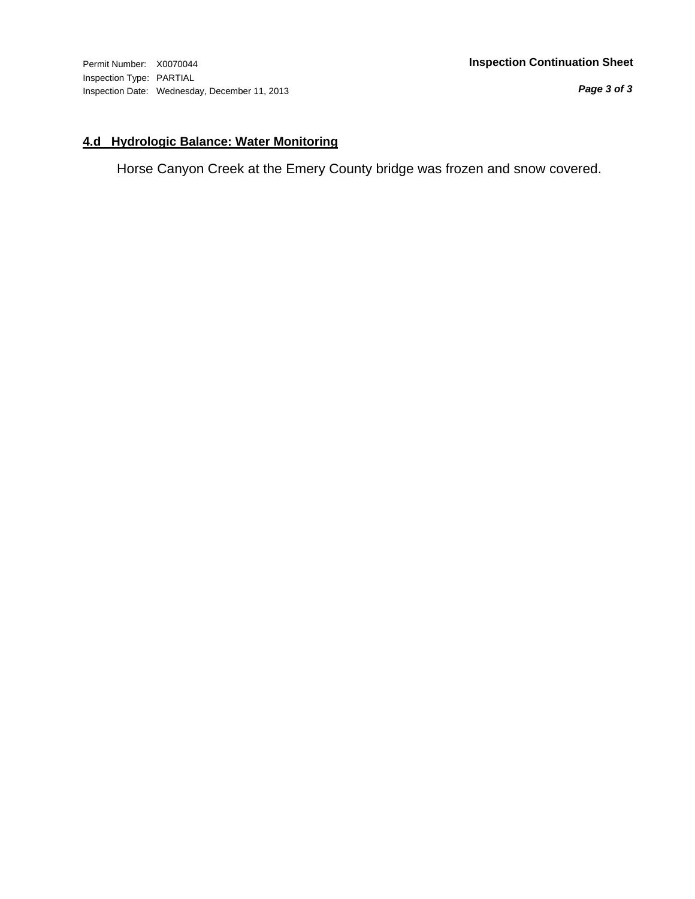Permit Number: X0070044
Inspection Type: PARTIAL
Inspection Date: Wednesday, December 11, 2013

**Inspection Continuation Sheet**

## 4.d Hydrologic Balance: Water Monitoring

Horse Canyon Creek at the Emery County bridge was frozen and snow covered.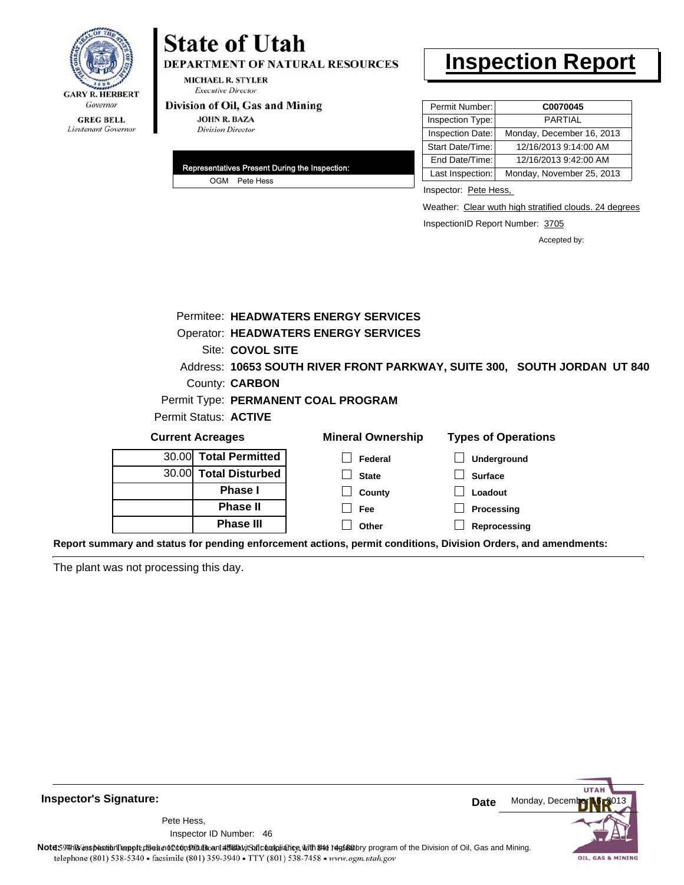GARY R. HERBERT
*Governor*

GREG BELL
*Lieutenant Governor*

# State of Utah

**DEPARTMENT OF NATURAL RESOURCES**

MICHAEL R. STYLER
*Executive Director*

**Division of Oil, Gas and Mining**

JOHN R. BAZA
*Division Director*

# Inspection Report

| Permit Number: | **C0070045** |
|---|---|
| Inspection Type: | PARTIAL |
| Inspection Date: | Monday, December 16, 2013 |
| Start Date/Time: | 12/16/2013 9:14:00 AM |
| End Date/Time: | 12/16/2013 9:42:00 AM |
| Last Inspection: | Monday, November 25, 2013 |

**Representatives Present During the Inspection:**

OGM Pete Hess

Inspector: Pete Hess,

Weather: Clear wuth high stratified clouds. 24 degrees

InspectionID Report Number: 3705

Accepted by:

Permitee: **HEADWATERS ENERGY SERVICES**
Operator: **HEADWATERS ENERGY SERVICES**
Site: **COVOL SITE**
Address: **10653 SOUTH RIVER FRONT PARKWAY, SUITE 300, SOUTH JORDAN UT 840**
County: **CARBON**
Permit Type: **PERMANENT COAL PROGRAM**
Permit Status: **ACTIVE**

**Current Acreages**

| | |
|---|---|
| 30.00 | **Total Permitted** |
| 30.00 | **Total Disturbed** |
| | **Phase I** |
| | **Phase II** |
| | **Phase III** |

**Mineral Ownership**

- ☐ Federal
- ☐ State
- ☐ County
- ☐ Fee
- ☐ Other

**Types of Operations**

- ☐ Underground
- ☐ Surface
- ☐ Loadout
- ☐ Processing
- ☐ Reprocessing

**Report summary and status for pending enforcement actions, permit conditions, Division Orders, and amendments:**

The plant was not processing this day.

**Inspector's Signature:**

Pete Hess,
Inspector ID Number: 46

**Date** Monday, December 16, 2013

**Note:** This inspection report does not constitute an affidavit of compliance with the regulatory program of the Division of Oil, Gas and Mining.
telephone (801) 538-5340 • facsimile (801) 359-3940 • TTY (801) 538-7458 • www.ogm.utah.gov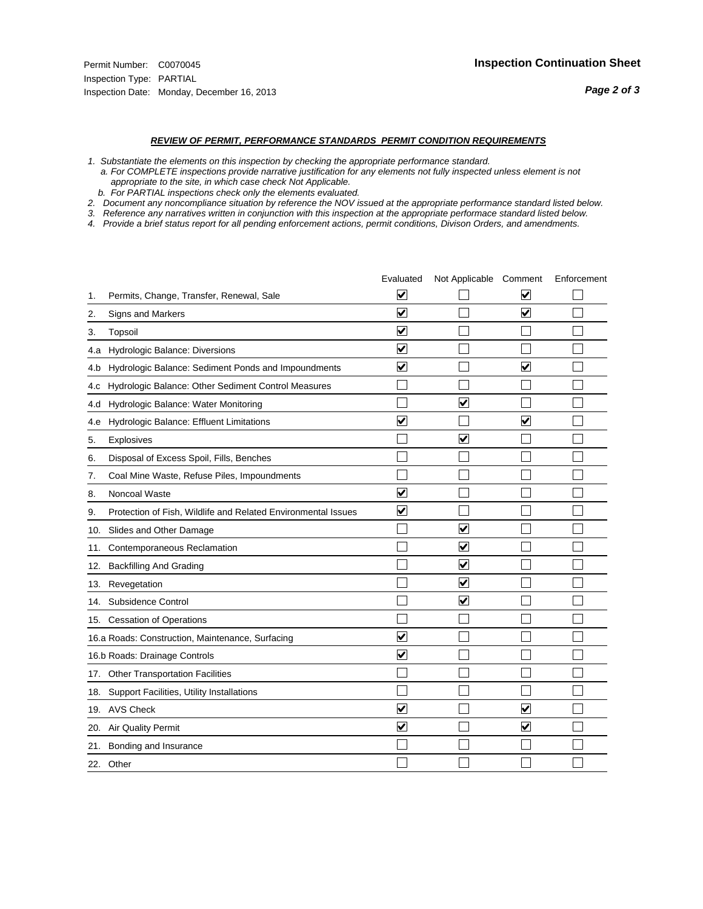Permit Number: C0070045
Inspection Type: PARTIAL
Inspection Date: Monday, December 16, 2013

## Inspection Continuation Sheet

*Page 2 of 3*

### *REVIEW OF PERMIT, PERFORMANCE STANDARDS PERMIT CONDITION REQUIREMENTS*

*1. Substantiate the elements on this inspection by checking the appropriate performance standard.*
*a. For COMPLETE inspections provide narrative justification for any elements not fully inspected unless element is not appropriate to the site, in which case check Not Applicable.*
*b. For PARTIAL inspections check only the elements evaluated.*
*2. Document any noncompliance situation by reference the NOV issued at the appropriate performance standard listed below.*
*3. Reference any narratives written in conjunction with this inspection at the appropriate performace standard listed below.*
*4. Provide a brief status report for all pending enforcement actions, permit conditions, Divison Orders, and amendments.*

| | | Evaluated | Not Applicable | Comment | Enforcement |
|---|---|---|---|---|---|
| 1. | Permits, Change, Transfer, Renewal, Sale | ☑ | ☐ | ☑ | ☐ |
| 2. | Signs and Markers | ☑ | ☐ | ☑ | ☐ |
| 3. | Topsoil | ☑ | ☐ | ☐ | ☐ |
| 4.a | Hydrologic Balance: Diversions | ☑ | ☐ | ☐ | ☐ |
| 4.b | Hydrologic Balance: Sediment Ponds and Impoundments | ☑ | ☐ | ☑ | ☐ |
| 4.c | Hydrologic Balance: Other Sediment Control Measures | ☐ | ☐ | ☐ | ☐ |
| 4.d | Hydrologic Balance: Water Monitoring | ☐ | ☑ | ☐ | ☐ |
| 4.e | Hydrologic Balance: Effluent Limitations | ☑ | ☐ | ☑ | ☐ |
| 5. | Explosives | ☐ | ☑ | ☐ | ☐ |
| 6. | Disposal of Excess Spoil, Fills, Benches | ☐ | ☐ | ☐ | ☐ |
| 7. | Coal Mine Waste, Refuse Piles, Impoundments | ☐ | ☐ | ☐ | ☐ |
| 8. | Noncoal Waste | ☑ | ☐ | ☐ | ☐ |
| 9. | Protection of Fish, Wildlife and Related Environmental Issues | ☑ | ☐ | ☐ | ☐ |
| 10. | Slides and Other Damage | ☐ | ☑ | ☐ | ☐ |
| 11. | Contemporaneous Reclamation | ☐ | ☑ | ☐ | ☐ |
| 12. | Backfilling And Grading | ☐ | ☑ | ☐ | ☐ |
| 13. | Revegetation | ☐ | ☑ | ☐ | ☐ |
| 14. | Subsidence Control | ☐ | ☑ | ☐ | ☐ |
| 15. | Cessation of Operations | ☐ | ☐ | ☐ | ☐ |
| 16.a | Roads: Construction, Maintenance, Surfacing | ☑ | ☐ | ☐ | ☐ |
| 16.b | Roads: Drainage Controls | ☑ | ☐ | ☐ | ☐ |
| 17. | Other Transportation Facilities | ☐ | ☐ | ☐ | ☐ |
| 18. | Support Facilities, Utility Installations | ☐ | ☐ | ☐ | ☐ |
| 19. | AVS Check | ☑ | ☐ | ☑ | ☐ |
| 20. | Air Quality Permit | ☑ | ☐ | ☑ | ☐ |
| 21. | Bonding and Insurance | ☐ | ☐ | ☐ | ☐ |
| 22. | Other | ☐ | ☐ | ☐ | ☐ |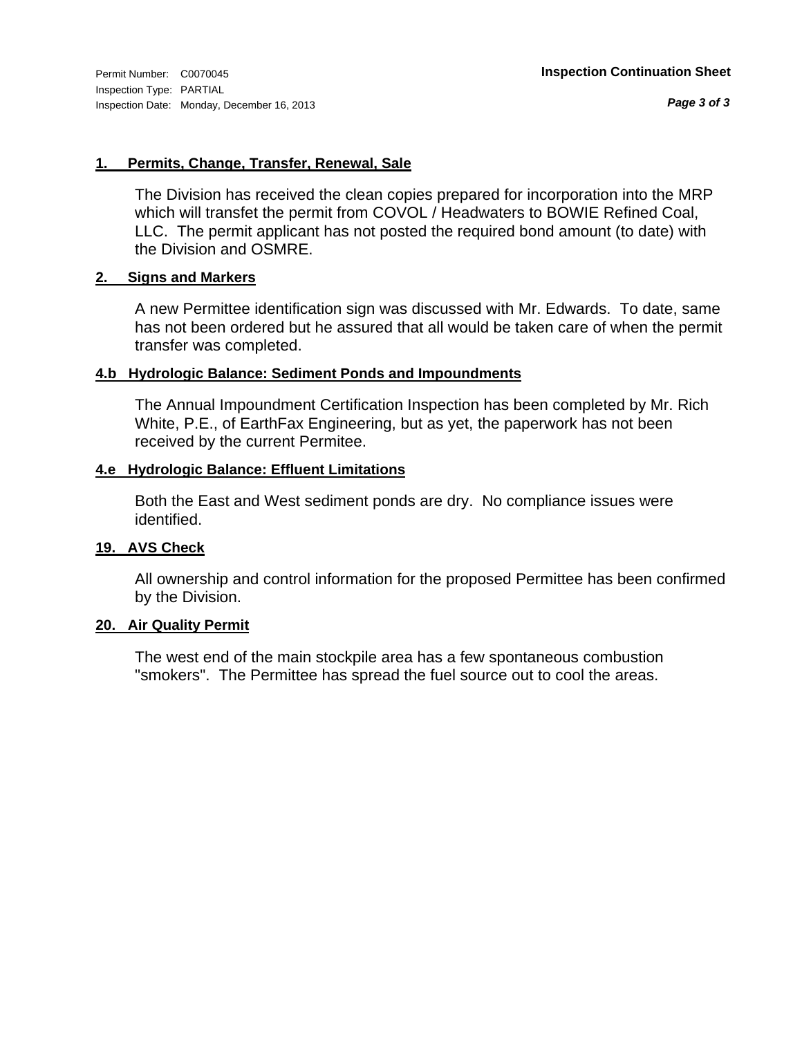**1. Permits, Change, Transfer, Renewal, Sale**

The Division has received the clean copies prepared for incorporation into the MRP which will transfet the permit from COVOL / Headwaters to BOWIE Refined Coal, LLC. The permit applicant has not posted the required bond amount (to date) with the Division and OSMRE.

**2. Signs and Markers**

A new Permittee identification sign was discussed with Mr. Edwards. To date, same has not been ordered but he assured that all would be taken care of when the permit transfer was completed.

**4.b Hydrologic Balance: Sediment Ponds and Impoundments**

The Annual Impoundment Certification Inspection has been completed by Mr. Rich White, P.E., of EarthFax Engineering, but as yet, the paperwork has not been received by the current Permitee.

**4.e Hydrologic Balance: Effluent Limitations**

Both the East and West sediment ponds are dry. No compliance issues were identified.

**19. AVS Check**

All ownership and control information for the proposed Permittee has been confirmed by the Division.

**20. Air Quality Permit**

The west end of the main stockpile area has a few spontaneous combustion "smokers". The Permittee has spread the fuel source out to cool the areas.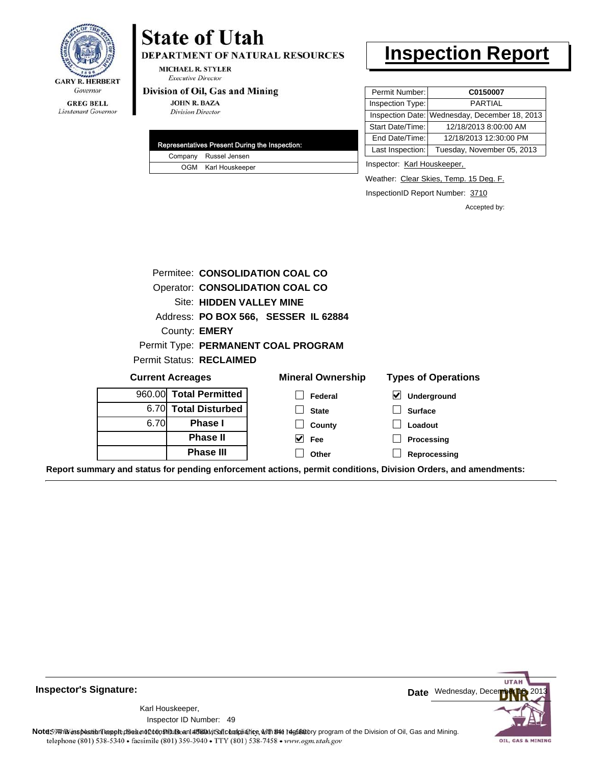GARY R. HERBERT
*Governor*

GREG BELL
*Lieutenant Governor*

# State of Utah

**DEPARTMENT OF NATURAL RESOURCES**

MICHAEL R. STYLER
*Executive Director*

**Division of Oil, Gas and Mining**

JOHN R. BAZA
*Division Director*

# Inspection Report

| Permit Number: | C0150007 |
|---|---|
| Inspection Type: | PARTIAL |
| Inspection Date: | Wednesday, December 18, 2013 |
| Start Date/Time: | 12/18/2013 8:00:00 AM |
| End Date/Time: | 12/18/2013 12:30:00 PM |
| Last Inspection: | Tuesday, November 05, 2013 |

| Representatives Present During the Inspection: | |
|---|---|
| Company | Russel Jensen |
| OGM | Karl Houskeeper |

Inspector: Karl Houskeeper,

Weather: Clear Skies, Temp. 15 Deg. F.

InspectionID Report Number: 3710

Accepted by:

Permitee: **CONSOLIDATION COAL CO**
Operator: **CONSOLIDATION COAL CO**
Site: **HIDDEN VALLEY MINE**
Address: **PO BOX 566, SESSER IL 62884**
County: **EMERY**
Permit Type: **PERMANENT COAL PROGRAM**
Permit Status: **RECLAIMED**

**Current Acreages**

| | |
|---|---|
| 960.00 | **Total Permitted** |
| 6.70 | **Total Disturbed** |
| 6.70 | **Phase I** |
| | **Phase II** |
| | **Phase III** |

**Mineral Ownership**

- [ ] Federal
- [ ] State
- [ ] County
- [x] Fee
- [ ] Other

**Types of Operations**

- [x] Underground
- [ ] Surface
- [ ] Loadout
- [ ] Processing
- [ ] Reprocessing

**Report summary and status for pending enforcement actions, permit conditions, Division Orders, and amendments:**

**Inspector's Signature:**

Karl Houskeeper,
Inspector ID Number: 49

**Date** Wednesday, December 18, 2013

**Note:** This inspection report does not constitute an affidavit of compliance with the regulatory program of the Division of Oil, Gas and Mining.

1594 West North Temple, Suite 1210, PO Box 145801, Salt Lake City, UT 84114-5801
telephone (801) 538-5340 • facsimile (801) 359-3940 • TTY (801) 538-7458 • www.ogm.utah.gov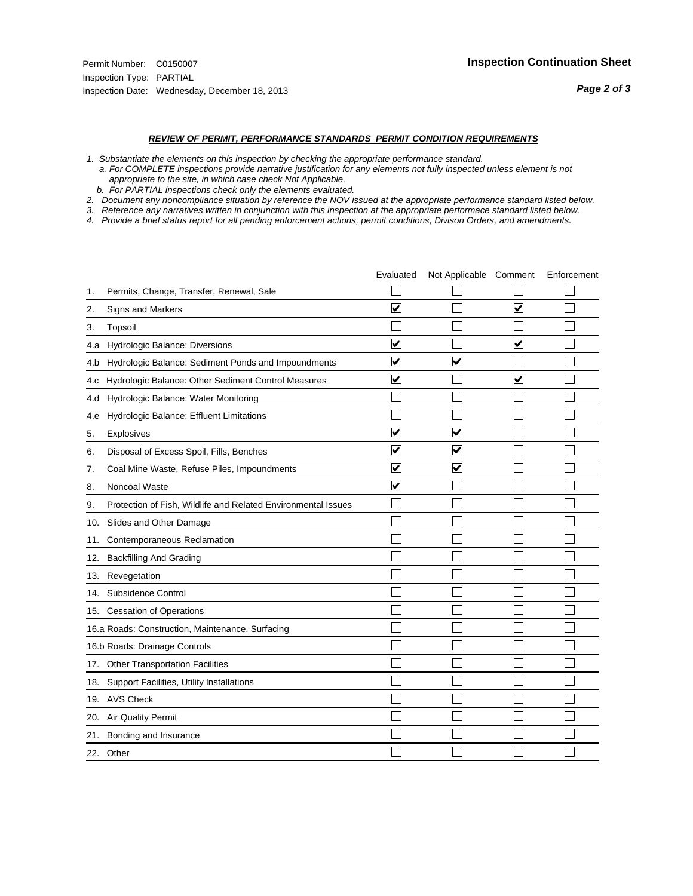Permit Number: C0150007
Inspection Type: PARTIAL
Inspection Date: Wednesday, December 18, 2013

**Inspection Continuation Sheet**

### *REVIEW OF PERMIT, PERFORMANCE STANDARDS PERMIT CONDITION REQUIREMENTS*

*1. Substantiate the elements on this inspection by checking the appropriate performance standard.*
*a. For COMPLETE inspections provide narrative justification for any elements not fully inspected unless element is not appropriate to the site, in which case check Not Applicable.*
*b. For PARTIAL inspections check only the elements evaluated.*
*2. Document any noncompliance situation by reference the NOV issued at the appropriate performance standard listed below.*
*3. Reference any narratives written in conjunction with this inspection at the appropriate performace standard listed below.*
*4. Provide a brief status report for all pending enforcement actions, permit conditions, Divison Orders, and amendments.*

| | Evaluated | Not Applicable | Comment | Enforcement |
|---|---|---|---|---|
| 1. Permits, Change, Transfer, Renewal, Sale | ☐ | ☐ | ☐ | ☐ |
| 2. Signs and Markers | ☑ | ☐ | ☑ | ☐ |
| 3. Topsoil | ☐ | ☐ | ☐ | ☐ |
| 4.a Hydrologic Balance: Diversions | ☑ | ☐ | ☑ | ☐ |
| 4.b Hydrologic Balance: Sediment Ponds and Impoundments | ☑ | ☑ | ☐ | ☐ |
| 4.c Hydrologic Balance: Other Sediment Control Measures | ☑ | ☐ | ☑ | ☐ |
| 4.d Hydrologic Balance: Water Monitoring | ☐ | ☐ | ☐ | ☐ |
| 4.e Hydrologic Balance: Effluent Limitations | ☐ | ☐ | ☐ | ☐ |
| 5. Explosives | ☑ | ☑ | ☐ | ☐ |
| 6. Disposal of Excess Spoil, Fills, Benches | ☑ | ☑ | ☐ | ☐ |
| 7. Coal Mine Waste, Refuse Piles, Impoundments | ☑ | ☑ | ☐ | ☐ |
| 8. Noncoal Waste | ☑ | ☐ | ☐ | ☐ |
| 9. Protection of Fish, Wildlife and Related Environmental Issues | ☐ | ☐ | ☐ | ☐ |
| 10. Slides and Other Damage | ☐ | ☐ | ☐ | ☐ |
| 11. Contemporaneous Reclamation | ☐ | ☐ | ☐ | ☐ |
| 12. Backfilling And Grading | ☐ | ☐ | ☐ | ☐ |
| 13. Revegetation | ☐ | ☐ | ☐ | ☐ |
| 14. Subsidence Control | ☐ | ☐ | ☐ | ☐ |
| 15. Cessation of Operations | ☐ | ☐ | ☐ | ☐ |
| 16.a Roads: Construction, Maintenance, Surfacing | ☐ | ☐ | ☐ | ☐ |
| 16.b Roads: Drainage Controls | ☐ | ☐ | ☐ | ☐ |
| 17. Other Transportation Facilities | ☐ | ☐ | ☐ | ☐ |
| 18. Support Facilities, Utility Installations | ☐ | ☐ | ☐ | ☐ |
| 19. AVS Check | ☐ | ☐ | ☐ | ☐ |
| 20. Air Quality Permit | ☐ | ☐ | ☐ | ☐ |
| 21. Bonding and Insurance | ☐ | ☐ | ☐ | ☐ |
| 22. Other | ☐ | ☐ | ☐ | ☐ |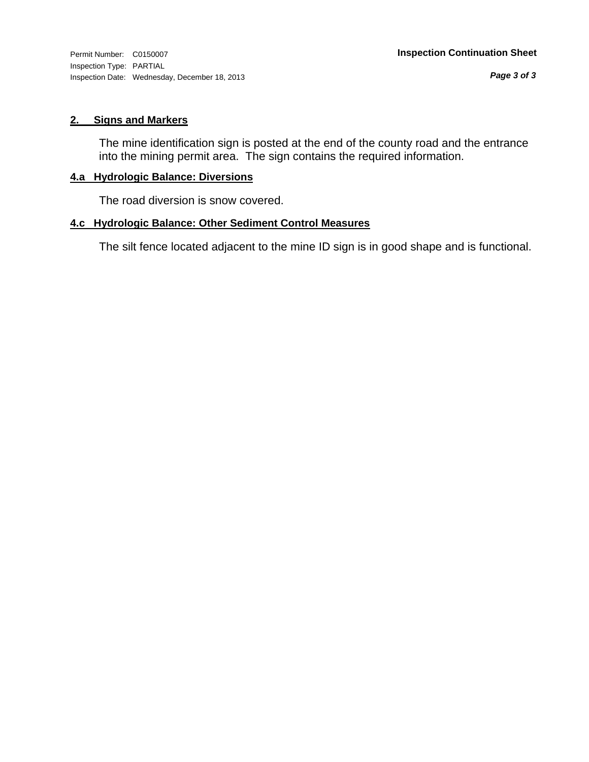Permit Number: C0150007
Inspection Type: PARTIAL
Inspection Date: Wednesday, December 18, 2013

**Inspection Continuation Sheet**

## 2. Signs and Markers

The mine identification sign is posted at the end of the county road and the entrance into the mining permit area. The sign contains the required information.

## 4.a Hydrologic Balance: Diversions

The road diversion is snow covered.

## 4.c Hydrologic Balance: Other Sediment Control Measures

The silt fence located adjacent to the mine ID sign is in good shape and is functional.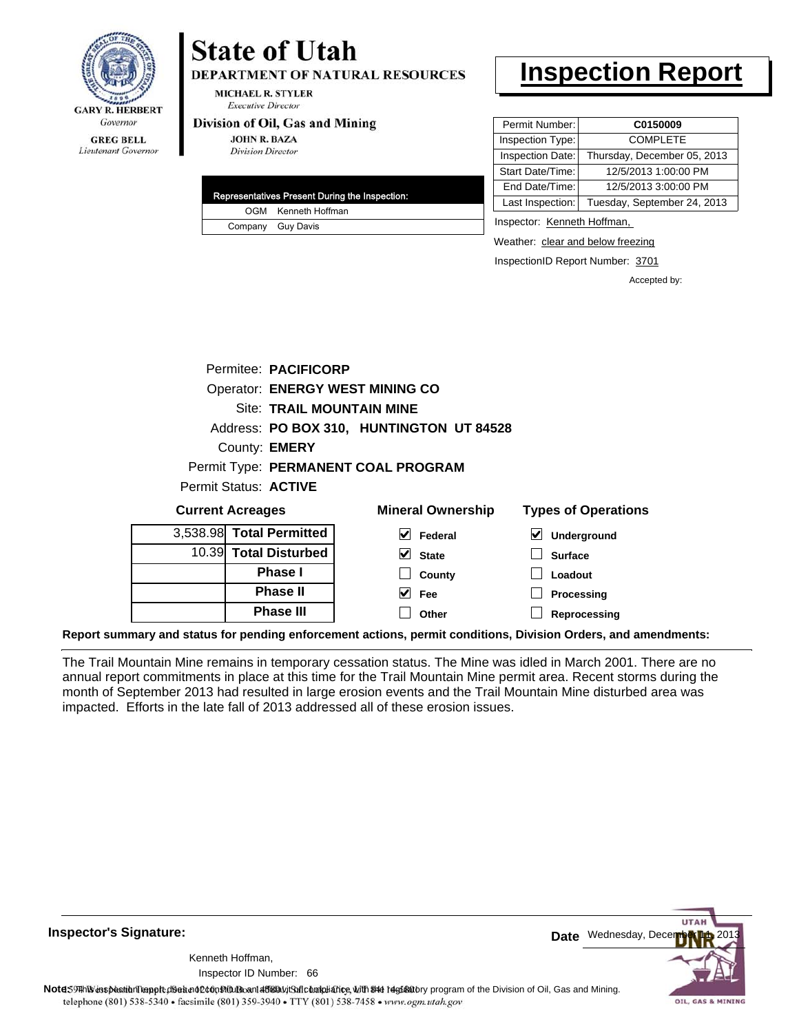**State of Utah**
**DEPARTMENT OF NATURAL RESOURCES**

GARY R. HERBERT
*Governor*

GREG BELL
*Lieutenant Governor*

MICHAEL R. STYLER
*Executive Director*

**Division of Oil, Gas and Mining**

JOHN R. BAZA
*Division Director*

# Inspection Report

| | |
|---|---|
| Permit Number: | **C0150009** |
| Inspection Type: | COMPLETE |
| Inspection Date: | Thursday, December 05, 2013 |
| Start Date/Time: | 12/5/2013 1:00:00 PM |
| End Date/Time: | 12/5/2013 3:00:00 PM |
| Last Inspection: | Tuesday, September 24, 2013 |

| Representatives Present During the Inspection: | |
|---|---|
| OGM | Kenneth Hoffman |
| Company | Guy Davis |

Inspector: Kenneth Hoffman,

Weather: clear and below freezing

InspectionID Report Number: 3701

Accepted by:

Permitee: **PACIFICORP**
Operator: **ENERGY WEST MINING CO**
Site: **TRAIL MOUNTAIN MINE**
Address: **PO BOX 310, HUNTINGTON UT 84528**
County: **EMERY**
Permit Type: **PERMANENT COAL PROGRAM**
Permit Status: **ACTIVE**

**Current Acreages**

| | |
|---|---|
| 3,538.98 | **Total Permitted** |
| 10.39 | **Total Disturbed** |
| | **Phase I** |
| | **Phase II** |
| | **Phase III** |

**Mineral Ownership**

- [x] Federal
- [x] State
- [ ] County
- [x] Fee
- [ ] Other

**Types of Operations**

- [x] Underground
- [ ] Surface
- [ ] Loadout
- [ ] Processing
- [ ] Reprocessing

**Report summary and status for pending enforcement actions, permit conditions, Division Orders, and amendments:**

The Trail Mountain Mine remains in temporary cessation status. The Mine was idled in March 2001. There are no annual report commitments in place at this time for the Trail Mountain Mine permit area. Recent storms during the month of September 2013 had resulted in large erosion events and the Trail Mountain Mine disturbed area was impacted. Efforts in the late fall of 2013 addressed all of these erosion issues.

**Inspector's Signature:**

Kenneth Hoffman,
Inspector ID Number: 66

**Date** Wednesday, December 11, 2013

**Note:** This inspection report does not constitute an affidavit of compliance with the regulatory program of the Division of Oil, Gas and Mining.

telephone (801) 538-5340 • facsimile (801) 359-3940 • TTY (801) 538-7458 • www.ogm.utah.gov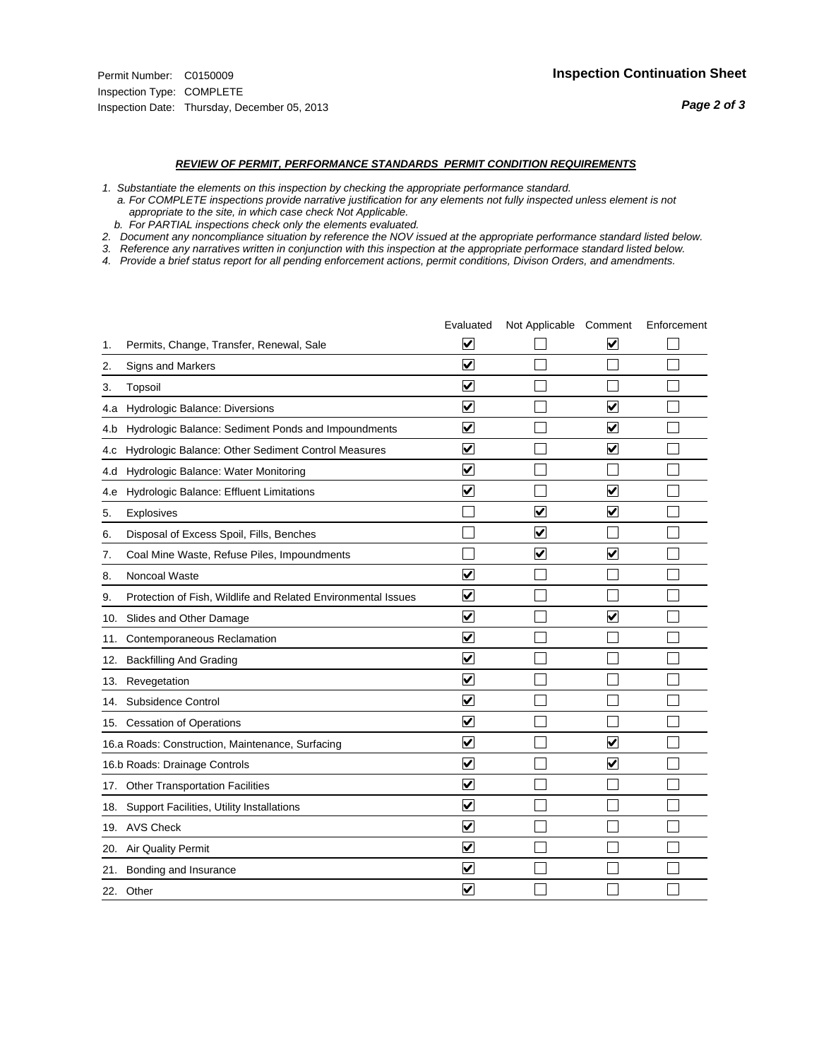Permit Number: C0150009
Inspection Type: COMPLETE
Inspection Date: Thursday, December 05, 2013

## Inspection Continuation Sheet

### *REVIEW OF PERMIT, PERFORMANCE STANDARDS PERMIT CONDITION REQUIREMENTS*

1. *Substantiate the elements on this inspection by checking the appropriate performance standard.*
   a. *For COMPLETE inspections provide narrative justification for any elements not fully inspected unless element is not appropriate to the site, in which case check Not Applicable.*
   b. *For PARTIAL inspections check only the elements evaluated.*
2. *Document any noncompliance situation by reference the NOV issued at the appropriate performance standard listed below.*
3. *Reference any narratives written in conjunction with this inspection at the appropriate performace standard listed below.*
4. *Provide a brief status report for all pending enforcement actions, permit conditions, Divison Orders, and amendments.*

| | Evaluated | Not Applicable | Comment | Enforcement |
|---|---|---|---|---|
| 1. Permits, Change, Transfer, Renewal, Sale | ☑ | ☐ | ☑ | ☐ |
| 2. Signs and Markers | ☑ | ☐ | ☐ | ☐ |
| 3. Topsoil | ☑ | ☐ | ☐ | ☐ |
| 4.a Hydrologic Balance: Diversions | ☑ | ☐ | ☑ | ☐ |
| 4.b Hydrologic Balance: Sediment Ponds and Impoundments | ☑ | ☐ | ☑ | ☐ |
| 4.c Hydrologic Balance: Other Sediment Control Measures | ☑ | ☐ | ☑ | ☐ |
| 4.d Hydrologic Balance: Water Monitoring | ☑ | ☐ | ☐ | ☐ |
| 4.e Hydrologic Balance: Effluent Limitations | ☑ | ☐ | ☑ | ☐ |
| 5. Explosives | ☐ | ☑ | ☑ | ☐ |
| 6. Disposal of Excess Spoil, Fills, Benches | ☐ | ☑ | ☐ | ☐ |
| 7. Coal Mine Waste, Refuse Piles, Impoundments | ☐ | ☑ | ☑ | ☐ |
| 8. Noncoal Waste | ☑ | ☐ | ☐ | ☐ |
| 9. Protection of Fish, Wildlife and Related Environmental Issues | ☑ | ☐ | ☐ | ☐ |
| 10. Slides and Other Damage | ☑ | ☐ | ☑ | ☐ |
| 11. Contemporaneous Reclamation | ☑ | ☐ | ☐ | ☐ |
| 12. Backfilling And Grading | ☑ | ☐ | ☐ | ☐ |
| 13. Revegetation | ☑ | ☐ | ☐ | ☐ |
| 14. Subsidence Control | ☑ | ☐ | ☐ | ☐ |
| 15. Cessation of Operations | ☑ | ☐ | ☐ | ☐ |
| 16.a Roads: Construction, Maintenance, Surfacing | ☑ | ☐ | ☑ | ☐ |
| 16.b Roads: Drainage Controls | ☑ | ☐ | ☑ | ☐ |
| 17. Other Transportation Facilities | ☑ | ☐ | ☐ | ☐ |
| 18. Support Facilities, Utility Installations | ☑ | ☐ | ☐ | ☐ |
| 19. AVS Check | ☑ | ☐ | ☐ | ☐ |
| 20. Air Quality Permit | ☑ | ☐ | ☐ | ☐ |
| 21. Bonding and Insurance | ☑ | ☐ | ☐ | ☐ |
| 22. Other | ☑ | ☐ | ☐ | ☐ |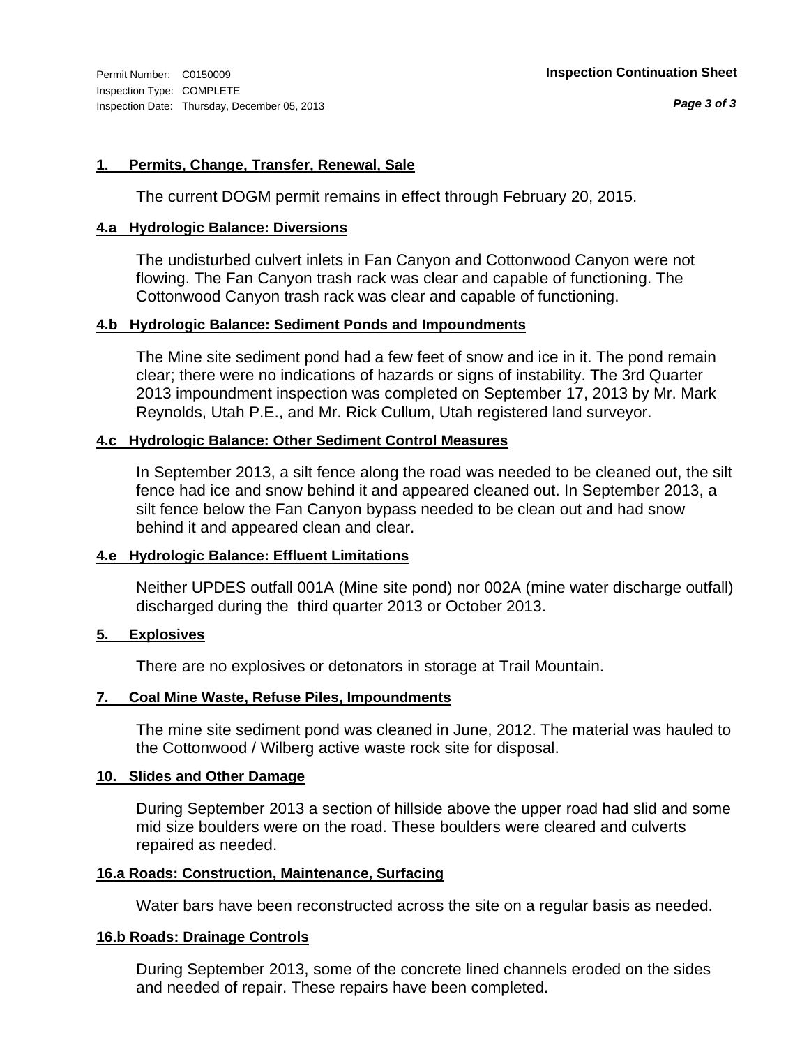Permit Number: C0150009
Inspection Type: COMPLETE
Inspection Date: Thursday, December 05, 2013

**Inspection Continuation Sheet**

### 1. Permits, Change, Transfer, Renewal, Sale

The current DOGM permit remains in effect through February 20, 2015.

### 4.a Hydrologic Balance: Diversions

The undisturbed culvert inlets in Fan Canyon and Cottonwood Canyon were not flowing. The Fan Canyon trash rack was clear and capable of functioning. The Cottonwood Canyon trash rack was clear and capable of functioning.

### 4.b Hydrologic Balance: Sediment Ponds and Impoundments

The Mine site sediment pond had a few feet of snow and ice in it. The pond remain clear; there were no indications of hazards or signs of instability. The 3rd Quarter 2013 impoundment inspection was completed on September 17, 2013 by Mr. Mark Reynolds, Utah P.E., and Mr. Rick Cullum, Utah registered land surveyor.

### 4.c Hydrologic Balance: Other Sediment Control Measures

In September 2013, a silt fence along the road was needed to be cleaned out, the silt fence had ice and snow behind it and appeared cleaned out. In September 2013, a silt fence below the Fan Canyon bypass needed to be clean out and had snow behind it and appeared clean and clear.

### 4.e Hydrologic Balance: Effluent Limitations

Neither UPDES outfall 001A (Mine site pond) nor 002A (mine water discharge outfall) discharged during the third quarter 2013 or October 2013.

### 5. Explosives

There are no explosives or detonators in storage at Trail Mountain.

### 7. Coal Mine Waste, Refuse Piles, Impoundments

The mine site sediment pond was cleaned in June, 2012. The material was hauled to the Cottonwood / Wilberg active waste rock site for disposal.

### 10. Slides and Other Damage

During September 2013 a section of hillside above the upper road had slid and some mid size boulders were on the road. These boulders were cleared and culverts repaired as needed.

### 16.a Roads: Construction, Maintenance, Surfacing

Water bars have been reconstructed across the site on a regular basis as needed.

### 16.b Roads: Drainage Controls

During September 2013, some of the concrete lined channels eroded on the sides and needed of repair. These repairs have been completed.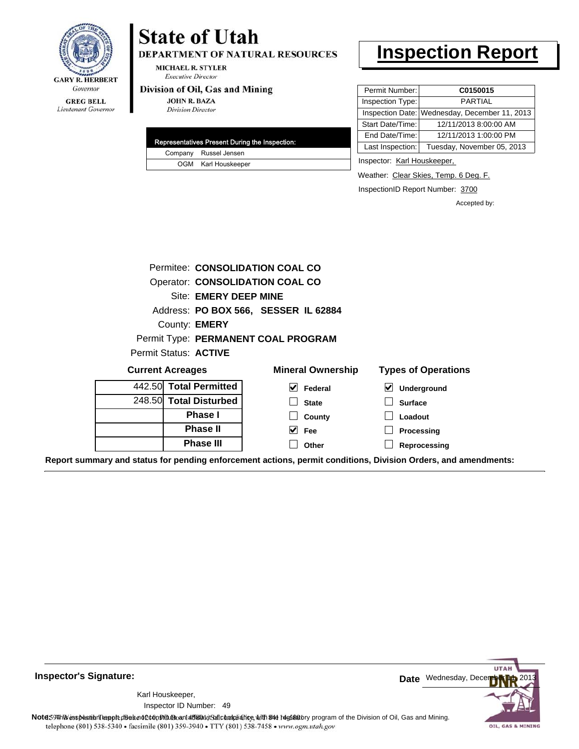GARY R. HERBERT
*Governor*

GREG BELL
*Lieutenant Governor*

# State of Utah

**DEPARTMENT OF NATURAL RESOURCES**

MICHAEL R. STYLER
*Executive Director*

**Division of Oil, Gas and Mining**

JOHN R. BAZA
*Division Director*

# Inspection Report

| Representatives Present During the Inspection: | |
|---|---|
| Company | Russel Jensen |
| OGM | Karl Houskeeper |

| | |
|---|---|
| Permit Number: | **C0150015** |
| Inspection Type: | PARTIAL |
| Inspection Date: | Wednesday, December 11, 2013 |
| Start Date/Time: | 12/11/2013 8:00:00 AM |
| End Date/Time: | 12/11/2013 1:00:00 PM |
| Last Inspection: | Tuesday, November 05, 2013 |

Inspector: Karl Houskeeper,

Weather: Clear Skies, Temp. 6 Deg. F.

InspectionID Report Number: 3700

Accepted by:

Permitee: **CONSOLIDATION COAL CO**
Operator: **CONSOLIDATION COAL CO**
Site: **EMERY DEEP MINE**
Address: **PO BOX 566, SESSER IL 62884**
County: **EMERY**
Permit Type: **PERMANENT COAL PROGRAM**
Permit Status: **ACTIVE**

**Current Acreages**

| | |
|---|---|
| 442.50 | **Total Permitted** |
| 248.50 | **Total Disturbed** |
| | **Phase I** |
| | **Phase II** |
| | **Phase III** |

**Mineral Ownership**

- [x] Federal
- [ ] State
- [ ] County
- [x] Fee
- [ ] Other

**Types of Operations**

- [x] Underground
- [ ] Surface
- [ ] Loadout
- [ ] Processing
- [ ] Reprocessing

**Report summary and status for pending enforcement actions, permit conditions, Division Orders, and amendments:**

---

**Inspector's Signature:**

Karl Houskeeper,
Inspector ID Number: 49

**Date** Wednesday, December 11, 2013

**Note:** This inspection report does not constitute an affidavit of compliance with the regulatory program of the Division of Oil, Gas and Mining.
1594 West North Temple, Suite 1210, PO Box 145801, Salt Lake City, UT 84114-5801
telephone (801) 538-5340 • facsimile (801) 359-3940 • TTY (801) 538-7458 • www.ogm.utah.gov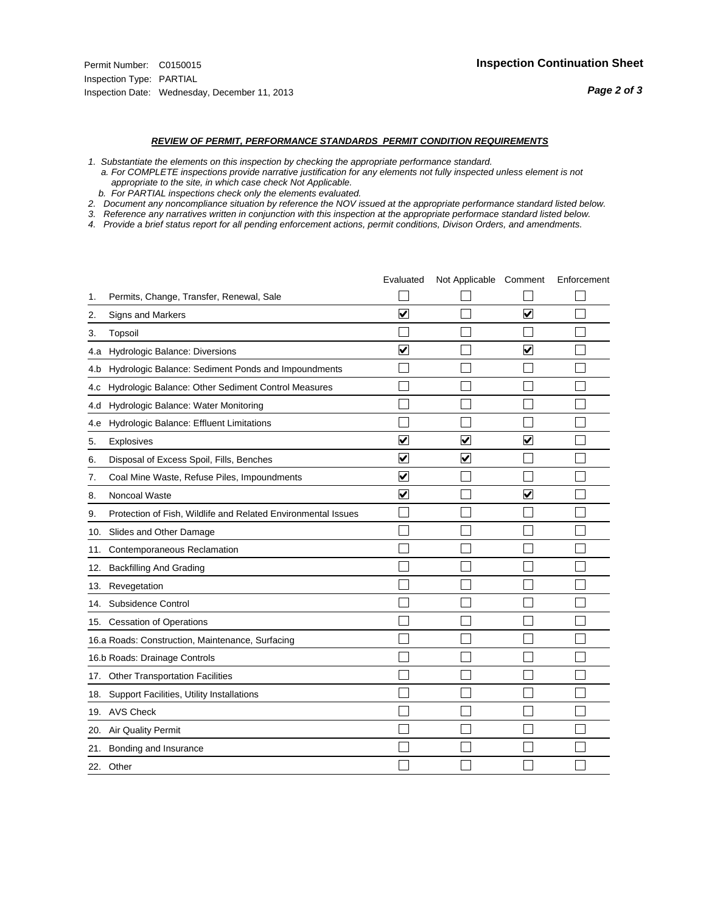Permit Number: C0150015
Inspection Type: PARTIAL
Inspection Date: Wednesday, December 11, 2013

**Inspection Continuation Sheet**

## *REVIEW OF PERMIT, PERFORMANCE STANDARDS PERMIT CONDITION REQUIREMENTS*

*1. Substantiate the elements on this inspection by checking the appropriate performance standard.*
*a. For COMPLETE inspections provide narrative justification for any elements not fully inspected unless element is not appropriate to the site, in which case check Not Applicable.*
*b. For PARTIAL inspections check only the elements evaluated.*
*2. Document any noncompliance situation by reference the NOV issued at the appropriate performance standard listed below.*
*3. Reference any narratives written in conjunction with this inspection at the appropriate performace standard listed below.*
*4. Provide a brief status report for all pending enforcement actions, permit conditions, Divison Orders, and amendments.*

| | Evaluated | Not Applicable | Comment | Enforcement |
|---|---|---|---|---|
| 1. Permits, Change, Transfer, Renewal, Sale | ☐ | ☐ | ☐ | ☐ |
| 2. Signs and Markers | ☑ | ☐ | ☑ | ☐ |
| 3. Topsoil | ☐ | ☐ | ☐ | ☐ |
| 4.a Hydrologic Balance: Diversions | ☑ | ☐ | ☑ | ☐ |
| 4.b Hydrologic Balance: Sediment Ponds and Impoundments | ☐ | ☐ | ☐ | ☐ |
| 4.c Hydrologic Balance: Other Sediment Control Measures | ☐ | ☐ | ☐ | ☐ |
| 4.d Hydrologic Balance: Water Monitoring | ☐ | ☐ | ☐ | ☐ |
| 4.e Hydrologic Balance: Effluent Limitations | ☐ | ☐ | ☐ | ☐ |
| 5. Explosives | ☑ | ☑ | ☑ | ☐ |
| 6. Disposal of Excess Spoil, Fills, Benches | ☑ | ☑ | ☐ | ☐ |
| 7. Coal Mine Waste, Refuse Piles, Impoundments | ☑ | ☐ | ☐ | ☐ |
| 8. Noncoal Waste | ☑ | ☐ | ☑ | ☐ |
| 9. Protection of Fish, Wildlife and Related Environmental Issues | ☐ | ☐ | ☐ | ☐ |
| 10. Slides and Other Damage | ☐ | ☐ | ☐ | ☐ |
| 11. Contemporaneous Reclamation | ☐ | ☐ | ☐ | ☐ |
| 12. Backfilling And Grading | ☐ | ☐ | ☐ | ☐ |
| 13. Revegetation | ☐ | ☐ | ☐ | ☐ |
| 14. Subsidence Control | ☐ | ☐ | ☐ | ☐ |
| 15. Cessation of Operations | ☐ | ☐ | ☐ | ☐ |
| 16.a Roads: Construction, Maintenance, Surfacing | ☐ | ☐ | ☐ | ☐ |
| 16.b Roads: Drainage Controls | ☐ | ☐ | ☐ | ☐ |
| 17. Other Transportation Facilities | ☐ | ☐ | ☐ | ☐ |
| 18. Support Facilities, Utility Installations | ☐ | ☐ | ☐ | ☐ |
| 19. AVS Check | ☐ | ☐ | ☐ | ☐ |
| 20. Air Quality Permit | ☐ | ☐ | ☐ | ☐ |
| 21. Bonding and Insurance | ☐ | ☐ | ☐ | ☐ |
| 22. Other | ☐ | ☐ | ☐ | ☐ |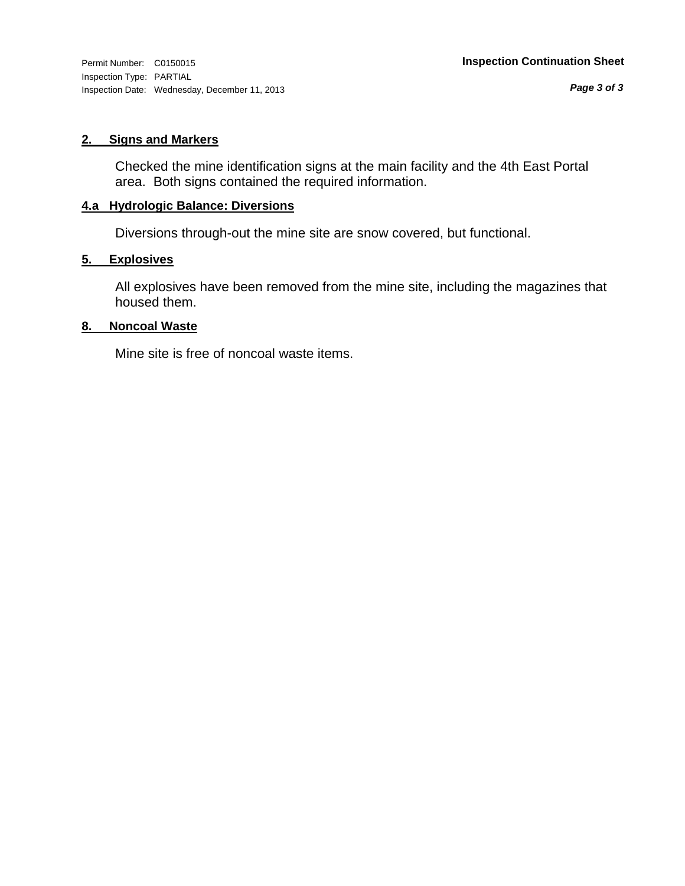## 2. Signs and Markers

Checked the mine identification signs at the main facility and the 4th East Portal area. Both signs contained the required information.

## 4.a Hydrologic Balance: Diversions

Diversions through-out the mine site are snow covered, but functional.

## 5. Explosives

All explosives have been removed from the mine site, including the magazines that housed them.

## 8. Noncoal Waste

Mine site is free of noncoal waste items.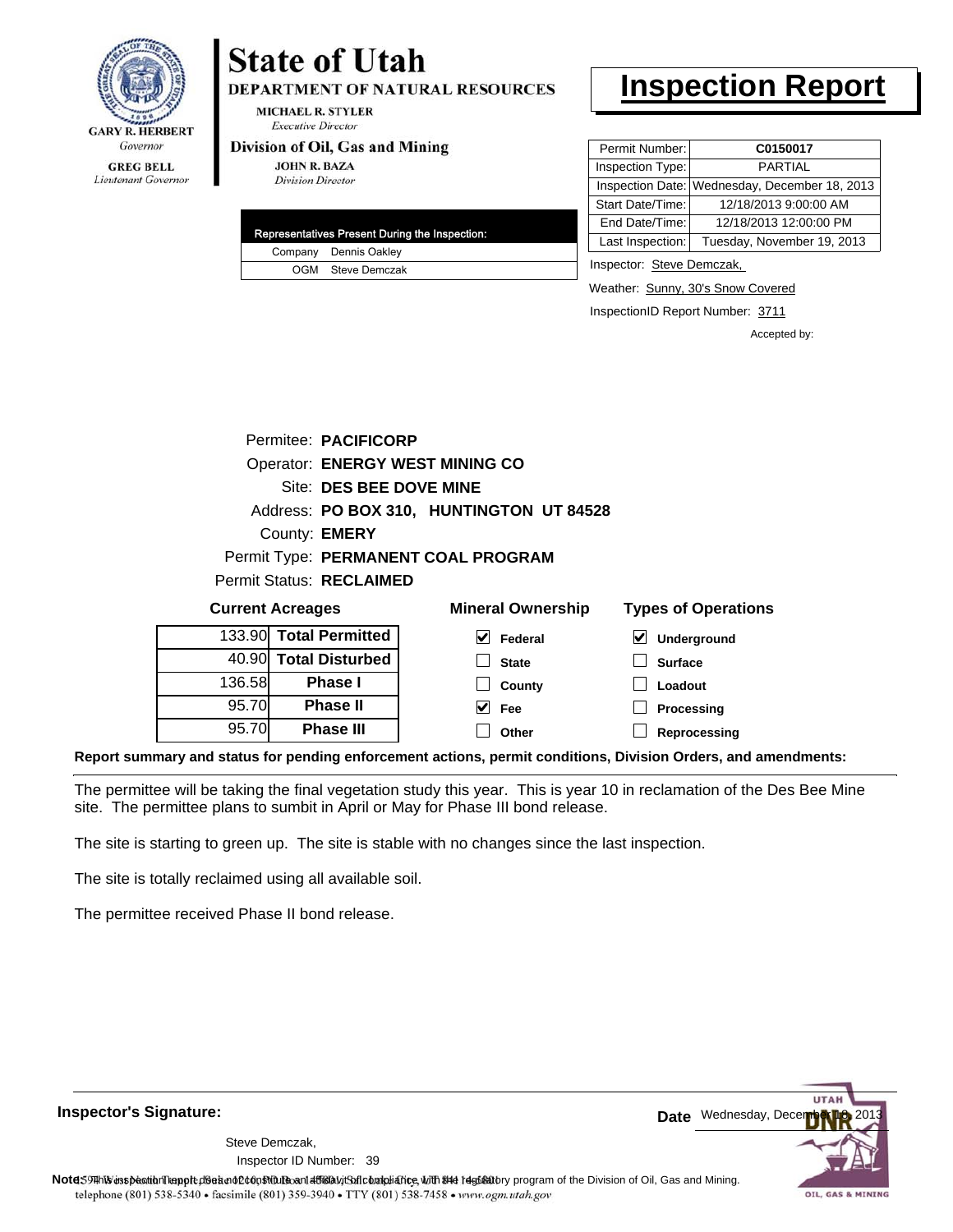GARY R. HERBERT
*Governor*

GREG BELL
*Lieutenant Governor*

# State of Utah

**DEPARTMENT OF NATURAL RESOURCES**

MICHAEL R. STYLER
*Executive Director*

**Division of Oil, Gas and Mining**

JOHN R. BAZA
*Division Director*

# Inspection Report

| Permit Number: | **C0150017** |
|---|---|
| Inspection Type: | PARTIAL |
| Inspection Date: | Wednesday, December 18, 2013 |
| Start Date/Time: | 12/18/2013 9:00:00 AM |
| End Date/Time: | 12/18/2013 12:00:00 PM |
| Last Inspection: | Tuesday, November 19, 2013 |

| Representatives Present During the Inspection: | |
|---|---|
| Company | Dennis Oakley |
| OGM | Steve Demczak |

Inspector: Steve Demczak,

Weather: Sunny, 30's Snow Covered

InspectionID Report Number: 3711

Accepted by:

Permitee: **PACIFICORP**
Operator: **ENERGY WEST MINING CO**
Site: **DES BEE DOVE MINE**
Address: **PO BOX 310, HUNTINGTON UT 84528**
County: **EMERY**
Permit Type: **PERMANENT COAL PROGRAM**
Permit Status: **RECLAIMED**

**Current Acreages**

| | |
|---|---|
| 133.90 | **Total Permitted** |
| 40.90 | **Total Disturbed** |
| 136.58 | **Phase I** |
| 95.70 | **Phase II** |
| 95.70 | **Phase III** |

**Mineral Ownership**

- [x] Federal
- [ ] State
- [ ] County
- [x] Fee
- [ ] Other

**Types of Operations**

- [x] Underground
- [ ] Surface
- [ ] Loadout
- [ ] Processing
- [ ] Reprocessing

**Report summary and status for pending enforcement actions, permit conditions, Division Orders, and amendments:**

The permittee will be taking the final vegetation study this year. This is year 10 in reclamation of the Des Bee Mine site. The permittee plans to sumbit in April or May for Phase III bond release.

The site is starting to green up. The site is stable with no changes since the last inspection.

The site is totally reclaimed using all available soil.

The permittee received Phase II bond release.

**Inspector's Signature:**

Steve Demczak,
Inspector ID Number: 39

**Date** Wednesday, December 18, 2013

**Note:** This inspection report does not constitute an affidavit of compliance with the regulatory program of the Division of Oil, Gas and Mining.
1594 West North Temple, Suite 1210, PO Box 145801, Salt Lake City, UT 84114-5801
telephone (801) 538-5340 • facsimile (801) 359-3940 • TTY (801) 538-7458 • www.ogm.utah.gov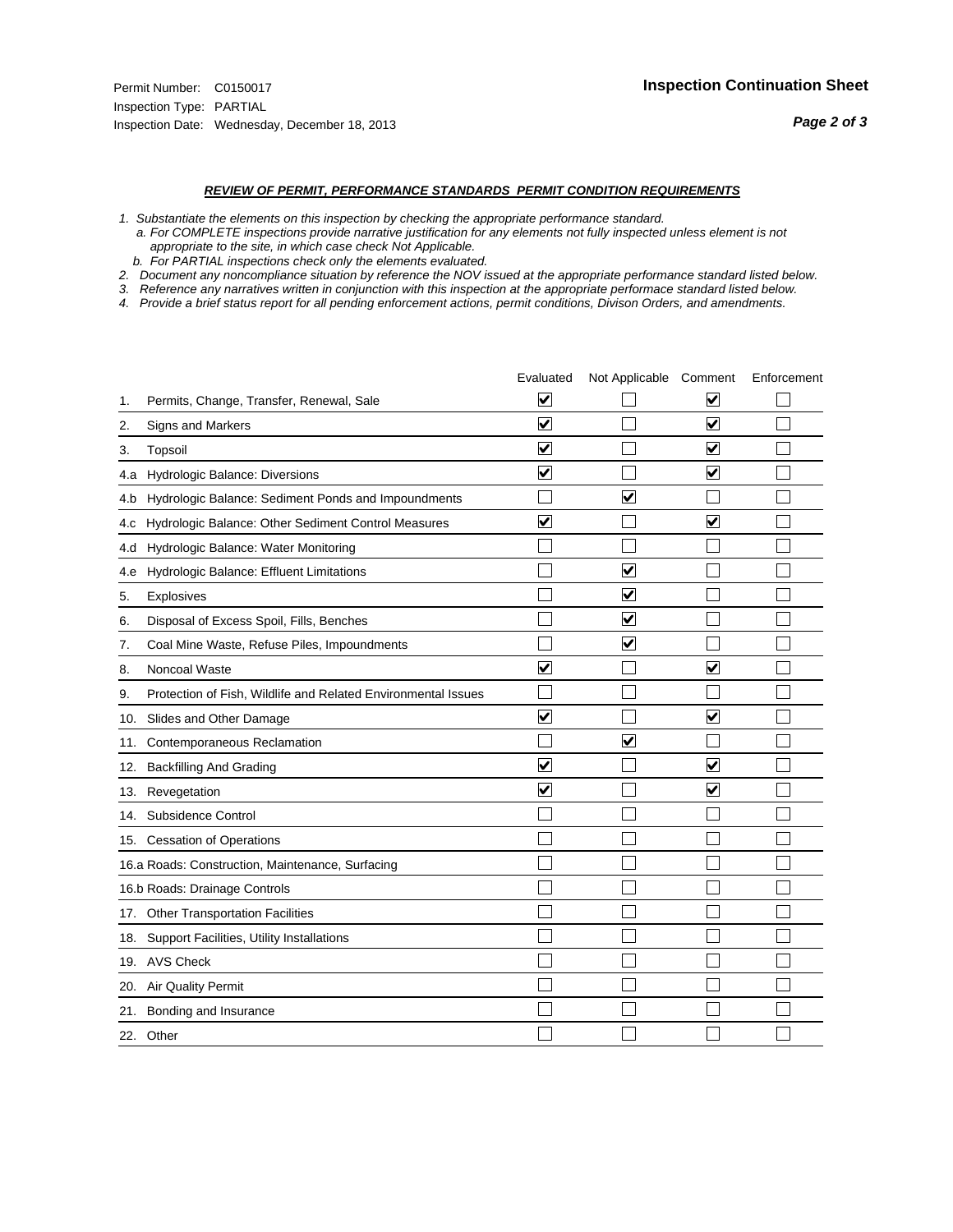Permit Number: C0150017
Inspection Type: PARTIAL
Inspection Date: Wednesday, December 18, 2013

**Inspection Continuation Sheet**

***REVIEW OF PERMIT, PERFORMANCE STANDARDS PERMIT CONDITION REQUIREMENTS***

*1. Substantiate the elements on this inspection by checking the appropriate performance standard.*
*a. For COMPLETE inspections provide narrative justification for any elements not fully inspected unless element is not appropriate to the site, in which case check Not Applicable.*
*b. For PARTIAL inspections check only the elements evaluated.*
*2. Document any noncompliance situation by reference the NOV issued at the appropriate performance standard listed below.*
*3. Reference any narratives written in conjunction with this inspection at the appropriate performace standard listed below.*
*4. Provide a brief status report for all pending enforcement actions, permit conditions, Divison Orders, and amendments.*

| | | Evaluated | Not Applicable | Comment | Enforcement |
|---|---|---|---|---|---|
| 1. | Permits, Change, Transfer, Renewal, Sale | ☑ | ☐ | ☑ | ☐ |
| 2. | Signs and Markers | ☑ | ☐ | ☑ | ☐ |
| 3. | Topsoil | ☑ | ☐ | ☑ | ☐ |
| 4.a | Hydrologic Balance: Diversions | ☑ | ☐ | ☑ | ☐ |
| 4.b | Hydrologic Balance: Sediment Ponds and Impoundments | ☐ | ☑ | ☐ | ☐ |
| 4.c | Hydrologic Balance: Other Sediment Control Measures | ☑ | ☐ | ☑ | ☐ |
| 4.d | Hydrologic Balance: Water Monitoring | ☐ | ☐ | ☐ | ☐ |
| 4.e | Hydrologic Balance: Effluent Limitations | ☐ | ☑ | ☐ | ☐ |
| 5. | Explosives | ☐ | ☑ | ☐ | ☐ |
| 6. | Disposal of Excess Spoil, Fills, Benches | ☐ | ☑ | ☐ | ☐ |
| 7. | Coal Mine Waste, Refuse Piles, Impoundments | ☐ | ☑ | ☐ | ☐ |
| 8. | Noncoal Waste | ☑ | ☐ | ☑ | ☐ |
| 9. | Protection of Fish, Wildlife and Related Environmental Issues | ☐ | ☐ | ☐ | ☐ |
| 10. | Slides and Other Damage | ☑ | ☐ | ☑ | ☐ |
| 11. | Contemporaneous Reclamation | ☐ | ☑ | ☐ | ☐ |
| 12. | Backfilling And Grading | ☑ | ☐ | ☑ | ☐ |
| 13. | Revegetation | ☑ | ☐ | ☑ | ☐ |
| 14. | Subsidence Control | ☐ | ☐ | ☐ | ☐ |
| 15. | Cessation of Operations | ☐ | ☐ | ☐ | ☐ |
| 16.a | Roads: Construction, Maintenance, Surfacing | ☐ | ☐ | ☐ | ☐ |
| 16.b | Roads: Drainage Controls | ☐ | ☐ | ☐ | ☐ |
| 17. | Other Transportation Facilities | ☐ | ☐ | ☐ | ☐ |
| 18. | Support Facilities, Utility Installations | ☐ | ☐ | ☐ | ☐ |
| 19. | AVS Check | ☐ | ☐ | ☐ | ☐ |
| 20. | Air Quality Permit | ☐ | ☐ | ☐ | ☐ |
| 21. | Bonding and Insurance | ☐ | ☐ | ☐ | ☐ |
| 22. | Other | ☐ | ☐ | ☐ | ☐ |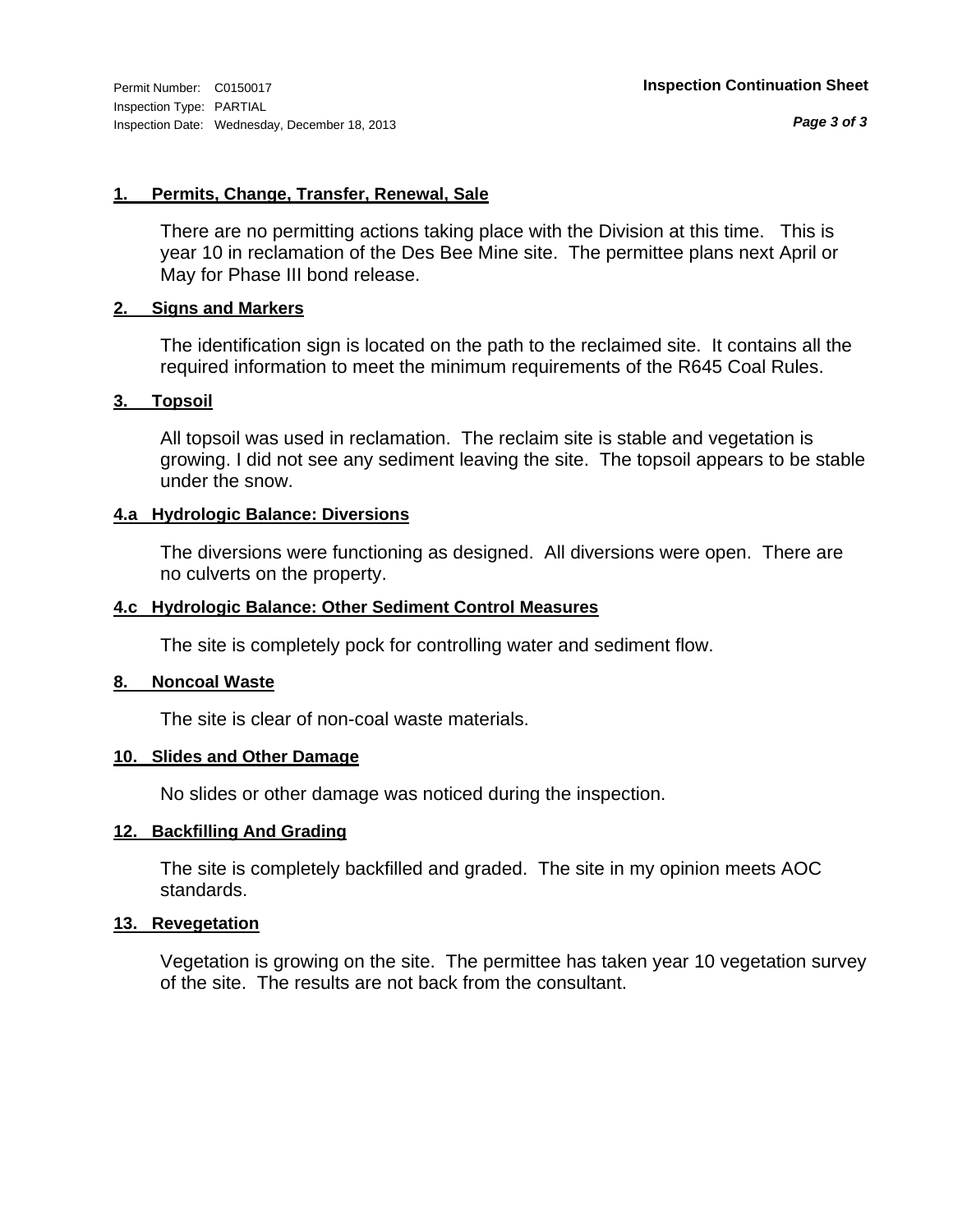**1. Permits, Change, Transfer, Renewal, Sale**

There are no permitting actions taking place with the Division at this time. This is year 10 in reclamation of the Des Bee Mine site. The permittee plans next April or May for Phase III bond release.

**2. Signs and Markers**

The identification sign is located on the path to the reclaimed site. It contains all the required information to meet the minimum requirements of the R645 Coal Rules.

**3. Topsoil**

All topsoil was used in reclamation. The reclaim site is stable and vegetation is growing. I did not see any sediment leaving the site. The topsoil appears to be stable under the snow.

**4.a Hydrologic Balance: Diversions**

The diversions were functioning as designed. All diversions were open. There are no culverts on the property.

**4.c Hydrologic Balance: Other Sediment Control Measures**

The site is completely pock for controlling water and sediment flow.

**8. Noncoal Waste**

The site is clear of non-coal waste materials.

**10. Slides and Other Damage**

No slides or other damage was noticed during the inspection.

**12. Backfilling And Grading**

The site is completely backfilled and graded. The site in my opinion meets AOC standards.

**13. Revegetation**

Vegetation is growing on the site. The permittee has taken year 10 vegetation survey of the site. The results are not back from the consultant.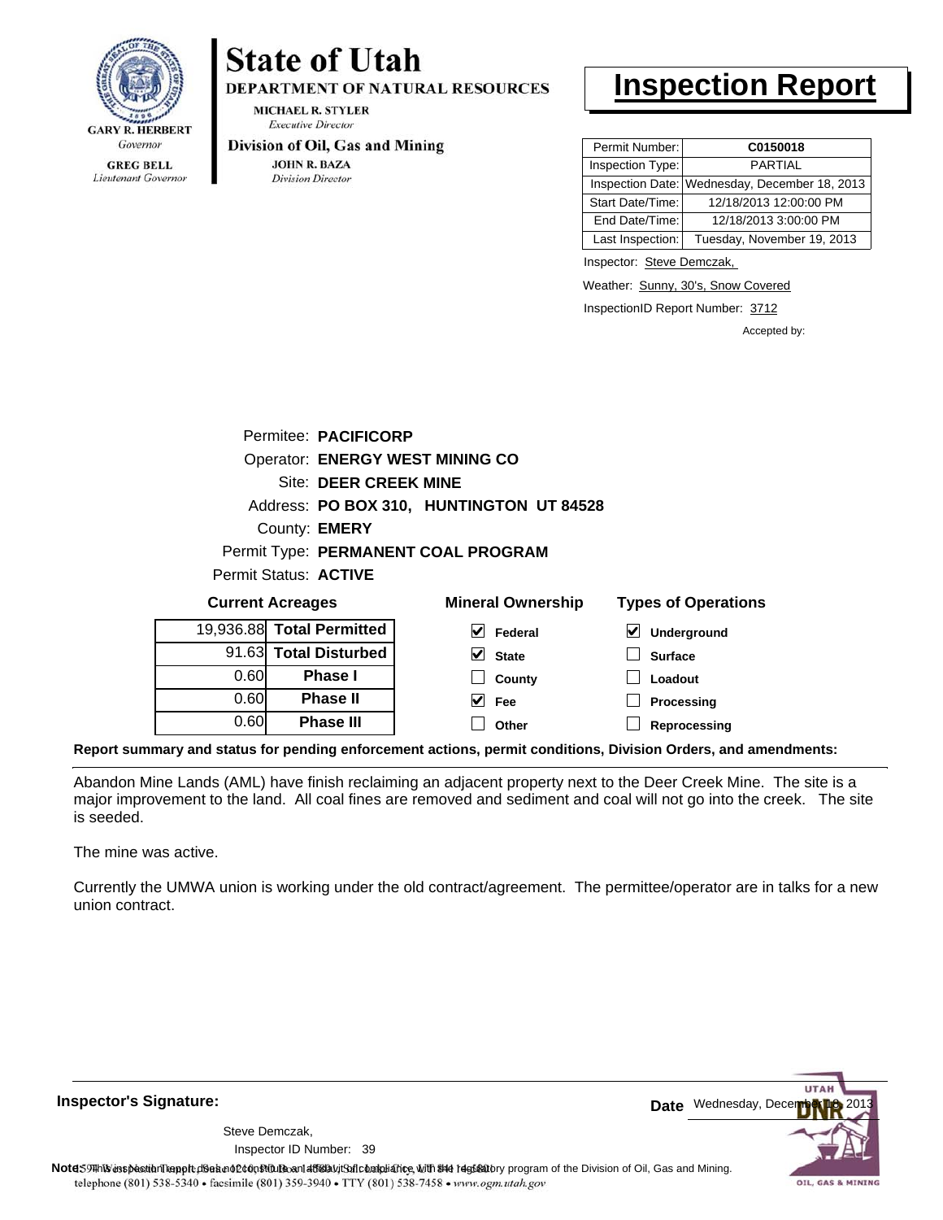GARY R. HERBERT
*Governor*

GREG BELL
*Lieutenant Governor*

# State of Utah

**DEPARTMENT OF NATURAL RESOURCES**

MICHAEL R. STYLER
*Executive Director*

**Division of Oil, Gas and Mining**

JOHN R. BAZA
*Division Director*

# Inspection Report

| | |
|---|---|
| Permit Number: | **C0150018** |
| Inspection Type: | PARTIAL |
| Inspection Date: | Wednesday, December 18, 2013 |
| Start Date/Time: | 12/18/2013 12:00:00 PM |
| End Date/Time: | 12/18/2013 3:00:00 PM |
| Last Inspection: | Tuesday, November 19, 2013 |

Inspector: Steve Demczak,

Weather: Sunny, 30's, Snow Covered

InspectionID Report Number: 3712

Accepted by:

Permitee: **PACIFICORP**
Operator: **ENERGY WEST MINING CO**
Site: **DEER CREEK MINE**
Address: **PO BOX 310, HUNTINGTON UT 84528**
County: **EMERY**
Permit Type: **PERMANENT COAL PROGRAM**
Permit Status: **ACTIVE**

**Current Acreages**

| | |
|---|---|
| 19,936.88 | **Total Permitted** |
| 91.63 | **Total Disturbed** |
| 0.60 | **Phase I** |
| 0.60 | **Phase II** |
| 0.60 | **Phase III** |

**Mineral Ownership**

- [x] Federal
- [x] State
- [ ] County
- [x] Fee
- [ ] Other

**Types of Operations**

- [x] Underground
- [ ] Surface
- [ ] Loadout
- [ ] Processing
- [ ] Reprocessing

**Report summary and status for pending enforcement actions, permit conditions, Division Orders, and amendments:**

Abandon Mine Lands (AML) have finish reclaiming an adjacent property next to the Deer Creek Mine. The site is a major improvement to the land. All coal fines are removed and sediment and coal will not go into the creek. The site is seeded.

The mine was active.

Currently the UMWA union is working under the old contract/agreement. The permittee/operator are in talks for a new union contract.

**Inspector's Signature:**

Steve Demczak,
Inspector ID Number: 39

**Date** Wednesday, December 18, 2013

**Note:** This inspection report does not constitute an affidavit of compliance with the regulatory program of the Division of Oil, Gas and Mining.

telephone (801) 538-5340 • facsimile (801) 359-3940 • TTY (801) 538-7458 • www.ogm.utah.gov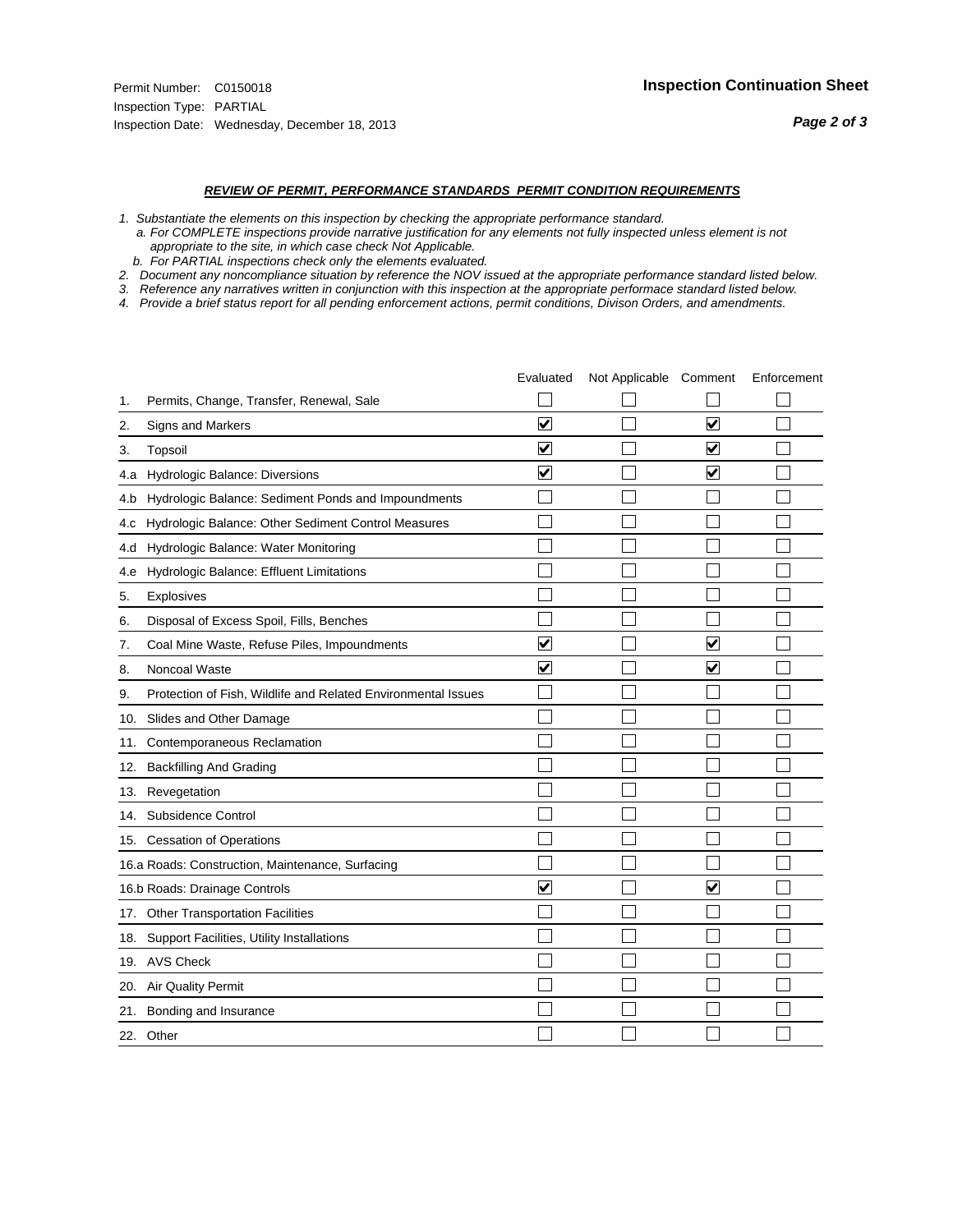Permit Number: C0150018
Inspection Type: PARTIAL
Inspection Date: Wednesday, December 18, 2013

## Inspection Continuation Sheet

***Page 2 of 3***

***REVIEW OF PERMIT, PERFORMANCE STANDARDS PERMIT CONDITION REQUIREMENTS***

*1. Substantiate the elements on this inspection by checking the appropriate performance standard.*
*a. For COMPLETE inspections provide narrative justification for any elements not fully inspected unless element is not appropriate to the site, in which case check Not Applicable.*
*b. For PARTIAL inspections check only the elements evaluated.*
*2. Document any noncompliance situation by reference the NOV issued at the appropriate performance standard listed below.*
*3. Reference any narratives written in conjunction with this inspection at the appropriate performace standard listed below.*
*4. Provide a brief status report for all pending enforcement actions, permit conditions, Divison Orders, and amendments.*

| | Evaluated | Not Applicable | Comment | Enforcement |
|---|---|---|---|---|
| 1. Permits, Change, Transfer, Renewal, Sale | ☐ | ☐ | ☐ | ☐ |
| 2. Signs and Markers | ☑ | ☐ | ☑ | ☐ |
| 3. Topsoil | ☑ | ☐ | ☑ | ☐ |
| 4.a Hydrologic Balance: Diversions | ☑ | ☐ | ☑ | ☐ |
| 4.b Hydrologic Balance: Sediment Ponds and Impoundments | ☐ | ☐ | ☐ | ☐ |
| 4.c Hydrologic Balance: Other Sediment Control Measures | ☐ | ☐ | ☐ | ☐ |
| 4.d Hydrologic Balance: Water Monitoring | ☐ | ☐ | ☐ | ☐ |
| 4.e Hydrologic Balance: Effluent Limitations | ☐ | ☐ | ☐ | ☐ |
| 5. Explosives | ☐ | ☐ | ☐ | ☐ |
| 6. Disposal of Excess Spoil, Fills, Benches | ☐ | ☐ | ☐ | ☐ |
| 7. Coal Mine Waste, Refuse Piles, Impoundments | ☑ | ☐ | ☑ | ☐ |
| 8. Noncoal Waste | ☑ | ☐ | ☑ | ☐ |
| 9. Protection of Fish, Wildlife and Related Environmental Issues | ☐ | ☐ | ☐ | ☐ |
| 10. Slides and Other Damage | ☐ | ☐ | ☐ | ☐ |
| 11. Contemporaneous Reclamation | ☐ | ☐ | ☐ | ☐ |
| 12. Backfilling And Grading | ☐ | ☐ | ☐ | ☐ |
| 13. Revegetation | ☐ | ☐ | ☐ | ☐ |
| 14. Subsidence Control | ☐ | ☐ | ☐ | ☐ |
| 15. Cessation of Operations | ☐ | ☐ | ☐ | ☐ |
| 16.a Roads: Construction, Maintenance, Surfacing | ☐ | ☐ | ☐ | ☐ |
| 16.b Roads: Drainage Controls | ☑ | ☐ | ☑ | ☐ |
| 17. Other Transportation Facilities | ☐ | ☐ | ☐ | ☐ |
| 18. Support Facilities, Utility Installations | ☐ | ☐ | ☐ | ☐ |
| 19. AVS Check | ☐ | ☐ | ☐ | ☐ |
| 20. Air Quality Permit | ☐ | ☐ | ☐ | ☐ |
| 21. Bonding and Insurance | ☐ | ☐ | ☐ | ☐ |
| 22. Other | ☐ | ☐ | ☐ | ☐ |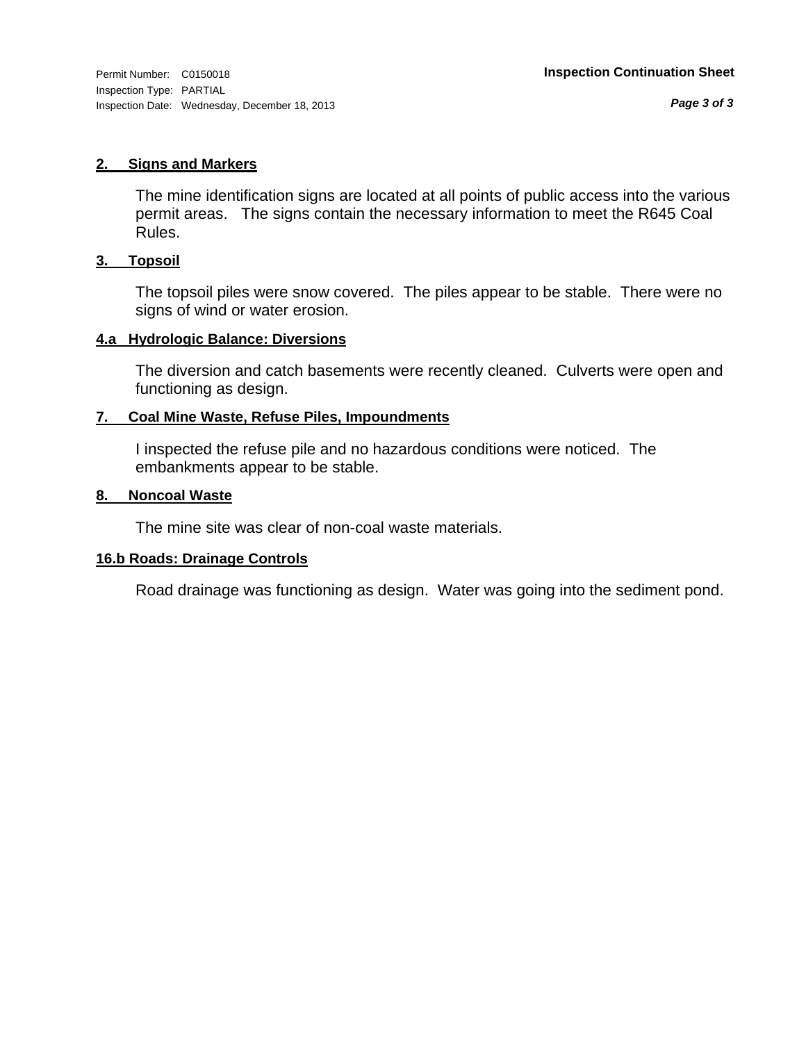Permit Number: C0150018
Inspection Type: PARTIAL
Inspection Date: Wednesday, December 18, 2013

**Inspection Continuation Sheet**

## 2. Signs and Markers

The mine identification signs are located at all points of public access into the various permit areas. The signs contain the necessary information to meet the R645 Coal Rules.

## 3. Topsoil

The topsoil piles were snow covered. The piles appear to be stable. There were no signs of wind or water erosion.

## 4.a Hydrologic Balance: Diversions

The diversion and catch basements were recently cleaned. Culverts were open and functioning as design.

## 7. Coal Mine Waste, Refuse Piles, Impoundments

I inspected the refuse pile and no hazardous conditions were noticed. The embankments appear to be stable.

## 8. Noncoal Waste

The mine site was clear of non-coal waste materials.

## 16.b Roads: Drainage Controls

Road drainage was functioning as design. Water was going into the sediment pond.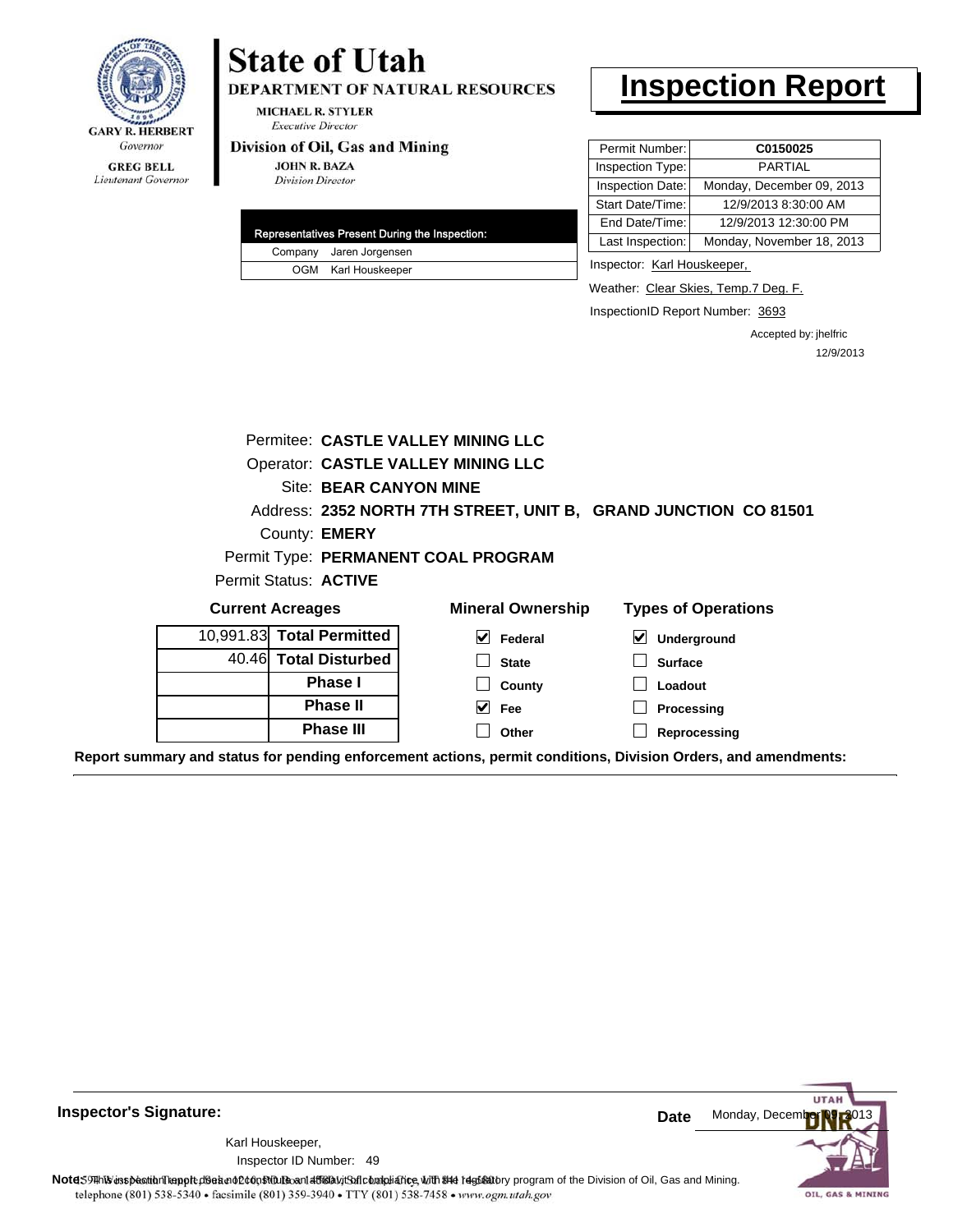GARY R. HERBERT
*Governor*

GREG BELL
*Lieutenant Governor*

# State of Utah

**DEPARTMENT OF NATURAL RESOURCES**

MICHAEL R. STYLER
*Executive Director*

**Division of Oil, Gas and Mining**

JOHN R. BAZA
*Division Director*

# Inspection Report

| Representatives Present During the Inspection: | |
|---|---|
| Company | Jaren Jorgensen |
| OGM | Karl Houskeeper |

| | |
|---|---|
| Permit Number: | **C0150025** |
| Inspection Type: | PARTIAL |
| Inspection Date: | Monday, December 09, 2013 |
| Start Date/Time: | 12/9/2013 8:30:00 AM |
| End Date/Time: | 12/9/2013 12:30:00 PM |
| Last Inspection: | Monday, November 18, 2013 |

Inspector: Karl Houskeeper,

Weather: Clear Skies, Temp.7 Deg. F.

InspectionID Report Number: 3693

Accepted by: jhelfric
12/9/2013

Permitee: **CASTLE VALLEY MINING LLC**
Operator: **CASTLE VALLEY MINING LLC**
Site: **BEAR CANYON MINE**
Address: **2352 NORTH 7TH STREET, UNIT B, GRAND JUNCTION CO 81501**
County: **EMERY**
Permit Type: **PERMANENT COAL PROGRAM**
Permit Status: **ACTIVE**

**Current Acreages**

| | |
|---|---|
| 10,991.83 | **Total Permitted** |
| 40.46 | **Total Disturbed** |
| | **Phase I** |
| | **Phase II** |
| | **Phase III** |

**Mineral Ownership**

- [x] Federal
- [ ] State
- [ ] County
- [x] Fee
- [ ] Other

**Types of Operations**

- [x] Underground
- [ ] Surface
- [ ] Loadout
- [ ] Processing
- [ ] Reprocessing

**Report summary and status for pending enforcement actions, permit conditions, Division Orders, and amendments:**

**Inspector's Signature:**

Karl Houskeeper,
Inspector ID Number: 49

**Date** Monday, December 09, 2013

**Note:** This inspection report does not constitute an affidavit of compliance with the regulatory program of the Division of Oil, Gas and Mining.
telephone (801) 538-5340 • facsimile (801) 359-3940 • TTY (801) 538-7458 • www.ogm.utah.gov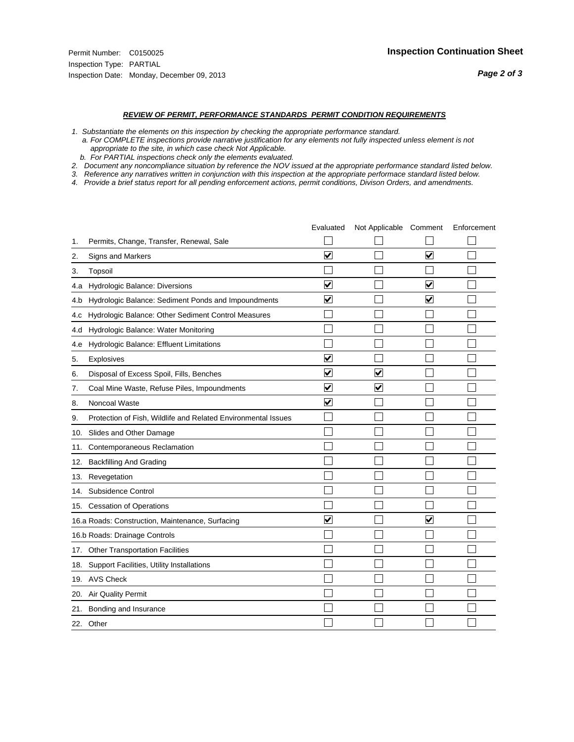Permit Number: C0150025
Inspection Type: PARTIAL
Inspection Date: Monday, December 09, 2013

**Inspection Continuation Sheet**

***Page 2 of 3***

***REVIEW OF PERMIT, PERFORMANCE STANDARDS PERMIT CONDITION REQUIREMENTS***

*1. Substantiate the elements on this inspection by checking the appropriate performance standard.*
*a. For COMPLETE inspections provide narrative justification for any elements not fully inspected unless element is not appropriate to the site, in which case check Not Applicable.*
*b. For PARTIAL inspections check only the elements evaluated.*
*2. Document any noncompliance situation by reference the NOV issued at the appropriate performance standard listed below.*
*3. Reference any narratives written in conjunction with this inspection at the appropriate performace standard listed below.*
*4. Provide a brief status report for all pending enforcement actions, permit conditions, Divison Orders, and amendments.*

| | Evaluated | Not Applicable | Comment | Enforcement |
|---|---|---|---|---|
| 1. Permits, Change, Transfer, Renewal, Sale | ☐ | ☐ | ☐ | ☐ |
| 2. Signs and Markers | ☑ | ☐ | ☑ | ☐ |
| 3. Topsoil | ☐ | ☐ | ☐ | ☐ |
| 4.a Hydrologic Balance: Diversions | ☑ | ☐ | ☑ | ☐ |
| 4.b Hydrologic Balance: Sediment Ponds and Impoundments | ☑ | ☐ | ☑ | ☐ |
| 4.c Hydrologic Balance: Other Sediment Control Measures | ☐ | ☐ | ☐ | ☐ |
| 4.d Hydrologic Balance: Water Monitoring | ☐ | ☐ | ☐ | ☐ |
| 4.e Hydrologic Balance: Effluent Limitations | ☐ | ☐ | ☐ | ☐ |
| 5. Explosives | ☑ | ☐ | ☐ | ☐ |
| 6. Disposal of Excess Spoil, Fills, Benches | ☑ | ☑ | ☐ | ☐ |
| 7. Coal Mine Waste, Refuse Piles, Impoundments | ☑ | ☑ | ☐ | ☐ |
| 8. Noncoal Waste | ☑ | ☐ | ☐ | ☐ |
| 9. Protection of Fish, Wildlife and Related Environmental Issues | ☐ | ☐ | ☐ | ☐ |
| 10. Slides and Other Damage | ☐ | ☐ | ☐ | ☐ |
| 11. Contemporaneous Reclamation | ☐ | ☐ | ☐ | ☐ |
| 12. Backfilling And Grading | ☐ | ☐ | ☐ | ☐ |
| 13. Revegetation | ☐ | ☐ | ☐ | ☐ |
| 14. Subsidence Control | ☐ | ☐ | ☐ | ☐ |
| 15. Cessation of Operations | ☐ | ☐ | ☐ | ☐ |
| 16.a Roads: Construction, Maintenance, Surfacing | ☑ | ☐ | ☑ | ☐ |
| 16.b Roads: Drainage Controls | ☐ | ☐ | ☐ | ☐ |
| 17. Other Transportation Facilities | ☐ | ☐ | ☐ | ☐ |
| 18. Support Facilities, Utility Installations | ☐ | ☐ | ☐ | ☐ |
| 19. AVS Check | ☐ | ☐ | ☐ | ☐ |
| 20. Air Quality Permit | ☐ | ☐ | ☐ | ☐ |
| 21. Bonding and Insurance | ☐ | ☐ | ☐ | ☐ |
| 22. Other | ☐ | ☐ | ☐ | ☐ |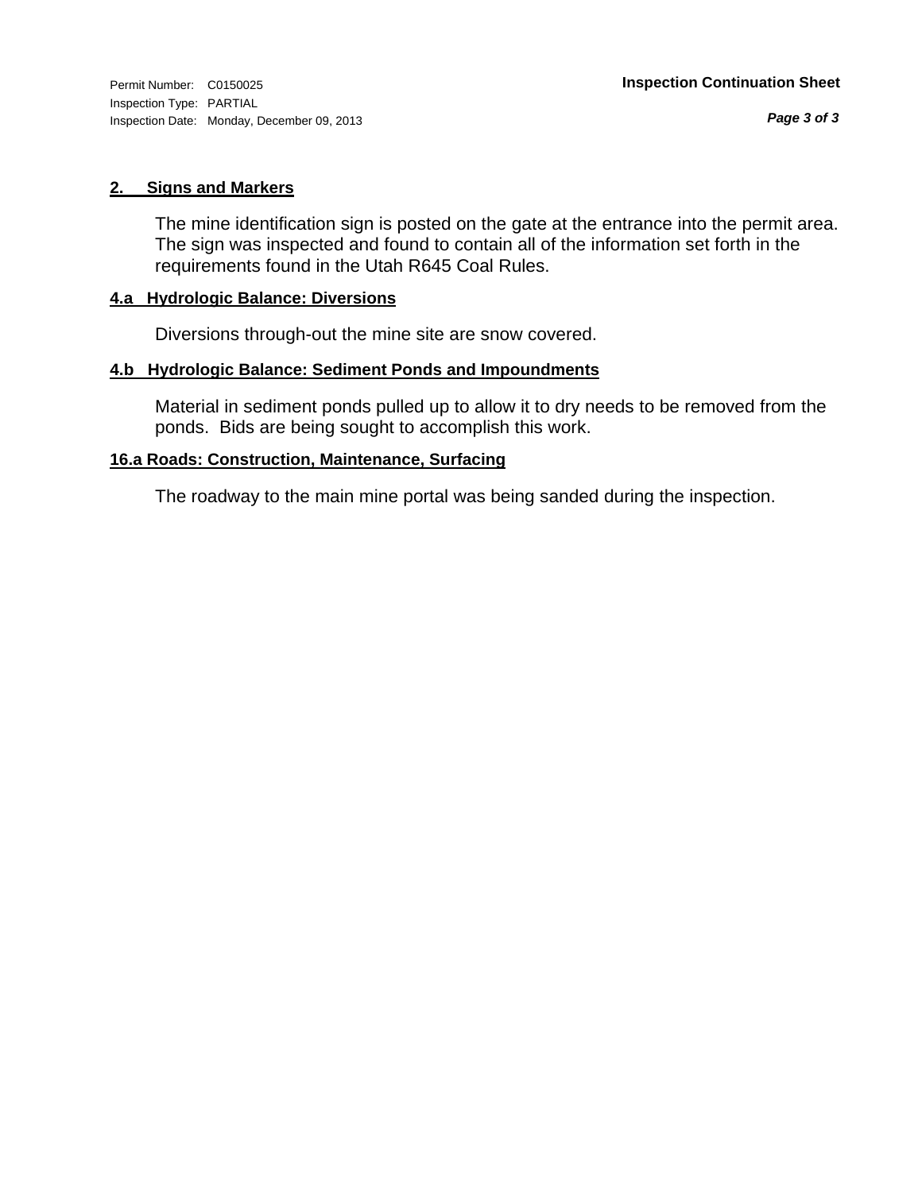Permit Number: C0150025
Inspection Type: PARTIAL
Inspection Date: Monday, December 09, 2013

**Inspection Continuation Sheet**

**2. Signs and Markers**

The mine identification sign is posted on the gate at the entrance into the permit area. The sign was inspected and found to contain all of the information set forth in the requirements found in the Utah R645 Coal Rules.

**4.a Hydrologic Balance: Diversions**

Diversions through-out the mine site are snow covered.

**4.b Hydrologic Balance: Sediment Ponds and Impoundments**

Material in sediment ponds pulled up to allow it to dry needs to be removed from the ponds. Bids are being sought to accomplish this work.

**16.a Roads: Construction, Maintenance, Surfacing**

The roadway to the main mine portal was being sanded during the inspection.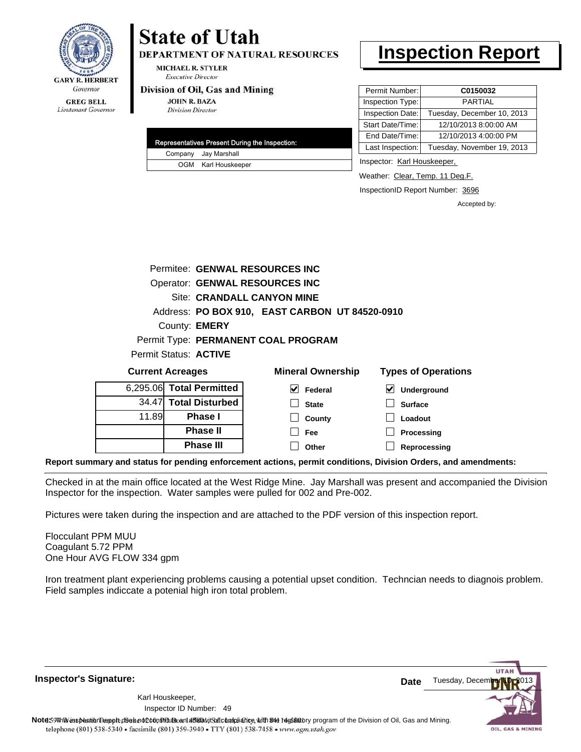GARY R. HERBERT
*Governor*

GREG BELL
*Lieutenant Governor*

# State of Utah

**DEPARTMENT OF NATURAL RESOURCES**

MICHAEL R. STYLER
*Executive Director*

**Division of Oil, Gas and Mining**

JOHN R. BAZA
*Division Director*

# Inspection Report

| Permit Number: | C0150032 |
|---|---|
| Inspection Type: | PARTIAL |
| Inspection Date: | Tuesday, December 10, 2013 |
| Start Date/Time: | 12/10/2013 8:00:00 AM |
| End Date/Time: | 12/10/2013 4:00:00 PM |
| Last Inspection: | Tuesday, November 19, 2013 |

| Representatives Present During the Inspection: | |
|---|---|
| Company | Jay Marshall |
| OGM | Karl Houskeeper |

Inspector: Karl Houskeeper,

Weather: Clear, Temp. 11 Deg.F.

InspectionID Report Number: 3696

Accepted by:

Permitee: **GENWAL RESOURCES INC**
Operator: **GENWAL RESOURCES INC**
Site: **CRANDALL CANYON MINE**
Address: **PO BOX 910, EAST CARBON UT 84520-0910**
County: **EMERY**
Permit Type: **PERMANENT COAL PROGRAM**
Permit Status: **ACTIVE**

**Current Acreages**

| | |
|---|---|
| 6,295.06 | **Total Permitted** |
| 34.47 | **Total Disturbed** |
| 11.89 | **Phase I** |
| | **Phase II** |
| | **Phase III** |

**Mineral Ownership**

- [x] Federal
- [ ] State
- [ ] County
- [ ] Fee
- [ ] Other

**Types of Operations**

- [x] Underground
- [ ] Surface
- [ ] Loadout
- [ ] Processing
- [ ] Reprocessing

**Report summary and status for pending enforcement actions, permit conditions, Division Orders, and amendments:**

Checked in at the main office located at the West Ridge Mine. Jay Marshall was present and accompanied the Division Inspector for the inspection. Water samples were pulled for 002 and Pre-002.

Pictures were taken during the inspection and are attached to the PDF version of this inspection report.

Flocculant PPM MUU
Coagulant 5.72 PPM
One Hour AVG FLOW 334 gpm

Iron treatment plant experiencing problems causing a potential upset condition. Techncian needs to diagnois problem. Field samples indiccate a potenial high iron total problem.

**Inspector's Signature:**

Karl Houskeeper,
Inspector ID Number: 49

**Date** Tuesday, December 10, 2013

**Note:** This inspection report does not constitute an affidavit of compliance with the regulatory program of the Division of Oil, Gas and Mining.

1594 West North Temple, Suite 1210, PO Box 145801, Salt Lake City, UT 84114-5801
telephone (801) 538-5340 • facsimile (801) 359-3940 • TTY (801) 538-7458 • www.ogm.utah.gov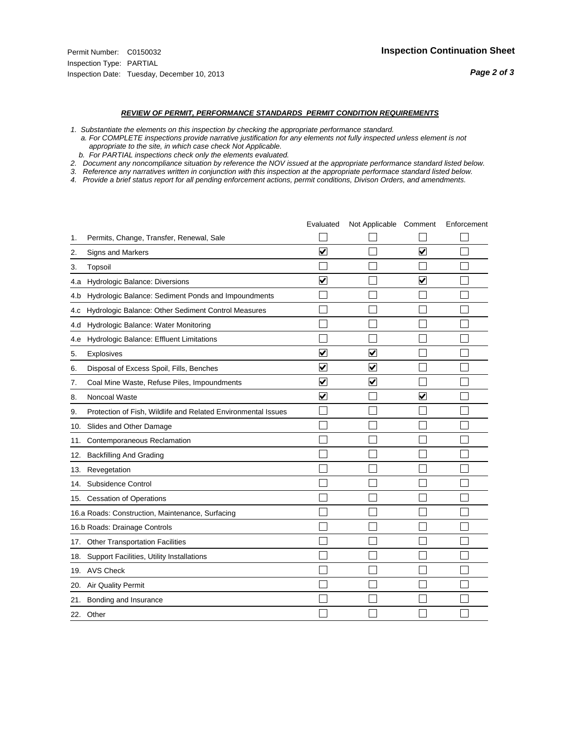Permit Number: C0150032
Inspection Type: PARTIAL
Inspection Date: Tuesday, December 10, 2013

## Inspection Continuation Sheet

### *REVIEW OF PERMIT, PERFORMANCE STANDARDS PERMIT CONDITION REQUIREMENTS*

*1. Substantiate the elements on this inspection by checking the appropriate performance standard.*
*a. For COMPLETE inspections provide narrative justification for any elements not fully inspected unless element is not appropriate to the site, in which case check Not Applicable.*
*b. For PARTIAL inspections check only the elements evaluated.*
*2. Document any noncompliance situation by reference the NOV issued at the appropriate performance standard listed below.*
*3. Reference any narratives written in conjunction with this inspection at the appropriate performace standard listed below.*
*4. Provide a brief status report for all pending enforcement actions, permit conditions, Divison Orders, and amendments.*

| | | Evaluated | Not Applicable | Comment | Enforcement |
|---|---|---|---|---|---|
| 1. | Permits, Change, Transfer, Renewal, Sale | ☐ | ☐ | ☐ | ☐ |
| 2. | Signs and Markers | ☑ | ☐ | ☑ | ☐ |
| 3. | Topsoil | ☐ | ☐ | ☐ | ☐ |
| 4.a | Hydrologic Balance: Diversions | ☑ | ☐ | ☑ | ☐ |
| 4.b | Hydrologic Balance: Sediment Ponds and Impoundments | ☐ | ☐ | ☐ | ☐ |
| 4.c | Hydrologic Balance: Other Sediment Control Measures | ☐ | ☐ | ☐ | ☐ |
| 4.d | Hydrologic Balance: Water Monitoring | ☐ | ☐ | ☐ | ☐ |
| 4.e | Hydrologic Balance: Effluent Limitations | ☐ | ☐ | ☐ | ☐ |
| 5. | Explosives | ☑ | ☑ | ☐ | ☐ |
| 6. | Disposal of Excess Spoil, Fills, Benches | ☑ | ☑ | ☐ | ☐ |
| 7. | Coal Mine Waste, Refuse Piles, Impoundments | ☑ | ☑ | ☐ | ☐ |
| 8. | Noncoal Waste | ☑ | ☐ | ☑ | ☐ |
| 9. | Protection of Fish, Wildlife and Related Environmental Issues | ☐ | ☐ | ☐ | ☐ |
| 10. | Slides and Other Damage | ☐ | ☐ | ☐ | ☐ |
| 11. | Contemporaneous Reclamation | ☐ | ☐ | ☐ | ☐ |
| 12. | Backfilling And Grading | ☐ | ☐ | ☐ | ☐ |
| 13. | Revegetation | ☐ | ☐ | ☐ | ☐ |
| 14. | Subsidence Control | ☐ | ☐ | ☐ | ☐ |
| 15. | Cessation of Operations | ☐ | ☐ | ☐ | ☐ |
| 16.a | Roads: Construction, Maintenance, Surfacing | ☐ | ☐ | ☐ | ☐ |
| 16.b | Roads: Drainage Controls | ☐ | ☐ | ☐ | ☐ |
| 17. | Other Transportation Facilities | ☐ | ☐ | ☐ | ☐ |
| 18. | Support Facilities, Utility Installations | ☐ | ☐ | ☐ | ☐ |
| 19. | AVS Check | ☐ | ☐ | ☐ | ☐ |
| 20. | Air Quality Permit | ☐ | ☐ | ☐ | ☐ |
| 21. | Bonding and Insurance | ☐ | ☐ | ☐ | ☐ |
| 22. | Other | ☐ | ☐ | ☐ | ☐ |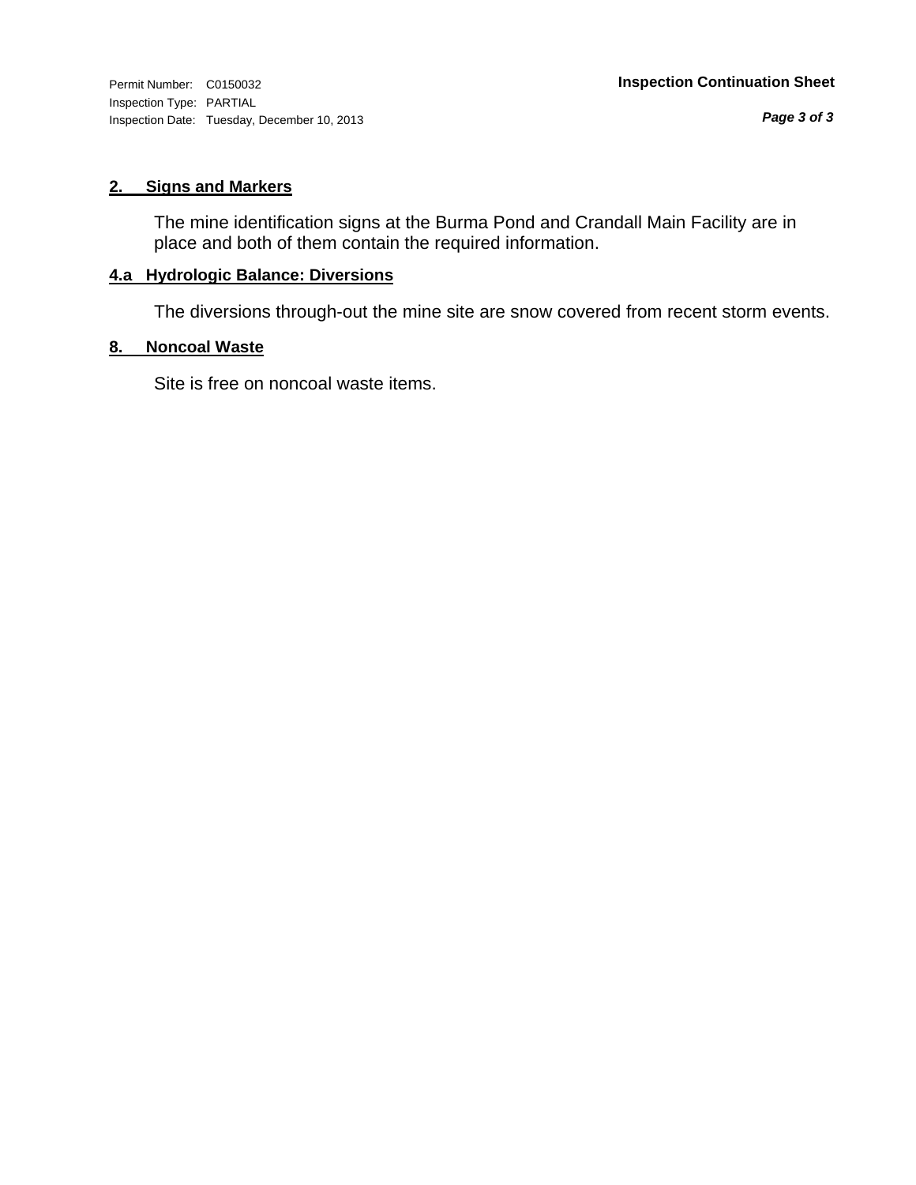Permit Number: C0150032
Inspection Type: PARTIAL
Inspection Date: Tuesday, December 10, 2013

**Inspection Continuation Sheet**

## 2. Signs and Markers

The mine identification signs at the Burma Pond and Crandall Main Facility are in place and both of them contain the required information.

## 4.a Hydrologic Balance: Diversions

The diversions through-out the mine site are snow covered from recent storm events.

## 8. Noncoal Waste

Site is free on noncoal waste items.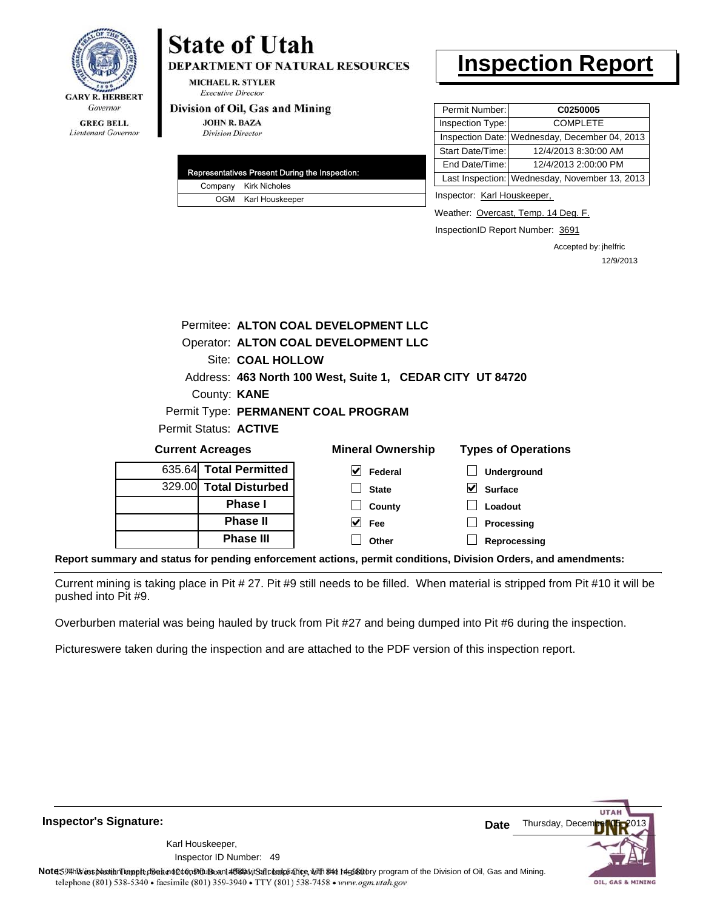**GARY R. HERBERT**
*Governor*

**GREG BELL**
*Lieutenant Governor*

# State of Utah

**DEPARTMENT OF NATURAL RESOURCES**

**MICHAEL R. STYLER**
*Executive Director*

**Division of Oil, Gas and Mining**

**JOHN R. BAZA**
*Division Director*

# Inspection Report

| Permit Number: | **C0250005** |
|---|---|
| Inspection Type: | COMPLETE |
| Inspection Date: | Wednesday, December 04, 2013 |
| Start Date/Time: | 12/4/2013 8:30:00 AM |
| End Date/Time: | 12/4/2013 2:00:00 PM |
| Last Inspection: | Wednesday, November 13, 2013 |

| Representatives Present During the Inspection: | |
|---|---|
| Company | Kirk Nicholes |
| OGM | Karl Houskeeper |

Inspector: Karl Houskeeper,

Weather: Overcast, Temp. 14 Deg. F.

InspectionID Report Number: 3691

Accepted by: jhelfric
12/9/2013

Permitee: **ALTON COAL DEVELOPMENT LLC**
Operator: **ALTON COAL DEVELOPMENT LLC**
Site: **COAL HOLLOW**
Address: **463 North 100 West, Suite 1, CEDAR CITY UT 84720**
County: **KANE**
Permit Type: **PERMANENT COAL PROGRAM**
Permit Status: **ACTIVE**

**Current Acreages**

| | |
|---|---|
| 635.64 | **Total Permitted** |
| 329.00 | **Total Disturbed** |
| | **Phase I** |
| | **Phase II** |
| | **Phase III** |

**Mineral Ownership**

- [x] Federal
- [ ] State
- [ ] County
- [x] Fee
- [ ] Other

**Types of Operations**

- [ ] Underground
- [x] Surface
- [ ] Loadout
- [ ] Processing
- [ ] Reprocessing

**Report summary and status for pending enforcement actions, permit conditions, Division Orders, and amendments:**

Current mining is taking place in Pit # 27. Pit #9 still needs to be filled. When material is stripped from Pit #10 it will be pushed into Pit #9.

Overburben material was being hauled by truck from Pit #27 and being dumped into Pit #6 during the inspection.

Pictureswere taken during the inspection and are attached to the PDF version of this inspection report.

**Inspector's Signature:**

Karl Houskeeper,
Inspector ID Number: 49

**Date** Thursday, December 05, 2013

**Note:** This inspection report does not constitute an affidavit of compliance with the regulatory program of the Division of Oil, Gas and Mining.
telephone (801) 538-5340 • facsimile (801) 359-3940 • TTY (801) 538-7458 • www.ogm.utah.gov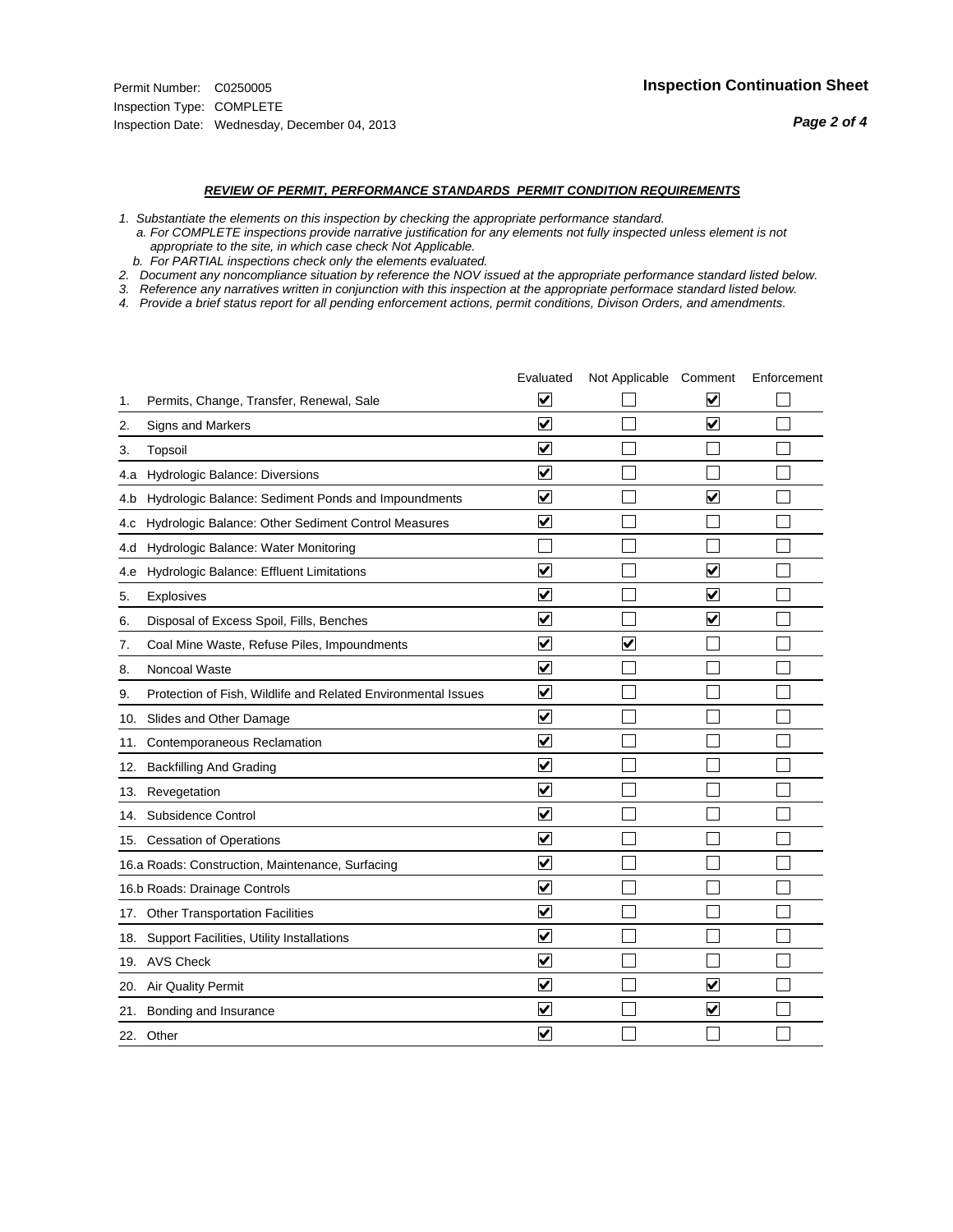Permit Number: C0250005
Inspection Type: COMPLETE
Inspection Date: Wednesday, December 04, 2013

## Inspection Continuation Sheet

### *REVIEW OF PERMIT, PERFORMANCE STANDARDS PERMIT CONDITION REQUIREMENTS*

*1. Substantiate the elements on this inspection by checking the appropriate performance standard.*
*a. For COMPLETE inspections provide narrative justification for any elements not fully inspected unless element is not appropriate to the site, in which case check Not Applicable.*
*b. For PARTIAL inspections check only the elements evaluated.*
*2. Document any noncompliance situation by reference the NOV issued at the appropriate performance standard listed below.*
*3. Reference any narratives written in conjunction with this inspection at the appropriate performace standard listed below.*
*4. Provide a brief status report for all pending enforcement actions, permit conditions, Divison Orders, and amendments.*

| | Evaluated | Not Applicable | Comment | Enforcement |
|---|---|---|---|---|
| 1. Permits, Change, Transfer, Renewal, Sale | ☑ | ☐ | ☑ | ☐ |
| 2. Signs and Markers | ☑ | ☐ | ☑ | ☐ |
| 3. Topsoil | ☑ | ☐ | ☐ | ☐ |
| 4.a Hydrologic Balance: Diversions | ☑ | ☐ | ☐ | ☐ |
| 4.b Hydrologic Balance: Sediment Ponds and Impoundments | ☑ | ☐ | ☑ | ☐ |
| 4.c Hydrologic Balance: Other Sediment Control Measures | ☑ | ☐ | ☐ | ☐ |
| 4.d Hydrologic Balance: Water Monitoring | ☐ | ☐ | ☐ | ☐ |
| 4.e Hydrologic Balance: Effluent Limitations | ☑ | ☐ | ☑ | ☐ |
| 5. Explosives | ☑ | ☐ | ☑ | ☐ |
| 6. Disposal of Excess Spoil, Fills, Benches | ☑ | ☐ | ☑ | ☐ |
| 7. Coal Mine Waste, Refuse Piles, Impoundments | ☑ | ☑ | ☐ | ☐ |
| 8. Noncoal Waste | ☑ | ☐ | ☐ | ☐ |
| 9. Protection of Fish, Wildlife and Related Environmental Issues | ☑ | ☐ | ☐ | ☐ |
| 10. Slides and Other Damage | ☑ | ☐ | ☐ | ☐ |
| 11. Contemporaneous Reclamation | ☑ | ☐ | ☐ | ☐ |
| 12. Backfilling And Grading | ☑ | ☐ | ☐ | ☐ |
| 13. Revegetation | ☑ | ☐ | ☐ | ☐ |
| 14. Subsidence Control | ☑ | ☐ | ☐ | ☐ |
| 15. Cessation of Operations | ☑ | ☐ | ☐ | ☐ |
| 16.a Roads: Construction, Maintenance, Surfacing | ☑ | ☐ | ☐ | ☐ |
| 16.b Roads: Drainage Controls | ☑ | ☐ | ☐ | ☐ |
| 17. Other Transportation Facilities | ☑ | ☐ | ☐ | ☐ |
| 18. Support Facilities, Utility Installations | ☑ | ☐ | ☐ | ☐ |
| 19. AVS Check | ☑ | ☐ | ☐ | ☐ |
| 20. Air Quality Permit | ☑ | ☐ | ☑ | ☐ |
| 21. Bonding and Insurance | ☑ | ☐ | ☑ | ☐ |
| 22. Other | ☑ | ☐ | ☐ | ☐ |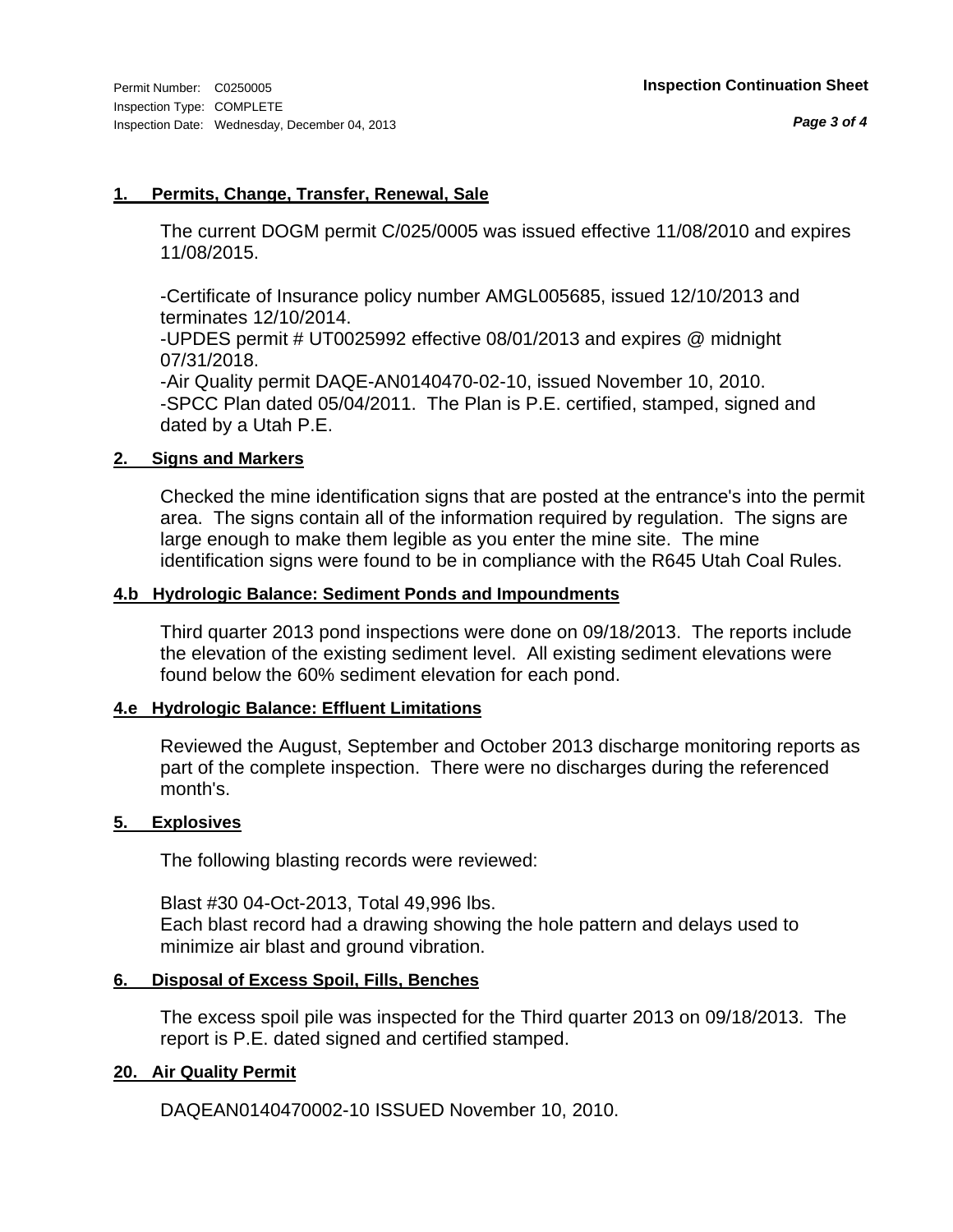Permit Number: C0250005
Inspection Type: COMPLETE
Inspection Date: Wednesday, December 04, 2013

**Inspection Continuation Sheet**

## 1. Permits, Change, Transfer, Renewal, Sale

The current DOGM permit C/025/0005 was issued effective 11/08/2010 and expires 11/08/2015.

-Certificate of Insurance policy number AMGL005685, issued 12/10/2013 and terminates 12/10/2014.
-UPDES permit # UT0025992 effective 08/01/2013 and expires @ midnight 07/31/2018.
-Air Quality permit DAQE-AN0140470-02-10, issued November 10, 2010.
-SPCC Plan dated 05/04/2011. The Plan is P.E. certified, stamped, signed and dated by a Utah P.E.

## 2. Signs and Markers

Checked the mine identification signs that are posted at the entrance's into the permit area. The signs contain all of the information required by regulation. The signs are large enough to make them legible as you enter the mine site. The mine identification signs were found to be in compliance with the R645 Utah Coal Rules.

## 4.b Hydrologic Balance: Sediment Ponds and Impoundments

Third quarter 2013 pond inspections were done on 09/18/2013. The reports include the elevation of the existing sediment level. All existing sediment elevations were found below the 60% sediment elevation for each pond.

## 4.e Hydrologic Balance: Effluent Limitations

Reviewed the August, September and October 2013 discharge monitoring reports as part of the complete inspection. There were no discharges during the referenced month's.

## 5. Explosives

The following blasting records were reviewed:

Blast #30 04-Oct-2013, Total 49,996 lbs.
Each blast record had a drawing showing the hole pattern and delays used to minimize air blast and ground vibration.

## 6. Disposal of Excess Spoil, Fills, Benches

The excess spoil pile was inspected for the Third quarter 2013 on 09/18/2013. The report is P.E. dated signed and certified stamped.

## 20. Air Quality Permit

DAQEAN0140470002-10 ISSUED November 10, 2010.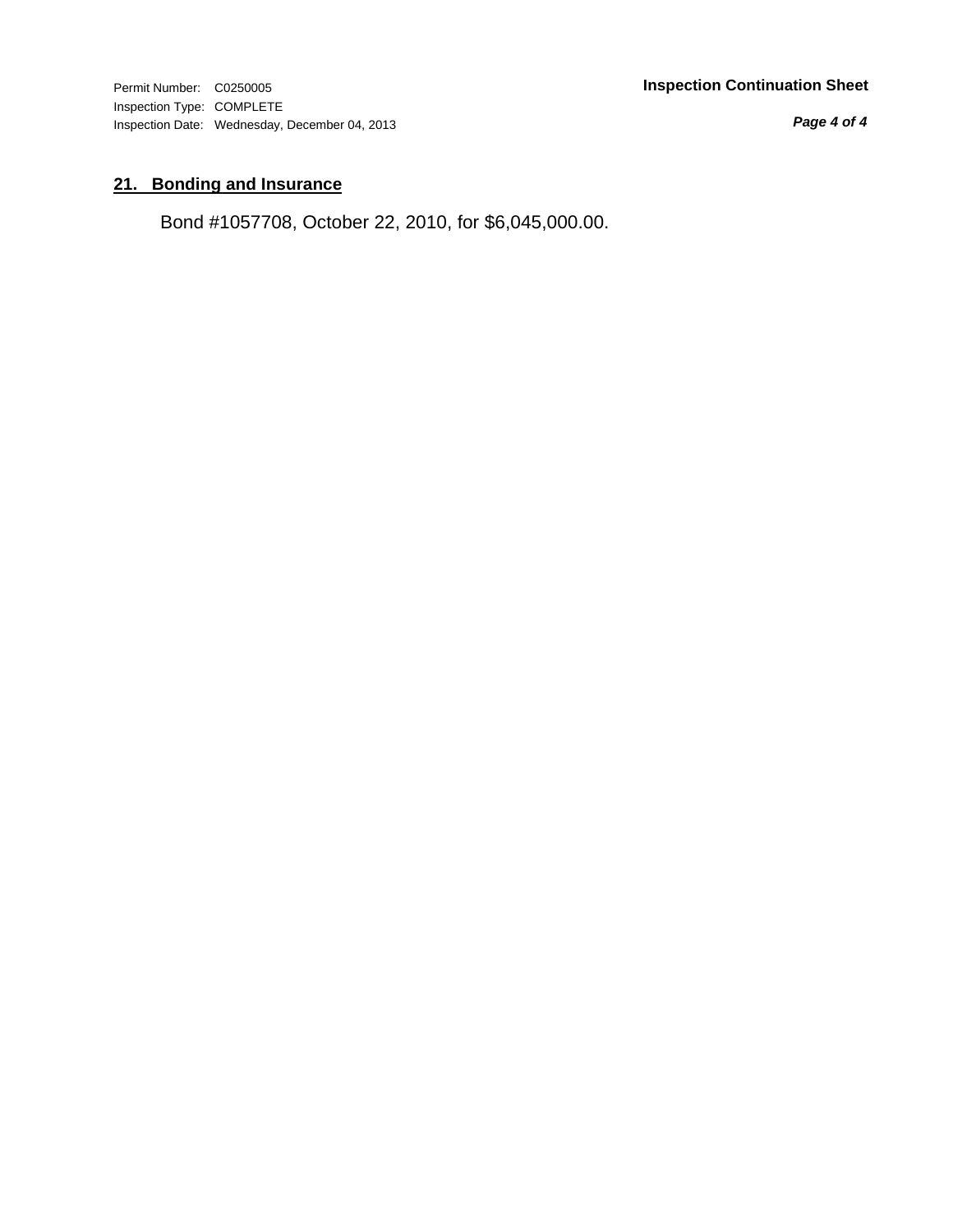## 21. Bonding and Insurance

Bond #1057708, October 22, 2010, for $6,045,000.00.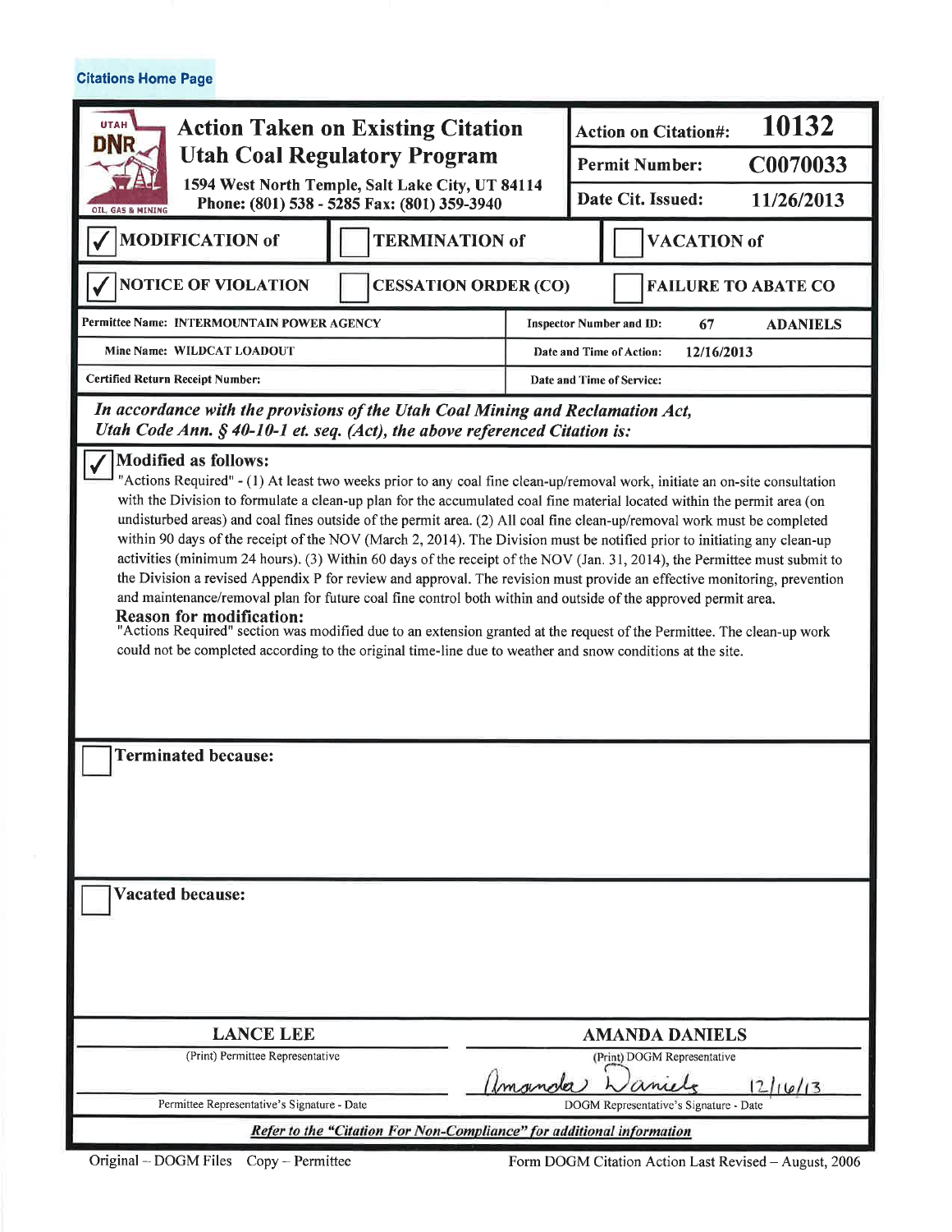Citations Home Page

# Action Taken on Existing Citation
## Utah Coal Regulatory Program

UTAH DNR OIL, GAS & MINING

1594 West North Temple, Salt Lake City, UT 84114
Phone: (801) 538 - 5285 Fax: (801) 359-3940

| | |
|---|---|
| Action on Citation#: | 10132 |
| Permit Number: | C0070033 |
| Date Cit. Issued: | 11/26/2013 |

☑ MODIFICATION of ☐ TERMINATION of ☐ VACATION of

☑ NOTICE OF VIOLATION ☐ CESSATION ORDER (CO) ☐ FAILURE TO ABATE CO

| | |
|---|---|
| Permittee Name: INTERMOUNTAIN POWER AGENCY | Inspector Number and ID: 67 ADANIELS |
| Mine Name: WILDCAT LOADOUT | Date and Time of Action: 12/16/2013 |
| Certified Return Receipt Number: | Date and Time of Service: |

***In accordance with the provisions of the Utah Coal Mining and Reclamation Act, Utah Code Ann. § 40-10-1 et. seq. (Act), the above referenced Citation is:***

☑ **Modified as follows:**

"Actions Required" - (1) At least two weeks prior to any coal fine clean-up/removal work, initiate an on-site consultation with the Division to formulate a clean-up plan for the accumulated coal fine material located within the permit area (on undisturbed areas) and coal fines outside of the permit area. (2) All coal fine clean-up/removal work must be completed within 90 days of the receipt of the NOV (March 2, 2014). The Division must be notified prior to initiating any clean-up activities (minimum 24 hours). (3) Within 60 days of the receipt of the NOV (Jan. 31, 2014), the Permittee must submit to the Division a revised Appendix P for review and approval. The revision must provide an effective monitoring, prevention and maintenance/removal plan for future coal fine control both within and outside of the approved permit area.

**Reason for modification:**

"Actions Required" section was modified due to an extension granted at the request of the Permittee. The clean-up work could not be completed according to the original time-line due to weather and snow conditions at the site.

☐ **Terminated because:**

☐ **Vacated because:**

| | |
|---|---|
| LANCE LEE | AMANDA DANIELS |
| (Print) Permittee Representative | (Print) DOGM Representative |
| | Amanda Daniels 12/16/13 |
| Permittee Representative's Signature - Date | DOGM Representative's Signature - Date |

***Refer to the "Citation For Non-Compliance" for additional information***

Original – DOGM Files Copy – Permittee

Form DOGM Citation Action Last Revised – August, 2006